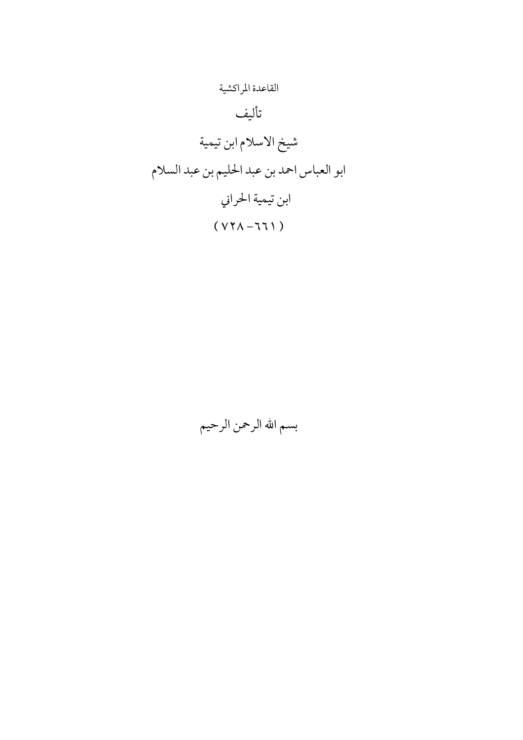القاعدة المراكشية

# تأليف

## شيخ الاسلام ابن تيمية

## ابو العباس احمد بن عبد الحليم بن عبد السلام

## ابن تيمية الحراني

## ( ٦٦١- ٧٢٨ )

بسم الله الرحمن الرحيم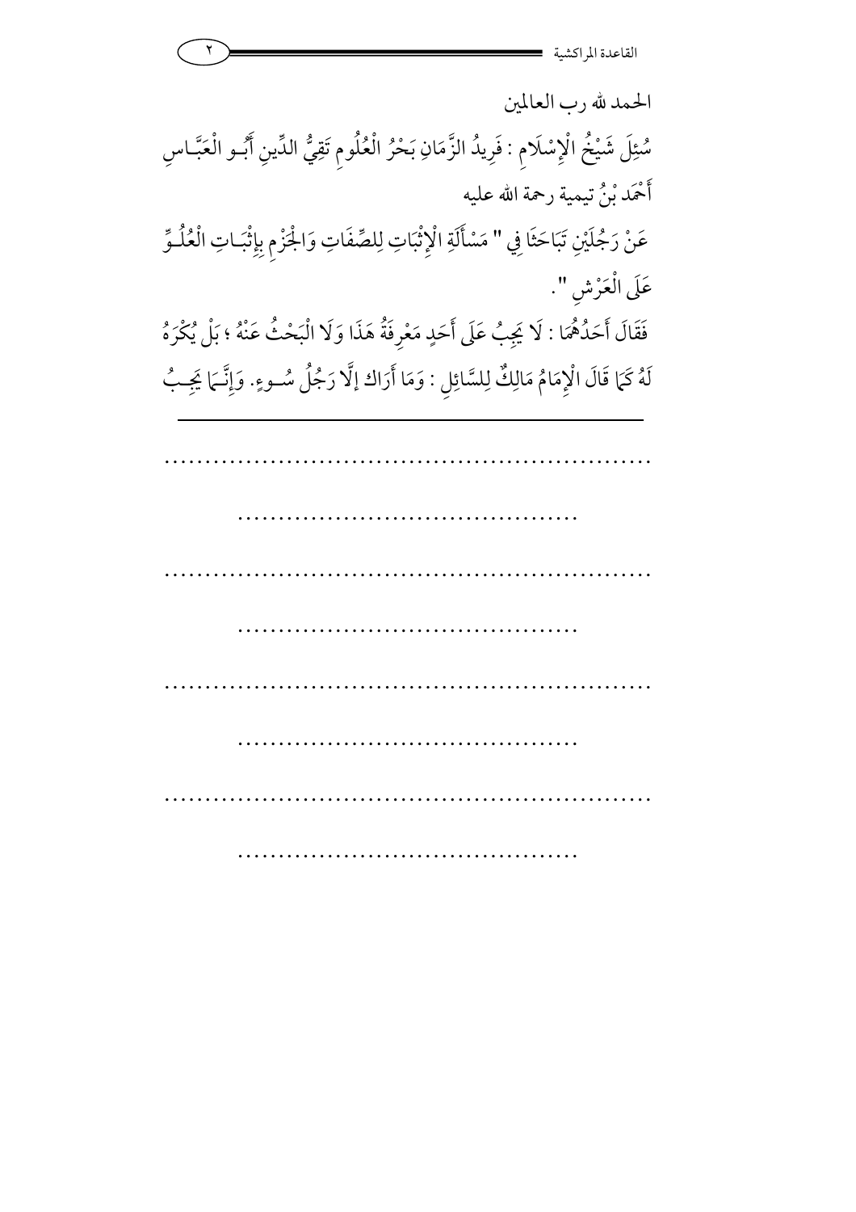الحمد لله رب العالمين

سُئِلَ شَيْخُ الْإِسْلَامِ : فَرِيدُ الزَّمَانِ بَحْرُ الْعُلُومِ تَقِيُّ الدِّينِ أَبُـو الْعَبَّـاسِ أَحْمَد بْنُ تيمية رحمة الله عليه

عَنْ رَجُلَيْنِ تَبَاحَثَا فِي " مَسْأَلَةِ الْإِثْبَاتِ لِلصِّفَاتِ وَالْجَزْمِ بِإِثْبَـاتِ الْعُلُـوِّ عَلَى الْعَرْشِ ".

فَقَالَ أَحَدُهُمَا : لَا يَجِبُ عَلَى أَحَدٍ مَعْرِفَةُ هَذَا وَلَا الْبَحْثُ عَنْهُ ؛ بَلْ يُكْرَهُ لَهُ كَمَا قَالَ الْإِمَامُ مَالِكٌ لِلسَّائِلِ : وَمَا أَرَاك إلَّا رَجُلَ سُـوءٍ. وَإِنَّـمَا يَجِـبُ

---

...........................................................

..........................................

...........................................................

..........................................

...........................................................

..........................................

...........................................................

..........................................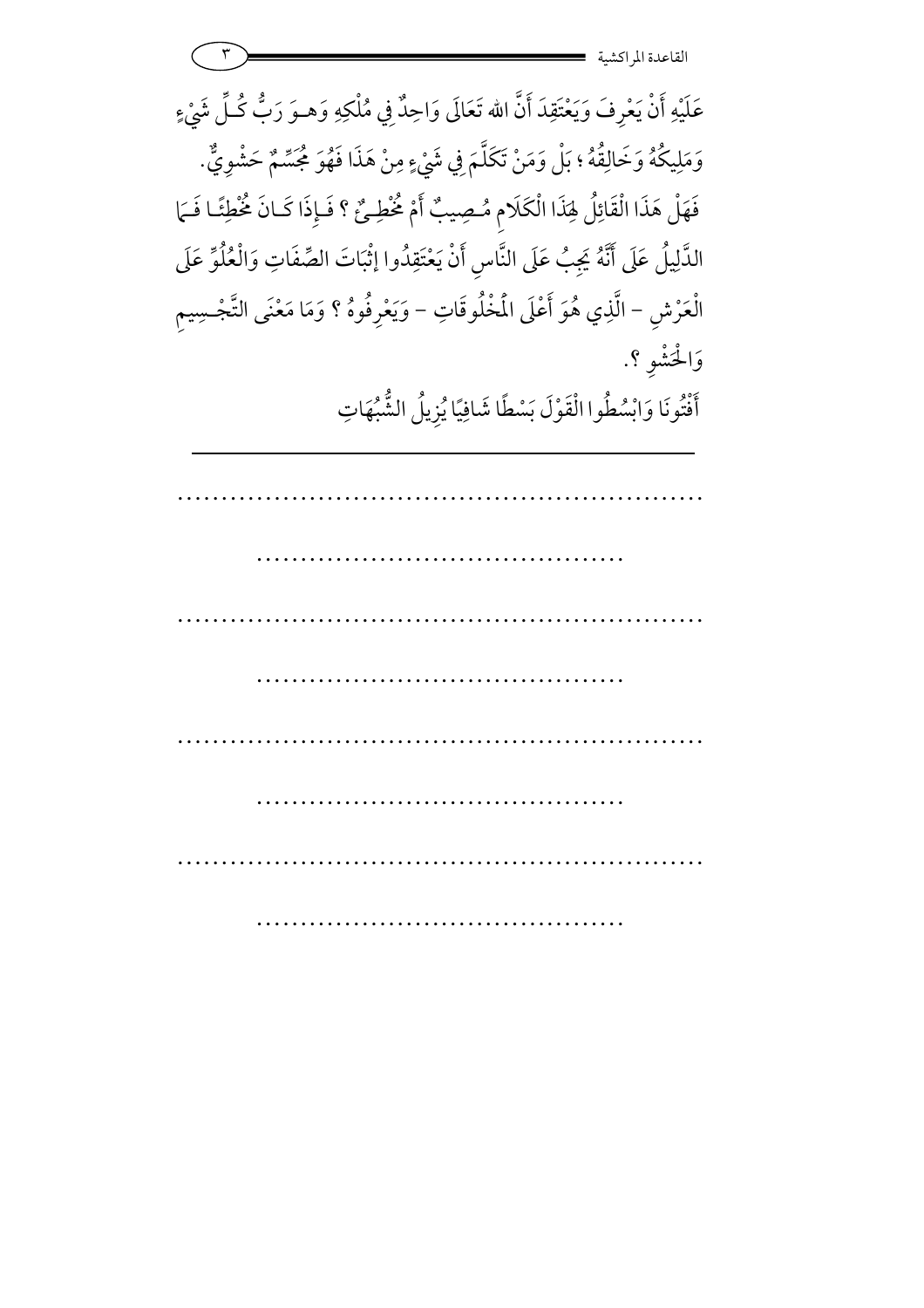عَلَيْهِ أَنْ يَعْرِفَ وَيَعْتَقِدَ أَنَّ اللهَ تَعَالَى وَاحِدٌ فِي مُلْكِهِ وَهُوَ رَبُّ كُلِّ شَيْءٍ وَمَلِيكُهُ وَخَالِقُهُ؛ بَلْ وَمَنْ تَكَلَّمَ فِي شَيْءٍ مِنْ هَذَا فَهُوَ مُجَسِّمٌ حَشْوِيٌّ.

فَهَلْ هَذَا الْقَائِلُ لِهَذَا الْكَلَامِ مُصِيبٌ أَمْ مُخْطِئٌ؟ فَإِذَا كَانَ مُخْطِئًا فَمَا الدَّلِيلُ عَلَى أَنَّهُ يَجِبُ عَلَى النَّاسِ أَنْ يَعْتَقِدُوا إِثْبَاتَ الصِّفَاتِ وَالْعُلُوِّ عَلَى الْعَرْشِ - الَّذِي هُوَ أَعْلَى الْمَخْلُوقَاتِ - وَيَعْرِفُوهُ؟ وَمَا مَعْنَى التَّجْسِيمِ وَالْحَشْوِ؟.

أَفْتُونَا وَابْسُطُوا الْقَوْلَ بَسْطًا شَافِيًا يُزِيلُ الشُّبُهَاتِ

---

.........................................................

..........................................

.........................................................

..........................................

.........................................................

..........................................

.........................................................

..........................................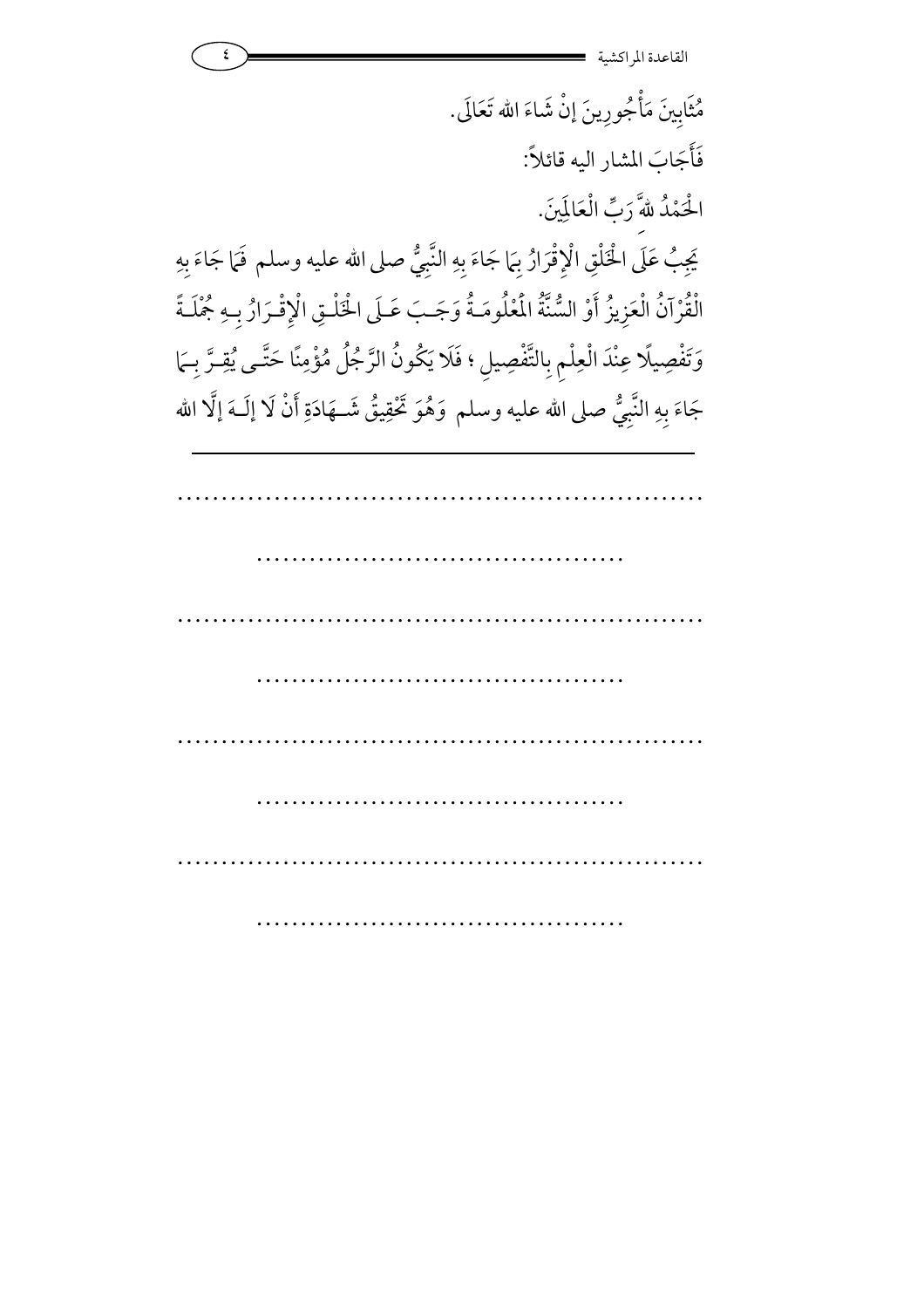مُثَابِينَ مَأْجُورِينَ إنْ شَاءَ الله تَعَالَى.

فَأَجَابَ المشار اليه قائلاً:

الْحَمْدُ للهَّ رَبِّ الْعَالَمِينَ.

يَجِبُ عَلَى الْخَلْقِ الْإِقْرَارُ بِمَا جَاءَ بِهِ النَّبِيُّ صلى الله عليه وسلم فَمَا جَاءَ بِهِ الْقُرْآنُ الْعَزِيزُ أَوْ السُّنَّةُ الْمَعْلُومَةُ وَجَبَ عَلَى الْخَلْقِ الْإِقْرَارُ بِهِ جُمْلَةً وَتَفْصِيلًا عِنْدَ الْعِلْمِ بِالتَّفْصِيلِ ؛ فَلَا يَكُونُ الرَّجُلُ مُؤْمِنًا حَتَّى يُقِرَّ بِمَا جَاءَ بِهِ النَّبِيُّ صلى الله عليه وسلم وَهُوَ تَحْقِيقُ شَهَادَةِ أَنْ لَا إلَهَ إلَّا الله

---

.............................................................

..........................................

.............................................................

..........................................

.............................................................

..........................................

.............................................................

..........................................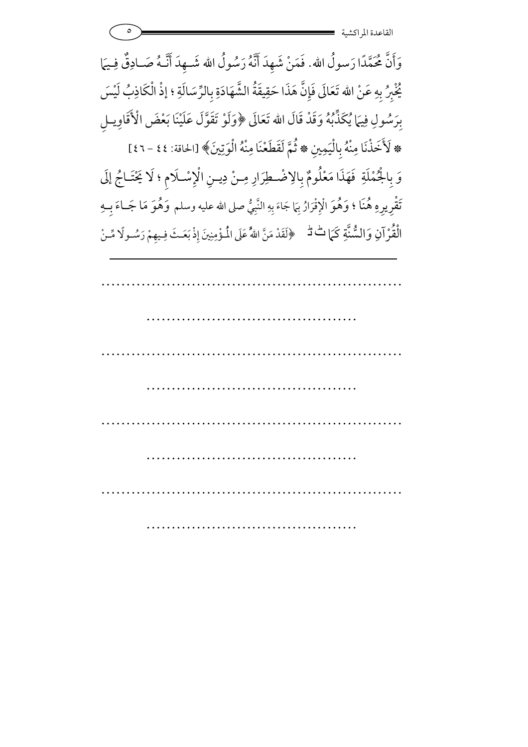وَأَنَّ مُحَمَّدًا رَسولُ الله. فَمَنْ شَهِدَ أَنَّهُ رَسُولُ الله شَـهِدَ أَنَّـهُ صَـادِقٌ فِـيمَا يُخْبِرُ بِهِ عَنْ الله تَعَالَى فَإِنَّ هَذَا حَقِيقَةُ الشَّهَادَةِ بِالرِّسَالَةِ ؛ إذْ الْكَاذِبُ لَيْسَ بِرَسُولٍ فِيمَا يُكَذِّبُهُ وَقَدْ قَالَ الله تَعَالَى ﴿وَلَوْ تَقَوَّلَ عَلَيْنَا بَعْضَ الْأَقَاوِيـلِ * لَأَخَذْنَا مِنْهُ بِالْيَمِينِ * ثُمَّ لَقَطَعْنَا مِنْهُ الْوَتِينَ﴾ [الحاقة: ٤٤ - ٤٦]

وَ بِالْجُمْلَةِ فَهَذَا مَعْلُومٌ بِالِاضْـطِرَارِ مِـنْ دِيـنِ الْإِسْـلَامِ ؛ لَا يَحْتَـاجُ إلَى تَقْرِيرِهِ هُنَا ؛ وَهُوَ الْإِقْرَارُ بِمَا جَاءَ بِهِ النَّبِيُّ صلى الله عليه وسلم وَهُوَ مَا جَـاءَ بِـهِ الْقُرْآنِ وَالسُّنَّةِ كَمَا ﭯ ﭰ ﴿لَقَدْ مَنَّ اللهُ عَلَى الْمُؤْمِنِينَ إِذْ بَعَـثَ فِـيهِمْ رَسُـولًا مِّـنْ

---

..........................................................

..........................................

..........................................................

..........................................

..........................................................

..........................................

..........................................................

..........................................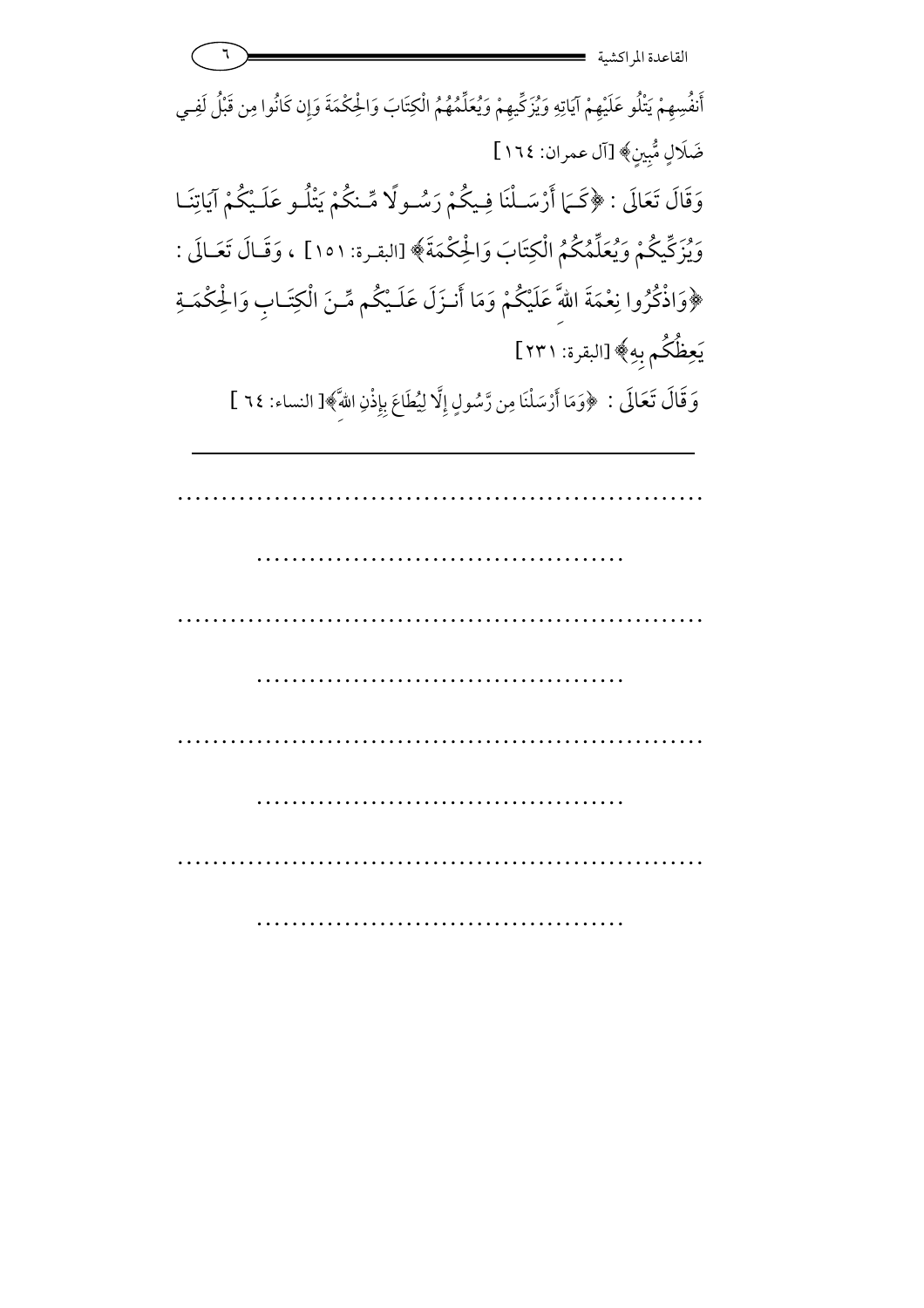أَنفُسِهِمْ يَتْلُو عَلَيْهِمْ آيَاتِهِ وَيُزَكِّيهِمْ وَيُعَلِّمُهُمُ الْكِتَابَ وَالْحِكْمَةَ وَإِن كَانُوا مِن قَبْلُ لَفِي ضَلَالٍ مُّبِينٍ﴾ [آل عمران: ١٦٤]

وَقَالَ تَعَالَى : ﴿كَمَا أَرْسَلْنَا فِيكُمْ رَسُولًا مِّنكُمْ يَتْلُو عَلَيْكُمْ آيَاتِنَا وَيُزَكِّيكُمْ وَيُعَلِّمُكُمُ الْكِتَابَ وَالْحِكْمَةَ﴾ [البقرة: ١٥١] ، وَقَالَ تَعَالَى : ﴿وَاذْكُرُوا نِعْمَةَ اللهِ عَلَيْكُمْ وَمَا أَنزَلَ عَلَيْكُم مِّنَ الْكِتَابِ وَالْحِكْمَةِ يَعِظُكُم بِهِ﴾ [البقرة: ٢٣١]

وَقَالَ تَعَالَى : ﴿وَمَا أَرْسَلْنَا مِن رَّسُولٍ إِلَّا لِيُطَاعَ بِإِذْنِ اللهِ﴾ [ النساء: ٦٤ ]

---

..............................................................

..........................................

..............................................................

..........................................

..............................................................

..........................................

..............................................................

..........................................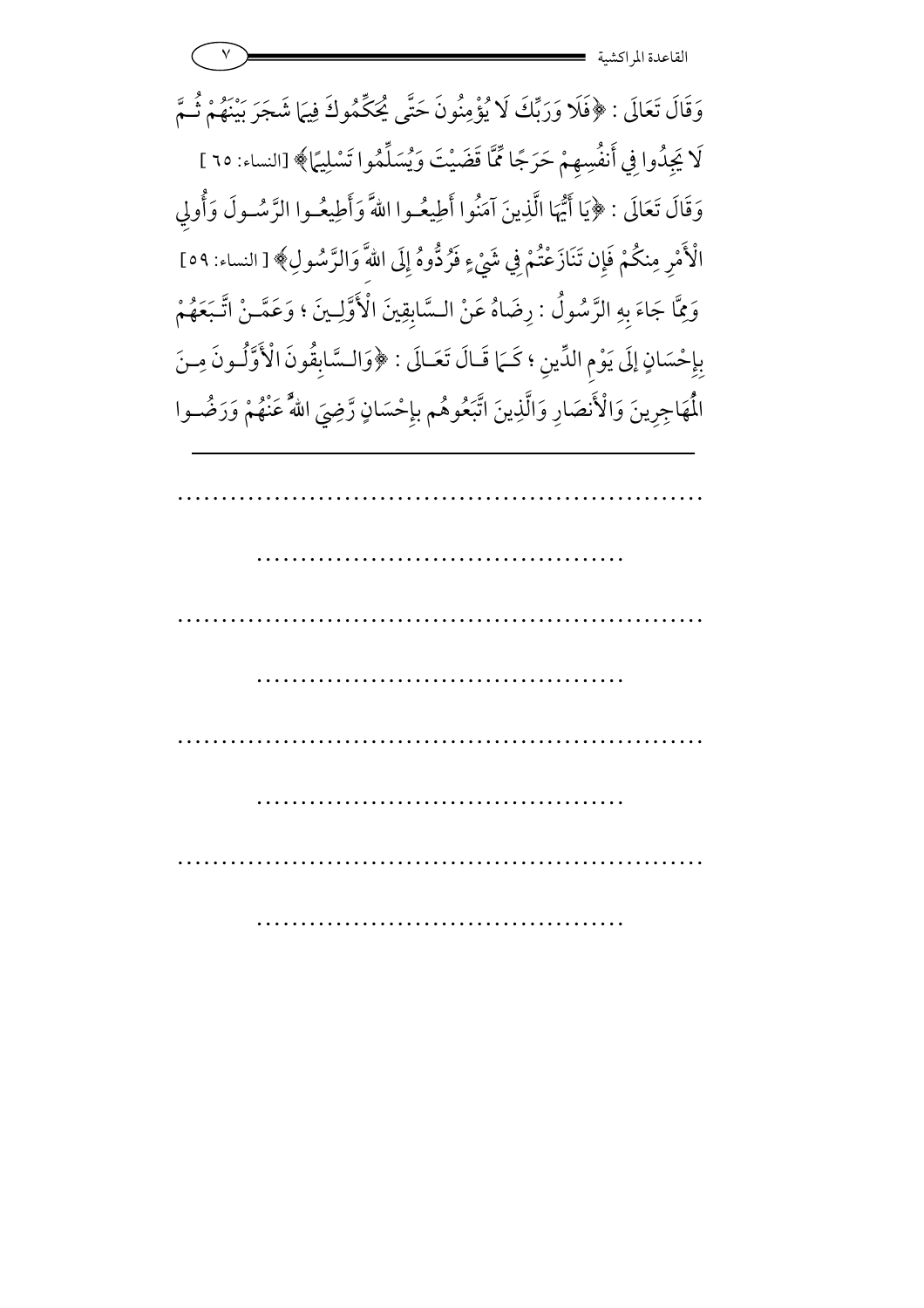وَقَالَ تَعَالَى : ﴿فَلَا وَرَبِّكَ لَا يُؤْمِنُونَ حَتَّى يُحَكِّمُوكَ فِيمَا شَجَرَ بَيْنَهُمْ ثُمَّ لَا يَجِدُوا فِي أَنفُسِهِمْ حَرَجًا مِّمَّا قَضَيْتَ وَيُسَلِّمُوا تَسْلِيمًا﴾ [النساء: ٦٥]

وَقَالَ تَعَالَى : ﴿يَا أَيُّهَا الَّذِينَ آمَنُوا أَطِيعُوا اللهَ وَأَطِيعُوا الرَّسُولَ وَأُولِي الْأَمْرِ مِنكُمْ فَإِن تَنَازَعْتُمْ فِي شَيْءٍ فَرُدُّوهُ إِلَى اللهِ وَالرَّسُولِ﴾ [النساء: ٥٩]

وَمِمَّا جَاءَ بِهِ الرَّسُولُ : رِضَاهُ عَنْ السَّابِقِينَ الْأَوَّلِينَ ؛ وَعَمَّنْ اتَّبَعَهُمْ بِإِحْسَانٍ إِلَى يَوْمِ الدِّينِ ؛ كَمَا قَالَ تَعَالَى : ﴿وَالسَّابِقُونَ الْأَوَّلُونَ مِنَ الْمُهَاجِرِينَ وَالْأَنصَارِ وَالَّذِينَ اتَّبَعُوهُم بِإِحْسَانٍ رَّضِيَ اللهُ عَنْهُمْ وَرَضُوا

---

.............................................................

..........................................

.............................................................

..........................................

.............................................................

..........................................

.............................................................

..........................................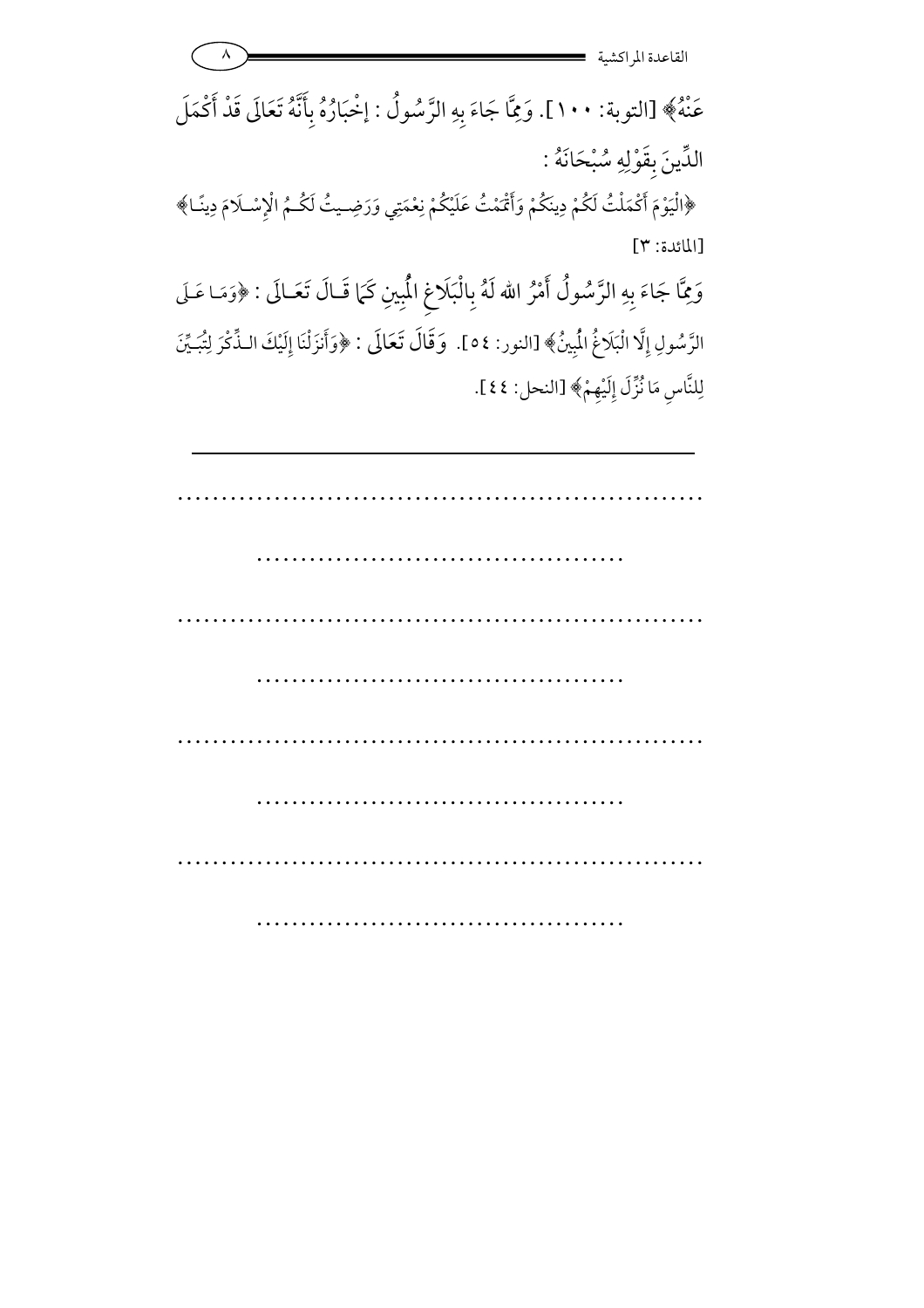عَنْهُ﴾ [التوبة: ١٠٠]. وَمِمَّا جَاءَ بِهِ الرَّسُولُ: إِخْبَارُهُ بِأَنَّهُ تَعَالَى قَدْ أَكْمَلَ الدِّينَ بِقَوْلِهِ سُبْحَانَهُ:

﴿الْيَوْمَ أَكْمَلْتُ لَكُمْ دِينَكُمْ وَأَتْمَمْتُ عَلَيْكُمْ نِعْمَتِي وَرَضِيتُ لَكُمُ الْإِسْلَامَ دِينًا﴾ [المائدة: ٣]

وَمِمَّا جَاءَ بِهِ الرَّسُولُ أَمْرُ اللهِ لَهُ بِالْبَلَاغِ الْمُبِينِ كَمَا قَالَ تَعَالَى: ﴿وَمَا عَلَى الرَّسُولِ إِلَّا الْبَلَاغُ الْمُبِينُ﴾ [النور: ٥٤]. وَقَالَ تَعَالَى: ﴿وَأَنْزَلْنَا إِلَيْكَ الذِّكْرَ لِتُبَيِّنَ لِلنَّاسِ مَا نُزِّلَ إِلَيْهِمْ﴾ [النحل: ٤٤].

---

..............................................................

.........................................

..............................................................

.........................................

..............................................................

.........................................

..............................................................

.........................................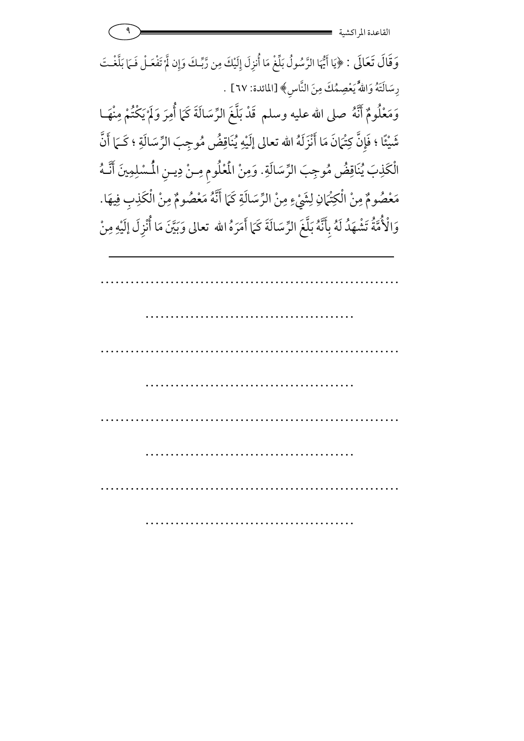وَقَالَ تَعَالَى : ﴿يَا أَيُّهَا الرَّسُولُ بَلِّغْ مَا أُنزِلَ إِلَيْكَ مِن رَّبِّكَ وَإِن لَّمْ تَفْعَلْ فَمَا بَلَّغْتَ رِسَالَتَهُ وَاللهُ يَعْصِمُكَ مِنَ النَّاسِ﴾ [المائدة: ٦٧] .

وَمَعْلُومٌ أَنَّهُ صلى الله عليه وسلم قَدْ بَلَّغَ الرِّسَالَةَ كَمَا أُمِرَ وَلَمْ يَكْتُمْ مِنْهَا شَيْئًا ؛ فَإِنَّ كِتْمَانَ مَا أَنْزَلَهُ الله تعالى إِلَيْهِ يُنَاقِضُ مُوجِبَ الرِّسَالَةِ ؛ كَمَا أَنَّ الْكَذِبَ يُنَاقِضُ مُوجِبَ الرِّسَالَةِ. وَمِنْ الْمَعْلُومِ مِنْ دِينِ الْمُسْلِمِينَ أَنَّهُ مَعْصُومٌ مِنْ الْكِتْمَانِ لِشَيْءٍ مِنْ الرِّسَالَةِ كَمَا أَنَّهُ مَعْصُومٌ مِنْ الْكَذِبِ فِيهَا. وَالْأُمَّةُ تَشْهَدُ لَهُ بِأَنَّهُ بَلَّغَ الرِّسَالَةَ كَمَا أَمَرَهُ الله تعالى وَبَيَّنَ مَا أُنْزِلَ إِلَيْهِ مِنْ

---

..............................................................

..........................................

..............................................................

..........................................

..............................................................

..........................................

..............................................................

..........................................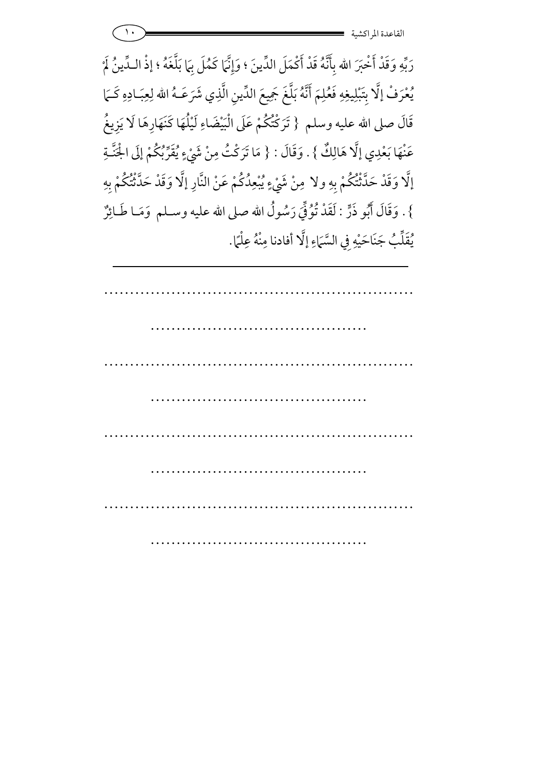رَبِّهِ وَقَدْ أَخْبَرَ الله بِأَنَّهُ قَدْ أَكْمَلَ الدِّينَ ؛ وَإِنَّمَا كَمُلَ بِمَا بَلَّغَهُ ؛ إذْ الـدِّينُ لَمْ يُعْرَفْ إلَّا بِتَبْلِيغِهِ فَعُلِمَ أَنَّهُ بَلَّغَ جَمِيعَ الدِّينِ الَّذِي شَرَعَـهُ الله لِعِبَـادِهِ كَـمَا قَالَ صلى الله عليه وسلم { تَرَكْتُكُمْ عَلَى الْبَيْضَاءِ لَيْلُهَا كَنَهَارِهَا لَا يَزِيغُ عَنْهَا بَعْدِي إلَّا هَالِكٌ } . وَقَالَ : { مَا تَرَكْتُ مِنْ شَيْءٍ يُقَرِّبُكُمْ إلَى الْجَنَّـةِ إلَّا وَقَدْ حَدَّثْتُكُمْ بِهِ ولا مِنْ شَيْءٍ يُبْعِدُكُمْ عَنْ النَّارِ إلَّا وَقَدْ حَدَّثْتُكُمْ بِهِ } . وَقَالَ أَبُو ذَرٍّ : لَقَدْ تُوُفِّيَ رَسُولُ الله صلى الله عليه وسـلم وَمَـا طَـائِرٌ يُقَلِّبُ جَنَاحَيْهِ فِي السَّمَاءِ إلَّا أفادنا مِنْهُ عِلْمًا.

---

........................................................

......................................

........................................................

......................................

........................................................

......................................

........................................................

......................................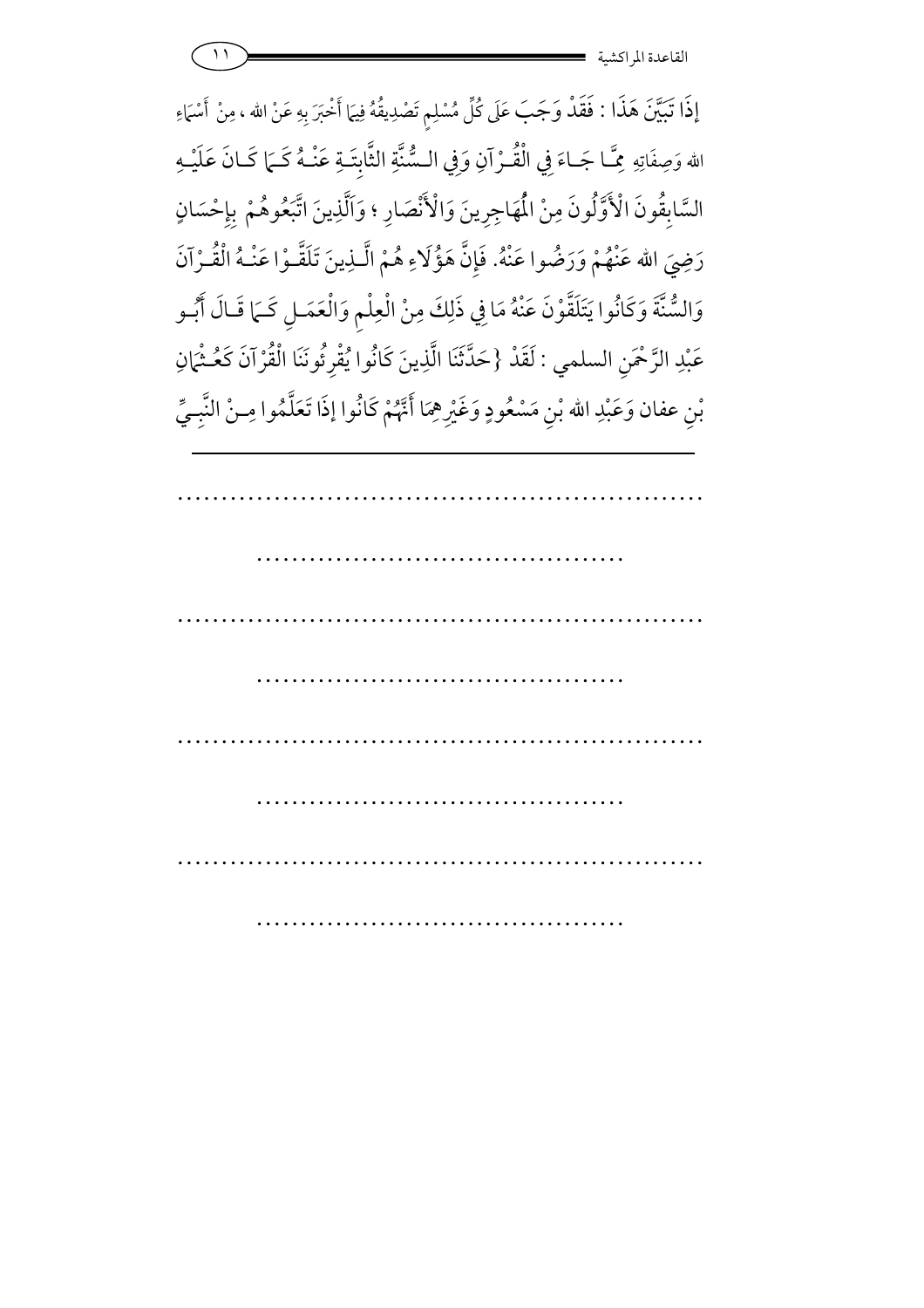إِذَا تَبَيَّنَ هَذَا : فَقَدْ وَجَبَ عَلَى كُلِّ مُسْلِمٍ تَصْدِيقُهُ فِيمَا أَخْبَرَ بِهِ عَنْ الله ، مِنْ أَسْمَاءِ الله وَصِفَاتِهِ مِمَّا جَاءَ فِي الْقُرْآنِ وَفِي السُّنَّةِ الثَّابِتَةِ عَنْهُ كَمَا كَانَ عَلَيْهِ السَّابِقُونَ الْأَوَّلُونَ مِنْ الْمُهَاجِرِينَ وَالْأَنْصَارِ ؛ وَالَّذِينَ اتَّبَعُوهُمْ بِإِحْسَانٍ رَضِيَ الله عَنْهُمْ وَرَضُوا عَنْهُ. فَإِنَّ هَؤُلَاءِ هُمْ الَّذِينَ تَلَقَّوْا عَنْهُ الْقُرْآنَ وَالسُّنَّةَ وَكَانُوا يَتَلَقَّوْنَ عَنْهُ مَا فِي ذَلِكَ مِنْ الْعِلْمِ وَالْعَمَلِ كَمَا قَالَ أَبُو عَبْدِ الرَّحْمَنِ السلمي : لَقَدْ {حَدَّثَنَا الَّذِينَ كَانُوا يُقْرِئُونَنَا الْقُرْآنَ كَعُثْمَانِ بْنِ عفان وَعَبْدِ الله بْنِ مَسْعُودٍ وَغَيْرِهِمَا أَنَّهُمْ كَانُوا إذَا تَعَلَّمُوا مِنْ النَّبِيِّ

---

..............................................................

..........................................

..............................................................

..........................................

..............................................................

..........................................

..............................................................

..........................................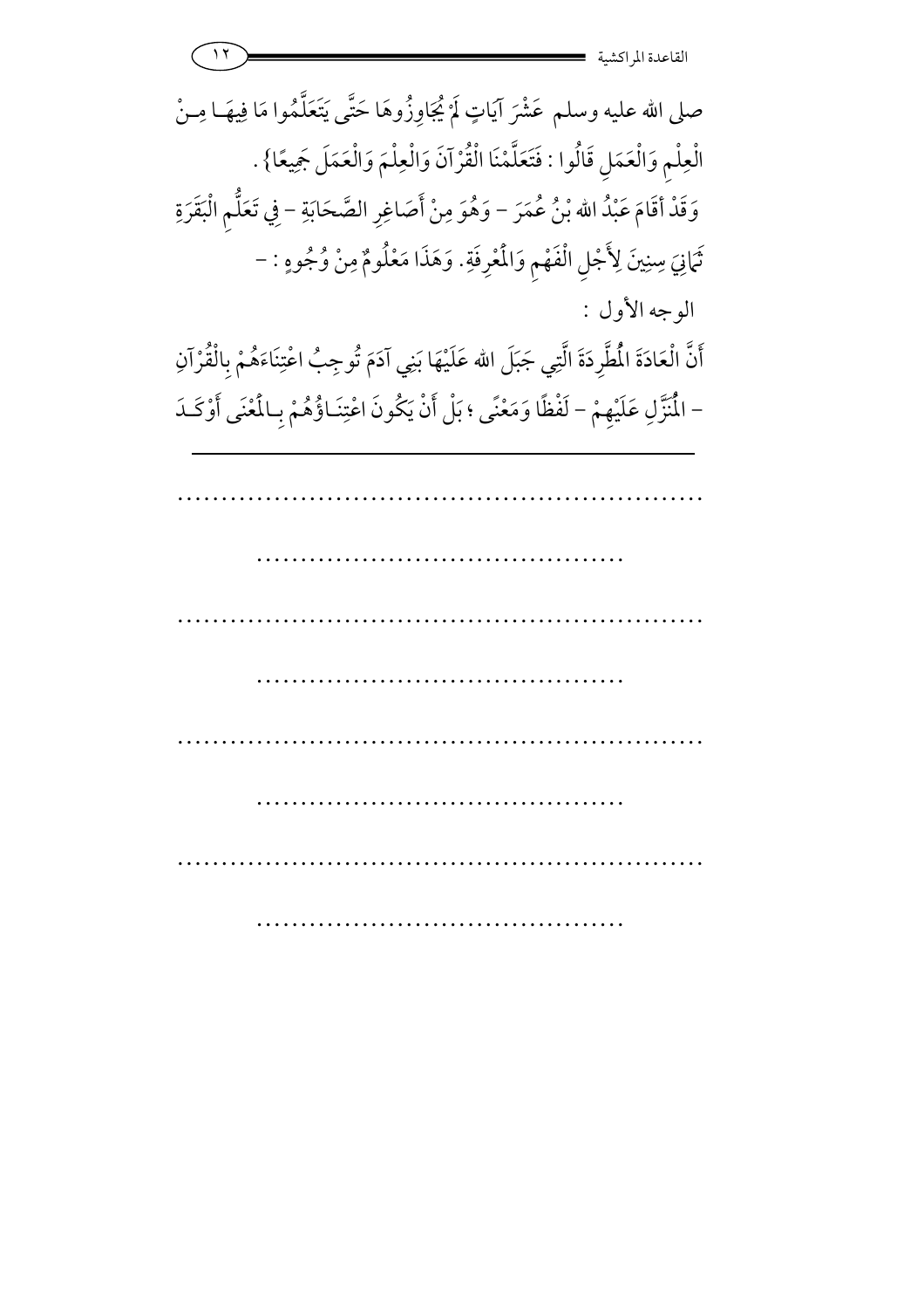صلى الله عليه وسلم عَشْرَ آيَاتٍ لَمْ يُجَاوِزُوهَا حَتَّى يَتَعَلَّمُوا مَا فِيهَا مِنْ الْعِلْمِ وَالْعَمَلِ قَالُوا : فَتَعَلَّمْنَا الْقُرْآنَ وَالْعِلْمَ وَالْعَمَلَ جَمِيعًا}.

وَقَدْ أَقَامَ عَبْدُ الله بْنُ عُمَرَ – وَهُوَ مِنْ أَصَاغِرِ الصَّحَابَةِ – فِي تَعَلُّمِ الْبَقَرَةِ ثَمَانِيَ سِنِينَ لِأَجْلِ الْفَهْمِ وَالْمَعْرِفَةِ. وَهَذَا مَعْلُومٌ مِنْ وُجُوهٍ : –

الوجه الأول :

أَنَّ الْعَادَةَ الْمُطَّرِدَةَ الَّتِي جَبَلَ الله عَلَيْهَا بَنِي آدَمَ تُوجِبُ اعْتِنَاءَهُمْ بِالْقُرْآنِ – الْمُنَزَّلِ عَلَيْهِمْ – لَفْظًا وَمَعْنًى ؛ بَلْ أَنْ يَكُونَ اعْتِنَاؤُهُمْ بِالْمَعْنَى أَوْكَدَ

---

.............................................................

..........................................

.............................................................

..........................................

.............................................................

..........................................

.............................................................

..........................................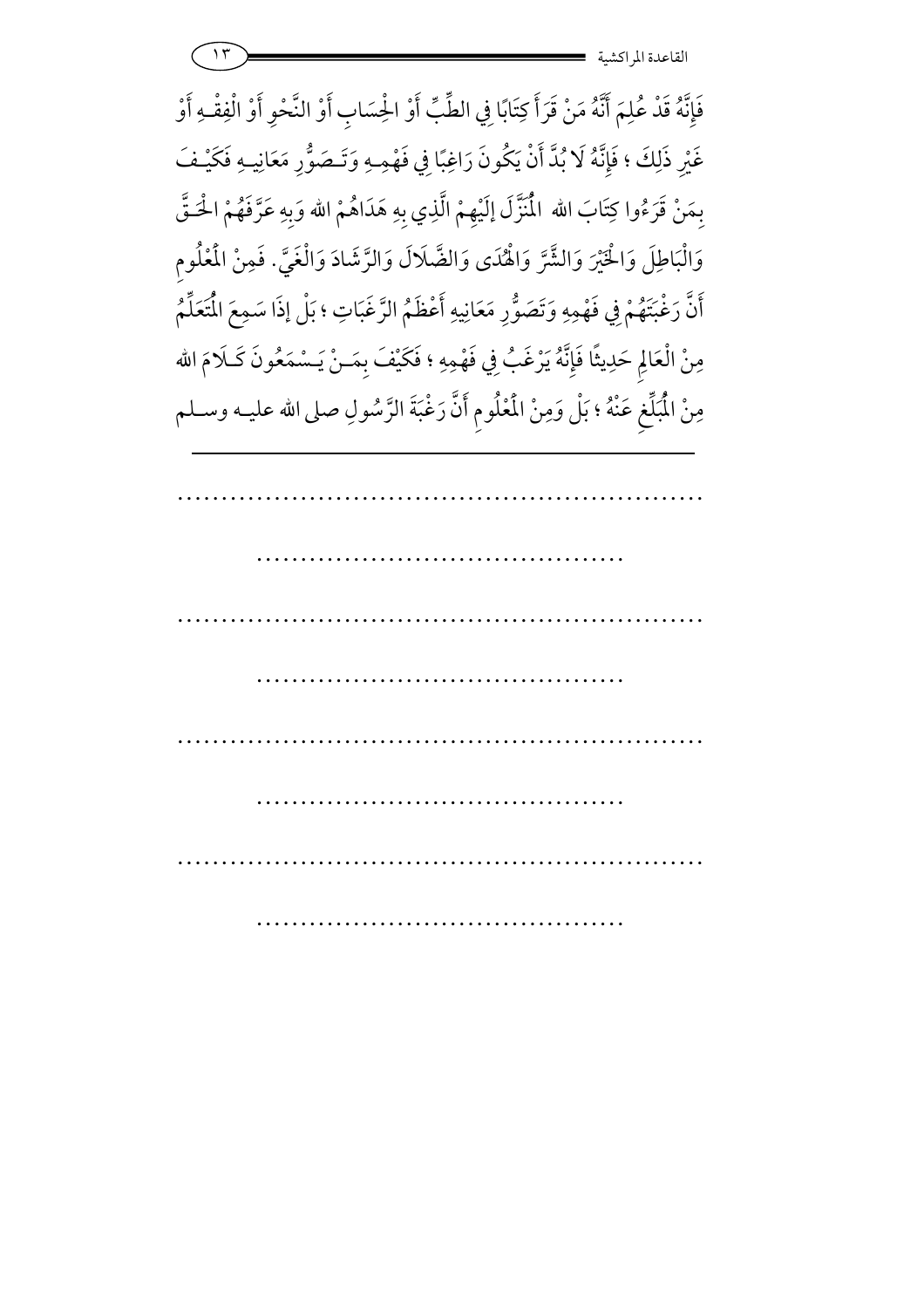فَإِنَّهُ قَدْ عُلِمَ أَنَّهُ مَنْ قَرَأَ كِتَابًا فِي الطِّبِّ أَوْ الْحِسَابِ أَوْ النَّحْوِ أَوْ الْفِقْهِ أَوْ غَيْرِ ذَلِكَ ؛ فَإِنَّهُ لَا بُدَّ أَنْ يَكُونَ رَاغِبًا فِي فَهْمِهِ وَتَصَوُّرِ مَعَانِيهِ فَكَيْفَ بِمَنْ قَرَءُوا كِتَابَ الله الْمُنَزَّلَ إلَيْهِمْ الَّذِي بِهِ هَدَاهُمْ الله وَبِهِ عَرَّفَهُمْ الْحَقَّ وَالْبَاطِلَ وَالْخَيْرَ وَالشَّرَّ وَالْهُدَى وَالضَّلَالَ وَالرَّشَادَ وَالْغَيَّ. فَمِنْ الْمَعْلُومِ أَنَّ رَغْبَتَهُمْ فِي فَهْمِهِ وَتَصَوُّرِ مَعَانِيهِ أَعْظَمُ الرَّغَبَاتِ ؛ بَلْ إذَا سَمِعَ الْمُتَعَلِّمُ مِنْ الْعَالِمِ حَدِيثًا فَإِنَّهُ يَرْغَبُ فِي فَهْمِهِ ؛ فَكَيْفَ بِمَنْ يَسْمَعُونَ كَلَامَ الله مِنْ الْمُبَلِّغِ عَنْهُ ؛ بَلْ وَمِنْ الْمَعْلُومِ أَنَّ رَغْبَةَ الرَّسُولِ صلى الله عليه وسلم

---

.............................................................

..........................................

.............................................................

..........................................

.............................................................

..........................................

.............................................................

..........................................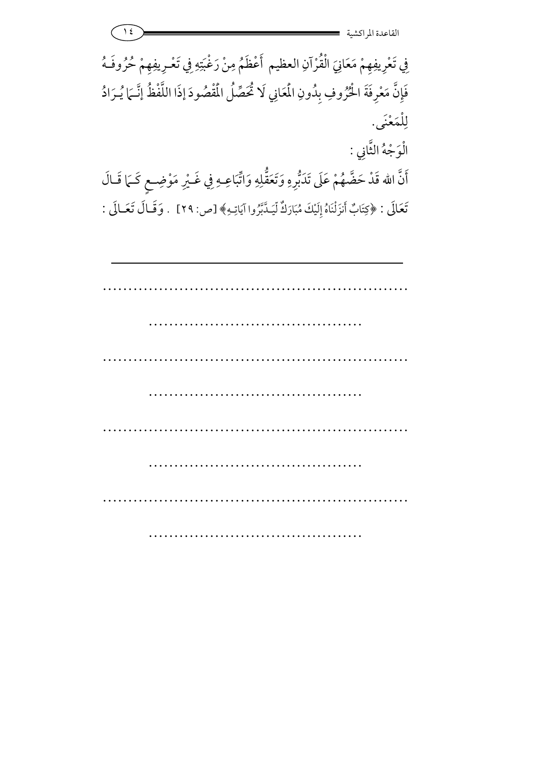فِي تَعْرِيفِهِمْ مَعَانِيَ الْقُرْآنِ العظيم أَعْظَمُ مِنْ رَغْبَتِهِ فِي تَعْرِيفِهِمْ حُرُوفَهُ فَإِنَّ مَعْرِفَةَ الْحُرُوفِ بِدُونِ الْمَعَانِي لَا تُحَصِّلُ الْمَقْصُودَ إِذَا اللَّفْظُ إِنَّمَا يُرَادُ لِلْمَعْنَى.

الْوَجْهُ الثَّانِي:

أَنَّ الله قَدْ حَضَّهُمْ عَلَى تَدَبُّرِهِ وَتَعَقُّلِهِ وَاتِّبَاعِهِ فِي غَيْرِ مَوْضِعٍ كَمَا قَالَ تَعَالَى: ﴿كِتَابٌ أَنزَلْنَاهُ إِلَيْكَ مُبَارَكٌ لِّيَدَّبَّرُوا آيَاتِهِ﴾ [ص: ٢٩] . وَقَالَ تَعَالَى:

---

..........................................................

..........................................

..........................................................

..........................................

..........................................................

..........................................

..........................................................

..........................................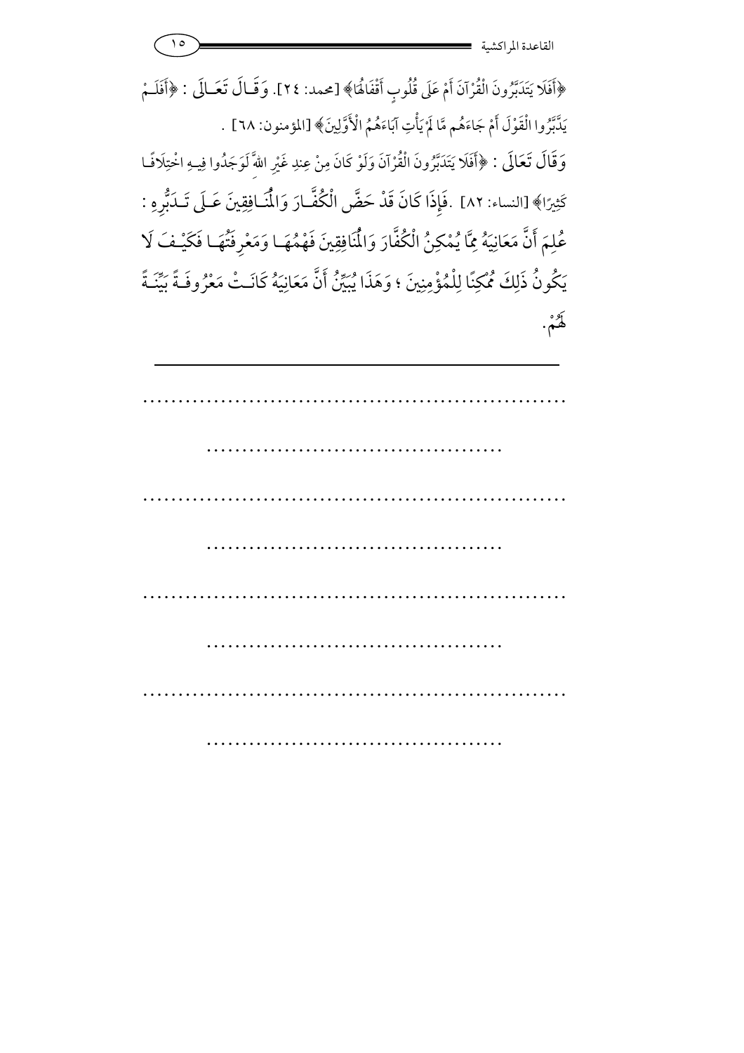﴿أَفَلَا يَتَدَبَّرُونَ الْقُرْآنَ أَمْ عَلَى قُلُوبٍ أَقْفَالُهَا﴾ [محمد: ٢٤]. وَقَالَ تَعَالَى : ﴿أَفَلَمْ يَدَّبَّرُوا الْقَوْلَ أَمْ جَاءَهُم مَّا لَمْ يَأْتِ آبَاءَهُمُ الْأَوَّلِينَ﴾ [المؤمنون: ٦٨] .

وَقَالَ تَعَالَى : ﴿أَفَلَا يَتَدَبَّرُونَ الْقُرْآنَ وَلَوْ كَانَ مِنْ عِندِ غَيْرِ اللهِ لَوَجَدُوا فِيهِ اخْتِلَافًا كَثِيرًا﴾ [النساء: ٨٢] .فَإِذَا كَانَ قَدْ حَضَّ الْكُفَّارَ وَالْمُنَافِقِينَ عَلَى تَدَبُّرِهِ : عُلِمَ أَنَّ مَعَانِيَهُ مِمَّا يُمْكِنُ الْكُفَّارَ وَالْمُنَافِقِينَ فَهْمُهَا وَمَعْرِفَتُهَا فَكَيْفَ لَا يَكُونُ ذَلِكَ مُمْكِنًا لِلْمُؤْمِنِينَ ؛ وَهَذَا يُبَيِّنُ أَنَّ مَعَانِيَهُ كَانَتْ مَعْرُوفَةً بَيِّنَةً لَهُمْ.

---

..............................................................

..........................................

..............................................................

..........................................

..............................................................

..........................................

..............................................................

..........................................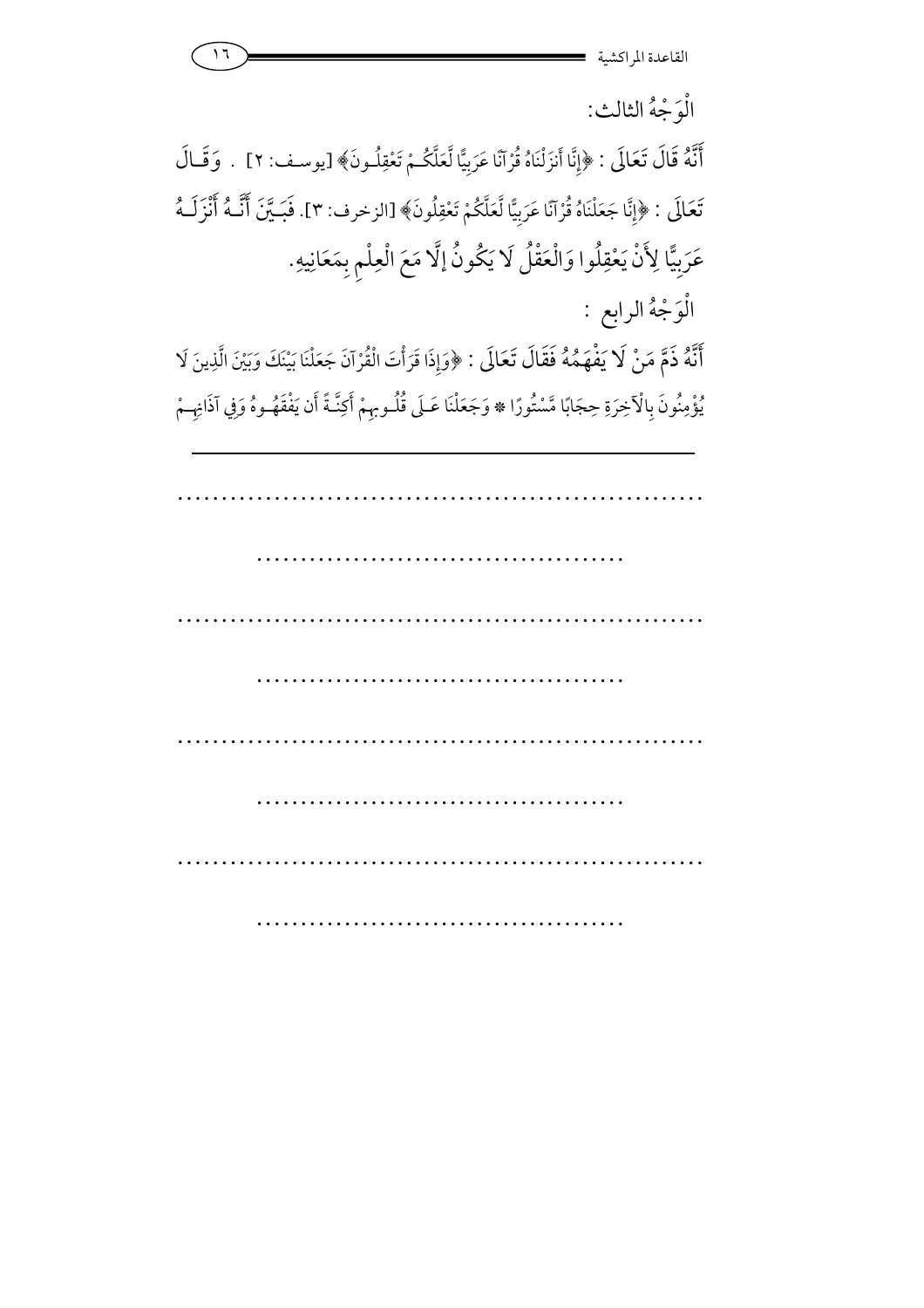الْوَجْهُ الثالث:

أَنَّهُ قَالَ تَعَالَى : ﴿إِنَّا أَنزَلْنَاهُ قُرْآنًا عَرَبِيًّا لَّعَلَّكُمْ تَعْقِلُونَ﴾ [يوسف: ٢] . وَقَالَ تَعَالَى : ﴿إِنَّا جَعَلْنَاهُ قُرْآنًا عَرَبِيًّا لَّعَلَّكُمْ تَعْقِلُونَ﴾ [الزخرف: ٣]. فَبَيَّنَ أَنَّهُ أَنْزَلَهُ عَرَبِيًّا لِأَنْ يَعْقِلُوا وَالْعَقْلُ لَا يَكُونُ إِلَّا مَعَ الْعِلْمِ بِمَعَانِيهِ.

الْوَجْهُ الرابع :

أَنَّهُ ذَمَّ مَنْ لَا يَفْهَمُهُ فَقَالَ تَعَالَى : ﴿وَإِذَا قَرَأْتَ الْقُرْآنَ جَعَلْنَا بَيْنَكَ وَبَيْنَ الَّذِينَ لَا يُؤْمِنُونَ بِالْآخِرَةِ حِجَابًا مَّسْتُورًا * وَجَعَلْنَا عَلَى قُلُوبِهِمْ أَكِنَّةً أَن يَفْقَهُوهُ وَفِي آذَانِهِمْ

---

..............................................................

..........................................

..............................................................

..........................................

..............................................................

..........................................

..............................................................

..........................................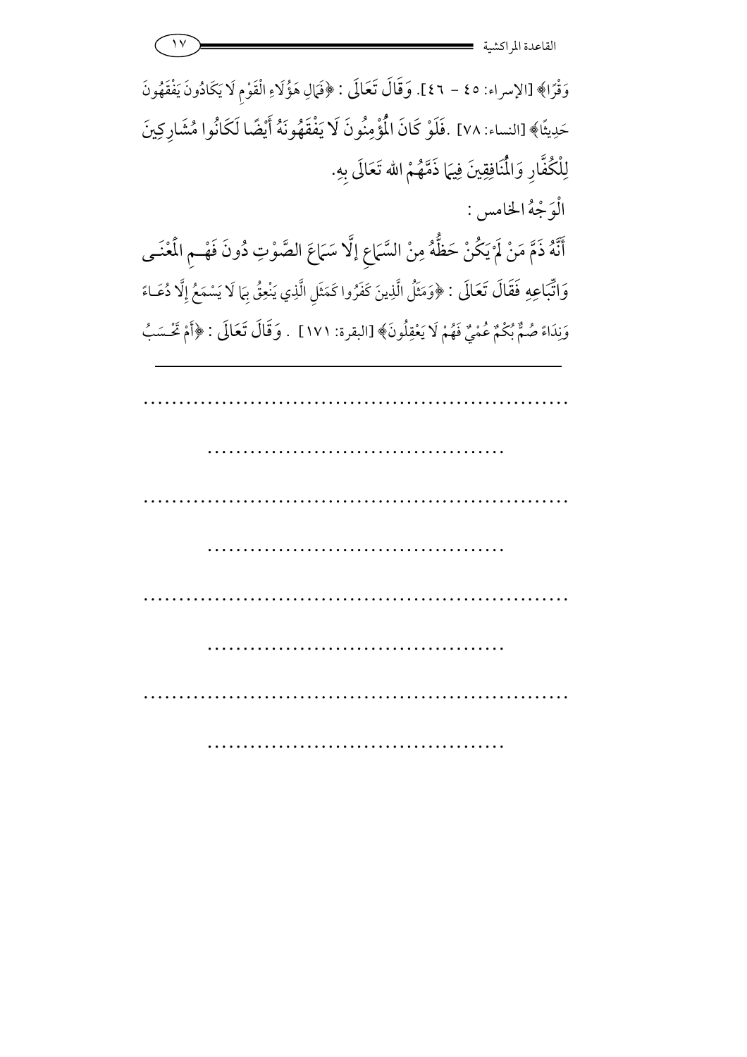وَقْرًا﴾ [الإسراء: ٤٥ – ٤٦]. وَقَالَ تَعَالَى : ﴿فَمَالِ هَؤُلَاءِ الْقَوْمِ لَا يَكَادُونَ يَفْقَهُونَ حَدِيثًا﴾ [النساء: ٧٨] .فَلَوْ كَانَ الْمُؤْمِنُونَ لَا يَفْقَهُونَهُ أَيْضًا لَكَانُوا مُشَارِكِينَ لِلْكُفَّارِ وَالْمُنَافِقِينَ فِيمَا ذَمَّهُمْ الله تَعَالَى بِهِ.

الْوَجْهُ الخامس :

أَنَّهُ ذَمَّ مَنْ لَمْ يَكُنْ حَظُّهُ مِنْ السَّمَاعِ إلَّا سَمَاعَ الصَّوْتِ دُونَ فَهْمِ الْمَعْنَى وَاتِّبَاعِهِ فَقَالَ تَعَالَى : ﴿وَمَثَلُ الَّذِينَ كَفَرُوا كَمَثَلِ الَّذِي يَنْعِقُ بِمَا لَا يَسْمَعُ إلَّا دُعَاءً وَنِدَاءً صُمٌّ بُكْمٌ عُمْيٌ فَهُمْ لَا يَعْقِلُونَ﴾ [البقرة: ١٧١] . وَقَالَ تَعَالَى : ﴿أَمْ تَحْسَبُ

---

............................................................

..........................................

............................................................

..........................................

............................................................

..........................................

............................................................

..........................................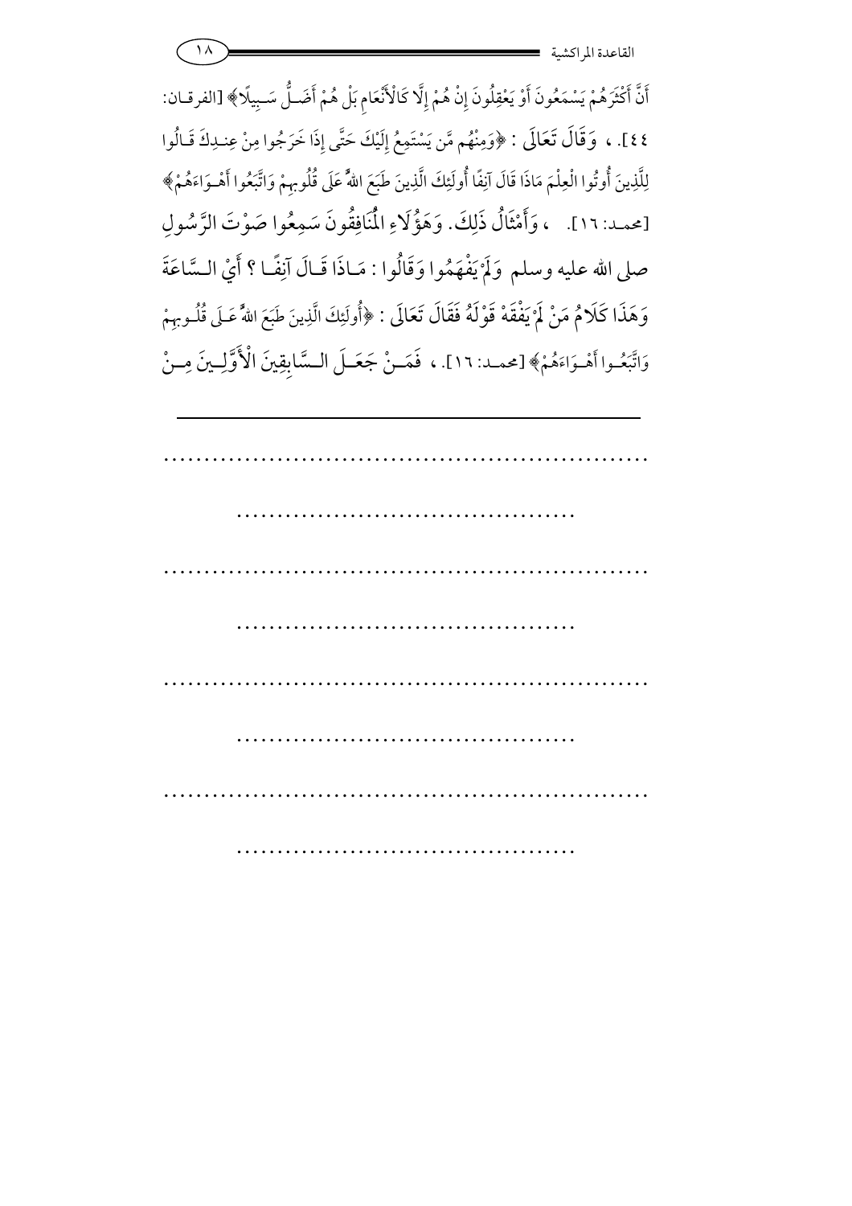أَنَّ أَكْثَرَهُمْ يَسْمَعُونَ أَوْ يَعْقِلُونَ إِنْ هُمْ إِلَّا كَالْأَنْعَامِ بَلْ هُمْ أَضَلُّ سَبِيلًا﴾ [الفرقان: ٤٤]. ، وَقَالَ تَعَالَى : ﴿وَمِنْهُم مَّن يَسْتَمِعُ إِلَيْكَ حَتَّى إِذَا خَرَجُوا مِنْ عِندِكَ قَالُوا لِلَّذِينَ أُوتُوا الْعِلْمَ مَاذَا قَالَ آنِفًا أُولَئِكَ الَّذِينَ طَبَعَ اللهُ عَلَى قُلُوبِهِمْ وَاتَّبَعُوا أَهْوَاءَهُمْ﴾ [محمد: ١٦]. ، وَأَمْثَالُ ذَلِكَ. وَهَؤُلَاءِ الْمُنَافِقُونَ سَمِعُوا صَوْتَ الرَّسُولِ صلى الله عليه وسلم وَلَمْ يَفْهَمُوا وَقَالُوا : مَاذَا قَالَ آنِفًا ؟ أَيْ السَّاعَةَ وَهَذَا كَلَامُ مَنْ لَمْ يَفْقَهْ قَوْلَهُ فَقَالَ تَعَالَى : ﴿أُولَئِكَ الَّذِينَ طَبَعَ اللهُ عَلَى قُلُوبِهِمْ وَاتَّبَعُوا أَهْوَاءَهُمْ﴾ [محمد: ١٦]. ، فَمَنْ جَعَلَ السَّابِقِينَ الْأَوَّلِينَ مِنْ

---

..............................................................

..........................................

..............................................................

..........................................

..............................................................

..........................................

..............................................................

..........................................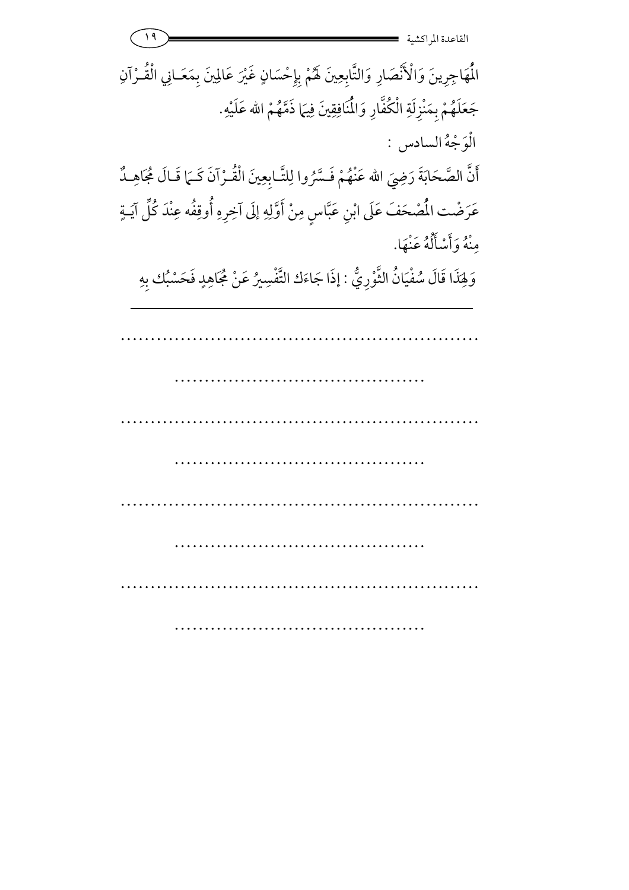الْمُهَاجِرِينَ وَالْأَنْصَارِ وَالتَّابِعِينَ لَهُمْ بِإِحْسَانٍ غَيْرَ عَالِمِينَ بِمَعَانِي الْقُرْآنِ جَعَلَهُمْ بِمَنْزِلَةِ الْكُفَّارِ وَالْمُنَافِقِينَ فِيمَا ذَمَّهُمْ اللهُ عَلَيْهِ.

الْوَجْهُ السادس :

أَنَّ الصَّحَابَةَ رَضِيَ اللهُ عَنْهُمْ فَسَّرُوا لِلتَّابِعِينَ الْقُرْآنَ كَمَا قَالَ مُجَاهِدٌ عَرَضْت الْمُصْحَفَ عَلَى ابْنِ عَبَّاسٍ مِنْ أَوَّلِهِ إلَى آخِرِهِ أُوقِفُه عِنْدَ كُلِّ آيَةٍ مِنْهُ وَأَسْأَلُهُ عَنْهَا.

وَلِهَذَا قَالَ سُفْيَانُ الثَّوْرِيُّ : إذَا جَاءَك التَّفْسِيرُ عَنْ مُجَاهِدٍ فَحَسْبُك بِهِ

---

............................................................

..........................................

............................................................

..........................................

............................................................

..........................................

............................................................

..........................................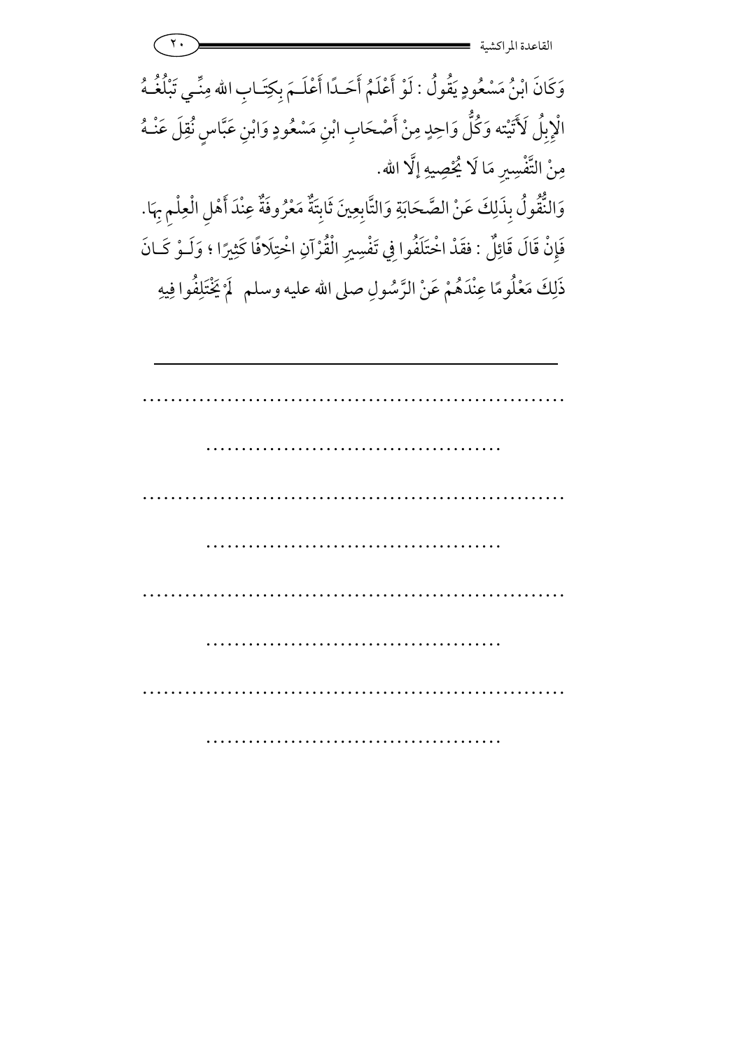وَكَانَ ابْنُ مَسْعُودٍ يَقُولُ : لَوْ أَعْلَمُ أَحَـدًا أَعْلَـمَ بِكِتَـابِ اللهِ مِنِّـي تَبْلُغُـهُ الْإِبِلُ لَأَتَيْته وَكُلُّ وَاحِدٍ مِنْ أَصْحَابِ ابْنِ مَسْعُودٍ وَابْنِ عَبَّاسٍ نُقِلَ عَنْـهُ مِنْ التَّفْسِيرِ مَا لَا يُحْصِيهِ إلَّا الله.

وَالنُّقُولُ بِذَلِكَ عَنْ الصَّحَابَةِ وَالتَّابِعِينَ ثَابِتَةٌ مَعْرُوفَةٌ عِنْدَ أَهْلِ الْعِلْمِ بِهَا. فَإِنْ قَالَ قَائِلٌ : فقَدْ اخْتَلَفُوا فِي تَفْسِيرِ الْقُرْآنِ اخْتِلَافًا كَثِيرًا ؛ وَلَـوْ كَـانَ ذَلِكَ مَعْلُومًا عِنْدَهُمْ عَنْ الرَّسُولِ صلى الله عليه وسلم لَمْ يَخْتَلِفُوا فِيهِ

---

.............................................................

..........................................

.............................................................

..........................................

.............................................................

..........................................

.............................................................

..........................................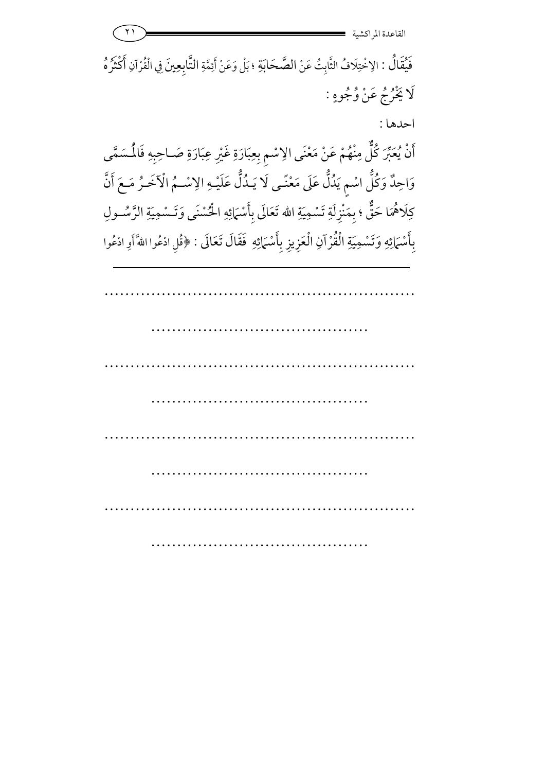فَيُقَالُ : الِاخْتِلَافُ الثَّابِتُ عَنْ الصَّحَابَةِ ؛ بَلْ وَعَنْ أَئِمَّةِ التَّابِعِينَ فِي الْقُرْآنِ أَكْثَرُهُ لَا يَخْرُجُ عَنْ وُجُوهٍ :

احدها :

أَنْ يُعَبِّرَ كُلٌّ مِنْهُمْ عَنْ مَعْنَى الِاسْمِ بِعِبَارَةٍ غَيْرِ عِبَارَةِ صَاحِبِهِ فَالْمُسَمَّى وَاحِدٌ وَكُلُّ اسْمٍ يَدُلُّ عَلَى مَعْنًى لَا يَدُلُّ عَلَيْهِ الِاسْمُ الْآخَرُ مَعَ أَنَّ كِلَاهُمَا حَقٌّ ؛ بِمَنْزِلَةِ تَسْمِيَةِ الله تَعَالَى بِأَسْمَائِهِ الْحُسْنَى وَتَسْمِيَةِ الرَّسُولِ بِأَسْمَائِهِ وَتَسْمِيَةِ الْقُرْآنِ الْعَزِيزِ بِأَسْمَائِهِ فَقَالَ تَعَالَى : ﴿قُلِ ادْعُوا اللهَ أَوِ ادْعُوا

---

.............................................................

..........................................

.............................................................

..........................................

.............................................................

..........................................

.............................................................

..........................................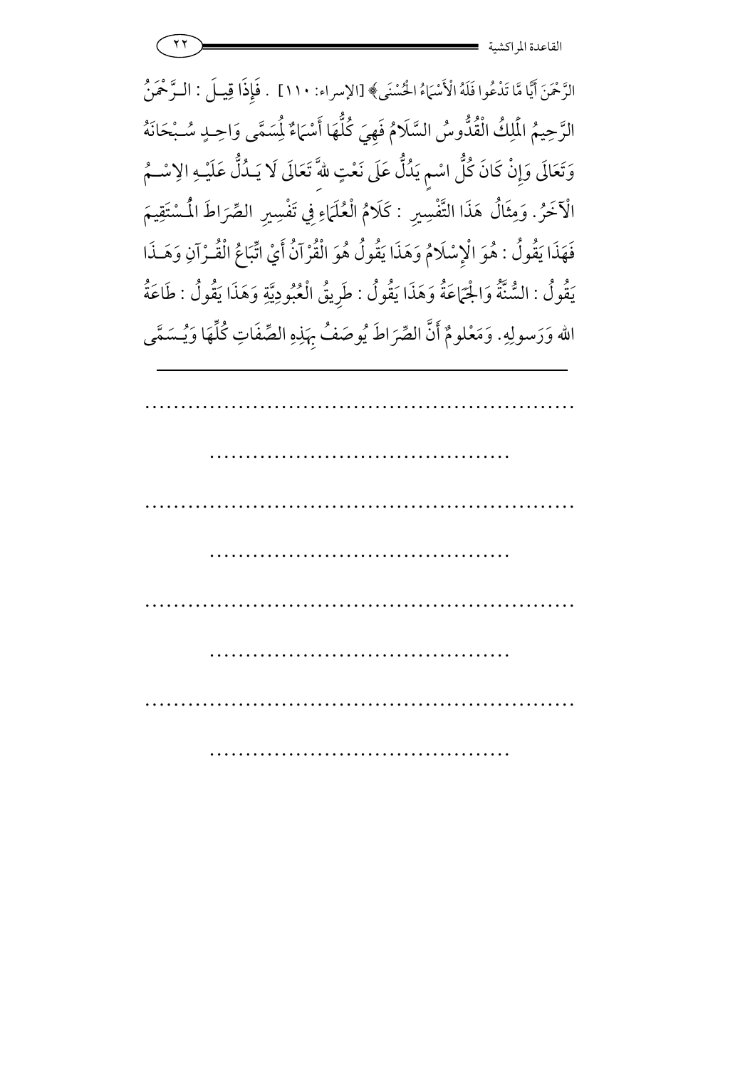الرَّحْمَنَ أَيًّا مَّا تَدْعُوا فَلَهُ الْأَسْمَاءُ الْحُسْنَى﴾ [الإسراء: ١١٠] . فَإِذَا قِيلَ : الرَّحْمَنُ الرَّحِيمُ الْمَلِكُ الْقُدُّوسُ السَّلَامُ فَهِيَ كُلُّهَا أَسْمَاءٌ لِمُسَمًّى وَاحِدٍ سُبْحَانَهُ وَتَعَالَى وَإِنْ كَانَ كُلُّ اسْمٍ يَدُلُّ عَلَى نَعْتٍ للهِ تَعَالَى لَا يَدُلُّ عَلَيْهِ الِاسْمُ الْآخَرُ. وَمِثَالُ هَذَا التَّفْسِيرِ : كَلَامُ الْعُلَمَاءِ فِي تَفْسِيرِ الصِّرَاطَ الْمُسْتَقِيمَ فَهَذَا يَقُولُ : هُوَ الْإِسْلَامُ وَهَذَا يَقُولُ هُوَ الْقُرْآنُ أَيْ اتِّبَاعُ الْقُرْآنِ وَهَذَا يَقُولُ : السُّنَّةُ وَالْجَمَاعَةُ وَهَذَا يَقُولُ : طَرِيقُ الْعُبُودِيَّةِ وَهَذَا يَقُولُ : طَاعَةُ اللهِ وَرَسولِهِ. وَمَعْلومٌ أَنَّ الصِّرَاطَ يُوصَفُ بِهَذِهِ الصِّفَاتِ كُلِّهَا وَيُسَمَّى

---

...............................................................

..........................................

...............................................................

..........................................

...............................................................

..........................................

...............................................................

..........................................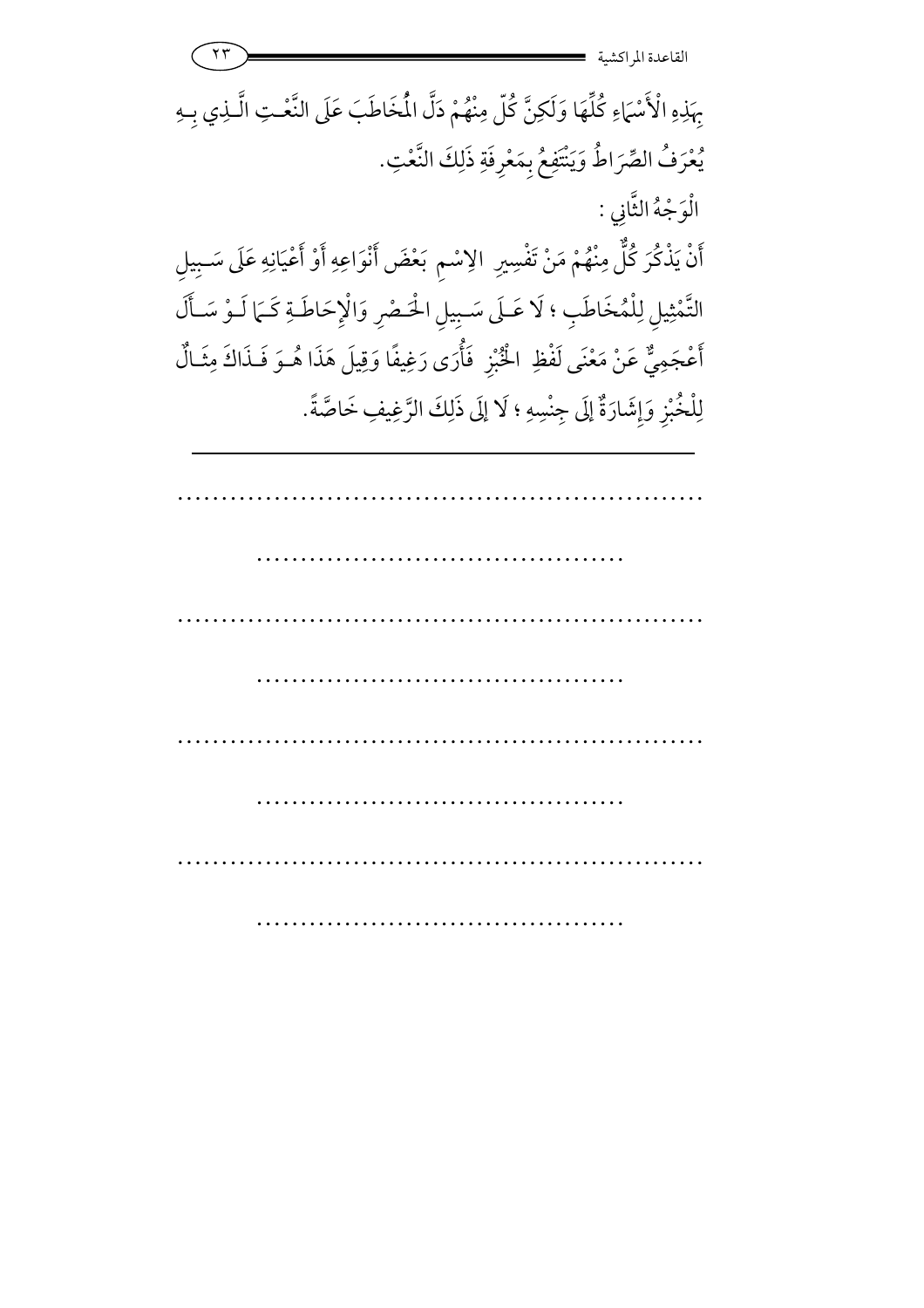بِهَذِهِ الْأَسْمَاءِ كُلِّهَا وَلَكِنَّ كُلّ مِنْهُمْ دَلَّ الْمُخَاطَبَ عَلَى النَّعْتِ الَّذِي بِهِ يُعْرَفُ الصِّرَاطُ وَيَنْتَفِعُ بِمَعْرِفَةِ ذَلِكَ النَّعْتِ.

الْوَجْهُ الثَّانِي :

أَنْ يَذْكُرَ كُلٌّ مِنْهُمْ مَنْ تَفْسِيرِ الِاسْمِ بَعْضَ أَنْوَاعِهِ أَوْ أَعْيَانِهِ عَلَى سَبِيلِ التَّمْثِيلِ لِلْمُخَاطَبِ ؛ لَا عَلَى سَبِيلِ الْحَصْرِ وَالْإِحَاطَةِ كَمَا لَوْ سَأَلَ أَعْجَمِيٌّ عَنْ مَعْنَى لَفْظِ الْخُبْزِ فَأُرَى رَغِيفًا وَقِيلَ هَذَا هُوَ فَذَاكَ مِثَالٌ لِلْخُبْزِ وَإِشَارَةٌ إلَى جِنْسِهِ ؛ لَا إلَى ذَلِكَ الرَّغِيفِ خَاصَّةً.

---

.............................................................

..........................................

.............................................................

..........................................

.............................................................

..........................................

.............................................................

..........................................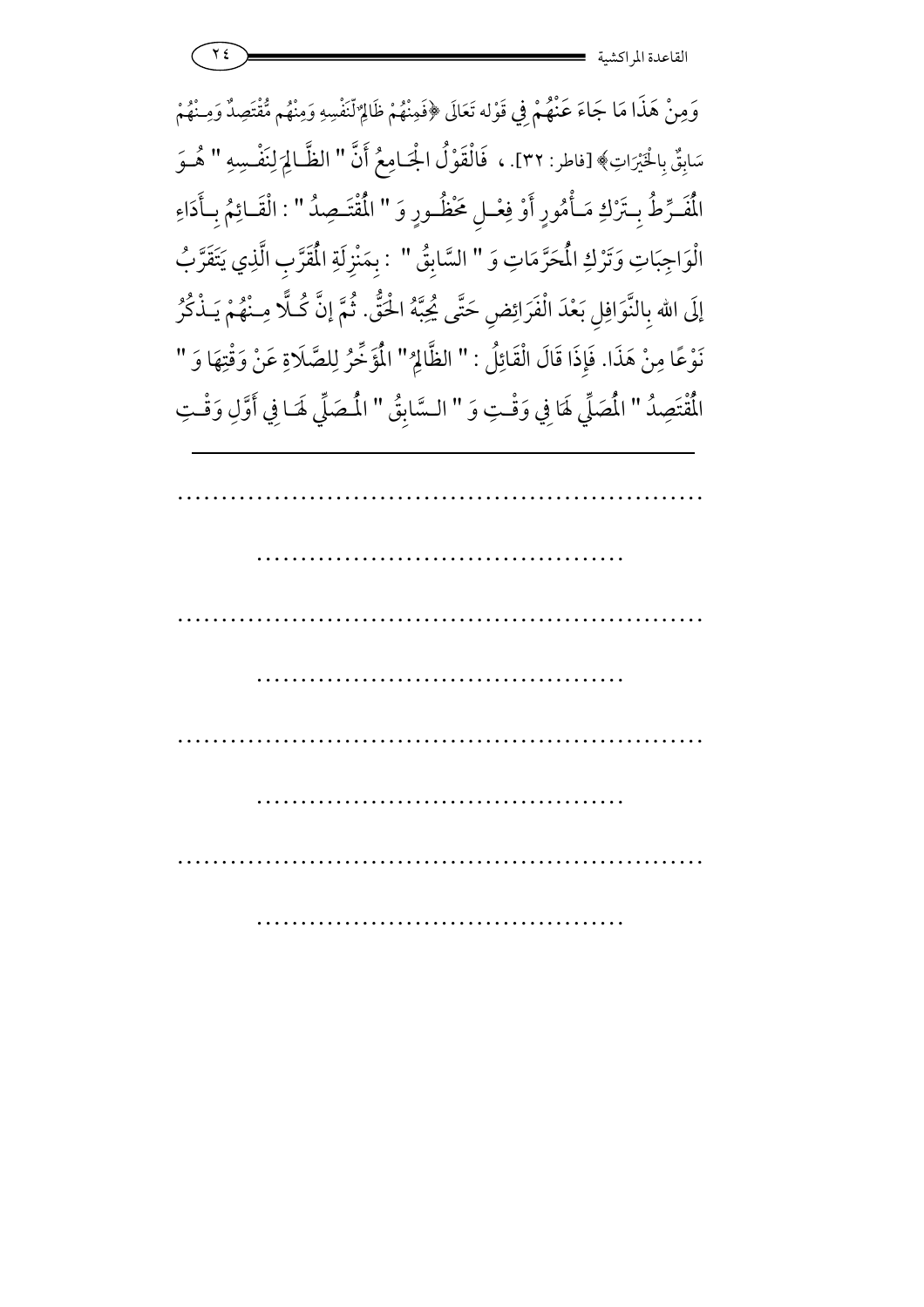وَمِنْ هَذَا مَا جَاءَ عَنْهُمْ فِي قَوْله تَعَالَى ﴿فَمِنْهُمْ ظَالِمٌ لِّنَفْسِهِ وَمِنْهُم مُّقْتَصِدٌ وَمِنْهُمْ سَابِقٌ بِالْخَيْرَاتِ﴾ [فاطر: ٣٢]. ، فَالْقَوْلُ الْجَامِعُ أَنَّ " الظَّالِمَ لِنَفْسِهِ " هُوَ الْمُفَرِّطُ بِتَرْكِ مَأْمُورٍ أَوْ فِعْلِ مَحْظُورٍ وَ " الْمُقْتَصِدُ " : الْقَائِمُ بِأَدَاءِ الْوَاجِبَاتِ وَتَرْكِ الْمُحَرَّمَاتِ وَ " السَّابِقُ " : بِمَنْزِلَةِ الْمُقَرَّبِ الَّذِي يَتَقَرَّبُ إلَى اللهِ بِالنَّوَافِلِ بَعْدَ الْفَرَائِضِ حَتَّى يُحِبَّهُ الْحَقُّ. ثُمَّ إنَّ كُلًّا مِنْهُمْ يَذْكُرُ نَوْعًا مِنْ هَذَا. فَإِذَا قَالَ الْقَائِلُ : " الظَّالِمُ" الْمُؤَخِّرُ لِلصَّلَاةِ عَنْ وَقْتِهَا وَ " الْمُقْتَصِدُ " الْمُصَلِّي لَهَا فِي وَقْتِ وَ " السَّابِقُ " الْمُصَلِّي لَهَا فِي أَوَّلِ وَقْتِ

---

..............................................................

..........................................

..............................................................

..........................................

..............................................................

..........................................

..............................................................

..........................................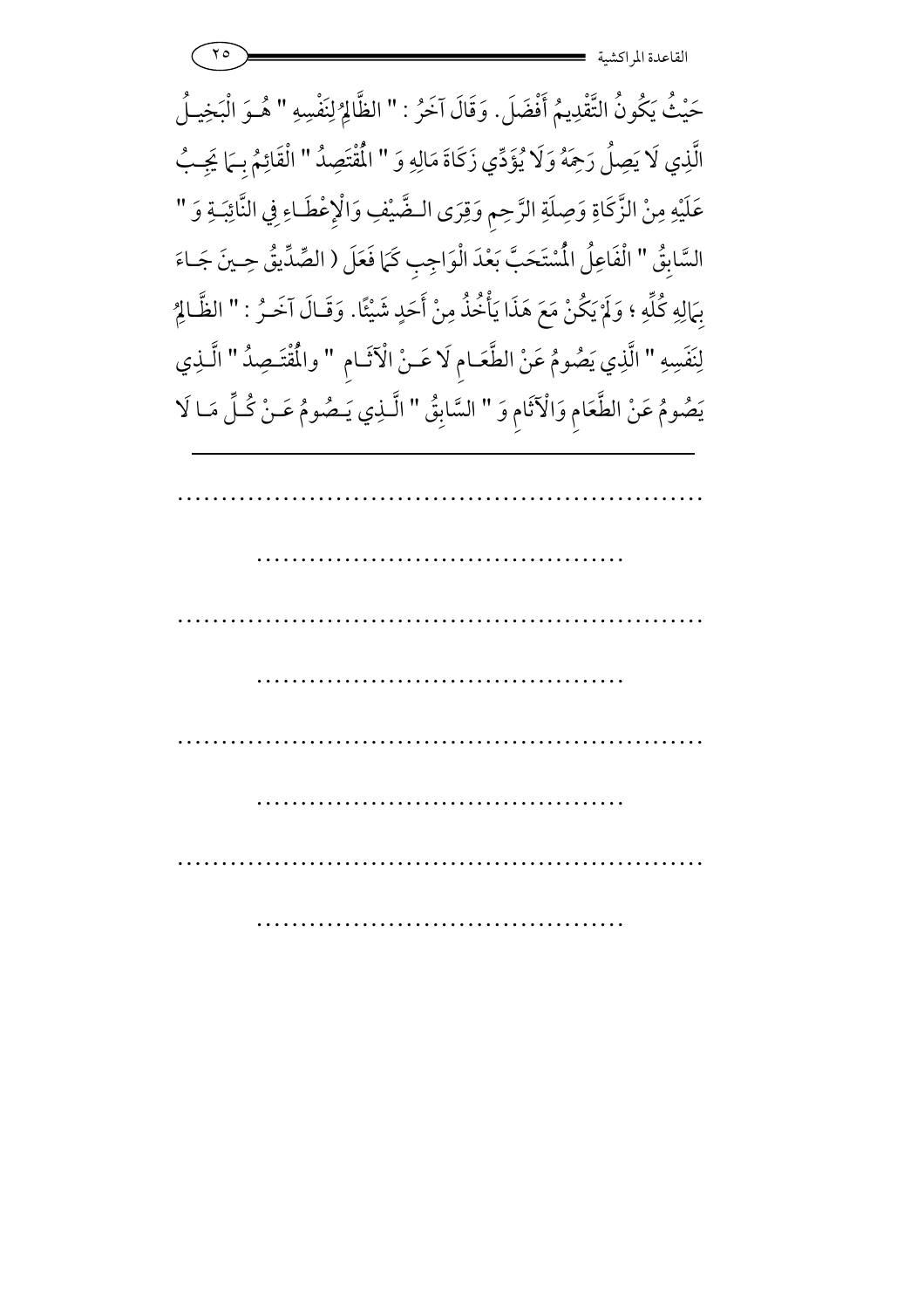حَيْثُ يَكُونُ التَّقْدِيمُ أَفْضَلَ. وَقَالَ آخَرُ : " الظَّالِمُ لِنَفْسِهِ " هُوَ الْبَخِيلُ الَّذِي لَا يَصِلُ رَحِمَهُ وَلَا يُؤَدِّي زَكَاةَ مَالِهِ وَ " الْمُقْتَصِدُ " الْقَائِمُ بِمَا يَجِبُ عَلَيْهِ مِنْ الزَّكَاةِ وَصِلَةِ الرَّحِمِ وَقِرَى الضَّيْفِ وَالْإِعْطَاءِ فِي النَّائِبَةِ وَ " السَّابِقُ " الْفَاعِلُ الْمُسْتَحَبَّ بَعْدَ الْوَاجِبِ كَمَا فَعَلَ ( الصِّدِّيقُ حِينَ جَاءَ بِمَالِهِ كُلِّهِ ؛ وَلَمْ يَكُنْ مَعَ هَذَا يَأْخُذُ مِنْ أَحَدٍ شَيْئًا. وَقَالَ آخَرُ : " الظَّالِمُ لِنَفَسِهِ " الَّذِي يَصُومُ عَنْ الطَّعَامِ لَا عَنْ الْآثَامِ " والْمُقْتَصِدُ " الَّذِي يَصُومُ عَنْ الطَّعَامِ وَالْآثَامِ وَ " السَّابِقُ " الَّذِي يَصُومُ عَنْ كُلِّ مَا لَا

..............................................................

..........................................

..............................................................

..........................................

..............................................................

..........................................

..............................................................

..........................................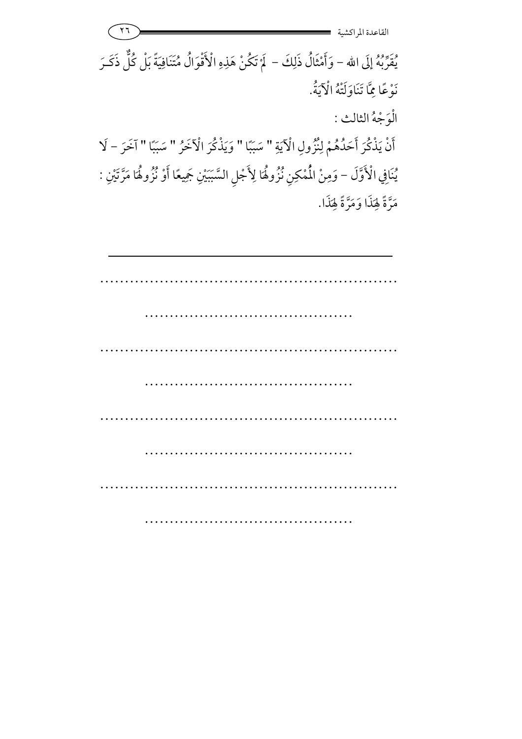يُقَرِّبُهُ إِلَى الله – وَأَمْثَالُ ذَلِكَ – لَمْ تَكُنْ هَذِهِ الْأَقْوَالُ مُتَنَافِيَةً بَلْ كُلٌّ ذَكَـرَ نَوْعًا مِمَّا تَنَاوَلَتْهُ الْآيَةُ.

الْوَجْهُ الثالث :

أَنْ يَذْكُرَ أَحَدُهُمْ لِنُزُولِ الْآيَةِ " سَبَبًا " وَيَذْكُرَ الْآخَرُ " سَبَبًا " آخَرَ – لَا يُنَافِي الْأَوَّلَ – وَمِنْ الْمُمْكِنِ نُزُولُهَا لِأَجْلِ السَّبَبَيْنِ جَمِيعًا أَوْ نُزُولُهَا مَرَّتَيْنِ : مَرَّةً لِهَذَا وَمَرَّةً لِهَذَا.

---

...........................................................

.......................................

...........................................................

.......................................

...........................................................

.......................................

...........................................................

.......................................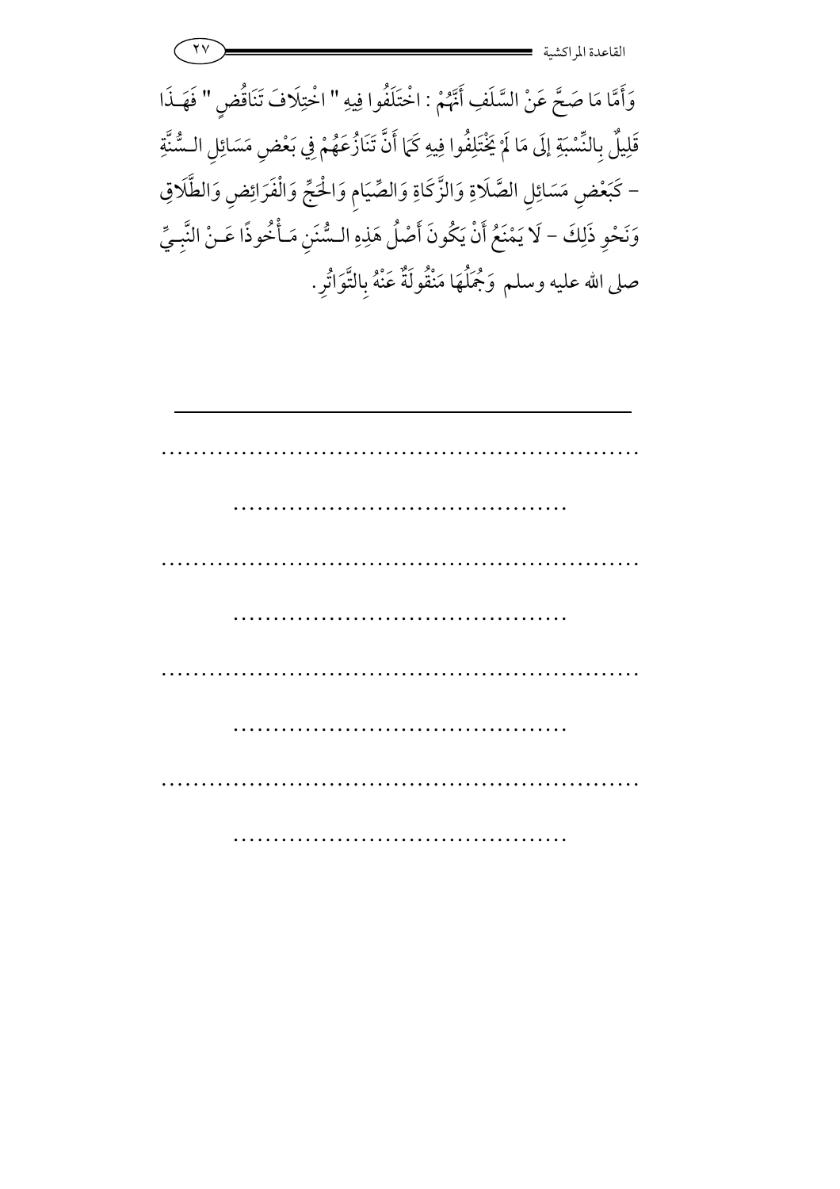وَأَمَّا مَا صَحَّ عَنْ السَّلَفِ أَنَّهُمْ : اخْتَلَفُوا فِيهِ " اخْتِلَافَ تَنَاقُضٍ " فَهَـذَا قَلِيلٌ بِالنِّسْبَةِ إلَى مَا لَمْ يَخْتَلِفُوا فِيهِ كَمَا أَنَّ تَنَازُعَهُمْ فِي بَعْضِ مَسَائِلِ السُّنَّةِ – كَبَعْضِ مَسَائِلِ الصَّلَاةِ وَالزَّكَاةِ وَالصِّيَامِ وَالْحَجِّ وَالْفَرَائِضِ وَالطَّلَاقِ وَنَحْوِ ذَلِكَ – لَا يَمْنَعُ أَنْ يَكُونَ أَصْلُ هَذِهِ السُّنَنِ مَأْخُوذًا عَنْ النَّبِيِّ صلى الله عليه وسلم وَجُمَلُهَا مَنْقُولَةٌ عَنْهُ بِالتَّوَاتُرِ.

---

.............................................................

..........................................

.............................................................

..........................................

.............................................................

..........................................

.............................................................

..........................................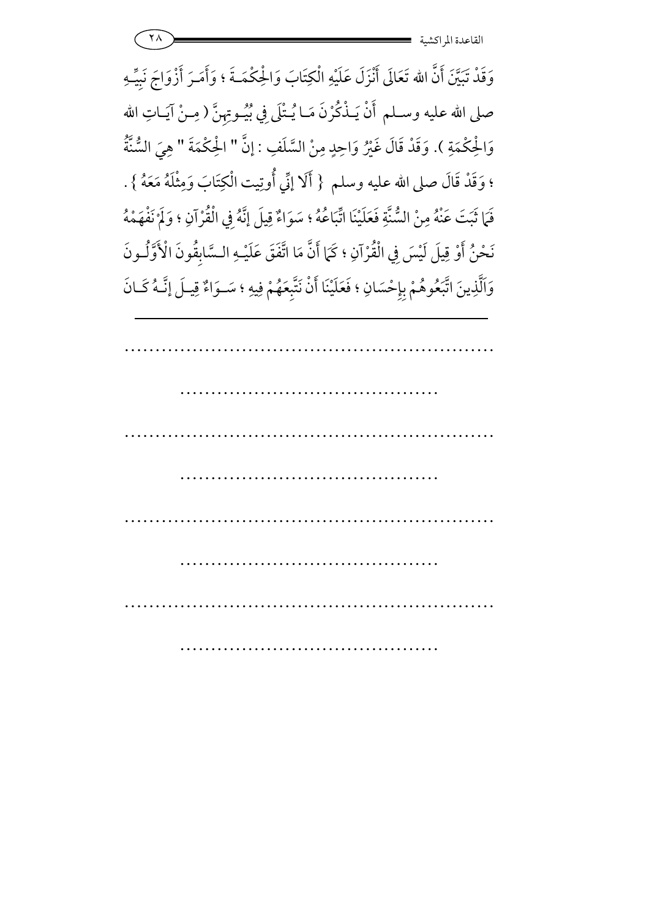وَقَدْ تَبَيَّنَ أَنَّ الله تَعَالَى أَنْزَلَ عَلَيْهِ الْكِتَابَ وَالْحِكْمَةَ ؛ وَأَمَرَ أَزْوَاجَ نَبِيِّهِ صلى الله عليه وسلم أَنْ يَذْكُرْنَ مَا يُتْلَى فِي بُيُوتِهِنَّ ( مِنْ آيَاتِ الله وَالْحِكْمَةِ ). وَقَدْ قَالَ غَيْرُ وَاحِدٍ مِنْ السَّلَفِ : إنَّ " الْحِكْمَةَ " هِيَ السُّنَّةُ ؛ وَقَدْ قَالَ صلى الله عليه وسلم { أَلَا إنِّي أُوتِيت الْكِتَابَ وَمِثْلَهُ مَعَهُ } . فَمَا ثَبَتَ عَنْهُ مِنْ السُّنَّةِ فَعَلَيْنَا اتِّبَاعُهُ ؛ سَوَاءٌ قِيلَ إنَّهُ فِي الْقُرْآنِ ؛ وَلَمْ نَفْهَمْهُ نَحْنُ أَوْ قِيلَ لَيْسَ فِي الْقُرْآنِ ؛ كَمَا أَنَّ مَا اتَّفَقَ عَلَيْهِ السَّابِقُونَ الْأَوَّلُونَ وَالَّذِينَ اتَّبَعُوهُمْ بِإِحْسَانٍ ؛ فَعَلَيْنَا أَنْ نَتَّبِعَهُمْ فِيهِ ؛ سَوَاءٌ قِيلَ إنَّهُ كَانَ

---

.............................................................

..........................................

.............................................................

..........................................

.............................................................

..........................................

.............................................................

..........................................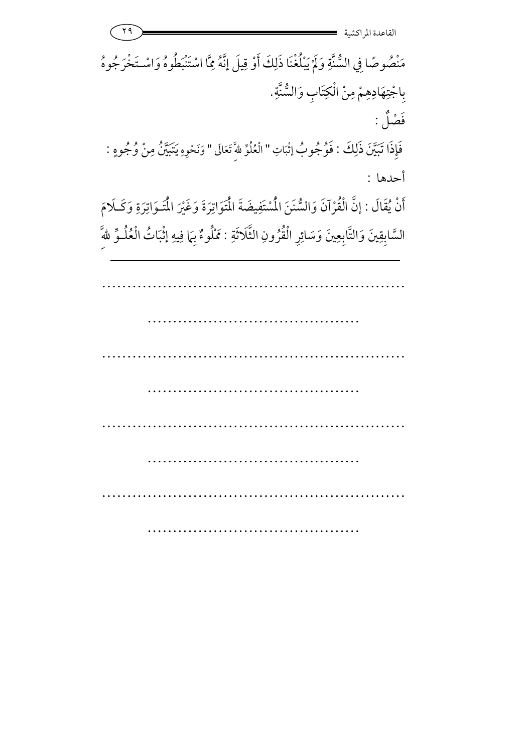مَنْصُوصًا فِي السُّنَّةِ وَلَمْ يَبْلُغْنَا ذَلِكَ أَوْ قِيلَ إِنَّهُ مِمَّا اسْتَنْبَطُوهُ وَاسْتَخْرَجُوهُ بِاجْتِهَادِهِمْ مِنْ الْكِتَابِ وَالسُّنَّةِ.

فَصْلٌ :

فَإِذَا تَبَيَّنَ ذَلِكَ : فَوُجُوبُ إثْبَاتِ " الْعُلُوِّ للهِ تَعَالَى " وَنَحْوِهِ يَتَبَيَّنُ مِنْ وُجُوهٍ :

أحدها :

أَنْ يُقَالَ : إنَّ الْقُرْآنَ وَالسُّنَنَ الْمُسْتَفِيضَةَ الْمُتَوَاتِرَةَ وَغَيْرَ الْمُتَوَاتِرَةِ وَكَلَامَ السَّابِقِينَ وَالتَّابِعِينَ وَسَائِرِ الْقُرُونِ الثَّلَاثَةِ : مَمْلُوءٌ بِمَا فِيهِ إثْبَاتُ الْعُلُوِّ للهِ

..............................................................

..........................................

..............................................................

..........................................

..............................................................

..........................................

..............................................................

..........................................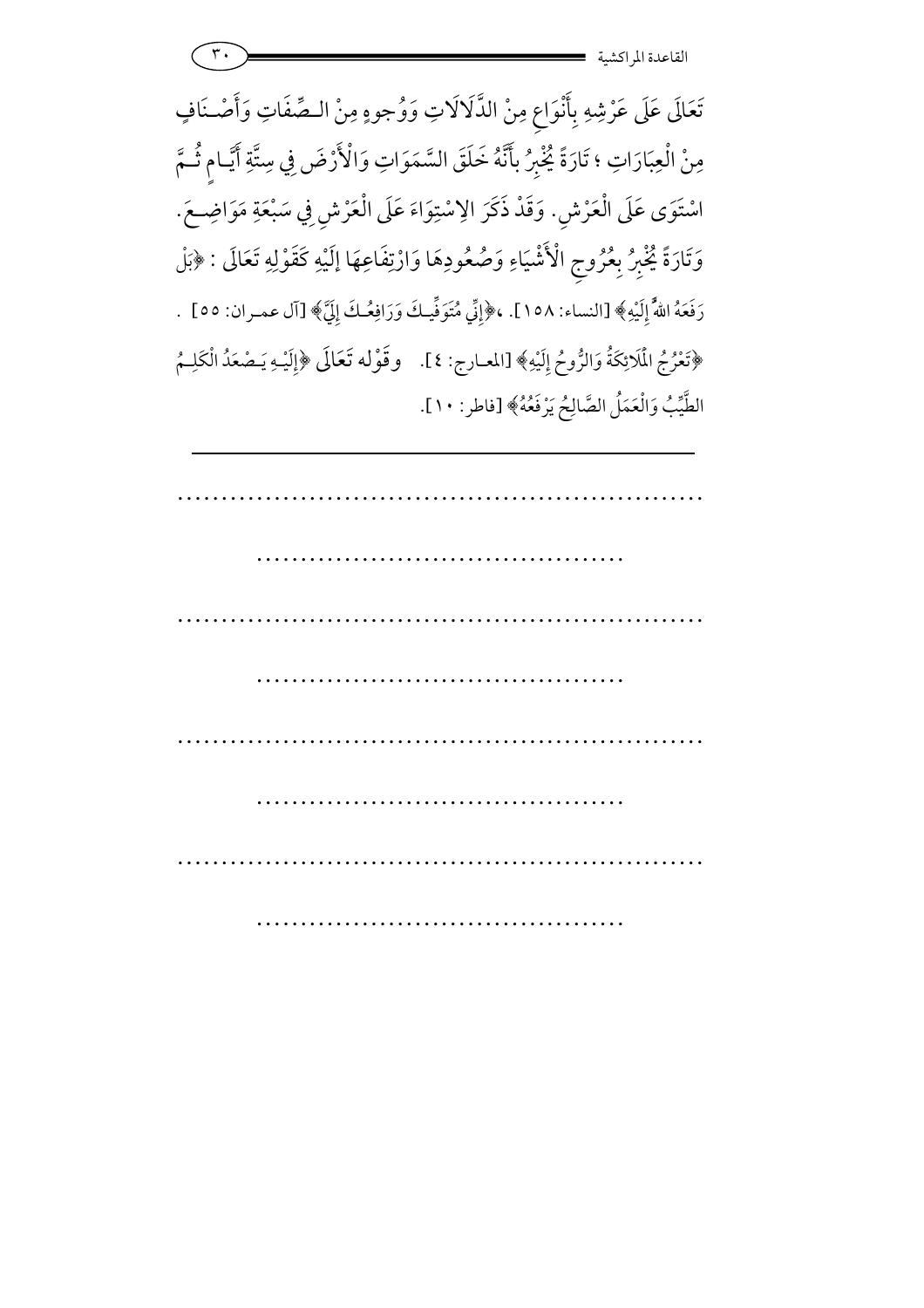تَعَالَى عَلَى عَرْشِهِ بِأَنْوَاعٍ مِنْ الدَّلَالَاتِ وَوُجوهٍ مِنْ الصِّفَاتِ وَأَصْنَافٍ مِنْ الْعِبَارَاتِ ؛ تَارَةً يُخْبِرُ بِأَنَّهُ خَلَقَ السَّمَوَاتِ وَالْأَرْضَ فِي سِتَّةِ أَيَّامٍ ثُمَّ اسْتَوَى عَلَى الْعَرْشِ. وَقَدْ ذَكَرَ الِاسْتِوَاءَ عَلَى الْعَرْشِ فِي سَبْعَةِ مَوَاضِعَ. وَتَارَةً يُخْبِرُ بِعُرُوجِ الْأَشْيَاءِ وَصُعُودِهَا وَارْتِفَاعِهَا إلَيْهِ كَقَوْلِهِ تَعَالَى : ﴿بَلْ رَفَعَهُ اللهُ إِلَيْهِ﴾ [النساء: ١٥٨]. ،﴿إِنِّي مُتَوَفِّيكَ وَرَافِعُكَ إِلَيَّ﴾ [آل عمران: ٥٥] . ﴿تَعْرُجُ الْمَلَائِكَةُ وَالرُّوحُ إِلَيْهِ﴾ [المعارج: ٤]. وقَوْله تَعَالَى ﴿إِلَيْهِ يَصْعَدُ الْكَلِمُ الطَّيِّبُ وَالْعَمَلُ الصَّالِحُ يَرْفَعُهُ﴾ [فاطر: ١٠].

---

............................................................

..........................................

............................................................

..........................................

............................................................

..........................................

............................................................

..........................................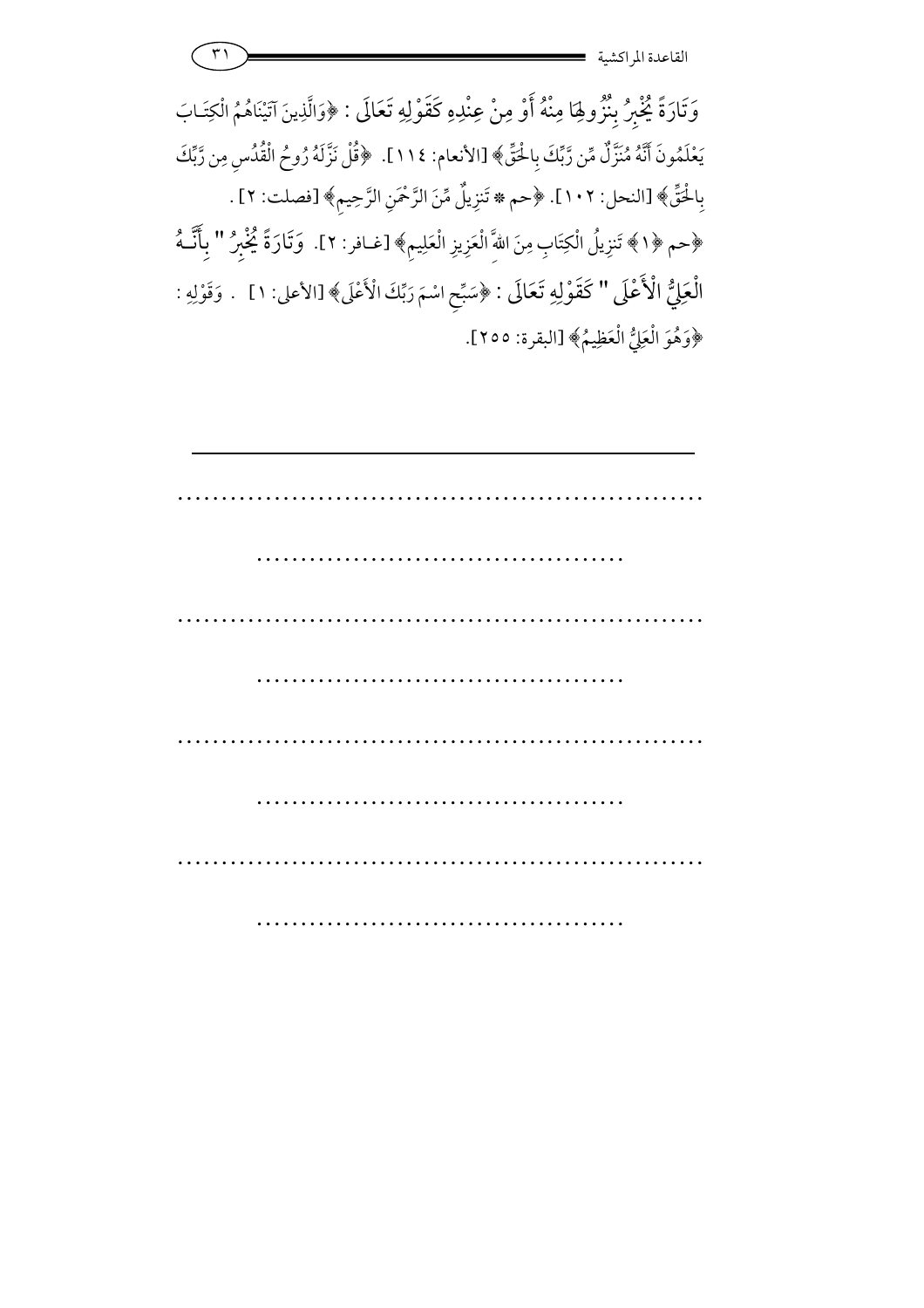وَتَارَةً يُخْبِرُ بِنُزُولِهَا مِنْهُ أَوْ مِنْ عِنْدِهِ كَقَوْلِهِ تَعَالَى : ﴿وَالَّذِينَ آتَيْنَاهُمُ الْكِتَابَ يَعْلَمُونَ أَنَّهُ مُنَزَّلٌ مِّن رَّبِّكَ بِالْحَقِّ﴾ [الأنعام: ١١٤]. ﴿قُلْ نَزَّلَهُ رُوحُ الْقُدُسِ مِن رَّبِّكَ بِالْحَقِّ﴾ [النحل: ١٠٢]. ﴿حم * تَنزِيلٌ مِّنَ الرَّحْمَنِ الرَّحِيمِ﴾ [فصلت: ٢] . ﴿حم ﴿١﴾ تَنزِيلُ الْكِتَابِ مِنَ اللهِ الْعَزِيزِ الْعَلِيمِ﴾ [غافر: ٢]. وَتَارَةً يُخْبِرُ " بِأَنَّهُ الْعَلِيُّ الْأَعْلَى " كَقَوْلِهِ تَعَالَى : ﴿سَبِّحِ اسْمَ رَبِّكَ الْأَعْلَى﴾ [الأعلى: ١] . وَقَوْلِهِ : ﴿وَهُوَ الْعَلِيُّ الْعَظِيمُ﴾ [البقرة: ٢٥٥].

---

.........................................................

.......................................

.........................................................

.......................................

.........................................................

.......................................

.........................................................

.......................................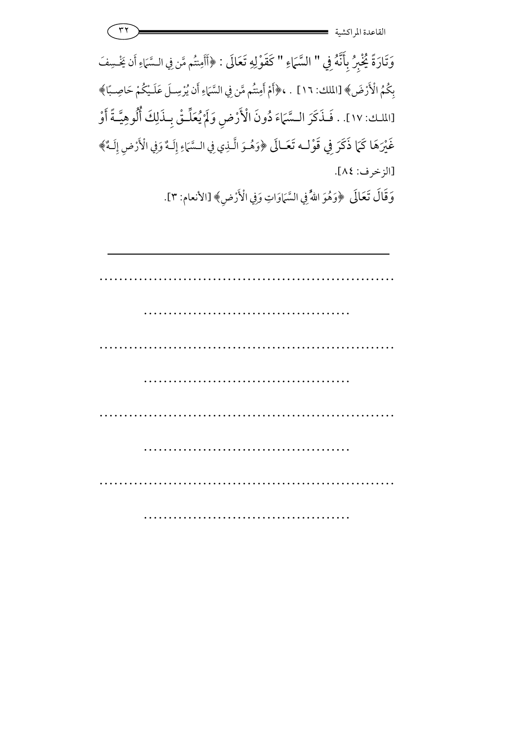وَتَارَةً يُخْبِرُ بِأَنَّهُ فِي " السَّمَاءِ " كَقَوْلِهِ تَعَالَى : ﴿أَأَمِنتُم مَّن فِي السَّمَاءِ أَن يَخْسِفَ بِكُمُ الْأَرْضَ﴾ [الملك: ١٦] . ، ﴿أَمْ أَمِنتُم مَّن فِي السَّمَاءِ أَن يُرْسِلَ عَلَيْكُمْ حَاصِبًا﴾ [الملك: ١٧]. . فَذَكَرَ السَّمَاءَ دُونَ الْأَرْضِ وَلَمْ يُعَلِّقْ بِذَلِكَ أُلُوهِيَّةً أَوْ غَيْرَهَا كَمَا ذَكَرَ فِي قَوْلِهِ تَعَالَى ﴿وَهُوَ الَّذِي فِي السَّمَاءِ إِلَهٌ وَفِي الْأَرْضِ إِلَهٌ﴾ [الزخرف: ٨٤].

وَقَالَ تَعَالَى ﴿وَهُوَ اللهُ فِي السَّمَاوَاتِ وَفِي الْأَرْضِ﴾ [الأنعام: ٣].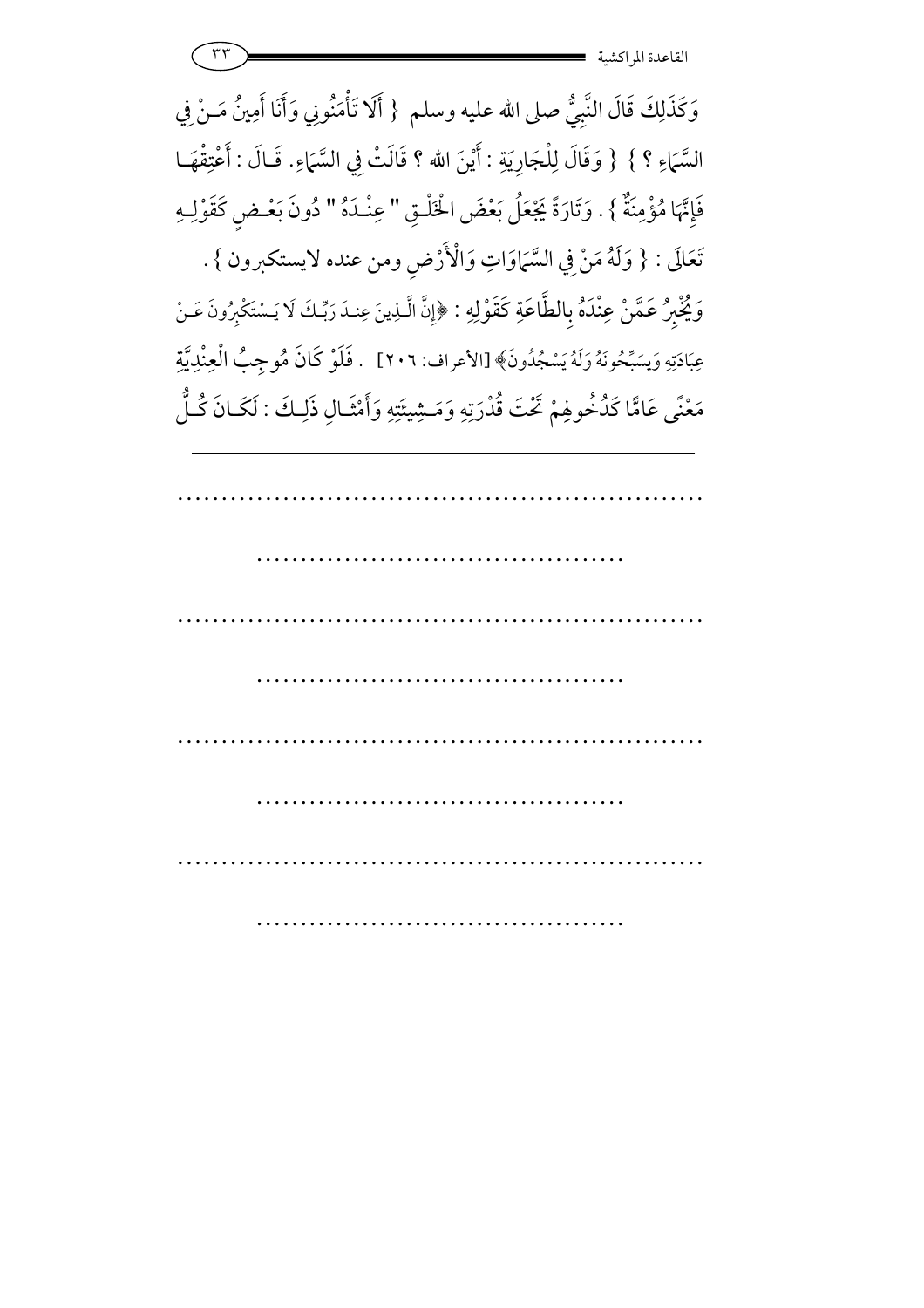وَكَذَلِكَ قَالَ النَّبِيُّ صلى الله عليه وسلم { أَلَا تَأْمَنُونِي وَأَنَا أَمِينُ مَنْ فِي السَّمَاءِ ؟ } { وَقَالَ لِلْجَارِيَةِ : أَيْنَ الله ؟ قَالَتْ فِي السَّمَاءِ. قَالَ : أَعْتِقْهَا فَإِنَّهَا مُؤْمِنَةٌ } . وَتَارَةً يَجْعَلُ بَعْضَ الْخَلْقِ " عِنْدَهُ " دُونَ بَعْضٍ كَقَوْلِهِ تَعَالَى : { وَلَهُ مَنْ فِي السَّمَاوَاتِ وَالْأَرْضِ ومن عنده لايستكبرون } .

وَيُخْبِرُ عَمَّنْ عِنْدَهُ بِالطَّاعَةِ كَقَوْلِهِ : ﴿إِنَّ الَّذِينَ عِندَ رَبِّكَ لَا يَسْتَكْبِرُونَ عَنْ عِبَادَتِهِ وَيُسَبِّحُونَهُ وَلَهُ يَسْجُدُونَ﴾ [الأعراف: ٢٠٦] . فَلَوْ كَانَ مُوجِبُ الْعِنْدِيَّةِ مَعْنًى عَامًّا كَدُخُولِهِمْ تَحْتَ قُدْرَتِهِ وَمَشِيئَتِهِ وَأَمْثَالِ ذَلِكَ : لَكَانَ كُلُّ

---

...........................................................

..........................................

...........................................................

..........................................

...........................................................

..........................................

...........................................................

..........................................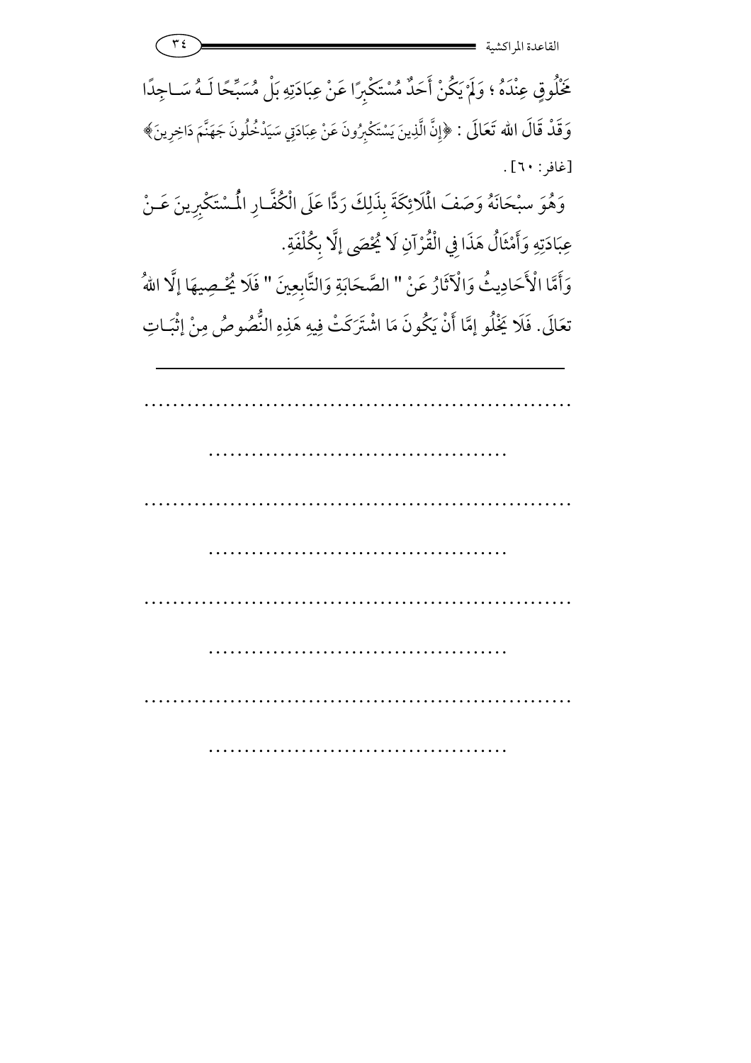مَخْلُوقٍ عِنْدَهُ ؛ وَلَمْ يَكُنْ أَحَدٌ مُسْتَكْبِرًا عَنْ عِبَادَتِهِ بَلْ مُسَبِّحًا لَـهُ سَـاجِدًا وَقَدْ قَالَ الله تَعَالَى : ﴿إِنَّ الَّذِينَ يَسْتَكْبِرُونَ عَنْ عِبَادَتِي سَيَدْخُلُونَ جَهَنَّمَ دَاخِرِينَ﴾ [غافر: ٦٠] .

وَهُوَ سبْحَانَهُ وَصَفَ الْمَلَائِكَةَ بِذَلِكَ رَدًّا عَلَى الْكُفَّـارِ الْمُـسْتَكْبِرِينَ عَـنْ عِبَادَتِهِ وَأَمْثَالُ هَذَا فِي الْقُرْآنِ لَا يُحْصَى إلَّا بِكُلْفَةٍ.

وَأَمَّا الْأَحَادِيثُ وَالْآثَارُ عَنْ " الصَّحَابَةِ وَالتَّابِعِينَ " فَلَا يُحْـصِيهَا إلَّا اللهُ تعَالَى. فَلَا يَخْلُو إمَّا أَنْ يَكُونَ مَا اشْتَرَكَتْ فِيهِ هَذِهِ النُّصُوصُ مِنْ إثْبَـاتِ

---

..............................................................

..........................................

..............................................................

..........................................

..............................................................

..........................................

..............................................................

..........................................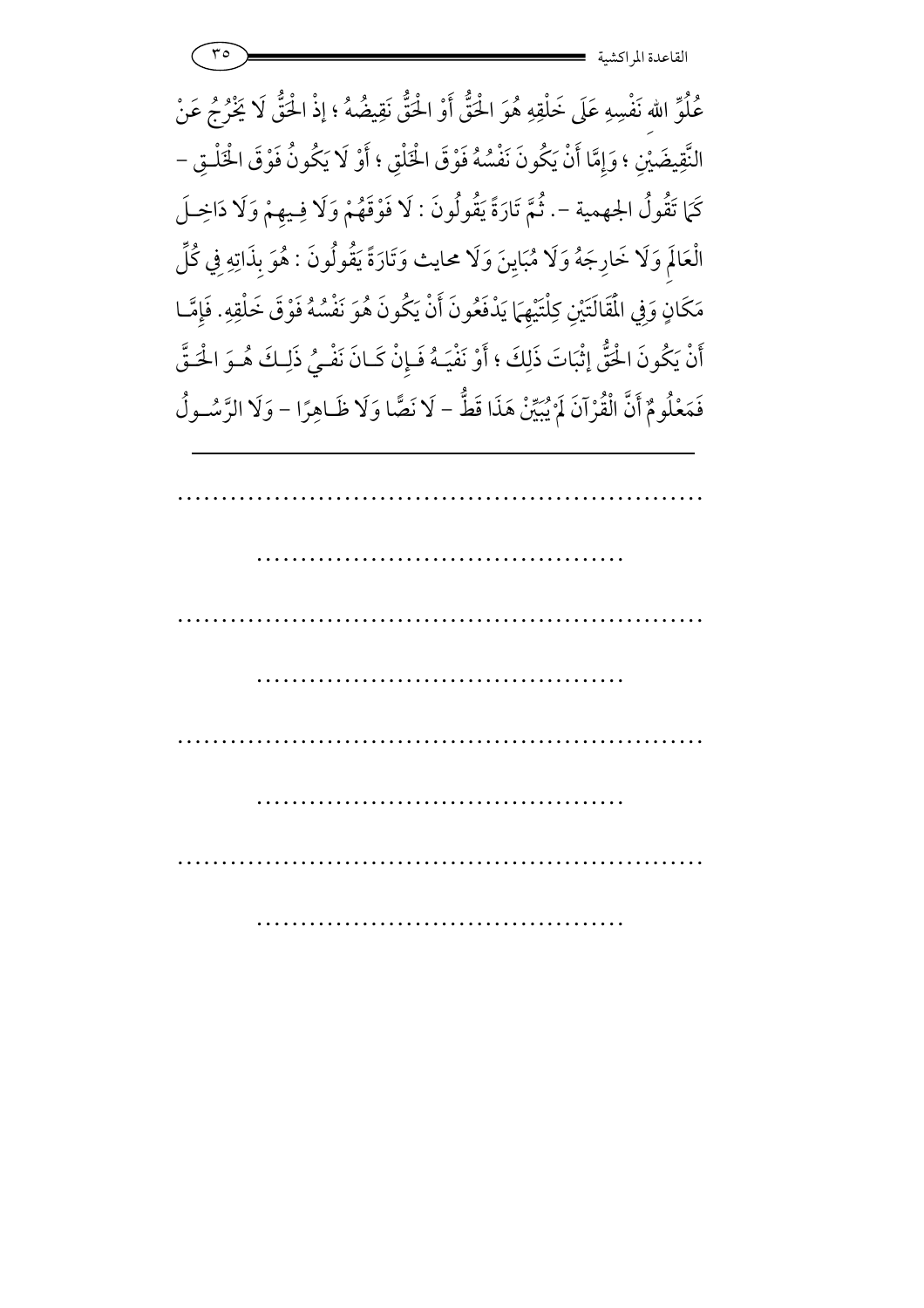عُلُوِّ اللهِ نَفْسِهِ عَلَى خَلْقِهِ هُوَ الْحَقُّ أَوْ الْحَقُّ نَقِيضُهُ ؛ إذْ الْحَقُّ لَا يَخْرُجُ عَنْ النَّقِيضَيْنِ ؛ وَإِمَّا أَنْ يَكُونَ نَفْسُهُ فَوْقَ الْخَلْقِ ؛ أَوْ لَا يَكُونُ فَوْقَ الْخَلْقِ – كَمَا تَقُولُ الجهمية –. ثُمَّ تَارَةً يَقُولُونَ : لَا فَوْقَهُمْ وَلَا فِيهِمْ وَلَا دَاخِلَ الْعَالَمِ وَلَا خَارِجَهُ وَلَا مُبَايِنَ وَلَا محايث وَتَارَةً يَقُولُونَ : هُوَ بِذَاتِهِ فِي كُلِّ مَكَانٍ وَفِي الْمَقَالَتَيْنِ كِلْتَيْهِمَا يَدْفَعُونَ أَنْ يَكُونَ هُوَ نَفْسُهُ فَوْقَ خَلْقِهِ. فَإِمَّا أَنْ يَكُونَ الْحَقُّ إثْبَاتَ ذَلِكَ ؛ أَوْ نَفْيَهُ فَإِنْ كَانَ نَفْيُ ذَلِكَ هُوَ الْحَقَّ فَمَعْلُومٌ أَنَّ الْقُرْآنَ لَمْ يُبَيِّنْ هَذَا قَطُّ – لَا نَصًّا وَلَا ظَاهِرًا – وَلَا الرَّسُولُ

---

.............................................................

.........................................

.............................................................

.........................................

.............................................................

.........................................

.............................................................

.........................................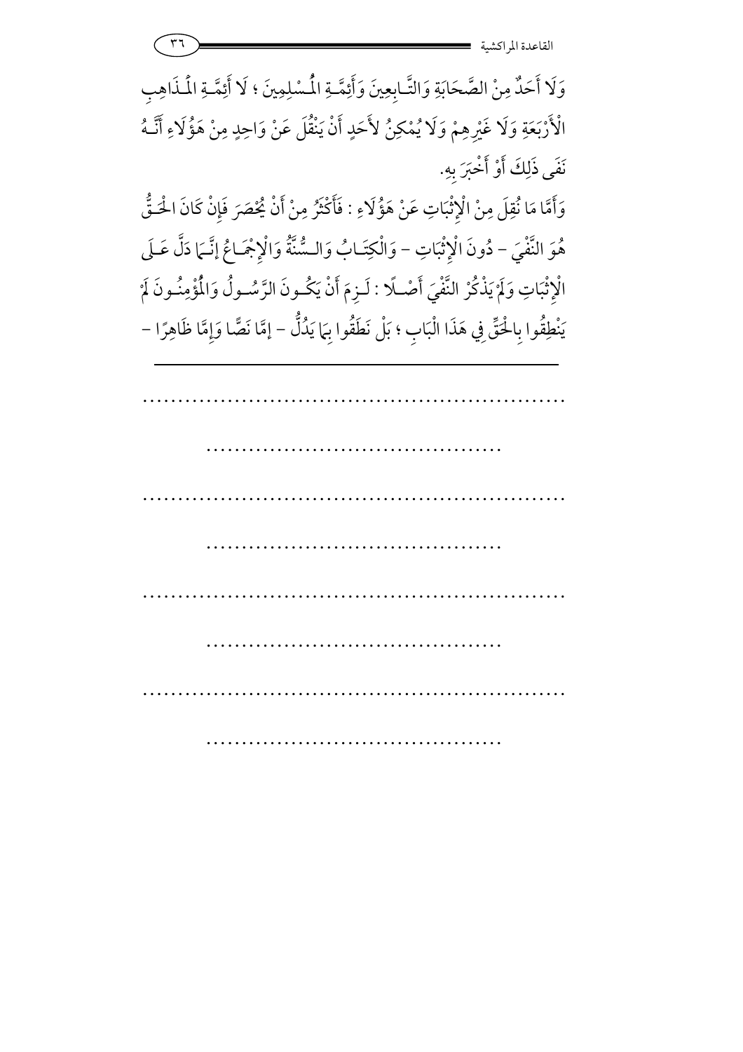وَلَا أَحَدٌ مِنْ الصَّحَابَةِ وَالتَّابِعِينَ وَأَئِمَّةِ الْمُسْلِمِينَ ؛ لَا أَئِمَّةِ الْمَذَاهِبِ الْأَرْبَعَةِ وَلَا غَيْرِهِمْ وَلَا يُمْكِنُ لأَحَدٍ أَنْ يَنْقُلَ عَنْ وَاحِدٍ مِنْ هَؤُلَاءِ أَنَّهُ نَفَى ذَلِكَ أَوْ أَخْبَرَ بِهِ.

وَأَمَّا مَا نُقِلَ مِنْ الْإِثْبَاتِ عَنْ هَؤُلَاءِ : فَأَكْثَرُ مِنْ أَنْ يُحْصَرَ فَإِنْ كَانَ الْحَقُّ هُوَ النَّفْيَ - دُونَ الْإِثْبَاتِ - وَالْكِتَابُ وَالسُّنَّةُ وَالْإِجْمَاعُ إنَّمَا دَلَّ عَلَى الْإِثْبَاتِ وَلَمْ يَذْكُرْ النَّفْيَ أَصْلًا : لَزِمَ أَنْ يَكُونَ الرَّسُولُ وَالْمُؤْمِنُونَ لَمْ يَنْطِقُوا بِالْحَقِّ فِي هَذَا الْبَابِ ؛ بَلْ نَطَقُوا بِمَا يَدُلُّ - إمَّا نَصًّا وَإِمَّا ظَاهِرًا -

---

..............................................................

..........................................

..............................................................

..........................................

..............................................................

..........................................

..............................................................

..........................................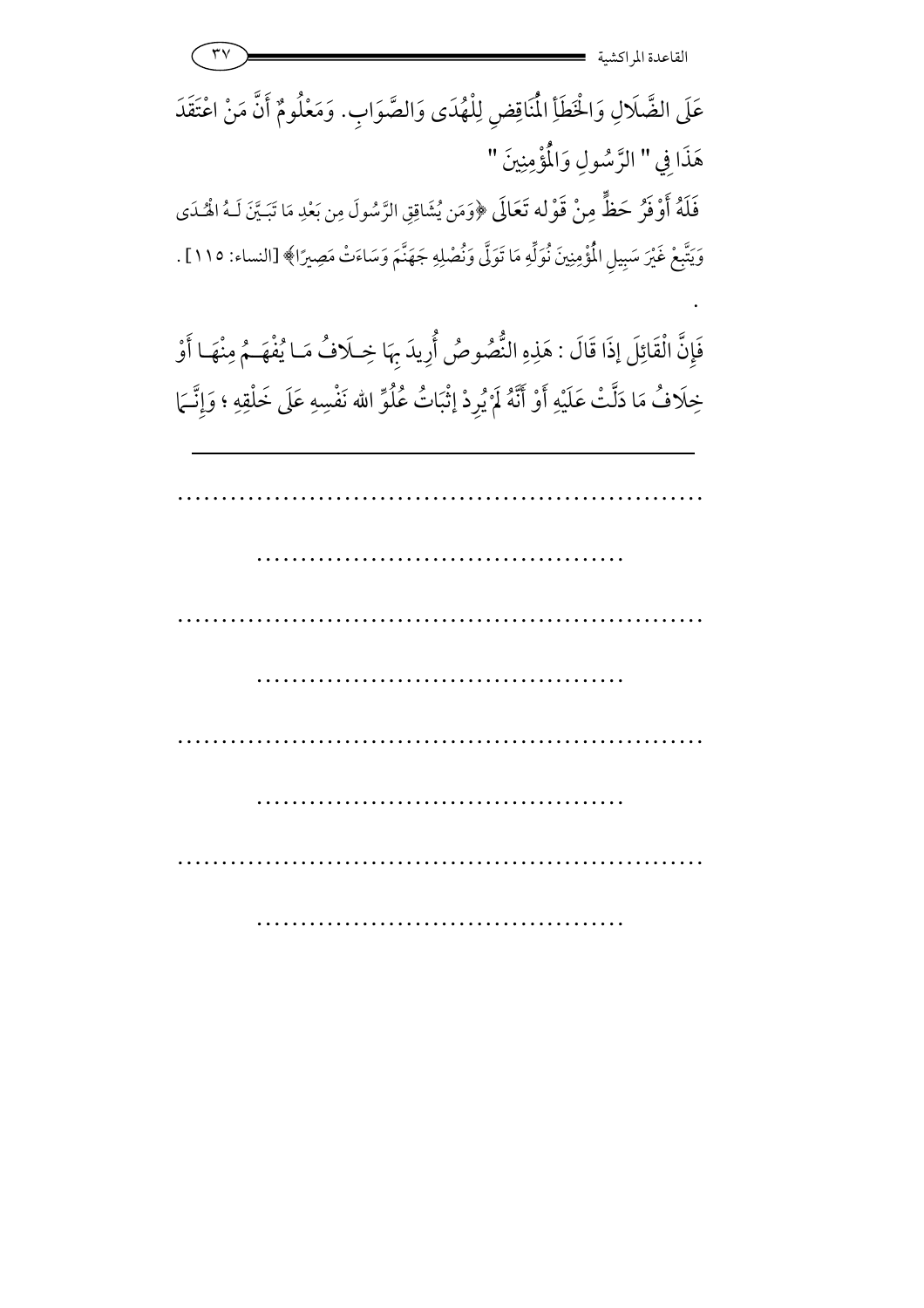عَلَى الضَّلَالِ وَالْخَطَأِ الْمُنَاقِضِ لِلْهُدَى وَالصَّوَابِ. وَمَعْلُومٌ أَنَّ مَنْ اعْتَقَدَ هَذَا فِي " الرَّسُولِ وَالْمُؤْمِنِينَ "

فَلَهُ أَوْفَرُ حَظٍّ مِنْ قَوْله تَعَالَى ﴿وَمَن يُشَاقِقِ الرَّسُولَ مِن بَعْدِ مَا تَبَيَّنَ لَهُ الْهُدَى وَيَتَّبِعْ غَيْرَ سَبِيلِ الْمُؤْمِنِينَ نُوَلِّهِ مَا تَوَلَّى وَنُصْلِهِ جَهَنَّمَ وَسَاءَتْ مَصِيرًا﴾ [النساء: ١١٥] .

.

فَإِنَّ الْقَائِلَ إذَا قَالَ : هَذِهِ النُّصُوصُ أُرِيدَ بِهَا خِلَافُ مَا يُفْهَمُ مِنْهَا أَوْ خِلَافُ مَا دَلَّتْ عَلَيْهِ أَوْ أَنَّهُ لَمْ يُرِدْ إثْبَاتُ عُلُوِّ الله نَفْسِهِ عَلَى خَلْقِهِ ؛ وَإِنَّمَا

---

............................................................

..........................................

............................................................

..........................................

............................................................

..........................................

............................................................

..........................................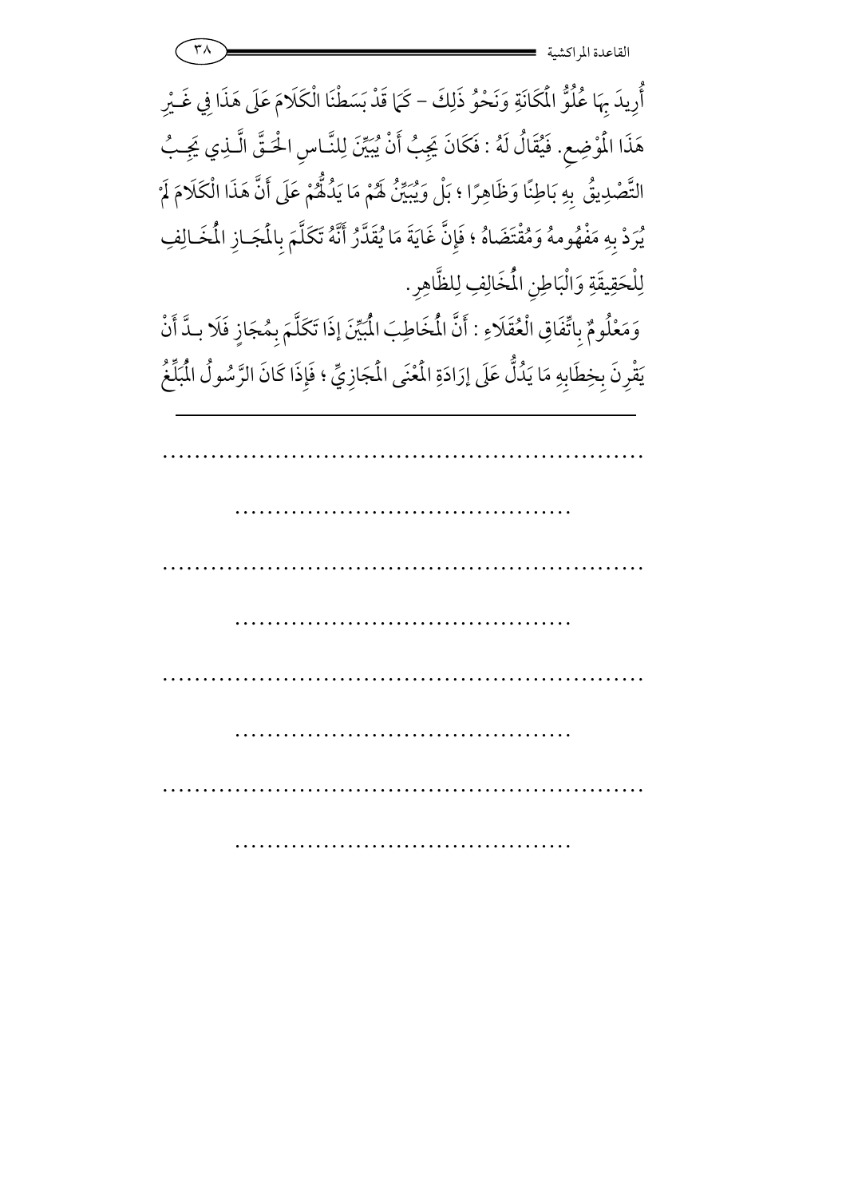أُرِيدَ بِهَا عُلُوُّ الْمَكَانَةِ وَنَحْوُ ذَلِكَ – كَمَا قَدْ بَسَطْنَا الْكَلَامَ عَلَى هَذَا فِي غَيْرِ هَذَا الْمَوْضِعِ. فَيُقَالُ لَهُ : فَكَانَ يَجِبُ أَنْ يُبَيِّنَ لِلنَّاسِ الْحَقَّ الَّذِي يَجِبُ التَّصْدِيقُ بِهِ بَاطِنًا وَظَاهِرًا ؛ بَلْ وَيُبَيِّنُ لَهُمْ مَا يَدُلُّهُمْ عَلَى أَنَّ هَذَا الْكَلَامَ لَمْ يُرَدْ بِهِ مَفْهُومهُ وَمُقْتَضَاهُ ؛ فَإِنَّ غَايَةَ مَا يُقَدَّرُ أَنَّهُ تَكَلَّمَ بِالْمَجَازِ الْمُخَالِفِ لِلْحَقِيقَةِ وَالْبَاطِنِ الْمُخَالِفِ لِلظَّاهِرِ.

وَمَعْلُومٌ بِاتِّفَاقِ الْعُقَلَاءِ : أَنَّ الْمُخَاطِبَ الْمُبَيِّنَ إذَا تَكَلَّمَ بِمُجَازٍ فَلَا بدَّ أَنْ يَقْرِنَ بِخِطَابِهِ مَا يَدُلُّ عَلَى إرَادَةِ الْمَعْنَى الْمَجَازِيِّ ؛ فَإِذَا كَانَ الرَّسُولُ الْمُبَلِّغُ

---

.............................................................

..........................................

.............................................................

..........................................

.............................................................

..........................................

.............................................................

..........................................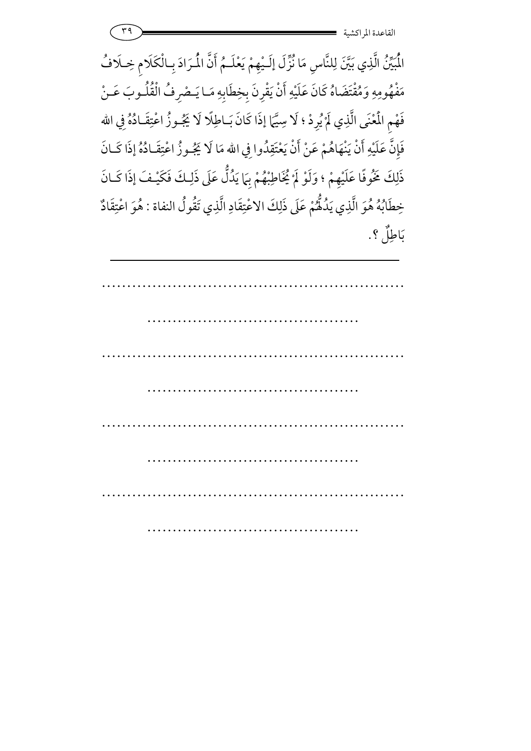الْمُبَيِّنُ الَّذِي بَيَّنَ لِلنَّاسِ مَا نُزِّلَ إِلَيْهِمْ يَعْلَمُ أَنَّ الْمُرَادَ بِالْكَلَامِ خِلَافُ مَفْهُومِهِ وَمُقْتَضَاهُ كَانَ عَلَيْهِ أَنْ يَقْرِنَ بِخِطَابِهِ مَا يَصْرِفُ الْقُلُوبَ عَنْ فَهْمِ الْمَعْنَى الَّذِي لَمْ يُرِدْ ؛ لَا سِيَّمَا إِذَا كَانَ بَاطِلًا لَا يَجُوزُ اعْتِقَادُهُ فِي الله فَإِنَّ عَلَيْهِ أَنْ يَنْهَاهُمْ عَنْ أَنْ يَعْتَقِدُوا فِي الله مَا لَا يَجُوزُ اعْتِقَادُهُ إِذَا كَانَ ذَلِكَ مَخُوفًا عَلَيْهِمْ ؛ وَلَوْ لَمْ يُخَاطِبْهُمْ بِمَا يَدُلُّ عَلَى ذَلِكَ فَكَيْفَ إِذَا كَانَ خِطَابُهُ هُوَ الَّذِي يَدُلُّهُمْ عَلَى ذَلِكَ الاعْتِقَادِ الَّذِي تَقُولُ النفاة : هُوَ اعْتِقَادٌ بَاطِلٌ ؟.

---

.............................................................

..........................................

.............................................................

..........................................

.............................................................

..........................................

.............................................................

..........................................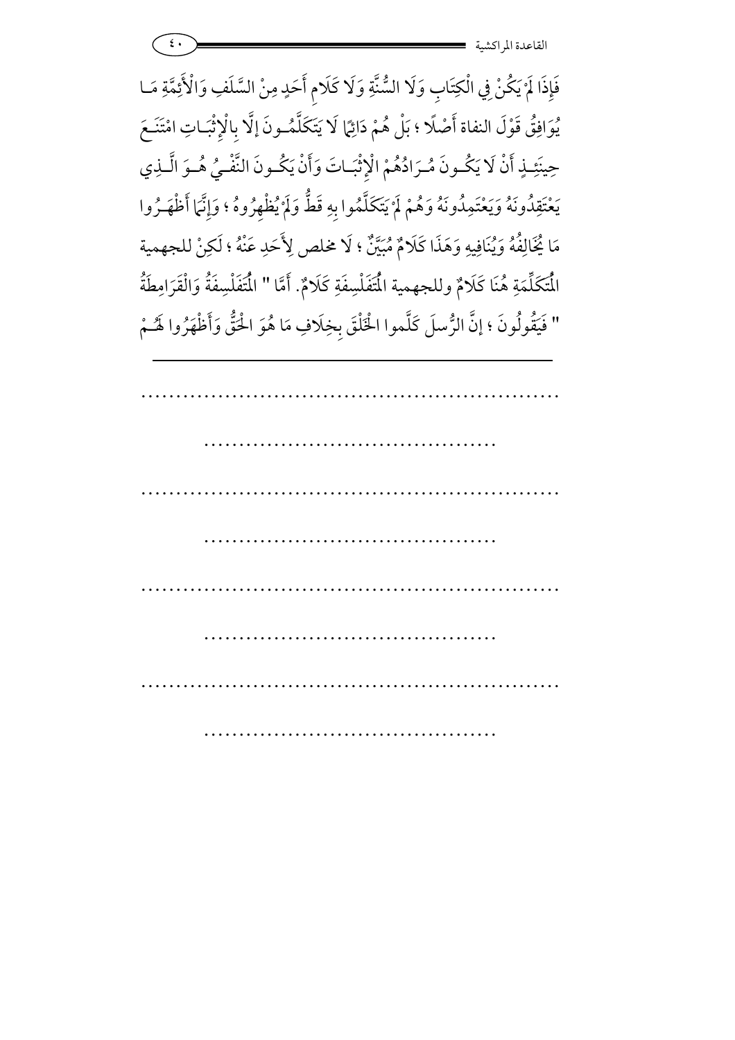فَإِذَا لَمْ يَكُنْ فِي الْكِتَابِ وَلَا السُّنَّةِ وَلَا كَلَامِ أَحَدٍ مِنْ السَّلَفِ وَالْأَئِمَّةِ مَا يُوَافِقُ قَوْلَ النفاة أَصْلًا ؛ بَلْ هُمْ دَائِمًا لَا يَتَكَلَّمُونَ إلَّا بِالْإِثْبَاتِ امْتَنَعَ حِينَئِذٍ أَنْ لَا يَكُونَ مُرَادُهُمْ الْإِثْبَاتَ وَأَنْ يَكُونَ النَّفْيُ هُوَ الَّذِي يَعْتَقِدُونَهُ وَيَعْتَمِدُونَهُ وَهُمْ لَمْ يَتَكَلَّمُوا بِهِ قَطُّ وَلَمْ يُظْهِرُوهُ ؛ وَإِنَّمَا أَظْهَرُوا مَا يُخَالِفُهُ وَيُنَافِيهِ وَهَذَا كَلَامٌ مُبَيَّنٌ ؛ لَا مخلص لِأَحَدٍ عَنْهُ ؛ لَكِنْ للجهمية الْمُتَكَلِّمَةِ هُنَا كَلَامٌ وللجهمية الْمُتَفَلْسِفَةِ كَلَامٌ. أَمَّا " الْمُتَفَلْسِفَةُ وَالْقَرَامِطَةُ " فَيَقُولُونَ ؛ إنَّ الرُّسلَ كَلَّموا الْخَلْقَ بِخِلَافِ مَا هُوَ الْحَقُّ وَأَظْهَرُوا لَهُمْ

---

.............................................................

..........................................

.............................................................

..........................................

.............................................................

..........................................

.............................................................

..........................................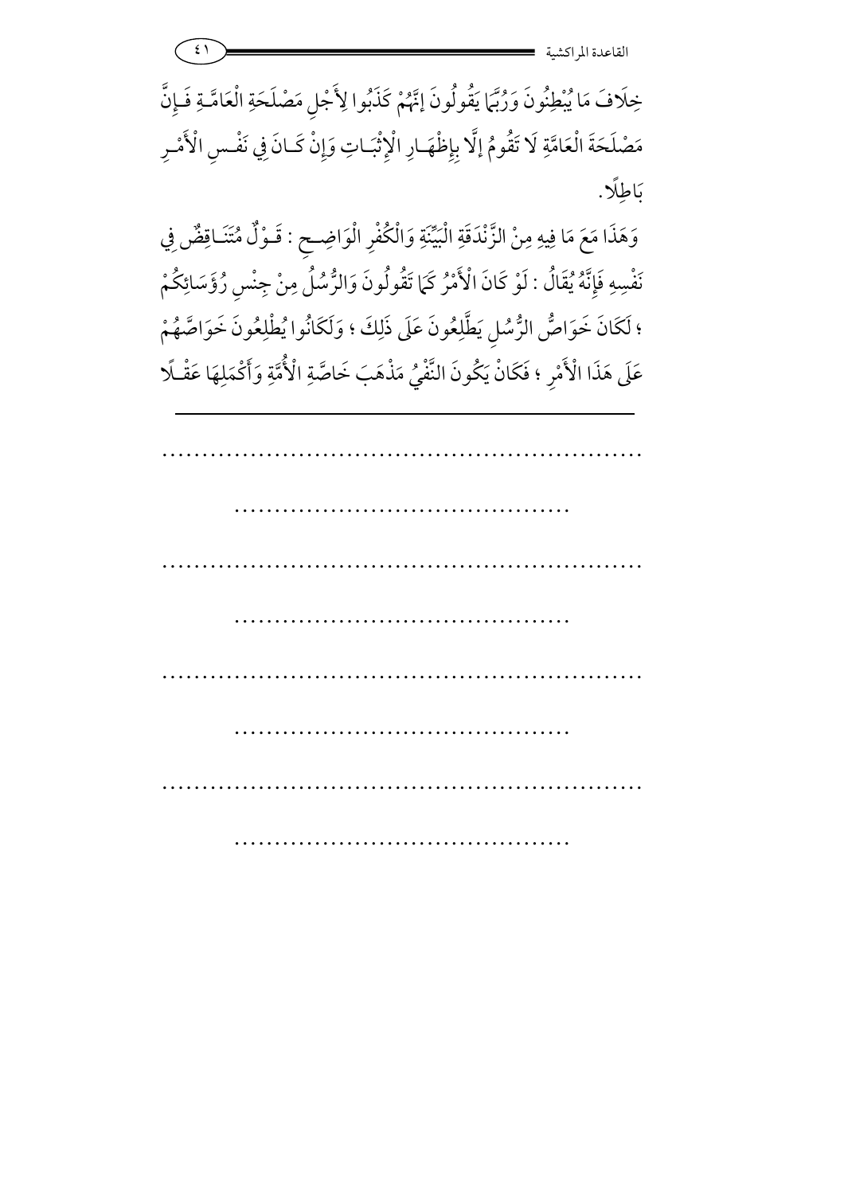خِلَافَ مَا يُبْطِنُونَ وَرُبَّمَا يَقُولُونَ إنَّهُمْ كَذَبُوا لِأَجْلِ مَصْلَحَةِ الْعَامَّةِ فَإِنَّ مَصْلَحَةَ الْعَامَّةِ لَا تَقُومُ إلَّا بِإِظْهَارِ الْإِثْبَاتِ وَإِنْ كَانَ فِي نَفْسِ الْأَمْرِ بَاطِلًا.

وَهَذَا مَعَ مَا فِيهِ مِنْ الزَّنْدَقَةِ الْبَيِّنَةِ وَالْكُفْرِ الْوَاضِحِ: قَوْلٌ مُتَنَاقِضٌ فِي نَفْسِهِ فَإِنَّهُ يُقَالُ: لَوْ كَانَ الْأَمْرُ كَمَا تَقُولُونَ وَالرُّسُلُ مِنْ جِنْسِ رُؤَسَائِكُمْ؛ لَكَانَ خَوَاصُّ الرُّسُلِ يَطَّلِعُونَ عَلَى ذَلِكَ؛ وَلَكَانُوا يُطْلِعُونَ خَوَاصَّهُمْ عَلَى هَذَا الْأَمْرِ؛ فَكَانَ يَكُونُ النَّفْيُ مَذْهَبَ خَاصَّةِ الْأُمَّةِ وَأَكْمَلِهَا عَقْلًا

---

.............................................................

..........................................

.............................................................

..........................................

.............................................................

..........................................

.............................................................

..........................................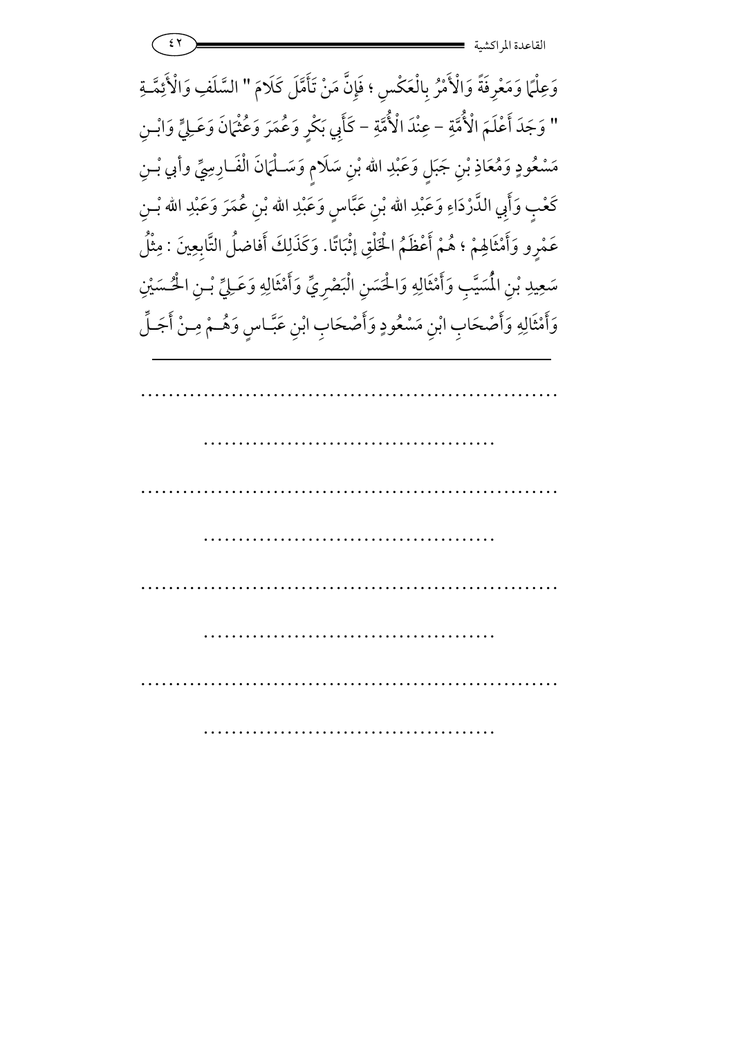وَعِلْمًا وَمَعْرِفَةً وَالْأَمْرُ بِالْعَكْسِ ؛ فَإِنَّ مَنْ تَأَمَّلَ كَلَامَ " السَّلَفِ وَالْأَئِمَّةِ " وَجَدَ أَعْلَمَ الْأُمَّةِ - عِنْدَ الْأُمَّةِ - كَأَبِي بَكْرٍ وَعُمَرَ وَعُثْمَانَ وَعَلِيٍّ وَابْنِ مَسْعُودٍ وَمُعَاذِ بْنِ جَبَلٍ وَعَبْدِ الله بْنِ سَلَامٍ وَسَلْمَانَ الْفَارِسِيِّ وأبي بْنِ كَعْبٍ وَأَبِي الدَّرْدَاءِ وَعَبْدِ الله بْنِ عَبَّاسٍ وَعَبْدِ الله بْنِ عُمَرَ وَعَبْدِ الله بْنِ عَمْرٍو وَأَمْثَالِهِمْ ؛ هُمْ أَعْظَمُ الْخَلْقِ إِثْبَاتًا. وَكَذَلِكَ أَفاضلُ التَّابِعِينَ : مِثْلُ سَعِيدِ بْنِ الْمُسَيَّبِ وَأَمْثَالِهِ وَالْحَسَنِ الْبَصْرِيِّ وَأَمْثَالِهِ وَعَلِيِّ بْنِ الْحُسَيْنِ وَأَمْثَالِهِ وَأَصْحَابِ ابْنِ مَسْعُودٍ وَأَصْحَابِ ابْنِ عَبَّاسٍ وَهُمْ مِنْ أَجَلِّ

---

..........................................................

......................................

..........................................................

......................................

..........................................................

......................................

..........................................................

......................................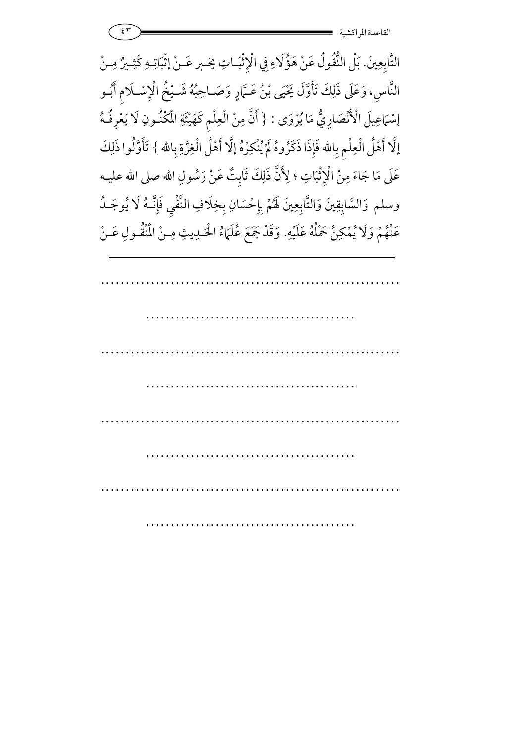التَّابِعِينَ. بَلْ النُّقُولُ عَنْ هَؤُلَاءِ فِي الْإِثْبَاتِ يخبر عَنْ إثْبَاتِهِ كَثِيرٌ مِنْ النَّاسِ، وَعَلَى ذَلِكَ تَأَوَّلَ يَحْيَى بْنُ عَمَّارٍ وَصَاحِبُهُ شَيْخُ الْإِسْلَامِ أَبُو إسْمَاعِيلَ الْأَنْصَارِيُّ مَا يُرْوَى : { أَنَّ مِنْ الْعِلْمِ كَهَيْئَةِ الْمَكْنُونِ لَا يَعْرِفُهُ إلَّا أَهْلُ الْعِلْمِ بِالله فَإِذَا ذَكَرُوهُ لَمْ يُنْكِرْهُ إلَّا أَهْلُ الْغِرَّةِ بِالله } تَأَوَّلُوا ذَلِكَ عَلَى مَا جَاءَ مِنْ الْإِثْبَاتِ ؛ لِأَنَّ ذَلِكَ ثَابِتٌ عَنْ رَسُولِ الله صلى الله عليه وسلم وَالسَّابِقِينَ وَالتَّابِعِينَ لَهُمْ بِإِحْسَانٍ بِخِلَافِ النَّفْيِ فَإِنَّهُ لَا يُوجَدُ عَنْهُمْ وَلَا يُمْكِنُ حَمْلُهُ عَلَيْهِ. وَقَدْ جَمَعَ عُلَمَاءُ الْحَدِيثِ مِنْ الْمَنْقُولِ عَنْ

---

.............................................................

..........................................

.............................................................

..........................................

.............................................................

..........................................

.............................................................

..........................................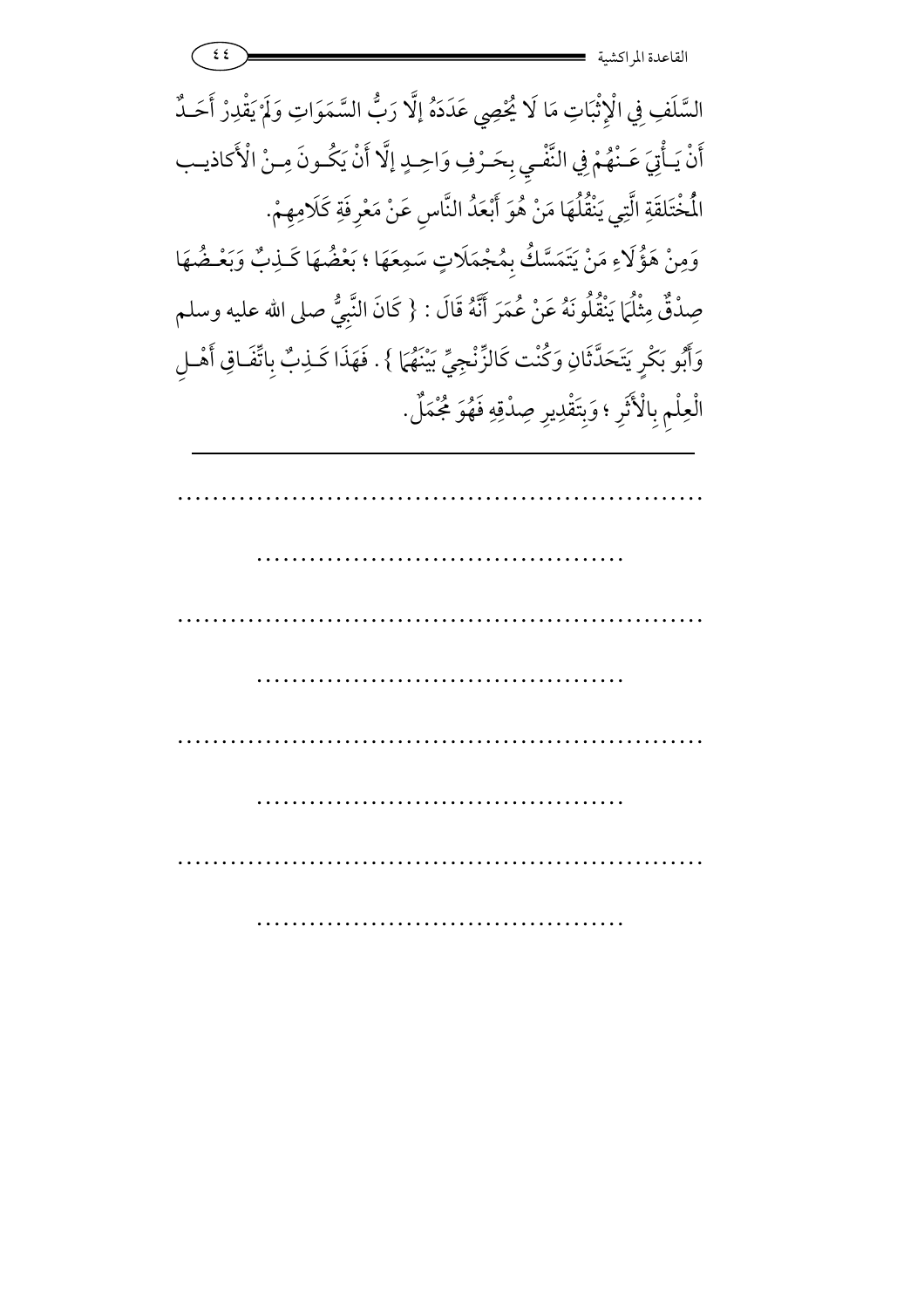السَّلَفِ فِي الْإِثْبَاتِ مَا لَا يُحْصِي عَدَدَهُ إلَّا رَبُّ السَّمَوَاتِ وَلَمْ يَقْدِرْ أَحَدٌ أَنْ يَأْتِيَ عَنْهُمْ فِي النَّفْيِ بِحَرْفٍ وَاحِدٍ إلَّا أَنْ يَكُونَ مِنْ الْأَكَاذِيبِ الْمُخْتَلَقَةِ الَّتِي يَنْقُلُهَا مَنْ هُوَ أَبْعَدُ النَّاسِ عَنْ مَعْرِفَةِ كَلَامِهِمْ.

وَمِنْ هَؤُلَاءِ مَنْ يَتَمَسَّكُ بِمُجْمَلَاتٍ سَمِعَهَا ؛ بَعْضُهَا كَذِبٌ وَبَعْضُهَا صِدْقٌ مِثْلُمَا يَنْقُلُونَهُ عَنْ عُمَرَ أَنَّهُ قَالَ : { كَانَ النَّبِيُّ صلى الله عليه وسلم وَأَبُو بَكْرٍ يَتَحَدَّثَانِ وَكُنْت كَالزِّنْجِيِّ بَيْنَهُمَا } . فَهَذَا كَذِبٌ بِاتِّفَاقِ أَهْلِ الْعِلْمِ بِالْأَثَرِ ؛ وَبِتَقْدِيرِ صِدْقِهِ فَهُوَ مُجْمَلٌ.

---

..............................................................

..........................................

..............................................................

..........................................

..............................................................

..........................................

..............................................................

..........................................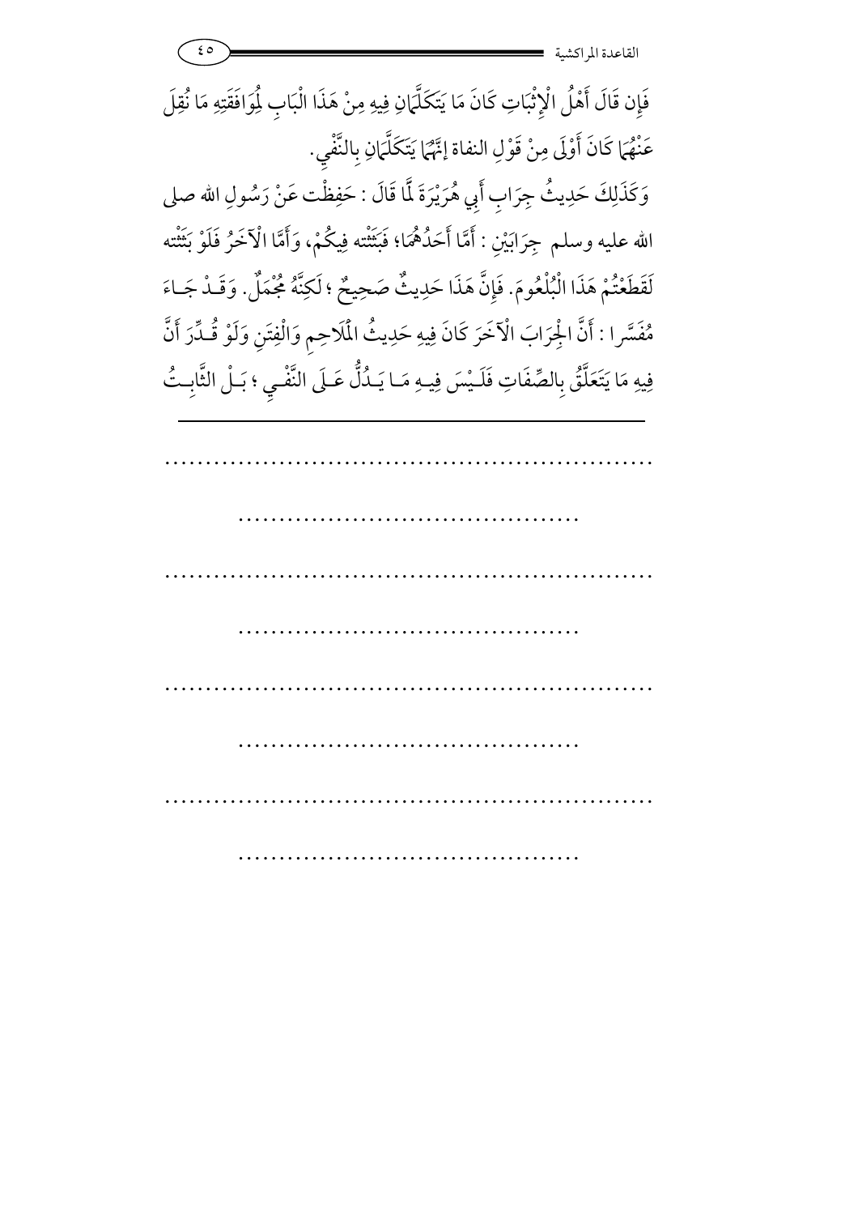فَإِن قَالَ أَهْلُ الْإِثْبَاتِ كَانَ مَا يَتَكَلَّمَانِ فِيهِ مِنْ هَذَا الْبَابِ لِمُوَافَقَتِهِ مَا نُقِلَ عَنْهُمَا كَانَ أَوْلَى مِنْ قَوْلِ النفاة إِنَّهُمَا يَتَكَلَّمَانِ بِالنَّفْيِ.

وَكَذَلِكَ حَدِيثُ جِرَابِ أَبِي هُرَيْرَةَ لَمَّا قَالَ: حَفِظْت عَنْ رَسُولِ الله صلى الله عليه وسلم جِرَابَيْنِ: أَمَّا أَحَدُهُمَا؛ فَبَثَثْته فِيكُمْ، وَأَمَّا الْآخَرُ فَلَوْ بَثَثْته لَقَطَعْتُمْ هَذَا الْبُلْعُومَ. فَإِنَّ هَذَا حَدِيثٌ صَحِيحٌ؛ لَكِنَّهُ مُجْمَلٌ. وَقَدْ جَاءَ مُفَسَّرا: أَنَّ الْجِرَابَ الْآخَرَ كَانَ فِيهِ حَدِيثُ الْمَلَاحِمِ وَالْفِتَنِ وَلَوْ قُدِّرَ أَنَّ فِيهِ مَا يَتَعَلَّقُ بِالصِّفَاتِ فَلَيْسَ فِيهِ مَا يَدُلُّ عَلَى النَّفْيِ؛ بَلْ الثَّابِتُ

---

..............................................................

..........................................

..............................................................

..........................................

..............................................................

..........................................

..............................................................

..........................................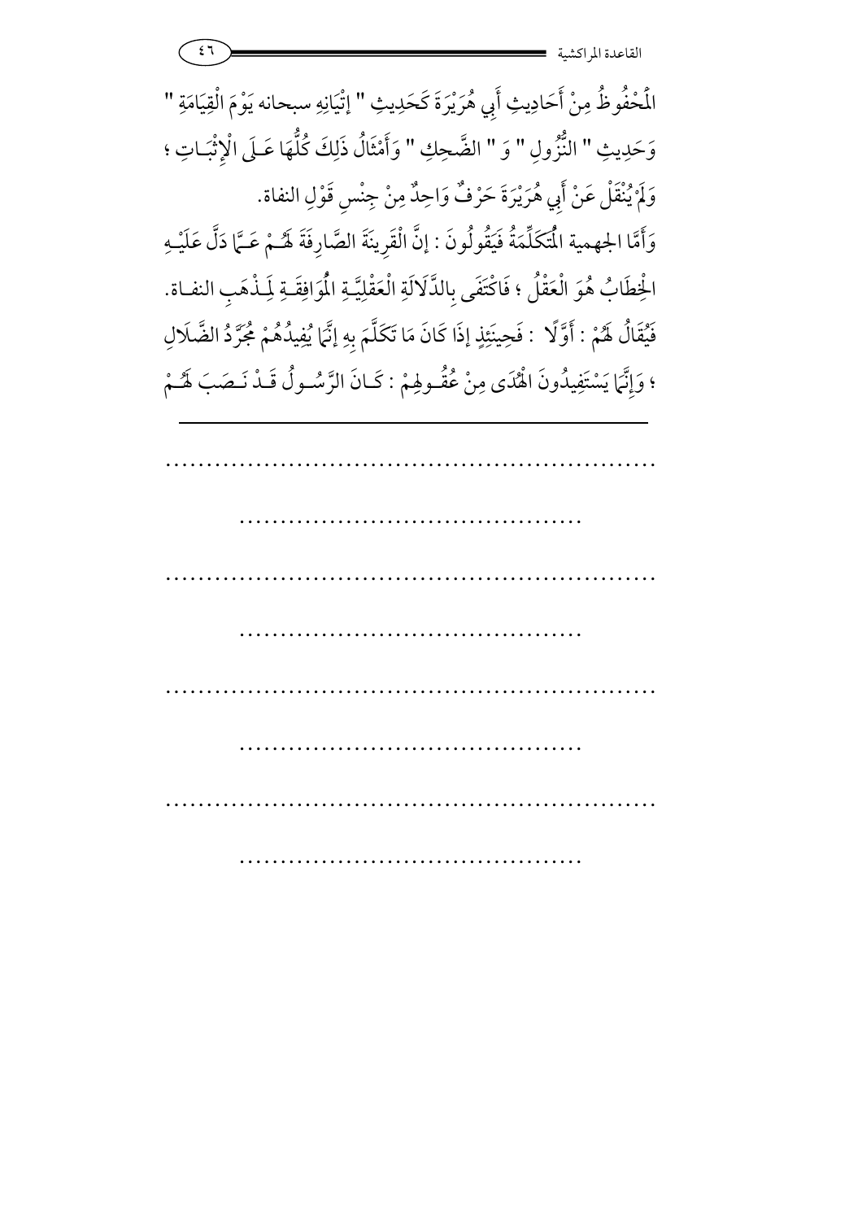الْمَحْفُوظُ مِنْ أَحَادِيثِ أَبِي هُرَيْرَةَ كَحَدِيثِ " إِتْيَانِهِ سبحانه يَوْمَ الْقِيَامَةِ " وَحَدِيثِ " النُّزُولِ " وَ " الضَّحِكِ " وَأَمْثَالُ ذَلِكَ كُلُّهَا عَلَى الْإِثْبَاتِ ؛ وَلَمْ يُنْقَلْ عَنْ أَبِي هُرَيْرَةَ حَرْفٌ وَاحِدٌ مِنْ جِنْسِ قَوْلِ النفاة.

وَأَمَّا الجهمية الْمُتَكَلِّمَةُ فَيَقُولُونَ : إنَّ الْقَرِينَةَ الصَّارِفَةَ لَهُمْ عَمَّا دَلَّ عَلَيْهِ الْخِطَابُ هُوَ الْعَقْلُ ؛ فَاكْتَفَى بِالدَّلَالَةِ الْعَقْلِيَّةِ الْمُوَافِقَةِ لِمَذْهَبِ النفاة.

فَيُقَالُ لَهُمْ : أَوَّلًا : فَحِينَئِذٍ إذَا كَانَ مَا تَكَلَّمَ بِهِ إنَّمَا يُفِيدُهُمْ مُجَرَّدُ الضَّلَالِ ؛ وَإِنَّمَا يَسْتَفِيدُونَ الْهُدَى مِنْ عُقُولِهِمْ : كَانَ الرَّسُولُ قَدْ نَصَبَ لَهُمْ

---

..............................................................

..........................................

..............................................................

..........................................

..............................................................

..........................................

..............................................................

..........................................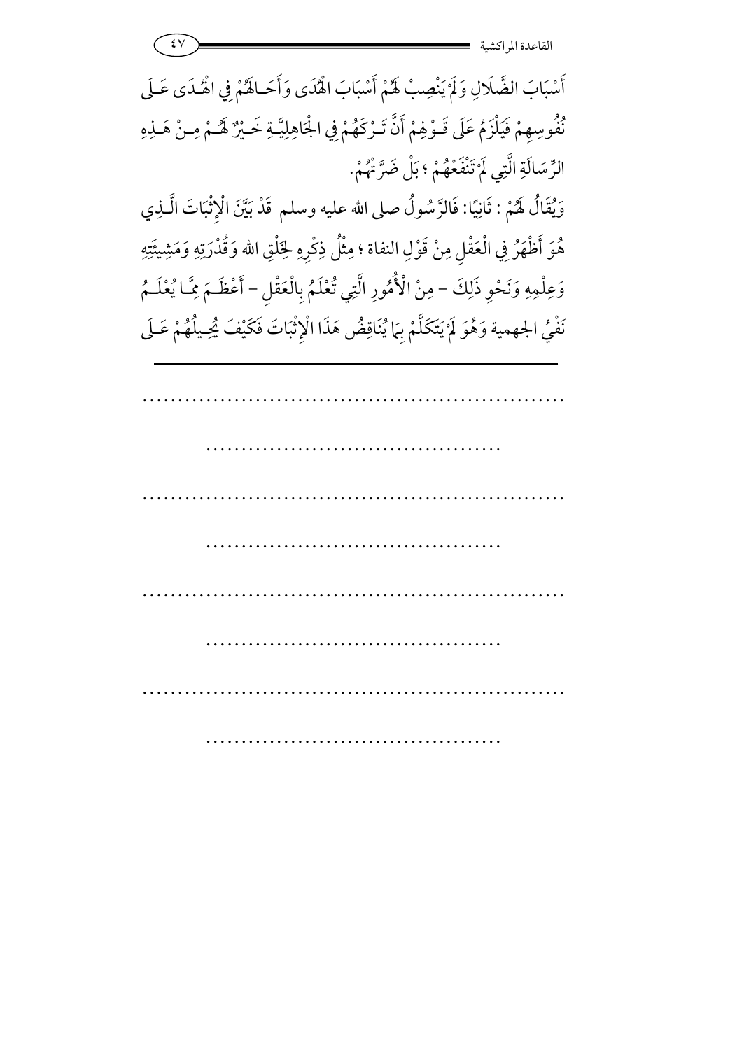أَسْبَابَ الضَّلَالِ وَلَمْ يَنْصِبْ لَهُمْ أَسْبَابَ الْهُدَى وَأَحَالَهُمْ فِي الْهُدَى عَلَى نُفُوسِهِمْ فَيَلْزَمُ عَلَى قَوْلِهِمْ أَنَّ تَرْكَهُمْ فِي الْجَاهِلِيَّةِ خَيْرٌ لَهُمْ مِنْ هَذِهِ الرِّسَالَةِ الَّتِي لَمْ تَنْفَعْهُمْ ؛ بَلْ ضَرَّتْهُمْ.

وَيُقَالُ لَهُمْ : ثَانِيًا: فَالرَّسُولُ صلى الله عليه وسلم قَدْ بَيَّنَ الْإِثْبَاتَ الَّذِي هُوَ أَظْهَرُ فِي الْعَقْلِ مِنْ قَوْلِ النفاة ؛ مِثْلُ ذِكْرِهِ لِخَلْقِ الله وَقُدْرَتِهِ وَمَشِيئَتِهِ وَعِلْمِهِ وَنَحْوِ ذَلِكَ - مِنْ الْأُمُورِ الَّتِي تُعْلَمُ بِالْعَقْلِ - أَعْظَمَ مِمَّا يُعْلَمُ نَفْيُ الجهمية وَهُوَ لَمْ يَتَكَلَّمْ بِمَا يُنَاقِضُ هَذَا الْإِثْبَاتَ فَكَيْفَ يُحِيلُهُمْ عَلَى

---

............................................................

..........................................

............................................................

..........................................

............................................................

..........................................

............................................................

..........................................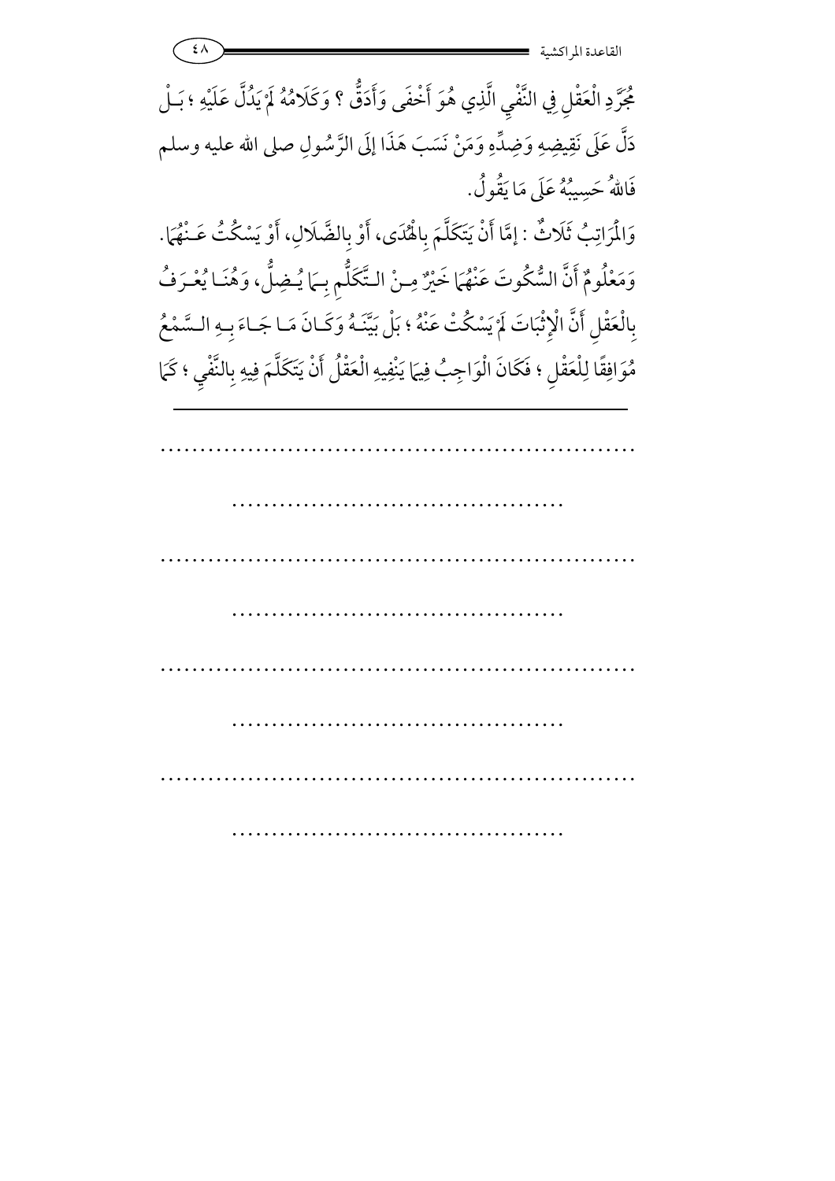مُجَرَّدِ الْعَقْلِ فِي النَّفْيِ الَّذِي هُوَ أَخْفَى وَأَدَقُّ ؟ وَكَلَامُهُ لَمْ يَدُلَّ عَلَيْهِ ؛ بَلْ دَلَّ عَلَى نَقِيضِهِ وَضِدِّهِ وَمَنْ نَسَبَ هَذَا إِلَى الرَّسُولِ صلى الله عليه وسلم فَاللهُ حَسِيبُهُ عَلَى مَا يَقُولُ.

وَالْمَرَاتِبُ ثَلَاثٌ : إِمَّا أَنْ يَتَكَلَّمَ بِالْهُدَى، أَوْ بِالضَّلَالِ، أَوْ يَسْكُتُ عَنْهُمَا. وَمَعْلُومٌ أَنَّ السُّكُوتَ عَنْهُمَا خَيْرٌ مِنْ التَّكَلُّمِ بِمَا يُضِلُّ، وَهُنَا يُعْرَفُ بِالْعَقْلِ أَنَّ الْإِثْبَاتَ لَمْ يَسْكُتْ عَنْهُ ؛ بَلْ بَيَّنَهُ وَكَانَ مَا جَاءَ بِهِ السَّمْعُ مُوَافِقًا لِلْعَقْلِ ؛ فَكَانَ الْوَاجِبُ فِيمَا يَنْفِيهِ الْعَقْلُ أَنْ يَتَكَلَّمَ فِيهِ بِالنَّفْيِ ؛ كَمَا

.............................................................

..........................................

.............................................................

..........................................

.............................................................

..........................................

.............................................................

..........................................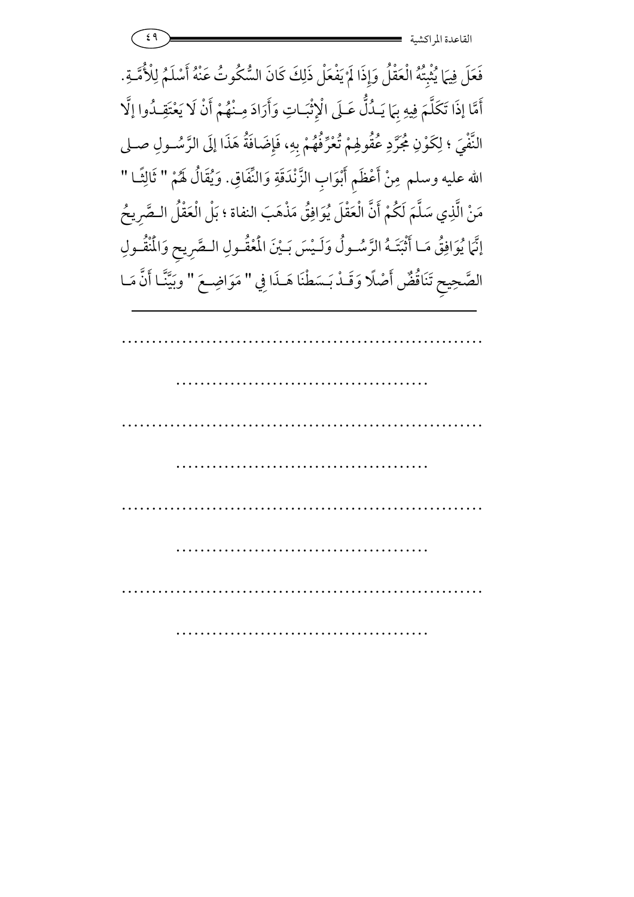فَعَلَ فِيمَا يُثْبِتُهُ الْعَقْلُ وَإِذَا لَمْ يَفْعَلْ ذَلِكَ كَانَ السُّكُوتُ عَنْهُ أَسْلَمُ لِلْأُمَّـةِ. أَمَّا إذَا تَكَلَّمَ فِيهِ بِمَا يَـدُلُّ عَـلَى الْإِثْبَـاتِ وَأَرَادَ مِـنْهُمْ أَنْ لَا يَعْتَقِـدُوا إلَّا النَّفْيَ ؛ لِكَوْنِ مُجَرَّدِ عُقُولِهِمْ تُعَرِّفُهُمْ بِهِ، فَإِضَافَةُ هَذَا إلَى الرَّسُـولِ صـلى الله عليه وسلم مِنْ أَعْظَمِ أَبْوَابِ الزَّنْدَقَةِ وَالنِّفَاقِ. وَيُقَالُ لَهُمْ " ثَالِثًـا " مَنْ الَّذِي سَلَّمَ لَكُمْ أَنَّ الْعَقْلَ يُوَافِقُ مَذْهَبَ النفاة ؛ بَلْ الْعَقْلُ الـصَّرِيحُ إنَّمَا يُوَافِقُ مَـا أَثْبَتَـهُ الرَّسُـولُ وَلَـيْسَ بَـيْنَ الْمَعْقُـولِ الـصَّرِيحِ وَالْمَنْقُـولِ الصَّحِيحِ تَنَاقُضٌ أَصْلًا وَقَـدْ بَـسَطْنَا هَـذَا فِي " مَوَاضِـعَ " وبَيَّنَّـا أَنَّ مَـا

---

.............................................................

..........................................

.............................................................

..........................................

.............................................................

..........................................

.............................................................

..........................................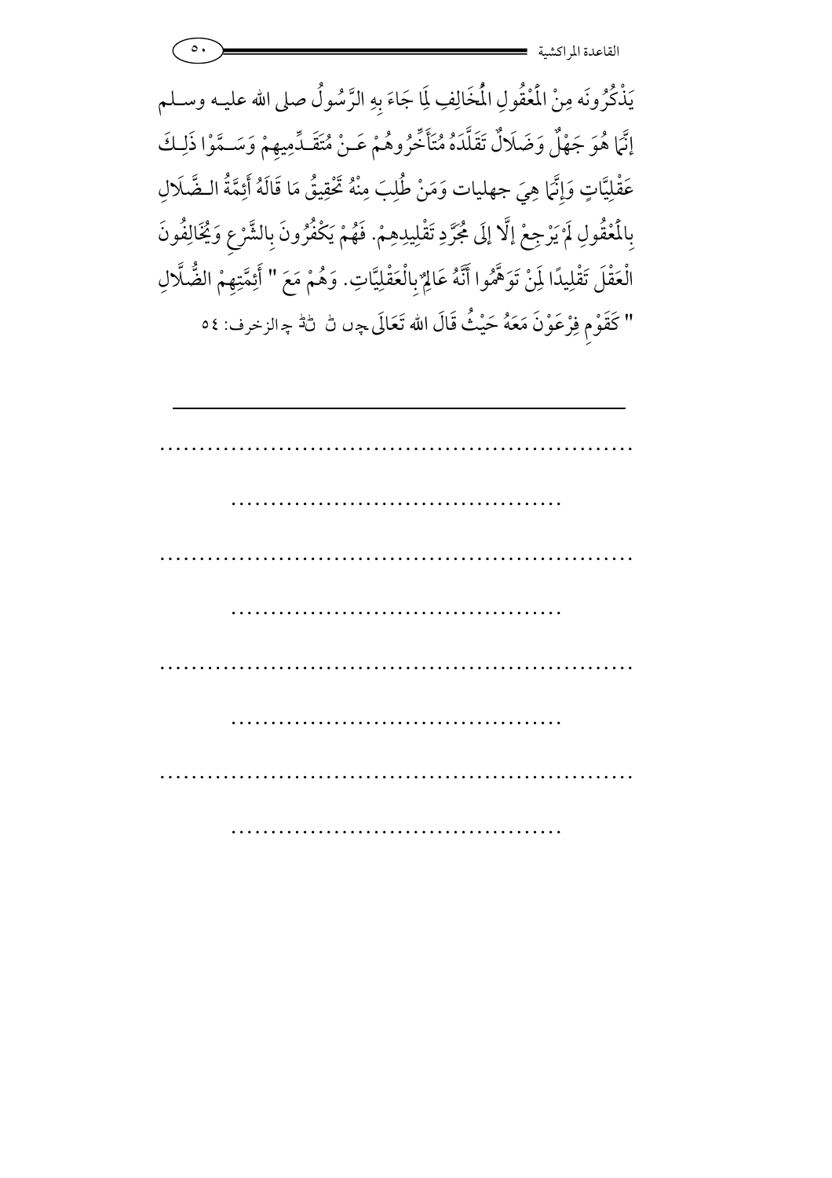يَذْكُرُونَه مِنْ الْمَعْقُولِ الْمُخَالِفِ لِمَا جَاءَ بِهِ الرَّسُولُ صلى الله عليه وسلم إنَّمَا هُوَ جَهْلٌ وَضَلَالٌ تَقَلَّدَهُ مُتَأَخِّرُوهُمْ عَنْ مُتَقَدِّمِيهِمْ وَسَمَّوْا ذَلِكَ عَقْلِيَّاتٍ وَإِنَّمَا هِيَ جهليات وَمَنْ طُلِبَ مِنْهُ تَحْقِيقُ مَا قَالَهُ أَئِمَّةُ الضَّلَالِ بِالْمَعْقُولِ لَمْ يَرْجِعْ إلَّا إلَى مُجَرَّدِ تَقْلِيدِهِمْ. فَهُمْ يَكْفُرُونَ بِالشَّرْعِ وَيُخَالِفُونَ الْعَقْلَ تَقْلِيدًا لِمَنْ تَوَهَّمُوا أَنَّهُ عَالِمٌ بِالْعَقْلِيَّاتِ. وَهُمْ مَعَ " أَئِمَّتِهِمْ الضُّلَّالِ " كَقَوْمِ فِرْعَوْنَ مَعَهُ حَيْثُ قَالَ الله تَعَالَى چں ڻ ڻ ڻ چالزخرف: ٥٤

---

..............................................................

..........................................

..............................................................

..........................................

..............................................................

..........................................

..............................................................

..........................................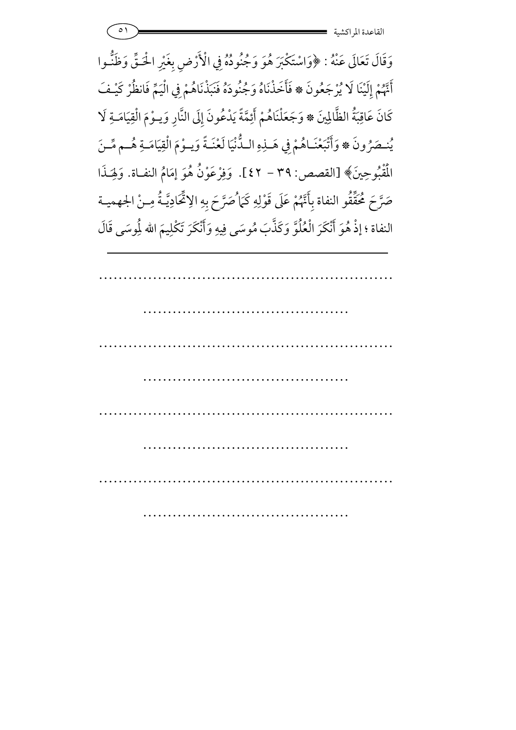وَقَالَ تَعَالَى عَنْهُ : ﴿وَاسْتَكْبَرَ هُوَ وَجُنُودُهُ فِي الْأَرْضِ بِغَيْرِ الْحَقِّ وَظَنُّوا أَنَّهُمْ إِلَيْنَا لَا يُرْجَعُونَ * فَأَخَذْنَاهُ وَجُنُودَهُ فَنَبَذْنَاهُمْ فِي الْيَمِّ فَانظُرْ كَيْفَ كَانَ عَاقِبَةُ الظَّالِمِينَ * وَجَعَلْنَاهُمْ أَئِمَّةً يَدْعُونَ إِلَى النَّارِ وَيَوْمَ الْقِيَامَةِ لَا يُنصَرُونَ * وَأَتْبَعْنَاهُمْ فِي هَذِهِ الدُّنْيَا لَعْنَةً وَيَوْمَ الْقِيَامَةِ هُم مِّنَ الْمَقْبُوحِينَ﴾ [القصص: ٣٩ - ٤٢]. وَفِرْعَوْنُ هُوَ إِمَامُ النفاة. وَلِهَذَا صَرَّحَ مُحَقِّقُو النفاة بِأَنَّهُمْ عَلَى قَوْلِهِ كَمَا صَرَّحَ بِهِ الِاتِّحَادِيَّةُ مِنْ الجهمية النفاة ؛ إِذْ هُوَ أَنْكَرَ الْعُلُوَّ وَكَذَّبَ مُوسَى فِيهِ وَأَنْكَرَ تَكْلِيمَ الله لِمُوسَى قَالَ

---

..............................................................

..........................................

..............................................................

..........................................

..............................................................

..........................................

..............................................................

..........................................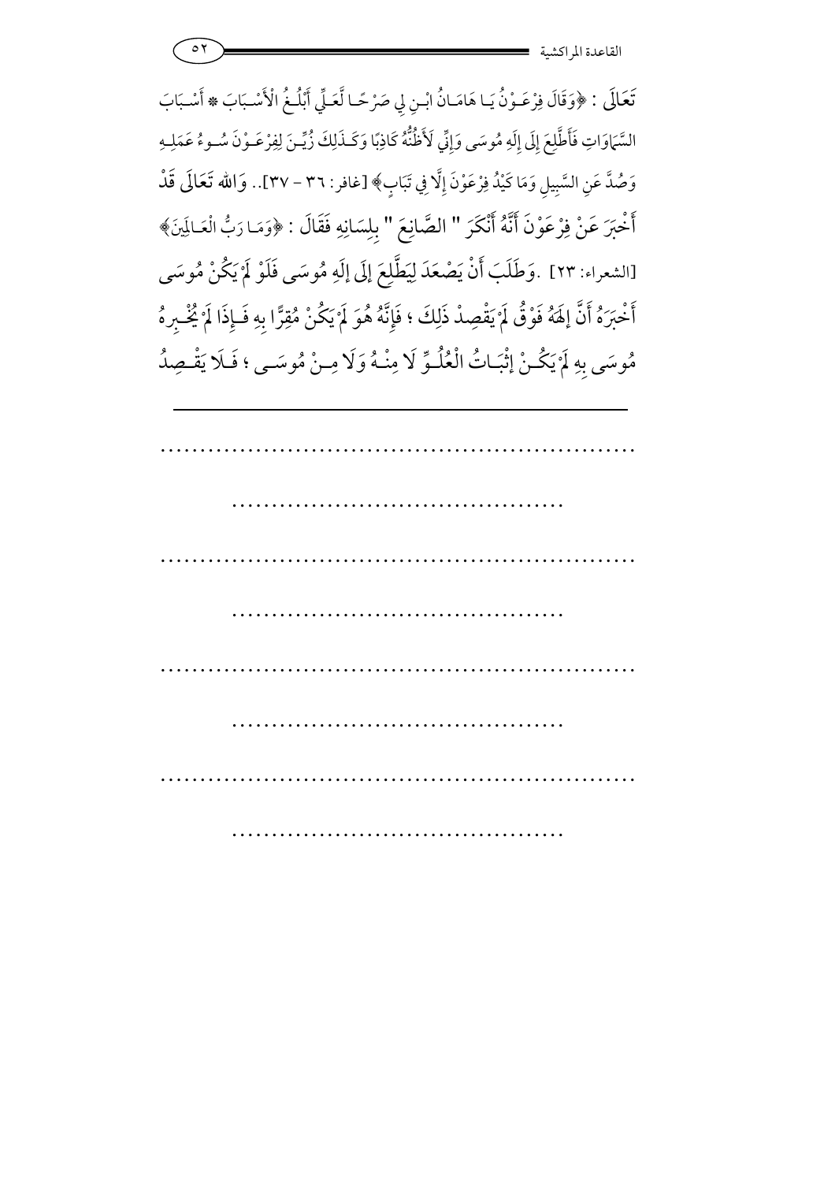تَعَالَى : ﴿وَقَالَ فِرْعَوْنُ يَا هَامَانُ ابْنِ لِي صَرْحًا لَّعَلِّي أَبْلُغُ الْأَسْبَابَ * أَسْبَابَ السَّمَاوَاتِ فَأَطَّلِعَ إِلَى إِلَهِ مُوسَى وَإِنِّي لَأَظُنُّهُ كَاذِبًا وَكَذَلِكَ زُيِّنَ لِفِرْعَوْنَ سُوءُ عَمَلِهِ وَصُدَّ عَنِ السَّبِيلِ وَمَا كَيْدُ فِرْعَوْنَ إِلَّا فِي تَبَابٍ﴾ [غافر: ٣٦ - ٣٧].. وَالله تَعَالَى قَدْ أَخْبَرَ عَنْ فِرْعَوْنَ أَنَّهُ أَنْكَرَ " الصَّانِعَ " بِلِسَانِهِ فَقَالَ : ﴿وَمَا رَبُّ الْعَالَمِينَ﴾ [الشعراء: ٢٣] .وَطَلَبَ أَنْ يَصْعَدَ لِيَطَّلِعَ إِلَى إِلَهِ مُوسَى فَلَوْ لَمْ يَكُنْ مُوسَى أَخْبَرَهُ أَنَّ إِلَهَهُ فَوْقُ لَمْ يَقْصِدْ ذَلِكَ ؛ فَإِنَّهُ هُوَ لَمْ يَكُنْ مُقِرًّا بِهِ فَإِذَا لَمْ يُخْبِرْهُ مُوسَى بِهِ لَمْ يَكُنْ إِثْبَاتُ الْعُلُوِّ لَا مِنْهُ وَلَا مِنْ مُوسَى ؛ فَلَا يَقْصِدُ

---

..............................................................

..........................................

..............................................................

..........................................

..............................................................

..........................................

..............................................................

..........................................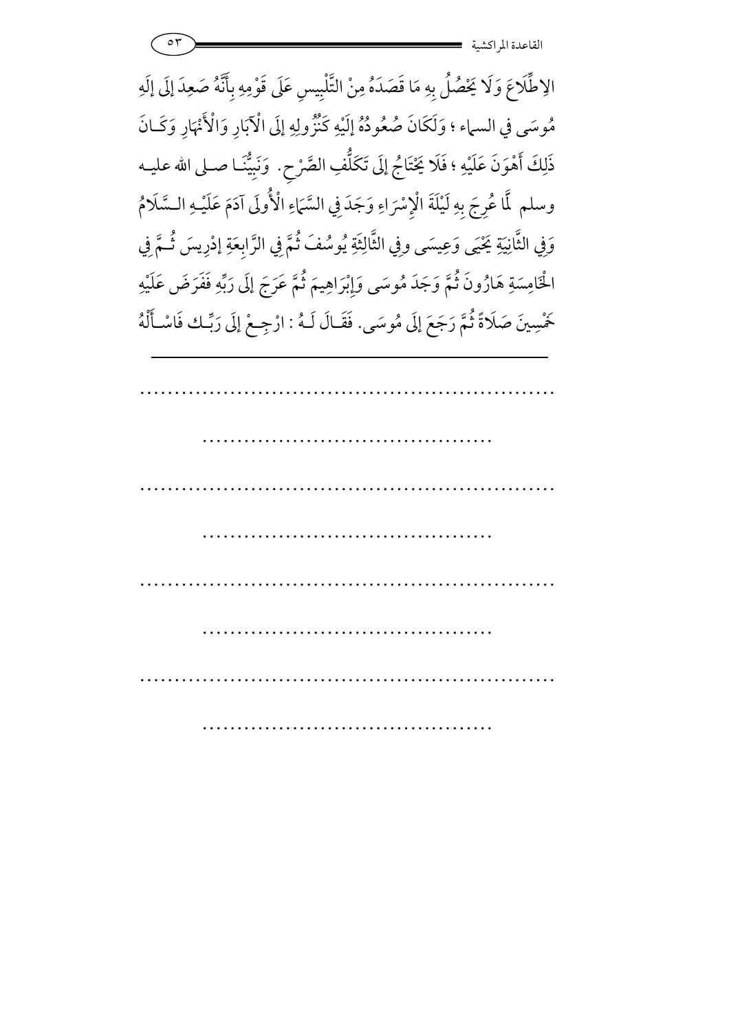الاِطِّلَاعَ وَلَا يَحْصُلُ بِهِ مَا قَصَدَهُ مِنْ التَّلْبِيسِ عَلَى قَوْمِهِ بِأَنَّهُ صَعِدَ إلَى إلَهِ مُوسَى فِي السماء ؛ وَلَكَانَ صُعُودُهُ إلَيْهِ كَنُزُولِهِ إلَى الْآبَارِ وَالْأَنْهَارِ وَكَانَ ذَلِكَ أَهْوَنَ عَلَيْهِ ؛ فَلَا يَحْتَاجُ إلَى تَكَلُّفِ الصَّرْحِ. وَنَبِيُّنَا صلى الله عليه وسلم لَمَّا عُرِجَ بِهِ لَيْلَةَ الْإِسْرَاءِ وَجَدَ فِي السَّمَاءِ الْأُولَى آدَمَ عَلَيْهِ السَّلَامُ وَفِي الثَّانِيَةِ يَحْيَى وَعِيسَى وفِي الثَّالِثَةِ يُوسُفَ ثُمَّ فِي الرَّابِعَةِ إدْرِيسَ ثُمَّ فِي الْخَامِسَةِ هَارُونَ ثُمَّ وَجَدَ مُوسَى وَإِبْرَاهِيمَ ثُمَّ عَرَجَ إلَى رَبِّهِ فَفَرَضَ عَلَيْهِ خَمْسِينَ صَلَاةً ثُمَّ رَجَعَ إلَى مُوسَى. فَقَالَ لَهُ : ارْجِعْ إلَى رَبِّك فَاسْأَلْهُ

---

.............................................................

..........................................

.............................................................

..........................................

.............................................................

..........................................

.............................................................

..........................................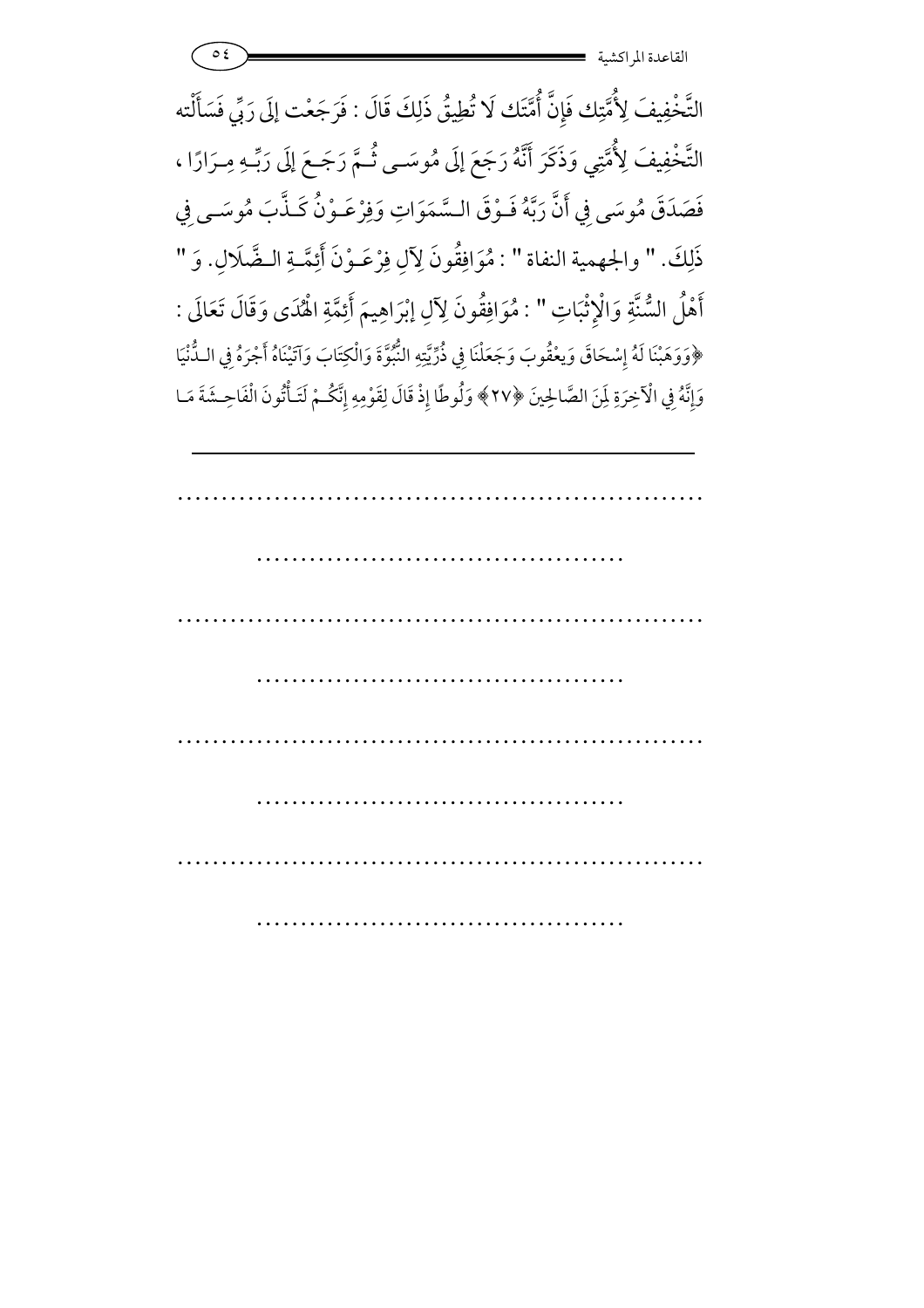التَّخْفِيفَ لِأُمَّتِك فَإِنَّ أُمَّتَك لَا تُطِيقُ ذَلِكَ قَالَ : فَرَجَعْت إلَى رَبِّي فَسَأَلْته التَّخْفِيفَ لِأُمَّتِي وَذَكَرَ أَنَّهُ رَجَعَ إلَى مُوسَى ثُمَّ رَجَعَ إلَى رَبِّهِ مِرَارًا ، فَصَدَقَ مُوسَى فِي أَنَّ رَبَّهُ فَوْقَ السَّمَوَاتِ وَفِرْعَوْنُ كَذَّبَ مُوسَى فِي ذَلِكَ. " والجهمية النفاة " : مُوَافِقُونَ لِآلِ فِرْعَوْنَ أَئِمَّةِ الضَّلَالِ. وَ " أَهْلُ السُّنَّةِ وَالْإِثْبَاتِ " : مُوَافِقُونَ لِآلِ إبْرَاهِيمَ أَئِمَّةِ الْهُدَى وَقَالَ تَعَالَى : ﴿وَوَهَبْنَا لَهُ إِسْحَاقَ وَيَعْقُوبَ وَجَعَلْنَا فِي ذُرِّيَّتِهِ النُّبُوَّةَ وَالْكِتَابَ وَآتَيْنَاهُ أَجْرَهُ فِي الدُّنْيَا وَإِنَّهُ فِي الْآخِرَةِ لَمِنَ الصَّالِحِينَ ﴿٢٧﴾ وَلُوطًا إِذْ قَالَ لِقَوْمِهِ إِنَّكُمْ لَتَأْتُونَ الْفَاحِشَةَ مَا

---

..............................................................

..........................................

..............................................................

..........................................

..............................................................

..........................................

..............................................................

..........................................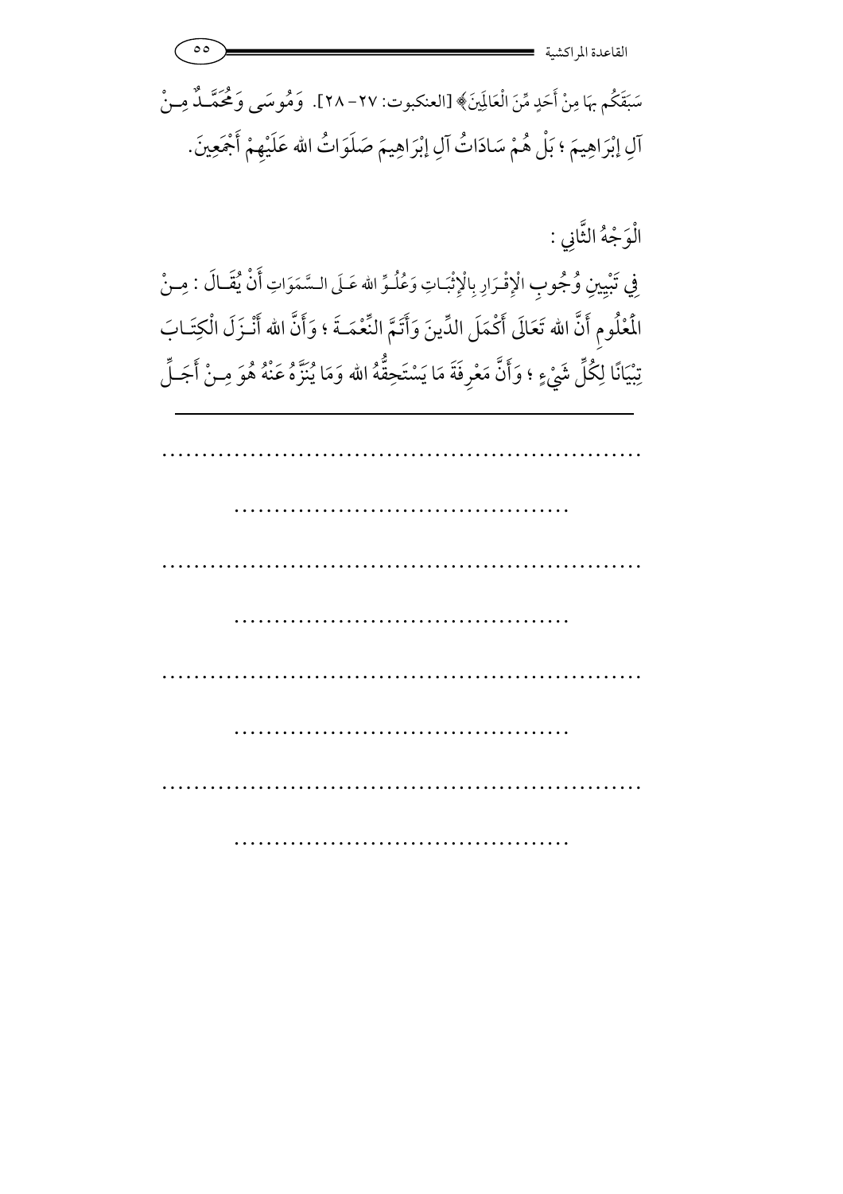سَبَقَكُم بِهَا مِنْ أَحَدٍ مِّنَ الْعَالَمِينَ﴾ [العنكبوت: ٢٧- ٢٨]. وَمُوسَى وَمُحَمَّدٌ مِنْ آلِ إِبْرَاهِيمَ ؛ بَلْ هُمْ سَادَاتُ آلِ إِبْرَاهِيمَ صَلَوَاتُ الله عَلَيْهِمْ أَجْمَعِينَ.

الْوَجْهُ الثَّانِي :

فِي تَبْيِينِ وُجُوبِ الْإِقْرَارِ بِالْإِثْبَاتِ وَعُلُوِّ الله عَلَى السَّمَوَاتِ أَنْ يُقَالَ : مِنْ الْمَعْلُومِ أَنَّ الله تَعَالَى أَكْمَلَ الدِّينَ وَأَتَمَّ النِّعْمَةَ ؛ وَأَنَّ الله أَنْزَلَ الْكِتَابَ تِبْيَانًا لِكُلِّ شَيْءٍ ؛ وَأَنَّ مَعْرِفَةَ مَا يَسْتَحِقُّهُ الله وَمَا يُنَزَّهُ عَنْهُ هُوَ مِنْ أَجَلِّ

---

.............................................................

..........................................

.............................................................

..........................................

.............................................................

..........................................

.............................................................

..........................................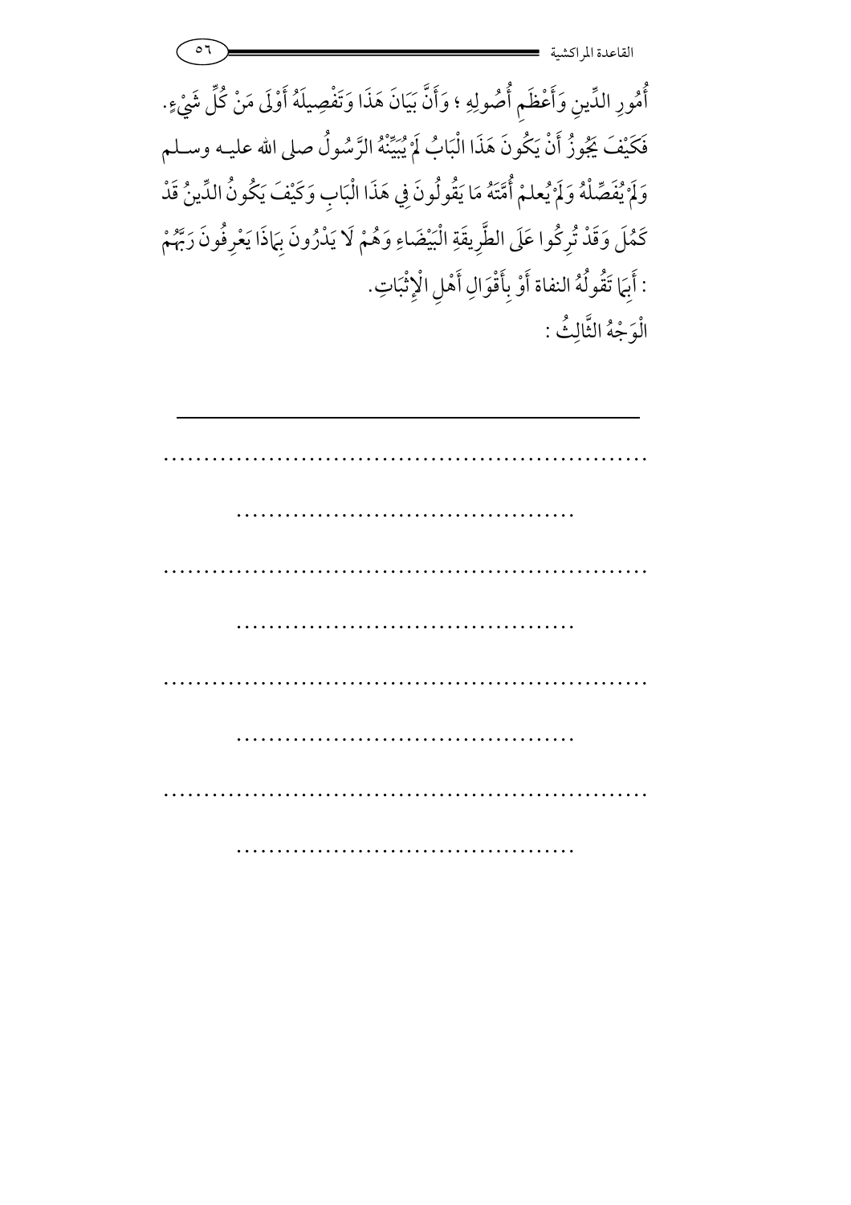أُمُورِ الدِّينِ وَأَعْظَمِ أُصُولِهِ ؛ وَأَنَّ بَيَانَ هَذَا وَتَفْصِيلَهُ أَوْلَى مَنْ كُلِّ شَيْءٍ. فَكَيْفَ يَجُوزُ أَنْ يَكُونَ هَذَا الْبَابُ لَمْ يُبَيِّنْهُ الرَّسُولُ صلى الله عليه وسلم وَلَمْ يُفَصِّلْهُ وَلَمْ يُعلمْ أُمَّتَهُ مَا يَقُولُونَ فِي هَذَا الْبَابِ وَكَيْفَ يَكُونُ الدِّينُ قَدْ كَمُلَ وَقَدْ تُرِكُوا عَلَى الطَّرِيقَةِ الْبَيْضَاءِ وَهُمْ لَا يَدْرُونَ بِمَاذَا يَعْرِفُونَ رَبَّهُمْ : أَبِمَا تَقُولُهُ النفاة أَوْ بِأَقْوَالِ أَهْلِ الْإِثْبَاتِ.

الْوَجْهُ الثَّالِثُ :

---

............................................................

..........................................

............................................................

..........................................

............................................................

..........................................

............................................................

..........................................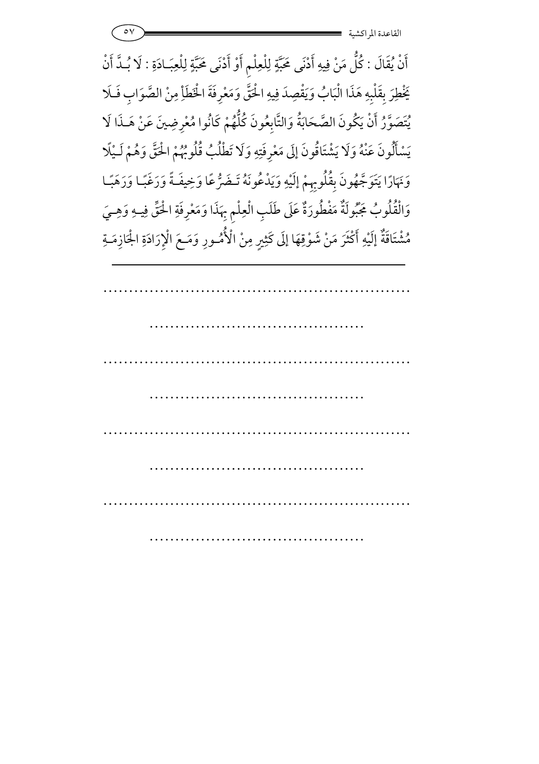أَنْ يُقَالَ : كُلُّ مَنْ فِيهِ أَدْنَى مَحَبَّةٍ لِلْعِلْمِ أَوْ أَدْنَى مَحَبَّةٍ لِلْعِبَادَةِ : لَا بُدَّ أَنْ يَخْطِرَ بِقَلْبِهِ هَذَا الْبَابُ وَيَقْصِدَ فِيهِ الْحَقَّ وَمَعْرِفَةَ الْخَطَأِ مِنْ الصَّوَابِ فَلَا يُتَصَوَّرُ أَنْ يَكُونَ الصَّحَابَةُ وَالتَّابِعُونَ كُلُّهُمْ كَانُوا مُعْرِضِينَ عَنْ هَذَا لَا يَسْأَلُونَ عَنْهُ وَلَا يَشْتَاقُونَ إِلَى مَعْرِفَتِهِ وَلَا تَطْلُبُ قُلُوبُهُمْ الْحَقَّ وَهُمْ لَيْلًا وَنَهَارًا يَتَوَجَّهُونَ بِقُلُوبِهِمْ إِلَيْهِ وَيَدْعُونَهُ تَضَرُّعًا وَخِيفَةً وَرَغَبًا وَرَهَبًا وَالْقُلُوبُ مَجْبُولَةٌ مَفْطُورَةٌ عَلَى طَلَبِ الْعِلْمِ بِهَذَا وَمَعْرِفَةِ الْحَقِّ فِيهِ وَهِيَ مُشْتَاقَةٌ إِلَيْهِ أَكْثَرَ مِنْ شَوْقِهَا إِلَى كَثِيرٍ مِنْ الْأُمُورِ وَمَعَ الْإِرَادَةِ الْجَازِمَةِ

---

..........................................................

..........................................

..........................................................

..........................................

..........................................................

..........................................

..........................................................

..........................................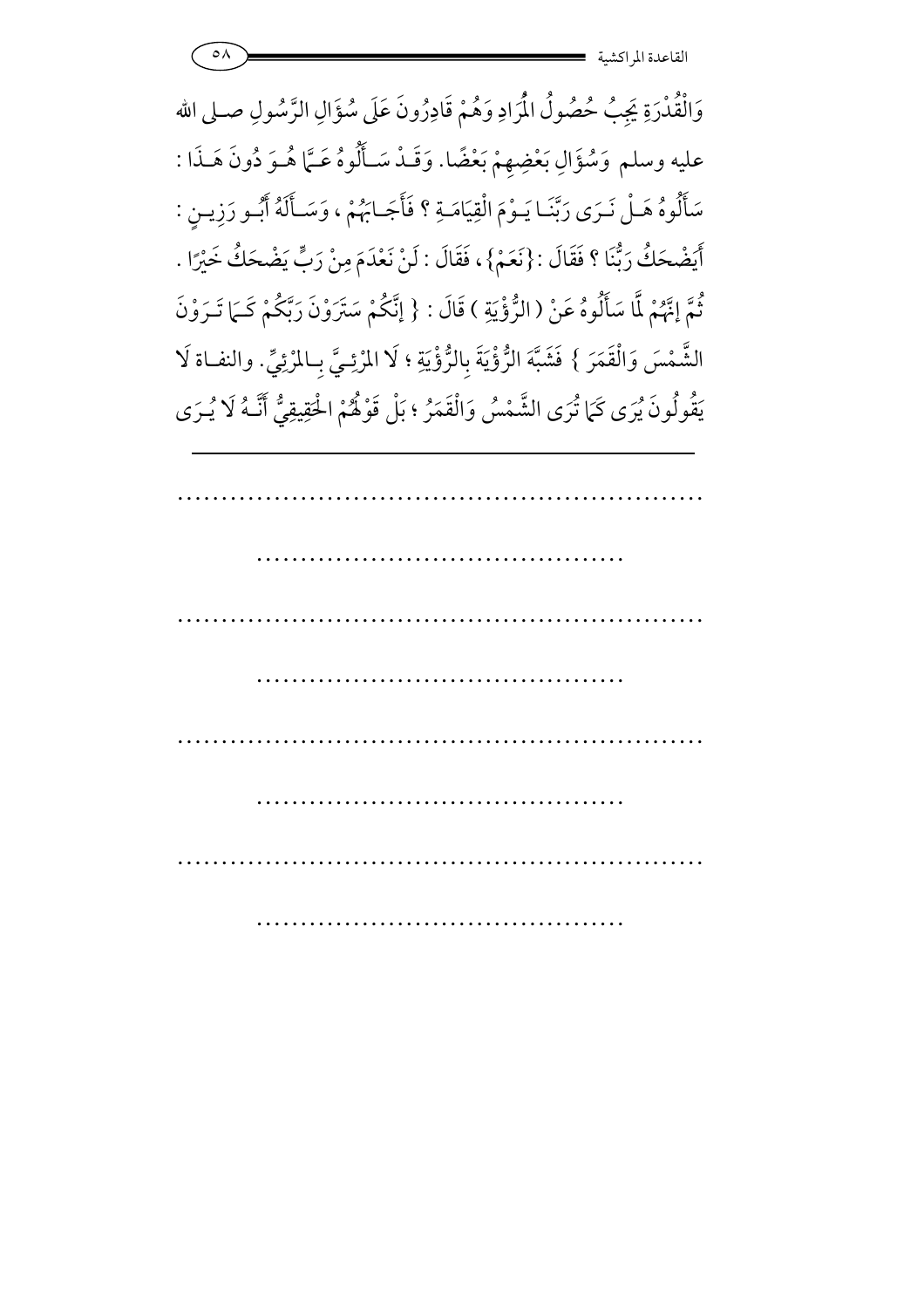وَالْقُدْرَةِ يَجِبُ حُصُولُ الْمُرَادِ وَهُمْ قَادِرُونَ عَلَى سُؤَالِ الرَّسُولِ صلى الله عليه وسلم وَسُؤَالِ بَعْضِهِمْ بَعْضًا. وَقَدْ سَأَلُوهُ عَمَّا هُوَ دُونَ هَذَا : سَأَلُوهُ هَلْ نَرَى رَبَّنَا يَوْمَ الْقِيَامَةِ ؟ فَأَجَابَهُمْ ، وَسَأَلَهُ أَبُو رَزِينٍ : أَيَضْحَكُ رَبُّنَا ؟ فَقَالَ : {نَعَمْ} ، فَقَالَ : لَنْ نَعْدَمَ مِنْ رَبٍّ يَضْحَكُ خَيْرًا . ثُمَّ إنَّهُمْ لَمَّا سَأَلُوهُ عَنْ ( الرُّؤْيَةِ ) قَالَ : { إنَّكُمْ سَتَرَوْنَ رَبَّكُمْ كَمَا تَرَوْنَ الشَّمْسَ وَالْقَمَرَ } فَشَبَّهَ الرُّؤْيَةَ بِالرُّؤْيَةِ ؛ لَا الْمَرْئِيَّ بِالْمَرْئِيِّ. والنفاة لَا يَقُولُونَ يُرَى كَمَا تُرَى الشَّمْسُ وَالْقَمَرُ ؛ بَلْ قَوْلُهُمْ الْحَقِيقِيُّ أَنَّهُ لَا يُرَى

---

..............................................................

..........................................

..............................................................

..........................................

..............................................................

..........................................

..............................................................

..........................................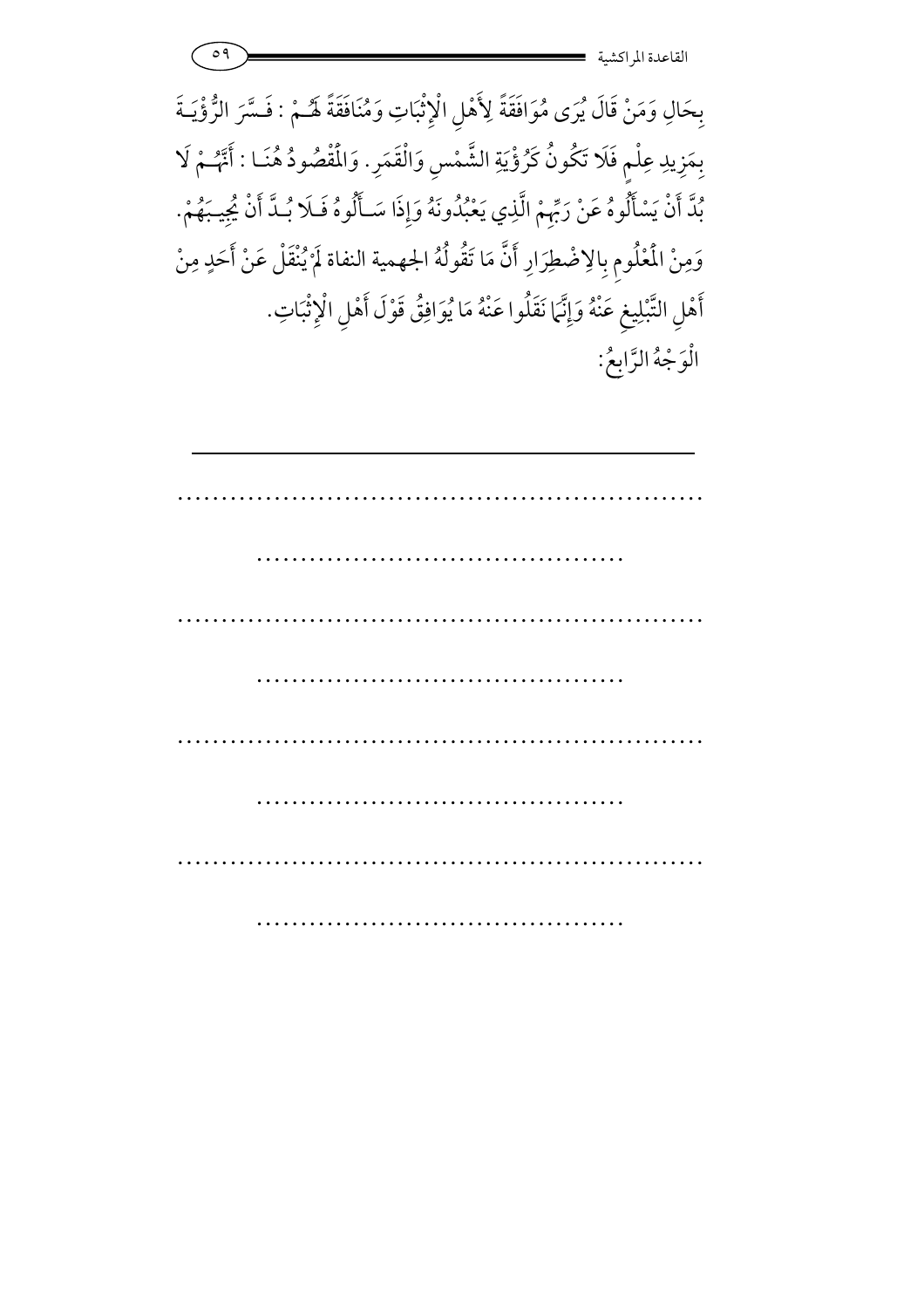بِحَالٍ وَمَنْ قَالَ يُرَى مُوَافَقَةً لِأَهْلِ الْإِثْبَاتِ وَمُنَافَقَةً لَهُمْ : فَسَّرَ الرُّؤْيَةَ بِمَزِيدِ عِلْمٍ فَلَا تَكُونُ كَرُؤْيَةِ الشَّمْسِ وَالْقَمَرِ. وَالْمَقْصُودُ هُنَا : أَنَّهُمْ لَا بُدَّ أَنْ يَسْأَلُوهُ عَنْ رَبِّهِمْ الَّذِي يَعْبُدُونَهُ وَإِذَا سَأَلُوهُ فَلَا بُدَّ أَنْ يُجِيبَهُمْ.

وَمِنْ الْمَعْلُومِ بِالِاضْطِرَارِ أَنَّ مَا تَقُولُهُ الجهمية النفاة لَمْ يُنْقَلْ عَنْ أَحَدٍ مِنْ أَهْلِ التَّبْلِيغِ عَنْهُ وَإِنَّمَا نَقَلُوا عَنْهُ مَا يُوَافِقُ قَوْلَ أَهْلِ الْإِثْبَاتِ.

الْوَجْهُ الرَّابِعُ:

---

............................................................

..........................................

............................................................

..........................................

............................................................

..........................................

............................................................

..........................................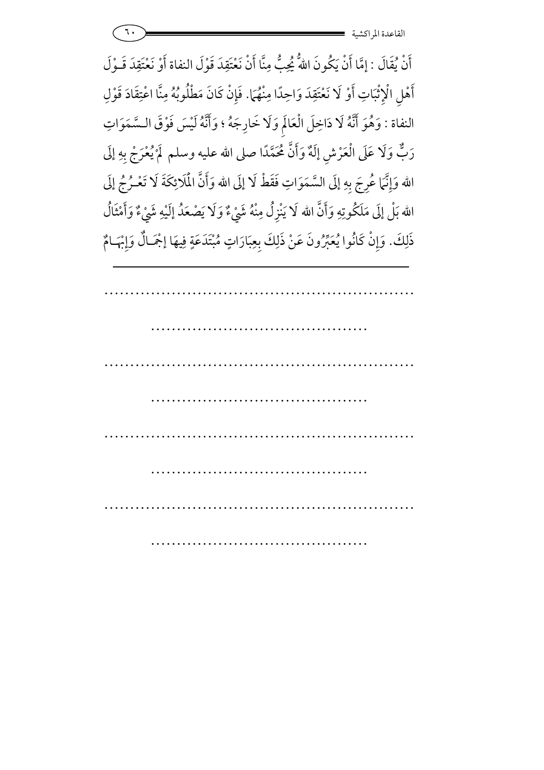أَنْ يُقَالَ : إِمَّا أَنْ يَكُونَ اللهُ يُحِبُّ مِنَّا أَنْ نَعْتَقِدَ قَوْلَ النفاة أَوْ نَعْتَقِدَ قَـوْلَ أَهْلِ الْإِثْبَاتِ أَوْ لَا نَعْتَقِدَ وَاحِدًا مِنْهُمَا. فَإِنْ كَانَ مَطْلُوبُهُ مِنَّا اعْتِقَادَ قَوْلِ النفاة : وَهُوَ أَنَّهُ لَا دَاخِلَ الْعَالَمِ وَلَا خَارِجَهُ ؛ وَأَنَّهُ لَيْسَ فَوْقَ الـسَّمَوَاتِ رَبٌّ وَلَا عَلَى الْعَرْشِ إلَهٌ وَأَنَّ مُحَمَّدًا صلى الله عليه وسلم لَمْ يُعْرَجْ بِهِ إلَى الله وَإِنَّمَا عُرِجَ بِهِ إلَى السَّمَوَاتِ فَقَطْ لَا إلَى الله وَأَنَّ الْمَلَائِكَةَ لَا تَعْـرُجُ إلَى الله بَلْ إلَى مَلَكُوتِهِ وَأَنَّ الله لَا يَنْزِلُ مِنْهُ شَيْءٌ وَلَا يَصْعَدُ إلَيْهِ شَيْءٌ وَأَمْثَالُ ذَلِكَ. وَإِنْ كَانُوا يُعَبِّرُونَ عَنْ ذَلِكَ بِعِبَارَاتٍ مُبْتَدَعَةٍ فِيهَا إجْمَـالٌ وَإِبْهَـامٌ

---

..............................................................

..........................................

..............................................................

..........................................

..............................................................

..........................................

..............................................................

..........................................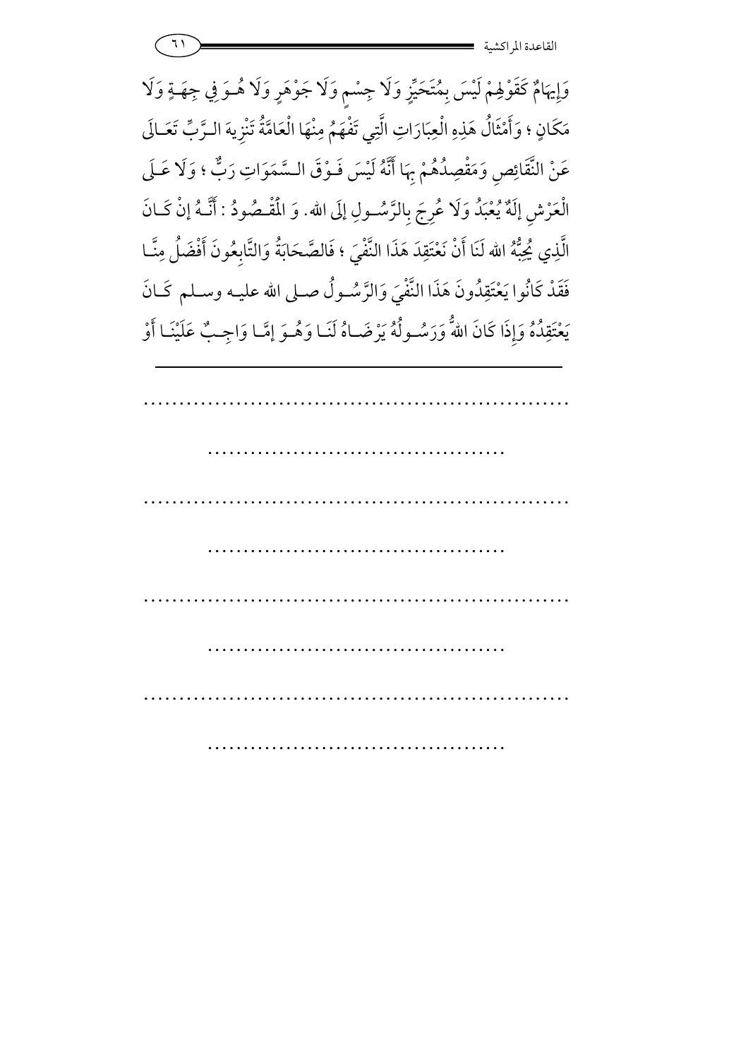وَإِيهَامٌ كَقَوْلِهِمْ لَيْسَ بِمُتَحَيِّزٍ وَلَا جِسْمٍ وَلَا جَوْهَرٍ وَلَا هُوَ فِي جِهَةٍ وَلَا مَكَانٍ ؛ وَأَمْثَالُ هَذِهِ الْعِبَارَاتِ الَّتِي تَفْهَمُ مِنْهَا الْعَامَّةُ تَنْزِيهَ الرَّبِّ تَعَالَى عَنْ النَّقَائِصِ وَمَقْصِدُهُمْ بِهَا أَنَّهُ لَيْسَ فَوْقَ السَّمَوَاتِ رَبٌّ ؛ وَلَا عَلَى الْعَرْشِ إلَهٌ يُعْبَدُ وَلَا عُرِجَ بِالرَّسُولِ إلَى الله. وَ الْمَقْصُودُ : أَنَّهُ إنْ كَانَ الَّذِي يُحِبُّهُ الله لَنَا أَنْ نَعْتَقِدَ هَذَا النَّفْيَ ؛ فَالصَّحَابَةُ وَالتَّابِعُونَ أَفْضَلُ مِنَّا فَقَدْ كَانُوا يَعْتَقِدُونَ هَذَا النَّفْيَ وَالرَّسُولُ صلى الله عليه وسلم كَانَ يَعْتَقِدُهُ وَإِذَا كَانَ اللهُ وَرَسُولُهُ يَرْضَاهُ لَنَا وَهُوَ إمَّا وَاجِبٌ عَلَيْنَا أَوْ

---

..........................................................

..........................................

..........................................................

..........................................

..........................................................

..........................................

..........................................................

..........................................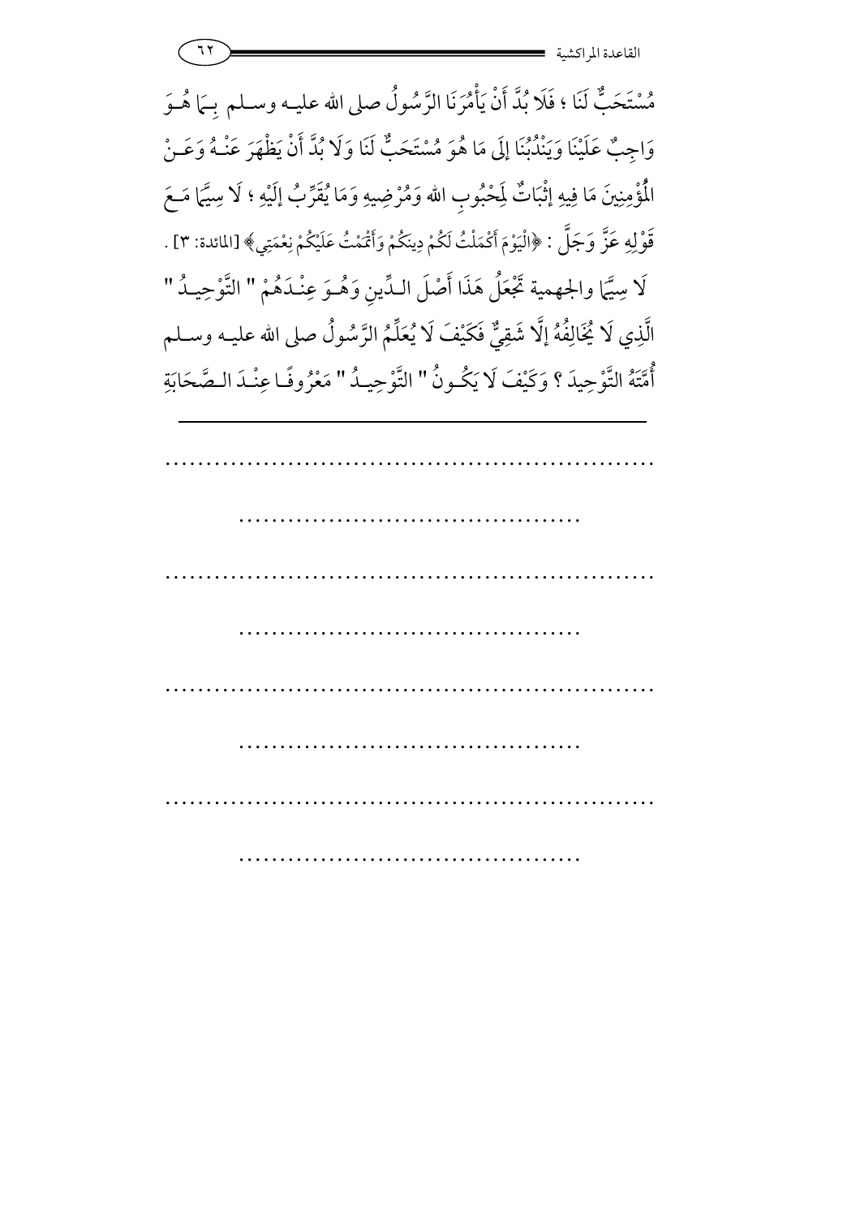مُسْتَحَبٌّ لَنَا ؛ فَلَا بُدَّ أَنْ يَأْمُرَنَا الرَّسُولُ صلى الله عليه وسلم بِمَا هُوَ وَاجِبٌ عَلَيْنَا وَيَنْدُبُنَا إِلَى مَا هُوَ مُسْتَحَبٌّ لَنَا وَلَا بُدَّ أَنْ يَظْهَرَ عَنْهُ وَعَنْ الْمُؤْمِنِينَ مَا فِيهِ إثْبَاتٌ لِمَحْبُوبِ الله وَمُرْضِيهِ وَمَا يُقَرِّبُ إلَيْهِ ؛ لَا سِيَّمَا مَعَ قَوْلِهِ عَزَّ وَجَلَّ : ﴿الْيَوْمَ أَكْمَلْتُ لَكُمْ دِينَكُمْ وَأَتْمَمْتُ عَلَيْكُمْ نِعْمَتِي﴾ [المائدة: ٣] .

لَا سِيَّمَا والجهمية تَجْعَلُ هَذَا أَصْلَ الدِّينِ وَهُوَ عِنْدَهُمْ " التَّوْحِيدُ " الَّذِي لَا يُخَالِفُهُ إلَّا شَقِيٌّ فَكَيْفَ لَا يُعَلِّمُ الرَّسُولُ صلى الله عليه وسلم أُمَّتَهُ التَّوْحِيدَ ؟ وَكَيْفَ لَا يَكُونُ " التَّوْحِيدُ " مَعْرُوفًا عِنْدَ الصَّحَابَةِ

---

.............................................................

.........................................

.............................................................

.........................................

.............................................................

.........................................

.............................................................

.........................................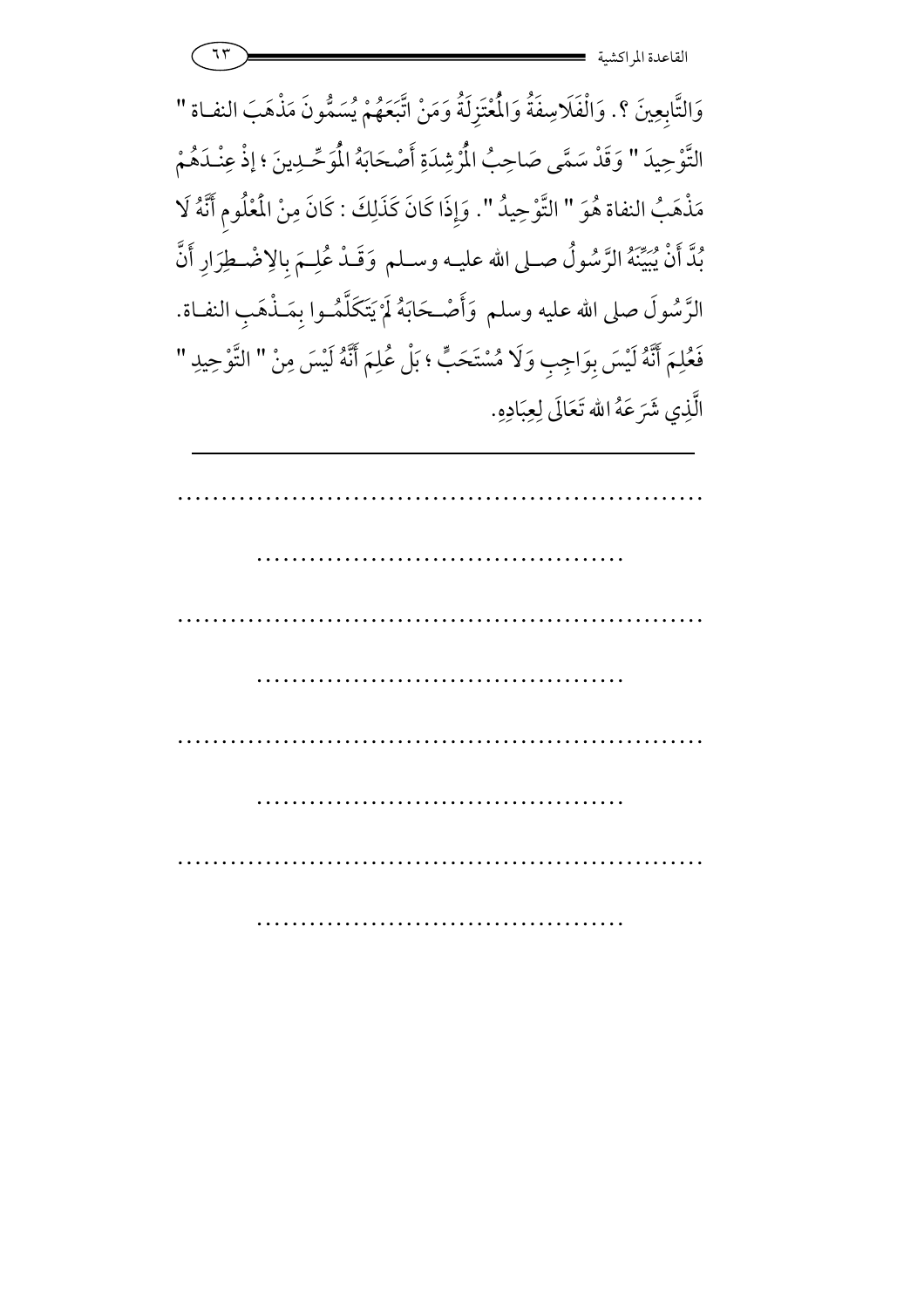وَالتَّابِعِينَ ؟. وَالْفَلَاسِفَةُ وَالْمُعْتَزِلَةُ وَمَنْ اتَّبَعَهُمْ يُسَمُّونَ مَذْهَبَ النفاة " التَّوْحِيدَ " وَقَدْ سَمَّى صَاحِبُ الْمُرْشِدَةِ أَصْحَابَهُ الْمُوَحِّدِينَ ؛ إذْ عِنْدَهُمْ مَذْهَبُ النفاة هُوَ " التَّوْحِيدُ ". وَإِذَا كَانَ كَذَلِكَ : كَانَ مِنْ الْمَعْلُومِ أَنَّهُ لَا بُدَّ أَنْ يُبَيِّنَهُ الرَّسُولُ صلى الله عليه وسلم وَقَدْ عُلِمَ بِالِاضْطِرَارِ أَنَّ الرَّسُولَ صلى الله عليه وسلم وَأَصْحَابَهُ لَمْ يَتَكَلَّمُوا بِمَذْهَبِ النفاة. فَعُلِمَ أَنَّهُ لَيْسَ بِوَاجِبِ وَلَا مُسْتَحَبٍّ ؛ بَلْ عُلِمَ أَنَّهُ لَيْسَ مِنْ " التَّوْحِيدِ " الَّذِي شَرَعَهُ الله تَعَالَى لِعِبَادِهِ.

---

..............................................................

..........................................

..............................................................

..........................................

..............................................................

..........................................

..............................................................

..........................................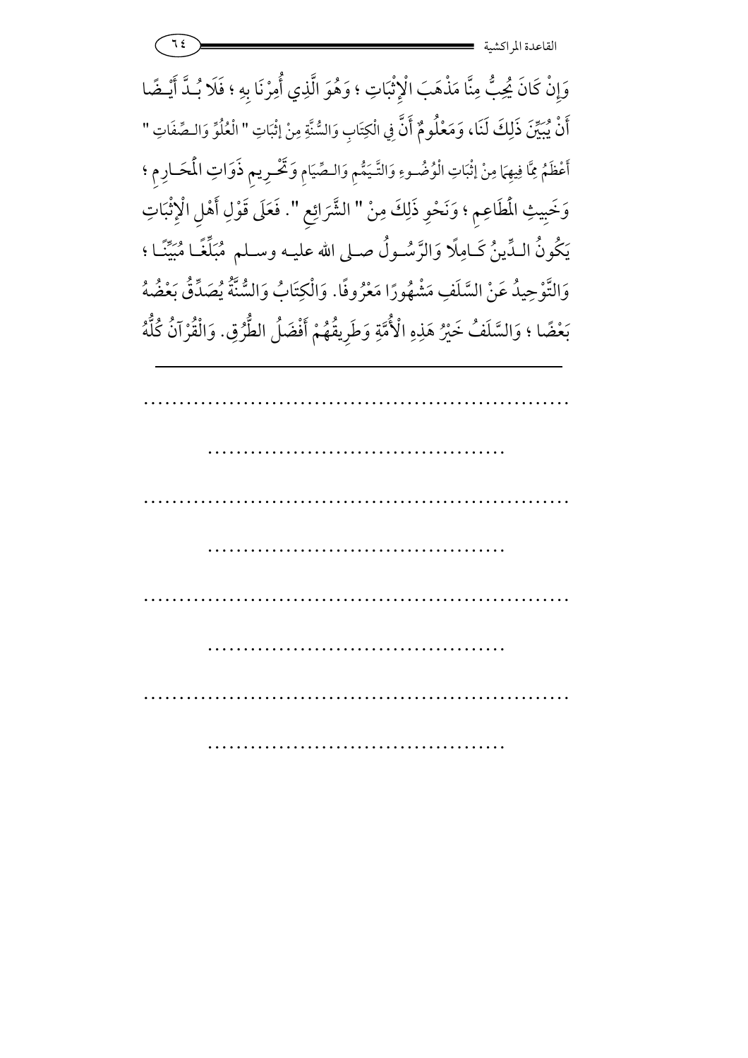وَإِنْ كَانَ يُحِبُّ مِنَّا مَذْهَبَ الْإِثْبَاتِ ؛ وَهُوَ الَّذِي أُمِرْنَا بِهِ ؛ فَلَا بُـدَّ أَيْـضًا أَنْ يُبَيِّنَ ذَلِكَ لَنَا، وَمَعْلُومٌ أَنَّ فِي الْكِتَابِ وَالسُّنَّةِ مِنْ إثْبَاتِ " الْعُلُوِّ وَالـصِّفَاتِ " أَعْظَمُ مِمَّا فِيهِمَا مِنْ إثْبَاتِ الْوُضُـوءِ وَالتَّـيَمُّمِ وَالـصِّيَامِ وَتَحْـرِيمِ ذَوَاتِ الْمَحَـارِمِ ؛ وَخَبِيثِ الْمَطَاعِمِ ؛ وَنَحْوِ ذَلِكَ مِنْ " الشَّرَائِعِ ". فَعَلَى قَوْلِ أَهْلِ الْإِثْبَاتِ يَكُونُ الـدِّينُ كَـامِلًا وَالرَّسُـولُ صـلى الله عليـه وسـلم مُبَلِّغًـا مُبَيِّنًـا ؛ وَالتَّوْحِيدُ عَنْ السَّلَفِ مَشْهُورًا مَعْرُوفًا. وَالْكِتَابُ وَالسُّنَّةُ يُصَدِّقُ بَعْضُهُ بَعْضًا ؛ وَالسَّلَفُ خَيْرُ هَذِهِ الْأُمَّةِ وَطَرِيقُهُمْ أَفْضَلُ الطُّرُقِ. وَالْقُرْآنُ كُلُّهُ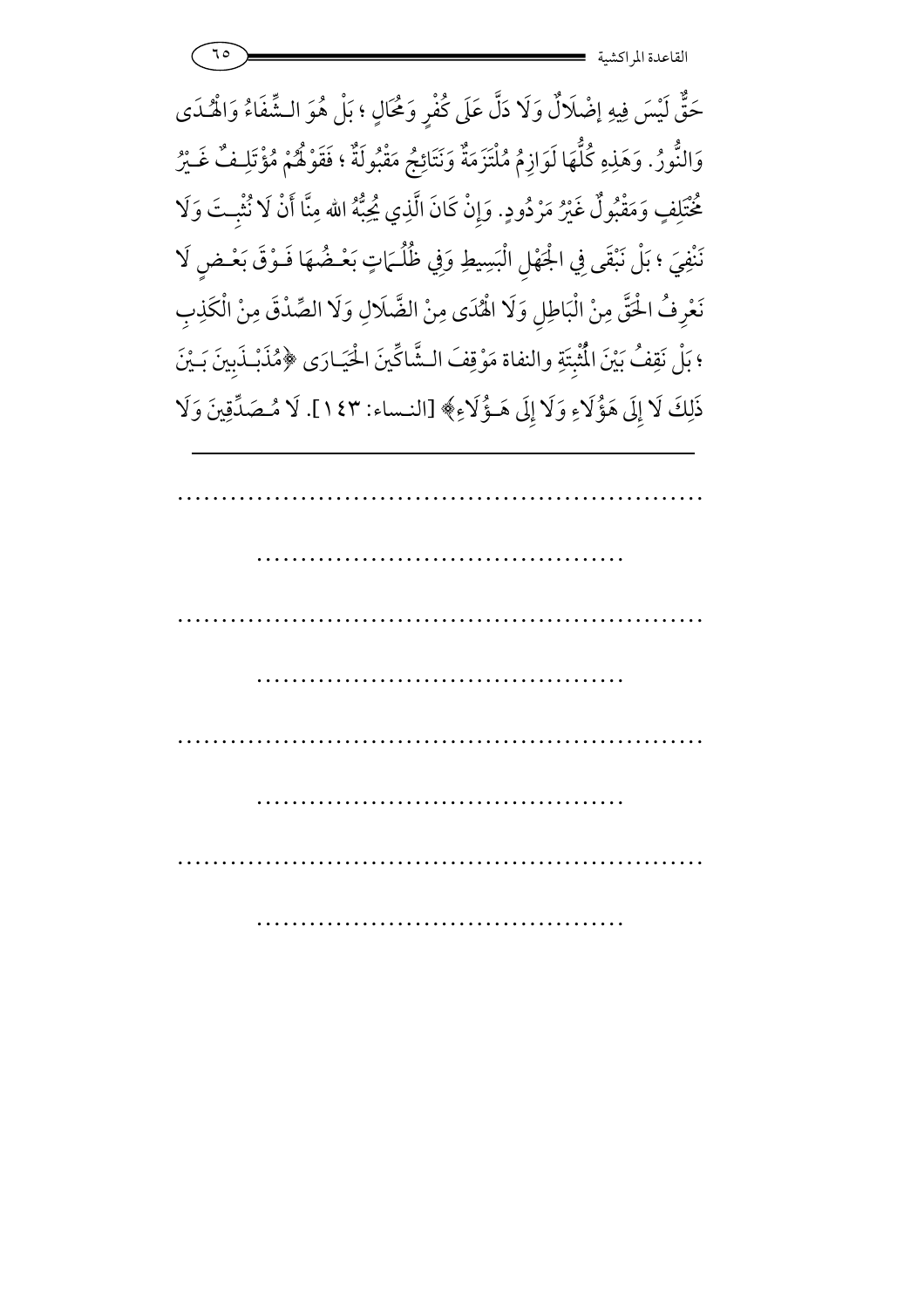حَقٌّ لَيْسَ فِيهِ إِضْلَالٌ وَلَا دَلَّ عَلَى كُفْرٍ وَمُحَالٍ ؛ بَلْ هُوَ الشِّفَاءُ وَالْهُدَى وَالنُّورُ. وَهَذِهِ كُلُّهَا لَوَازِمُ مُلْتَزَمَةٌ وَنَتَائِجُ مَقْبُولَةٌ ؛ فَقَوْلُهُمْ مُؤْتَلِفٌ غَيْرُ مُخْتَلِفٍ وَمَقْبُولٌ غَيْرُ مَرْدُودٍ. وَإِنْ كَانَ الَّذِي يُحِبُّهُ الله مِنَّا أَنْ لَا نُثْبِتَ وَلَا نَنْفِيَ ؛ بَلْ نَبْقَى فِي الْجَهْلِ الْبَسِيطِ وَفِي ظُلُمَاتٍ بَعْضُهَا فَوْقَ بَعْضٍ لَا نَعْرِفُ الْحَقَّ مِنْ الْبَاطِلِ وَلَا الْهُدَى مِنْ الضَّلَالِ وَلَا الصِّدْقَ مِنْ الْكَذِبِ ؛ بَلْ نَقِفُ بَيْنَ الْمُثْبِتَةِ والنفاة مَوْقِفَ الشَّاكِّينَ الْحَيَارَى ﴿مُذَبْذَبِينَ بَيْنَ ذَلِكَ لَا إِلَى هَؤُلَاءِ وَلَا إِلَى هَؤُلَاءِ﴾ [النساء: ١٤٣]. لَا مُصَدِّقِينَ وَلَا

..........................................................

..........................................

..........................................................

..........................................

..........................................................

..........................................

..........................................................

..........................................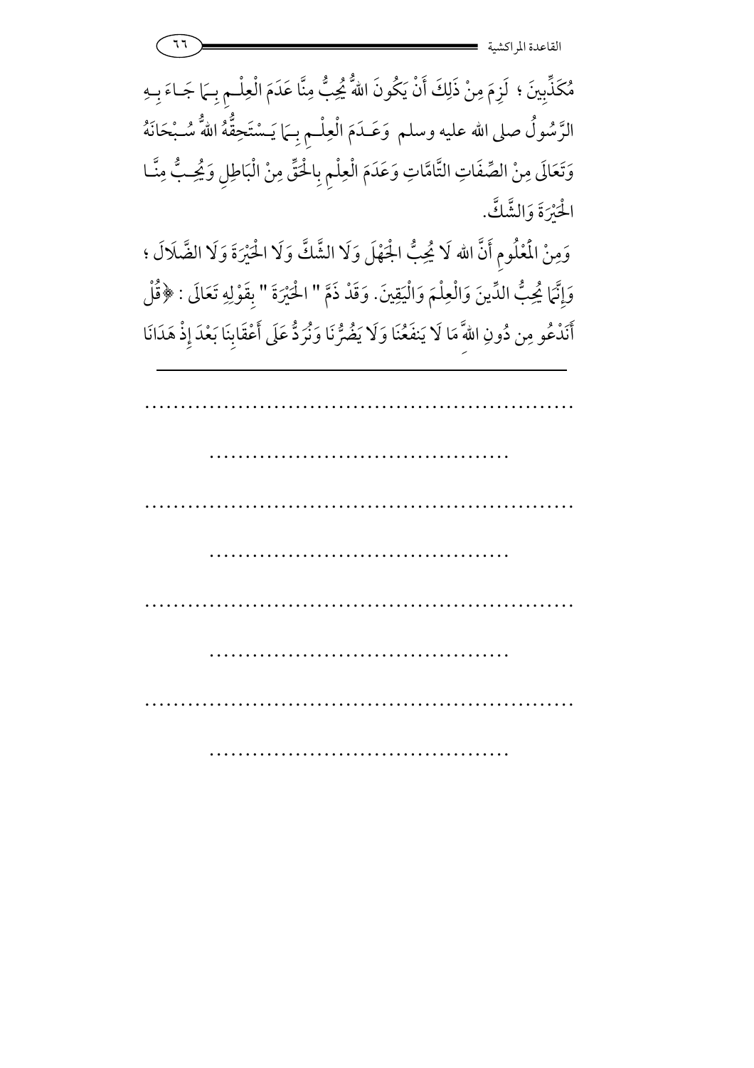مُكَذِّبِينَ ؛ لَزِمَ مِنْ ذَلِكَ أَنْ يَكُونَ اللهُ يُحِبُّ مِنَّا عَدَمَ الْعِلْمِ بِمَا جَاءَ بِهِ الرَّسُولُ صلى الله عليه وسلم وَعَدَمَ الْعِلْمِ بِمَا يَسْتَحِقُّهُ اللهُ سُبْحَانَهُ وَتَعَالَى مِنْ الصِّفَاتِ التَّامَّاتِ وَعَدَمَ الْعِلْمِ بِالْحَقِّ مِنْ الْبَاطِلِ وَيُحِبُّ مِنَّا الْحَيْرَةَ وَالشَّكَّ.

وَمِنْ الْمَعْلُومِ أَنَّ الله لَا يُحِبُّ الْجَهْلَ وَلَا الشَّكَّ وَلَا الْحَيْرَةَ وَلَا الضَّلَالَ ؛ وَإِنَّمَا يُحِبُّ الدِّينَ وَالْعِلْمَ وَالْيَقِينَ. وَقَدْ ذَمَّ " الْحَيْرَةَ " بِقَوْلِهِ تَعَالَى : ﴿قُلْ أَنَدْعُو مِن دُونِ اللهِ مَا لَا يَنفَعُنَا وَلَا يَضُرُّنَا وَنُرَدُّ عَلَى أَعْقَابِنَا بَعْدَ إِذْ هَدَانَا

---

..........................................................

..........................................

..........................................................

..........................................

..........................................................

..........................................

..........................................................

..........................................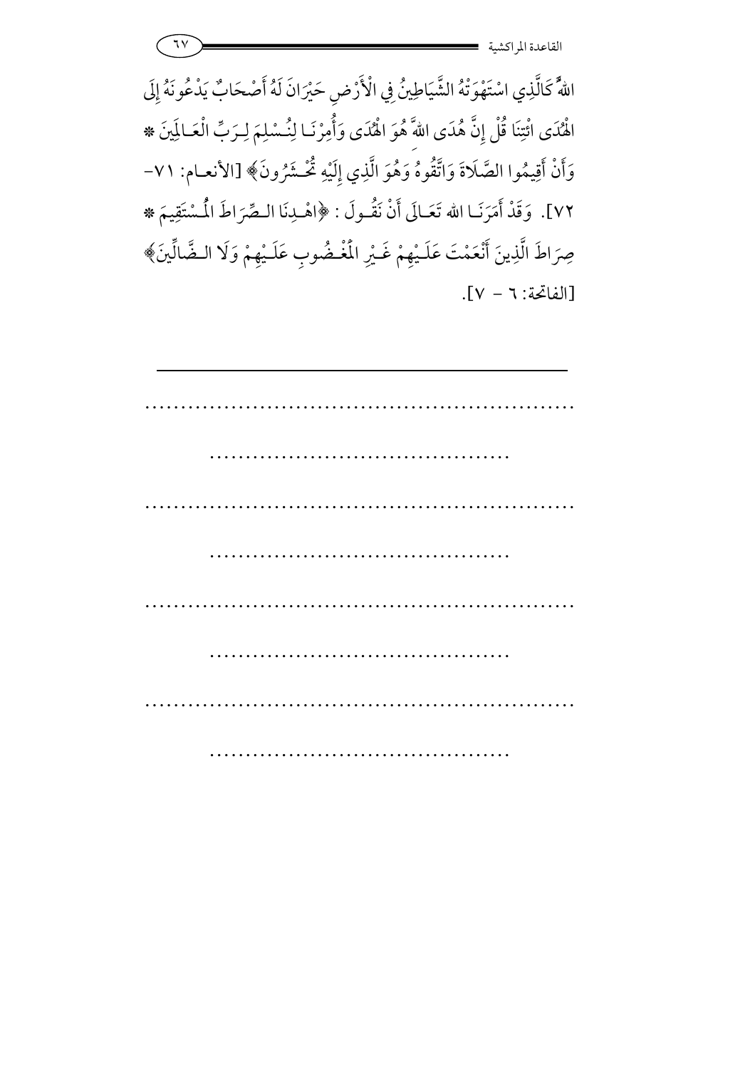اللهُ كَالَّذِي اسْتَهْوَتْهُ الشَّيَاطِينُ فِي الْأَرْضِ حَيْرَانَ لَهُ أَصْحَابٌ يَدْعُونَهُ إِلَى الْهُدَى ائْتِنَا قُلْ إِنَّ هُدَى اللهِ هُوَ الْهُدَى وَأُمِرْنَا لِنُسْلِمَ لِرَبِّ الْعَالَمِينَ * وَأَنْ أَقِيمُوا الصَّلَاةَ وَاتَّقُوهُ وَهُوَ الَّذِي إِلَيْهِ تُحْشَرُونَ﴾ [الأنعام: ٧١- ٧٢]. وَقَدْ أَمَرَنَا الله تَعَالَى أَنْ نَقُولَ : ﴿اهْدِنَا الصِّرَاطَ الْمُسْتَقِيمَ * صِرَاطَ الَّذِينَ أَنْعَمْتَ عَلَيْهِمْ غَيْرِ الْمَغْضُوبِ عَلَيْهِمْ وَلَا الضَّالِّينَ﴾ [الفاتحة: ٦ - ٧].

---

..............................................................

..........................................

..............................................................

..........................................

..............................................................

..........................................

..............................................................

..........................................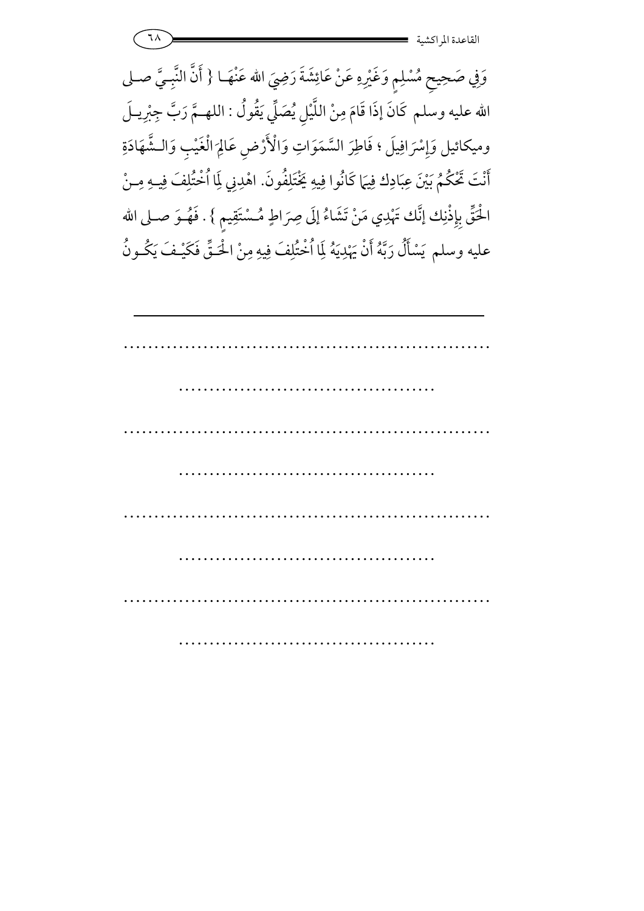وَفِي صَحِيحِ مُسْلِمٍ وَغَيْرِهِ عَنْ عَائِشَةَ رَضِيَ الله عَنْهَا { أَنَّ النَّبِيَّ صلى الله عليه وسلم كَانَ إذَا قَامَ مِنْ اللَّيْلِ يُصَلِّي يَقُولُ : اللهمَّ رَبَّ جِبْرِيلَ وميكائيل وَإِسْرَافِيلَ ؛ فَاطِرَ السَّمَوَاتِ وَالْأَرْضِ عَالِمَ الْغَيْبِ وَالشَّهَادَةِ أَنْتَ تَحْكُمُ بَيْنَ عِبَادِك فِيمَا كَانُوا فِيهِ يَخْتَلِفُونَ. اهْدِنِي لِمَا اُخْتُلِفَ فِيهِ مِنْ الْحَقِّ بِإِذْنِك إنَّك تَهْدِي مَنْ تَشَاءُ إلَى صِرَاطٍ مُسْتَقِيمٍ } . فَهُوَ صلى الله عليه وسلم يَسْأَلُ رَبَّهُ أَنْ يَهْدِيَهُ لِمَا اُخْتُلِفَ فِيهِ مِنْ الْحَقِّ فَكَيْفَ يَكُونُ

---

..........................................................

..........................................

..........................................................

..........................................

..........................................................

..........................................

..........................................................

..........................................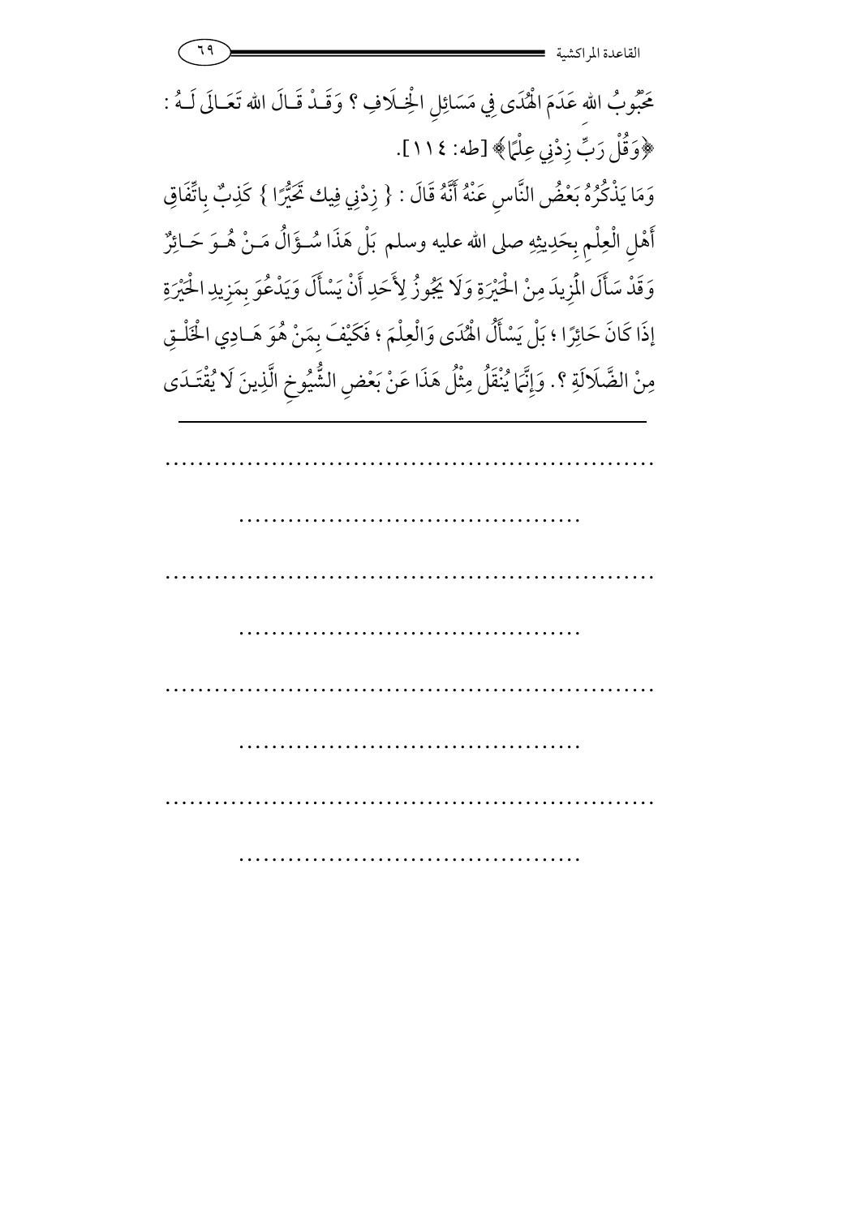مَحْبُوبُ الله عَدَمَ الْهُدَى فِي مَسَائِلِ الْخِلَافِ ؟ وَقَدْ قَالَ الله تَعَالَى لَهُ : ﴿وَقُلْ رَبِّ زِدْنِي عِلْمًا﴾ [طه: ١١٤].

وَمَا يَذْكُرُهُ بَعْضُ النَّاسِ عَنْهُ أَنَّهُ قَالَ : { زِدْنِي فِيك تَحَيُّرًا } كَذِبٌ بِاتِّفَاقِ أَهْلِ الْعِلْمِ بِحَدِيثِهِ صلى الله عليه وسلم بَلْ هَذَا سُؤَالُ مَنْ هُوَ حَائِرٌ وَقَدْ سَأَلَ الْمَزِيدَ مِنْ الْحَيْرَةِ وَلَا يَجُوزُ لِأَحَدِ أَنْ يَسْأَلَ وَيَدْعُوَ بِمَزِيدِ الْحَيْرَةِ إذَا كَانَ حَائِرًا ؛ بَلْ يَسْأَلُ الْهُدَى وَالْعِلْمَ ؛ فَكَيْفَ بِمَنْ هُوَ هَادِي الْخَلْقِ مِنْ الضَّلَالَةِ ؟. وَإِنَّمَا يُنْقَلُ مِثْلُ هَذَا عَنْ بَعْضِ الشُّيُوخِ الَّذِينَ لَا يُقْتَدَى

---

..........................................................

..........................................

..........................................................

..........................................

..........................................................

..........................................

..........................................................

..........................................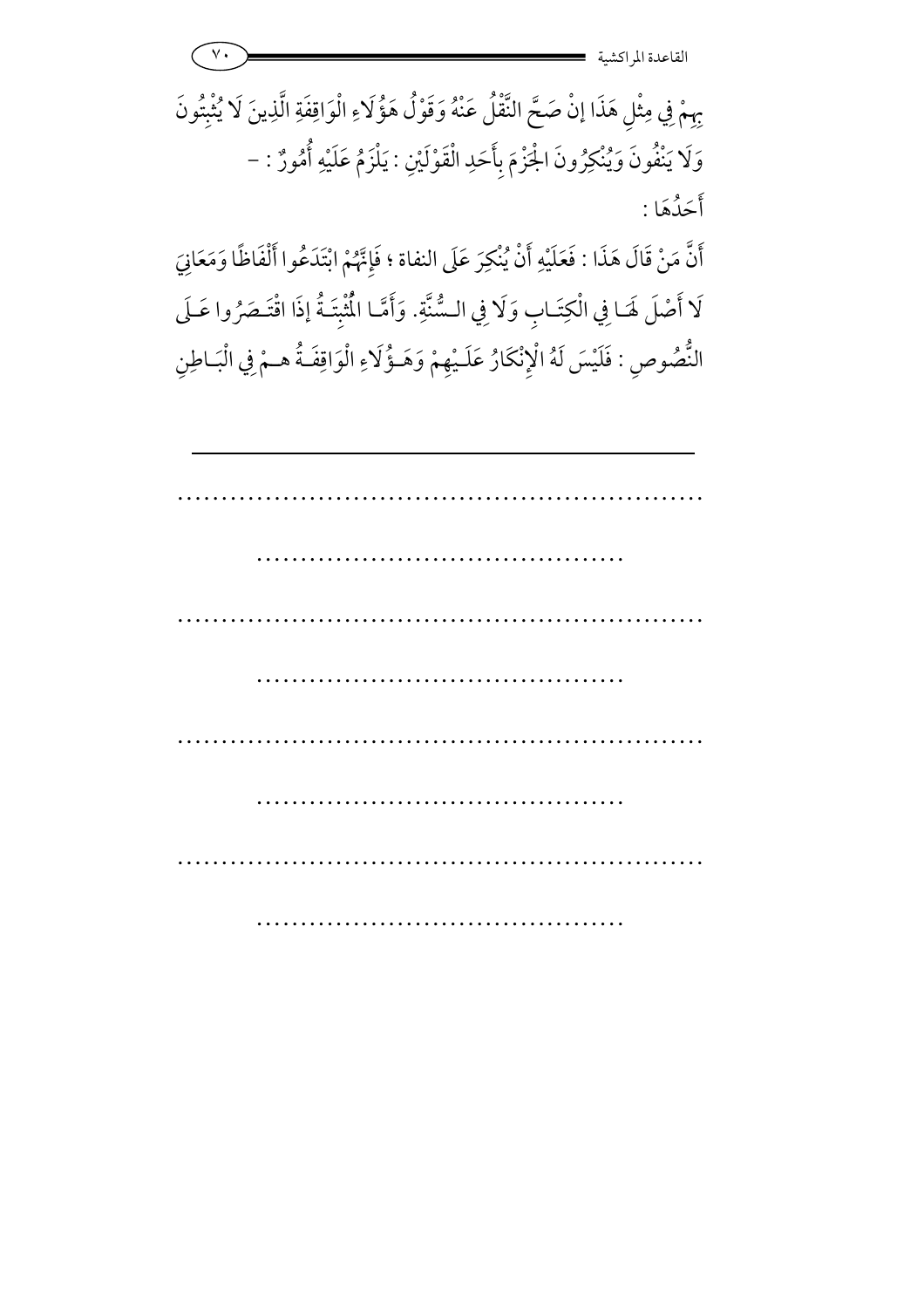بِهِمْ فِي مِثْلِ هَذَا إِنْ صَحَّ النَّقْلُ عَنْهُ وَقَوْلُ هَؤُلَاءِ الْوَاقِفَةِ الَّذِينَ لَا يُثْبِتُونَ وَلَا يَنْفُونَ وَيُنْكِرُونَ الْجَزْمَ بِأَحَدِ الْقَوْلَيْنِ : يَلْزَمُ عَلَيْهِ أُمُورٌ : –

أَحَدُهَا :

أَنَّ مَنْ قَالَ هَذَا : فَعَلَيْهِ أَنْ يُنْكِرَ عَلَى النفاة ؛ فَإِنَّهُمْ ابْتَدَعُوا أَلْفَاظًا وَمَعَانِيَ لَا أَصْلَ لَهَا فِي الْكِتَابِ وَلَا فِي السُّنَّةِ. وَأَمَّا الْمُثْبِتَةُ إِذَا اقْتَصَرُوا عَلَى النُّصُوصِ : فَلَيْسَ لَهُ الْإِنْكَارُ عَلَيْهِمْ وَهَؤُلَاءِ الْوَاقِفَةُ هُمْ فِي الْبَاطِنِ

---

.........................................................

.........................................

.........................................................

.........................................

.........................................................

.........................................

.........................................................

.........................................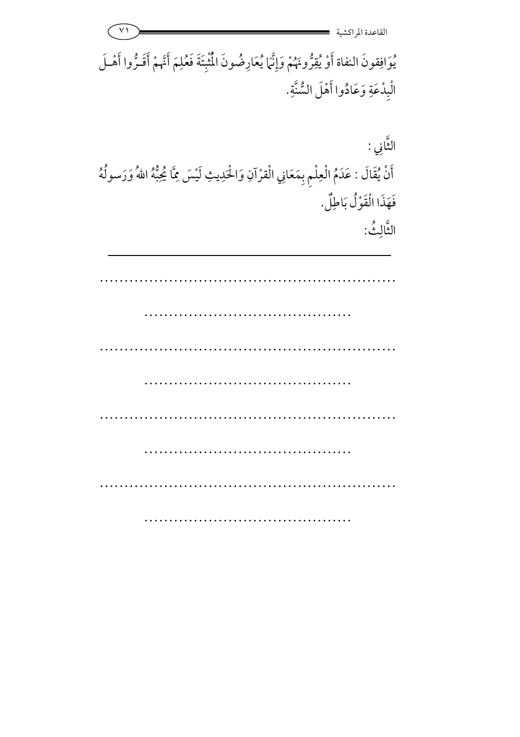يُوَافِقونَ النفاة أَوْ يُقِرُّونَهُمْ وَإِنَّمَا يُعَارِضُونَ الْمُثْبِتَةَ فَعُلِمَ أَنَّهُمْ أَقَـرُّوا أَهْـلَ الْبِدْعَةِ وَعَادُوا أَهْلَ السُّنَّةِ.

الثَّانِي :

أَنْ يُقَالَ : عَدَمُ الْعِلْمِ بِمَعَانِي الْقرْآنِ وَالْحَدِيثِ لَيْسَ مِمَّا يُحِبُّهُ اللهُ وَرَسولُهُ فَهَذَا الْقَوْلُ بَاطِلٌ.

الثَّالِثُ:

---

..............................................................

..........................................

..............................................................

..........................................

..............................................................

..........................................

..............................................................

..........................................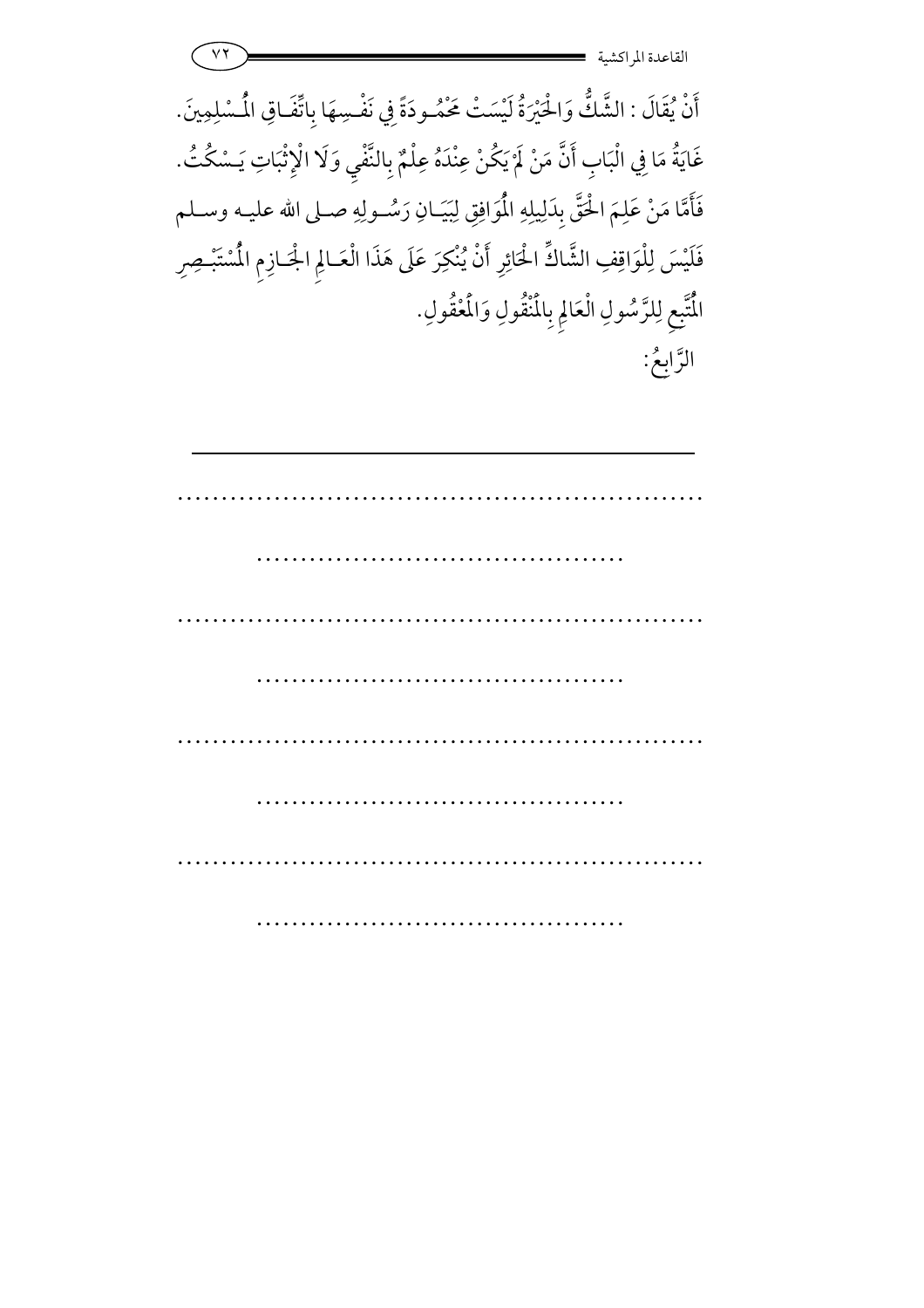أَنْ يُقَالَ : الشَّكُّ وَالْحَيْرَةُ لَيْسَتْ مَحْمُودَةً فِي نَفْسِهَا بِاتِّفَاقِ الْمُسْلِمِينَ. غَايَةُ مَا فِي الْبَابِ أَنَّ مَنْ لَمْ يَكُنْ عِنْدَهُ عِلْمٌ بِالنَّفْيِ وَلَا الْإِثْبَاتِ يَسْكُتُ. فَأَمَّا مَنْ عَلِمَ الْحَقَّ بِدَلِيلِهِ الْمُوَافِقِ لِبَيَانِ رَسُولِهِ صلى الله عليه وسلم فَلَيْسَ لِلْوَاقِفِ الشَّاكِّ الْحَائِرِ أَنْ يُنْكِرَ عَلَى هَذَا الْعَالِمِ الْجَازِمِ الْمُسْتَبْصِرِ الْمُتَّبِعِ لِلرَّسُولِ الْعَالِمِ بِالْمَنْقُولِ وَالْمَعْقُولِ.

الرَّابِعُ:

---

.............................................................

..........................................

.............................................................

..........................................

.............................................................

..........................................

.............................................................

..........................................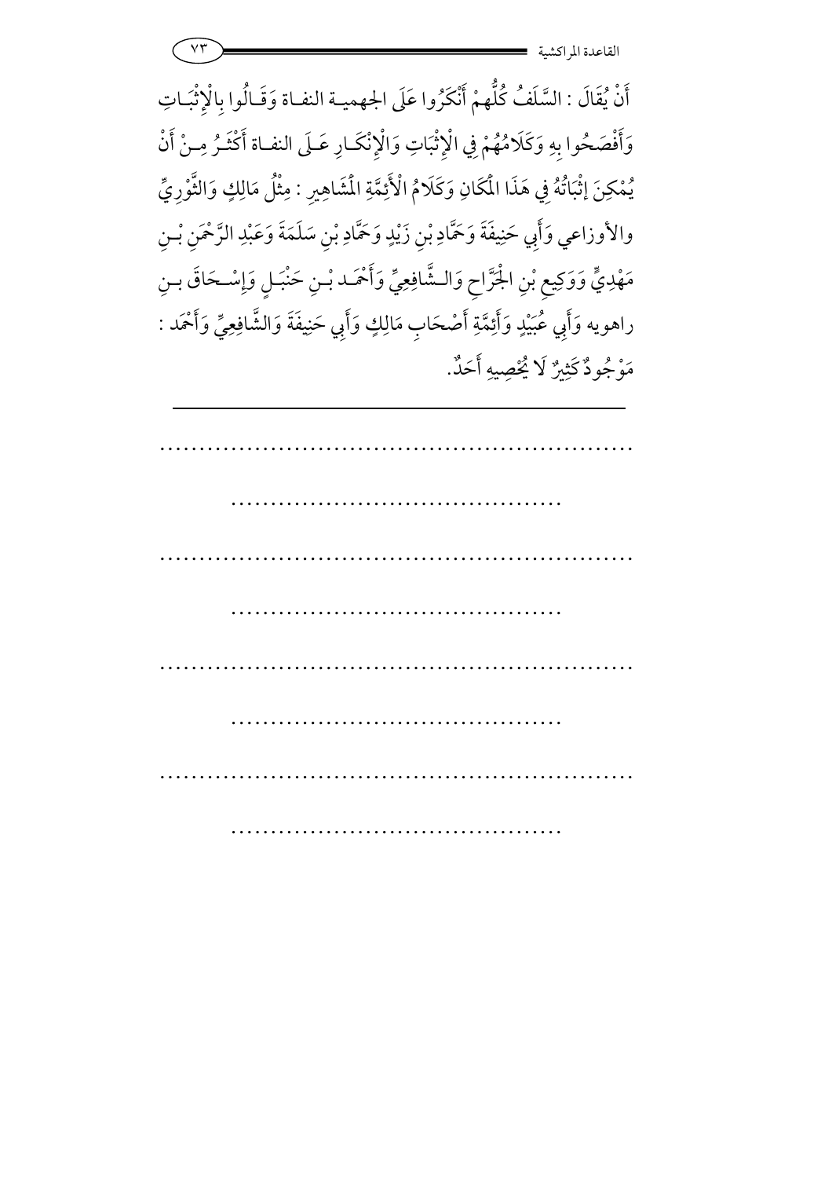أَنْ يُقَالَ : السَّلَفُ كُلُّهمْ أَنْكَرُوا عَلَى الجهمية النفاة وَقَالُوا بِالْإِثْبَاتِ وَأَفْصَحُوا بِهِ وَكَلَامُهُمْ فِي الْإِثْبَاتِ وَالْإِنْكَارِ عَلَى النفاة أَكْثَرُ مِنْ أَنْ يُمْكِنَ إثْبَاتُهُ فِي هَذَا الْمَكَانِ وَكَلَامُ الْأَئِمَّةِ الْمَشَاهِيرِ : مِثْلُ مَالِكٍ وَالثَّوْرِيِّ والأوزاعي وَأَبِي حَنِيفَةَ وَحَمَّادِ بْنِ زَيْدٍ وَحَمَّادِ بْنِ سَلَمَةَ وَعَبْدِ الرَّحْمَنِ بْنِ مَهْدِيٍّ وَوَكِيعِ بْنِ الْجَرَّاحِ وَالشَّافِعِيِّ وَأَحْمَد بْنِ حَنْبَلٍ وَإِسْحَاقَ بنِ راهويه وَأَبِي عُبَيْدٍ وَأَئِمَّةِ أَصْحَابِ مَالِكٍ وَأَبِي حَنِيفَةَ وَالشَّافِعِيِّ وَأَحْمَد : مَوْجُودٌ كَثِيرٌ لَا يُحْصِيهِ أَحَدٌ.

---

..............................................................

..........................................

..............................................................

..........................................

..............................................................

..........................................

..............................................................

..........................................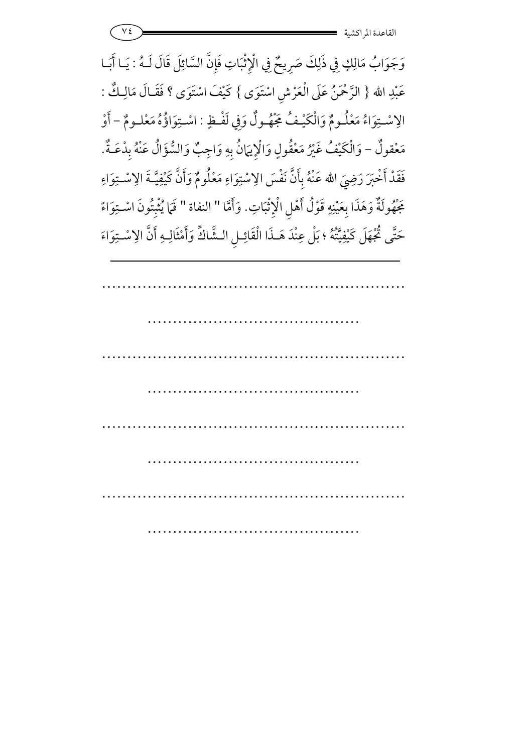وَجَوَابُ مَالِكٍ فِي ذَلِكَ صَرِيحٌ فِي الْإِثْبَاتِ فَإِنَّ السَّائِلَ قَالَ لَـهُ : يَـا أَبَـا عَبْدِ الله { الرَّحْمَنُ عَلَى الْعَرْشِ اسْتَوَى } كَيْفَ اسْتَوَى ؟ فَقَـالَ مَالِـكٌ : الِاسْـتِوَاءُ مَعْلُـومٌ وَالْكَيْـفُ مَجْهُـولٌ وَفِي لَفْـظٍ : اسْـتِوَاؤُهُ مَعْلُـومٌ – أَوْ مَعْقولٌ – وَالْكَيْفُ غَيْرُ مَعْقُولٍ وَالْإِيمَانُ بِهِ وَاجِبٌ وَالسُّؤَالُ عَنْهُ بِدْعَـةٌ. فَقَدْ أَخْبَرَ رَضِيَ الله عَنْهُ بِأَنَّ نَفْسَ الِاسْتِوَاءِ مَعْلُومٌ وَأَنَّ كَيْفِيَّـةَ الِاسْـتِوَاءِ مَجْهُولَةٌ وَهَذَا بِعَيْنِهِ قَوْلُ أَهْلِ الْإِثْبَاتِ. وَأَمَّا " النفاة " فَمَا يُثْبِتُونَ اسْـتِوَاءً حَتَّى تُجْهَلَ كَيْفِيَّتُهُ ؛ بَلْ عِنْدَ هَـذَا الْقَائِـلِ الـشَّاكِّ وَأَمْثَالِـهِ أَنَّ الِاسْـتِوَاءَ

---

..............................................................

..........................................

..............................................................

..........................................

..............................................................

..........................................

..............................................................

..........................................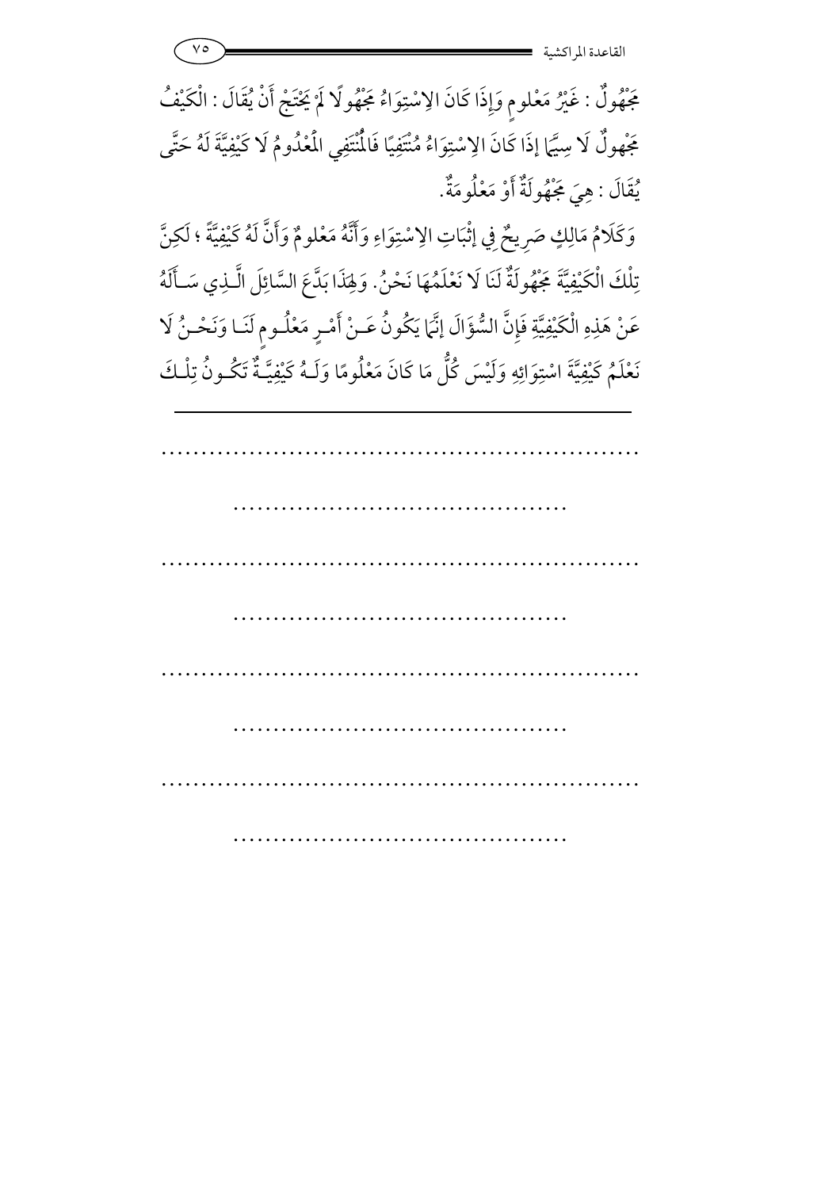مَجْهُولٌ : غَيْرُ مَعْلومٍ وَإِذَا كَانَ الِاسْتِوَاءُ مَجْهُولًا لَمْ يَحْتَجْ أَنْ يُقَالَ : الْكَيْفُ مَجْهولٌ لَا سِيَّمَا إِذَا كَانَ الِاسْتِوَاءُ مُنْتَفِيًا فَالْمُنْتَفِي الْمَعْدُومُ لَا كَيْفِيَّةَ لَهُ حَتَّى يُقَالَ : هِيَ مَجْهُولَةٌ أَوْ مَعْلُومَةٌ.

وَكَلَامُ مَالِكٍ صَرِيحٌ فِي إِثْبَاتِ الِاسْتِوَاءِ وَأَنَّهُ مَعْلومٌ وَأَنَّ لَهُ كَيْفِيَّةً ؛ لَكِنَّ تِلْكَ الْكَيْفِيَّةَ مَجْهُولَةٌ لَنَا لَا نَعْلَمُهَا نَحْنُ. وَلِهَذَا بَدَّعَ السَّائِلَ الَّذِي سَأَلَهُ عَنْ هَذِهِ الْكَيْفِيَّةِ فَإِنَّ السُّؤَالَ إِنَّمَا يَكُونُ عَنْ أَمْرٍ مَعْلُومٍ لَنَا وَنَحْنُ لَا نَعْلَمُ كَيْفِيَّةَ اسْتِوَائِهِ وَلَيْسَ كُلُّ مَا كَانَ مَعْلُومًا وَلَهُ كَيْفِيَّةٌ تَكُونُ تِلْكَ

---

.................................................................

..........................................

.................................................................

..........................................

.................................................................

..........................................

.................................................................

..........................................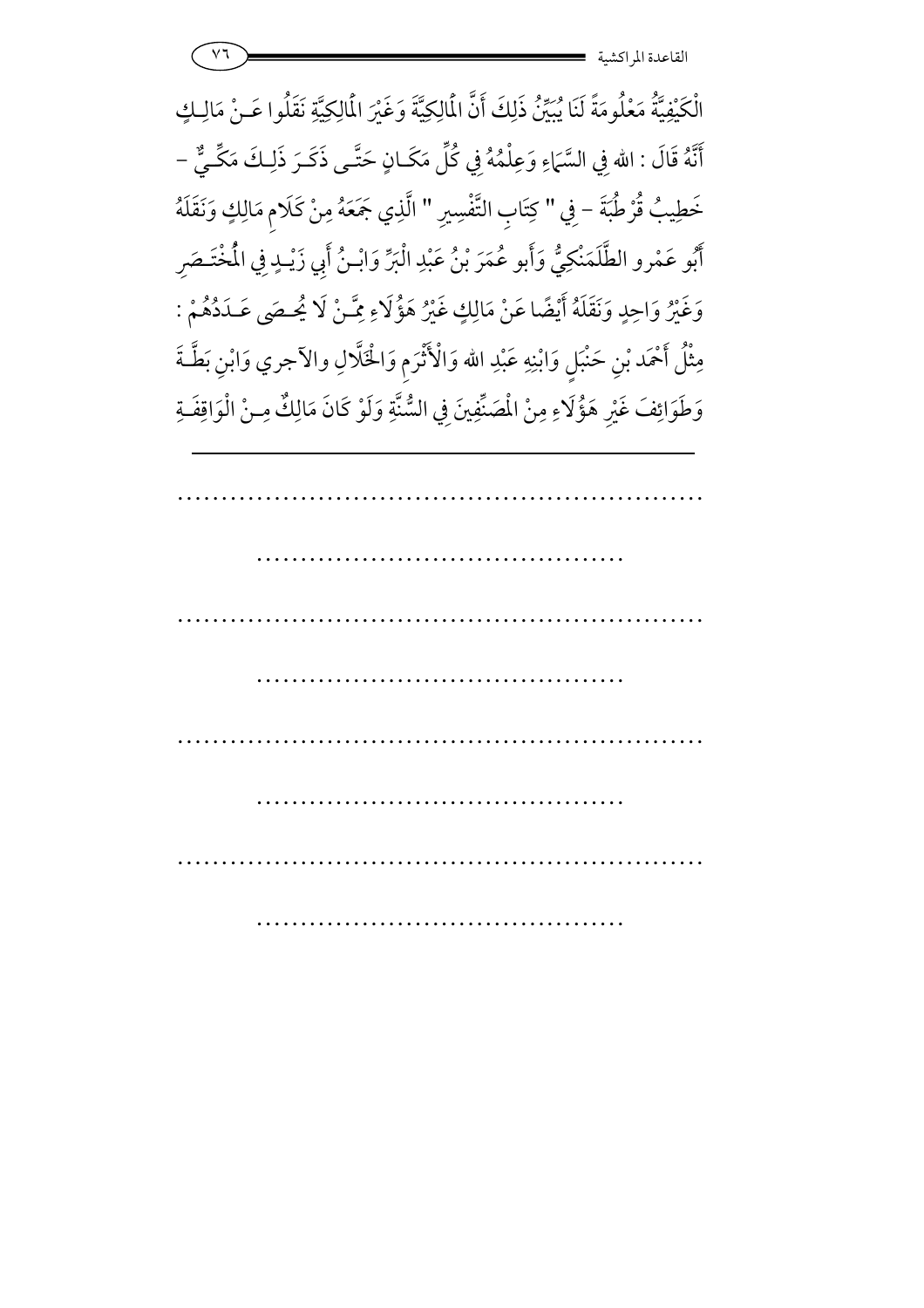الْكَيْفِيَّةُ مَعْلُومَةً لَنَا يُبَيِّنُ ذَلِكَ أَنَّ الْمَالِكِيَّةَ وَغَيْرَ الْمَالِكِيَّةِ نَقَلُوا عَنْ مَالِكٍ أَنَّهُ قَالَ : اللهُ فِي السَّمَاءِ وَعِلْمُهُ فِي كُلِّ مَكَانٍ حَتَّى ذَكَرَ ذَلِكَ مَكِّيٌّ - خَطِيبُ قُرْطُبَةَ - فِي " كِتَابِ التَّفْسِيرِ " الَّذِي جَمَعَهُ مِنْ كَلَامِ مَالِكٍ وَنَقَلَهُ أَبُو عَمْرٍو الطَّلَمَنْكِيُّ وَأَبُو عُمَرَ بْنُ عَبْدِ الْبَرِّ وَابْنُ أَبِي زَيْدٍ فِي الْمُخْتَصَرِ وَغَيْرُ وَاحِدٍ وَنَقَلَهُ أَيْضًا عَنْ مَالِكٍ غَيْرُ هَؤُلَاءِ مِمَّنْ لَا يُحْصَى عَدَدُهُمْ : مِثْلُ أَحْمَدَ بْنِ حَنْبَلٍ وَابْنِهِ عَبْدِ اللهِ وَالْأَثْرَمِ وَالْخَلَّالِ والآجري وَابْنِ بَطَّةَ وَطَوَائِفَ غَيْرِ هَؤُلَاءِ مِنْ الْمُصَنِّفِينَ فِي السُّنَّةِ وَلَوْ كَانَ مَالِكٌ مِنْ الْوَاقِفَةِ

---

..............................................................

..........................................

..............................................................

..........................................

..............................................................

..........................................

..............................................................

..........................................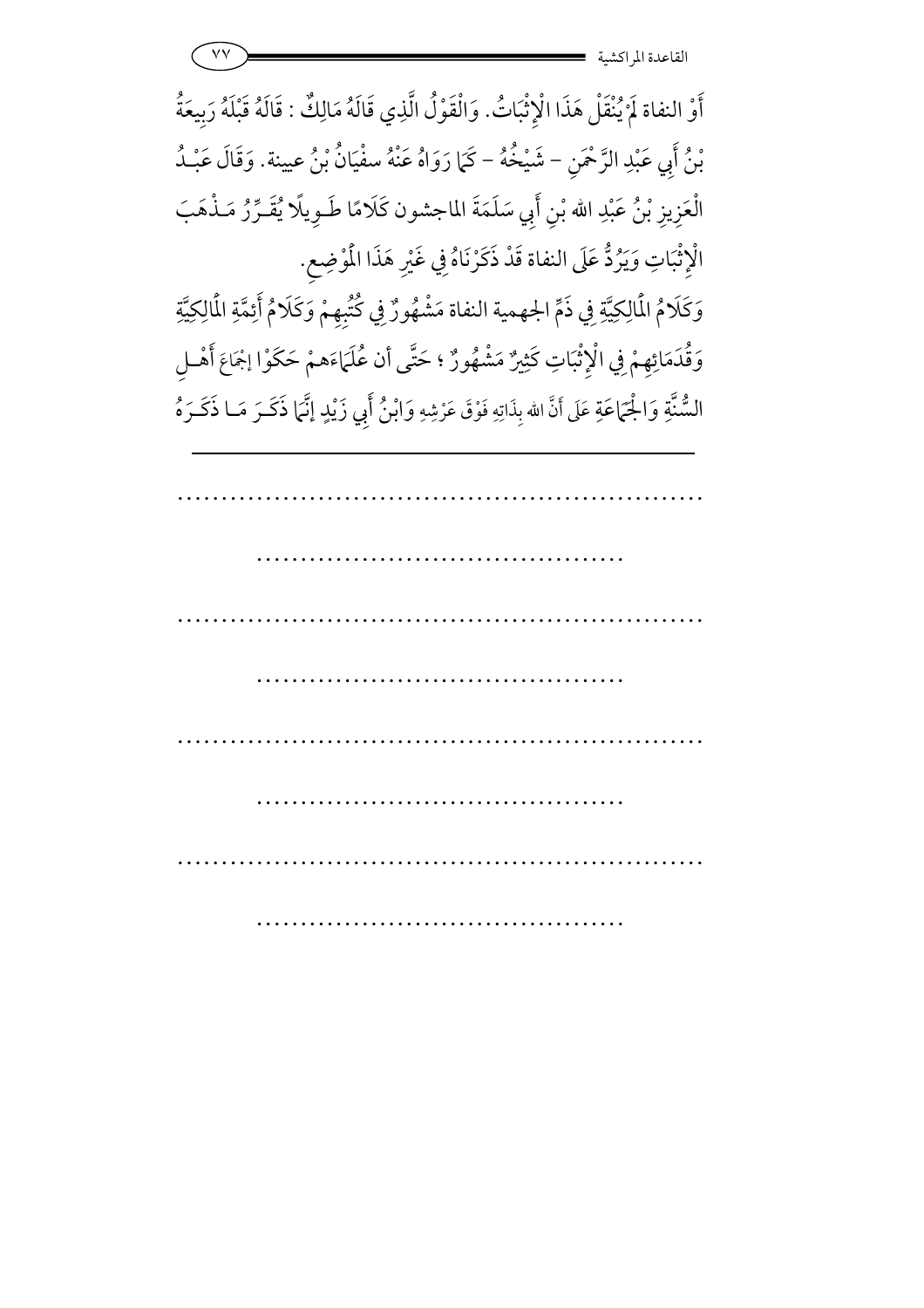أَوْ النفاة لَمْ يُنْقَلْ هَذَا الْإِثْبَاتُ. وَالْقَوْلُ الَّذِي قَالَهُ مَالِكٌ : قَالَهُ قَبْلَهُ رَبِيعَةُ بْنُ أَبِي عَبْدِ الرَّحْمَنِ – شَيْخُهُ – كَمَا رَوَاهُ عَنْهُ سفْيَانُ بْنُ عيينة. وَقَالَ عَبْدُ الْعَزِيزِ بْنُ عَبْدِ الله بْنِ أَبِي سَلَمَةَ الماجشون كَلَامًا طَوِيلًا يُقَرِّرُ مَذْهَبَ الْإِثْبَاتِ وَيَرُدُّ عَلَى النفاة قَدْ ذَكَرْنَاهُ فِي غَيْرِ هَذَا الْمَوْضِعِ.

وَكَلَامُ الْمَالِكِيَّةِ فِي ذَمِّ الجهمية النفاة مَشْهُورٌ فِي كُتُبِهِمْ وَكَلَامُ أَئِمَّةِ الْمَالِكِيَّةِ وَقُدَمَائِهِمْ فِي الْإِثْبَاتِ كَثِيرٌ مَشْهُورٌ ؛ حَتَّى أن عُلَمَاءَهمْ حَكَوْا إجْمَاعَ أَهْلِ السُّنَّةِ وَالْجَمَاعَةِ عَلَى أَنَّ الله بِذَاتِهِ فَوْقَ عَرْشِهِ وَابْنُ أَبِي زَيْدٍ إنَّمَا ذَكَرَ مَا ذَكَرَهُ

---

.............................................................

..........................................

.............................................................

..........................................

.............................................................

..........................................

.............................................................

..........................................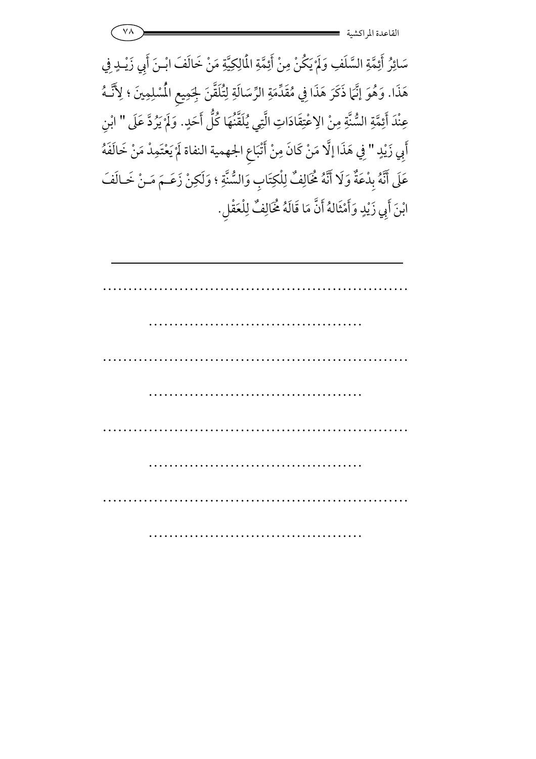سَائِرُ أَئِمَّةِ السَّلَفِ وَلَمْ يَكُنْ مِنْ أَئِمَّةِ الْمَالِكِيَّةِ مَنْ خَالَفَ ابْـنَ أَبِي زَيْـدٍ فِي هَذَا. وَهُوَ إنَّمَا ذَكَرَ هَذَا فِي مُقَدِّمَةِ الرِّسَالَةِ لِتُلَقَّنَ لِجَمِيعِ الْمُسْلِمِينَ ؛ لِأَنَّـهُ عِنْدَ أَئِمَّةِ السُّنَّةِ مِنْ الِاعْتِقَادَاتِ الَّتِي يُلَقَّنُهَا كُلُّ أَحَدٍ. وَلَمْ يَرُدَّ عَلَى " ابْنِ أَبِي زَيْدٍ " فِي هَذَا إلَّا مَنْ كَانَ مِنْ أَتْبَاعِ الجهمية النفاة لَمْ يَعْتَمِدْ مَنْ خَالَفَهُ عَلَى أَنَّهُ بِدْعَةٌ وَلَا أَنَّهُ مُخَالِفٌ لِلْكِتَابِ وَالسُّنَّةِ ؛ وَلَكِنْ زَعَـمَ مَـنْ خَـالَفَ ابْنَ أَبِي زَيْدٍ وَأَمْثَالَهُ أَنَّ مَا قَالَهُ مُخَالِفٌ لِلْعَقْلِ.

---

..............................................................

..........................................

..............................................................

..........................................

..............................................................

..........................................

..............................................................

..........................................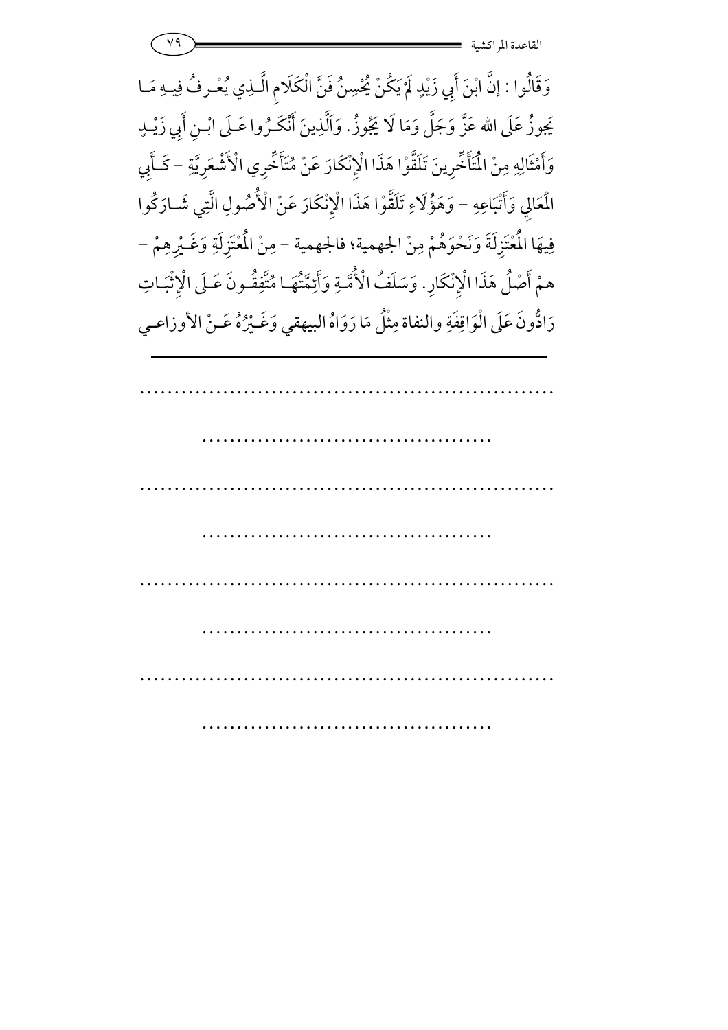وَقَالُوا : إِنَّ ابْنَ أَبِي زَيْدٍ لَمْ يَكُنْ يُحْسِنُ فَنَّ الْكَلَامِ الَّـذِي يُعْـرفُ فِيـهِ مَـا يَجوزُ عَلَى الله عَزَّ وَجَلَّ وَمَا لَا يَجُوزُ. وَالَّذِينَ أَنْكَـرُوا عَـلَى ابْـنِ أَبِي زَيْـدٍ وَأَمْثَالِهِ مِنْ الْمُتَأَخِّرِينَ تَلَقَّوْا هَذَا الْإِنْكَارَ عَنْ مُتَأَخِّرِي الْأَشْعَرِيَّةِ - كَـأَبِي الْمَعَالِي وَأَتْبَاعِهِ - وَهَؤُلَاءِ تَلَقَّوْا هَذَا الْإِنْكَارَ عَنْ الْأُصُولِ الَّتِي شَـارَكُوا فِيهَا الْمُعْتَزِلَةَ وَنَحْوَهُمْ مِنْ الجهمية؛ فالجهمية - مِنْ الْمُعْتَزِلَةِ وَغَـيْرِهِمْ - همْ أَصْلُ هَذَا الْإِنْكَارِ. وَسَلَفُ الْأُمَّـةِ وَأَئِمَّتُهَـا مُتَّفِقُـونَ عَـلَى الْإِثْبَـاتِ رَادُّونَ عَلَى الْوَاقِفَةِ والنفاة مِثْلُ مَا رَوَاهُ البيهقي وَغَـيْرُهُ عَـنْ الأوزاعـي

---

..............................................................

..........................................

..............................................................

..........................................

..............................................................

..........................................

..............................................................

..........................................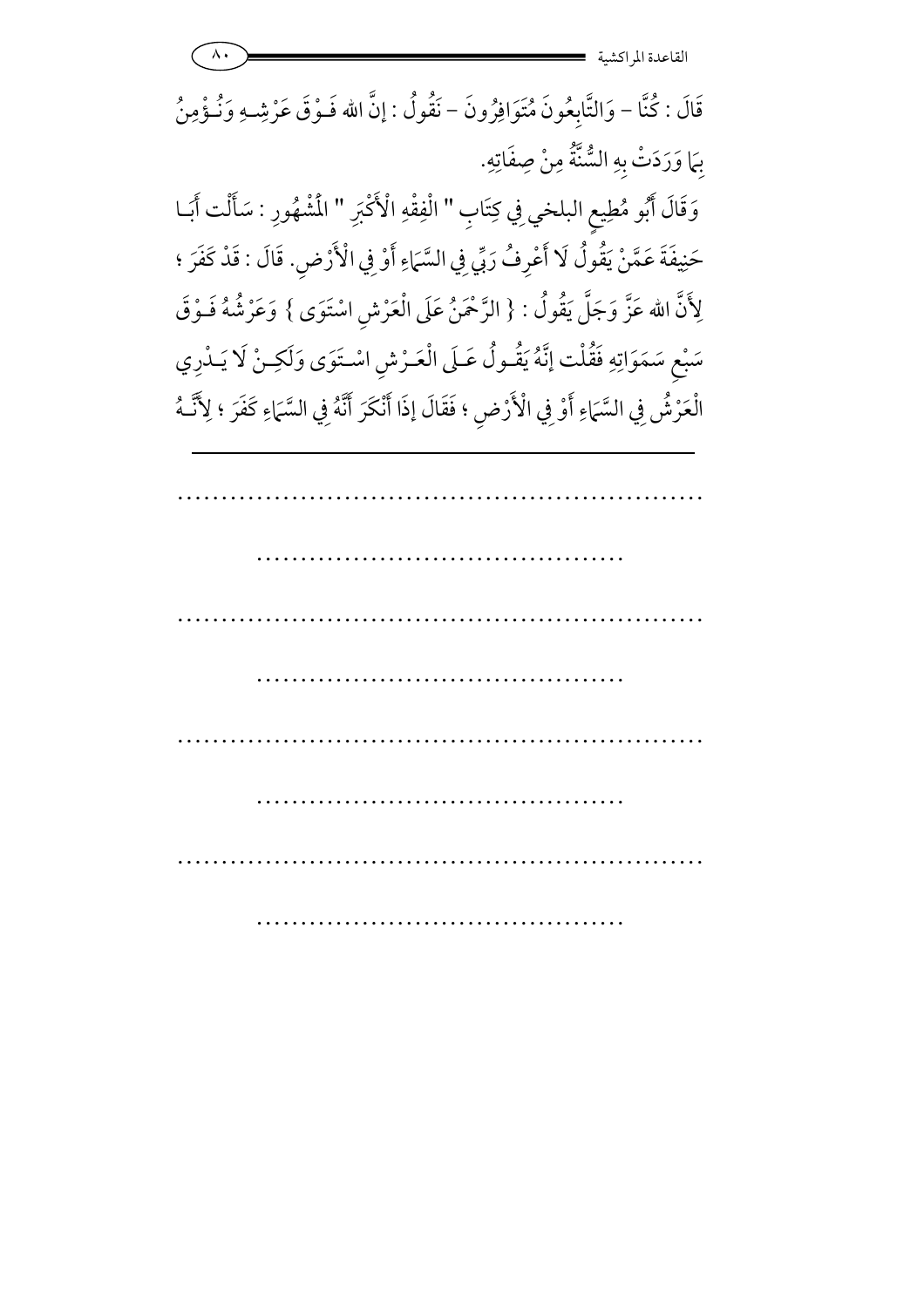قَالَ : كُنَّا – وَالتَّابِعُونَ مُتَوَافِرُونَ – نَقُولُ : إنَّ الله فَـوْقَ عَرْشِـهِ وَنُـؤْمِنُ بِمَا وَرَدَتْ بِهِ السُّنَّةُ مِنْ صِفَاتِهِ.

وَقَالَ أَبُو مُطِيعٍ البلخي فِي كِتَابِ " الْفِقْهِ الْأَكْبَرِ " الْمَشْهُورِ : سَأَلْت أَبَـا حَنِيفَةَ عَمَّنْ يَقُولُ لَا أَعْرِفُ رَبِّي فِي السَّمَاءِ أَوْ فِي الْأَرْضِ. قَالَ : قَدْ كَفَرَ ؛ لِأَنَّ الله عَزَّ وَجَلَّ يَقُولُ : { الرَّحْمَنُ عَلَى الْعَرْشِ اسْتَوَى } وَعَرْشُهُ فَـوْقَ سَبْعِ سَمَوَاتِهِ فَقُلْت إنَّهُ يَقُـولُ عَـلَى الْعَـرْشِ اسْـتَوَى وَلَكِـنْ لَا يَـدْرِي الْعَرْشُ فِي السَّمَاءِ أَوْ فِي الْأَرْضِ ؛ فَقَالَ إذَا أَنْكَرَ أَنَّهُ فِي السَّمَاءِ كَفَرَ ؛ لِأَنَّـهُ

---

..........................................................

..........................................

..........................................................

..........................................

..........................................................

..........................................

..........................................................

..........................................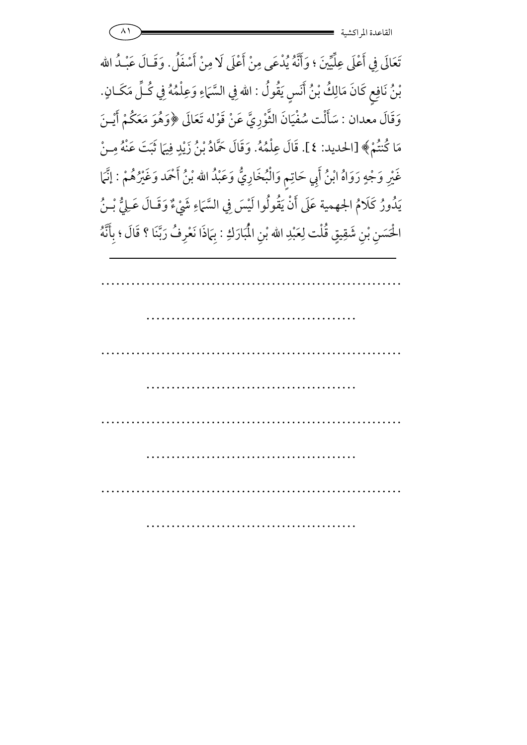تَعَالَى فِي أَعْلَى عِلِّيِّينَ ؛ وَأَنَّهُ يُدْعَى مِنْ أَعْلَى لَا مِنْ أَسْفَلُ. وَقَـالَ عَبْـدُ الله بْنُ نَافِعٍ كَانَ مَالِكُ بْنُ أَنَسٍ يَقُولُ : الله فِي السَّمَاءِ وَعِلْمُهُ فِي كُـلِّ مَكَـانٍ. وَقَالَ معدان : سَأَلْت سُفْيَانَ الثَّوْرِيَّ عَنْ قَوْله تَعَالَى ﴿وَهُوَ مَعَكُمْ أَيْـنَ مَا كُنتُمْ﴾ [الحديد: ٤]. قَالَ عِلْمُهُ. وَقَالَ حَمَّادُ بْنُ زَيْدٍ فِيمَا ثَبَتَ عَنْهُ مِـنْ غَيْرِ وَجْهٍ رَوَاهُ ابْنُ أَبِي حَاتِمٍ وَالْبُخَارِيُّ وَعَبْدُ الله بْنُ أَحْمَد وَغَيْرُهُمْ : إنَّمَا يَدُورُ كَلَامُ الجهمية عَلَى أَنْ يَقُولُوا لَيْسَ فِي السَّمَاءِ شَيْءٌ وَقَـالَ عَـلِيُّ بْـنُ الْحَسَنِ بْنِ شَقِيقٍ قُلْت لِعَبْدِ الله بْنِ الْمُبَارَكِ : بِمَاذَا نَعْرِفُ رَبَّنَا ؟ قَالَ ؛ بِأَنَّهُ

---

...........................................................

..........................................

...........................................................

..........................................

...........................................................

..........................................

...........................................................

..........................................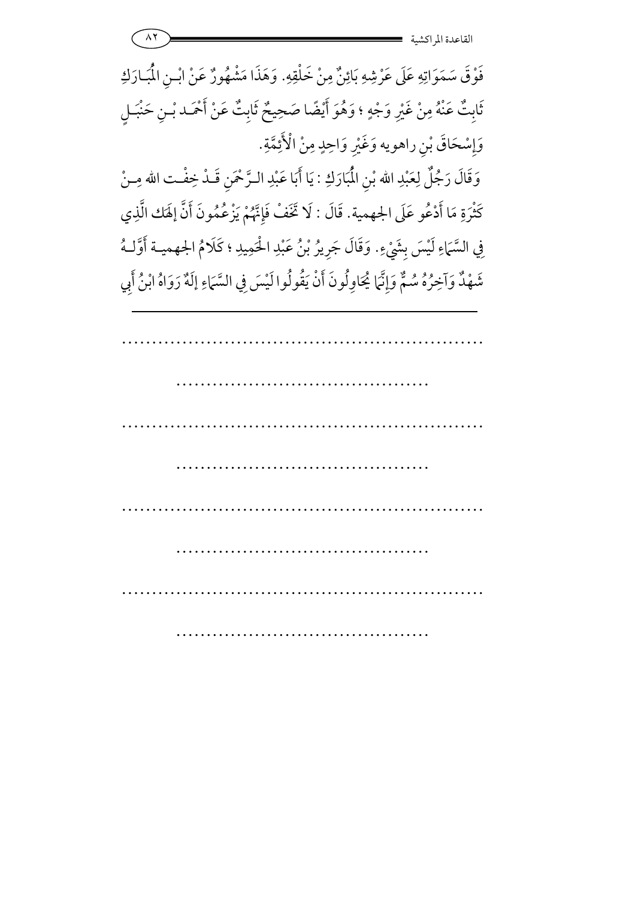فَوْقَ سَمَوَاتِهِ عَلَى عَرْشِهِ بَائِنٌ مِنْ خَلْقِهِ. وَهَذَا مَشْهُورٌ عَنْ ابْـنِ الْمُبَـارَكِ ثَابِتٌ عَنْهُ مِنْ غَيْرِ وَجْهٍ ؛ وَهُوَ أَيْضًا صَحِيحٌ ثَابِتٌ عَنْ أَحْمَـد بْـنِ حَنْبَـلٍ وَإِسْحَاقَ بْنِ راهويه وَغَيْرِ وَاحِدٍ مِنْ الْأَئِمَّةِ.

وَقَالَ رَجُلٌ لِعَبْدِ الله بْنِ الْمُبَارَكِ : يَا أَبَا عَبْدِ الـرَّحْمَنِ قَـدْ خِفْـت الله مِـنْ كَثْرَةِ مَا أَدْعُو عَلَى الجهمية. قَالَ : لَا تَخَفْ فَإِنَّهُمْ يَزْعُمُونَ أَنَّ إلَهَك الَّذِي فِي السَّمَاءِ لَيْسَ بِشَيْءٍ. وَقَالَ جَرِيرُ بْنُ عَبْدِ الْحَمِيدِ ؛ كَلَامُ الجهميـة أَوَّلُـهُ شَهْدٌ وَآخِرُهُ سُمٌّ وَإِنَّمَا يُحَاوِلُونَ أَنْ يَقُولُوا لَيْسَ فِي السَّمَاءِ إلَهٌ رَوَاهُ ابْنُ أَبِي

---

.............................................................

..........................................

.............................................................

..........................................

.............................................................

..........................................

.............................................................

..........................................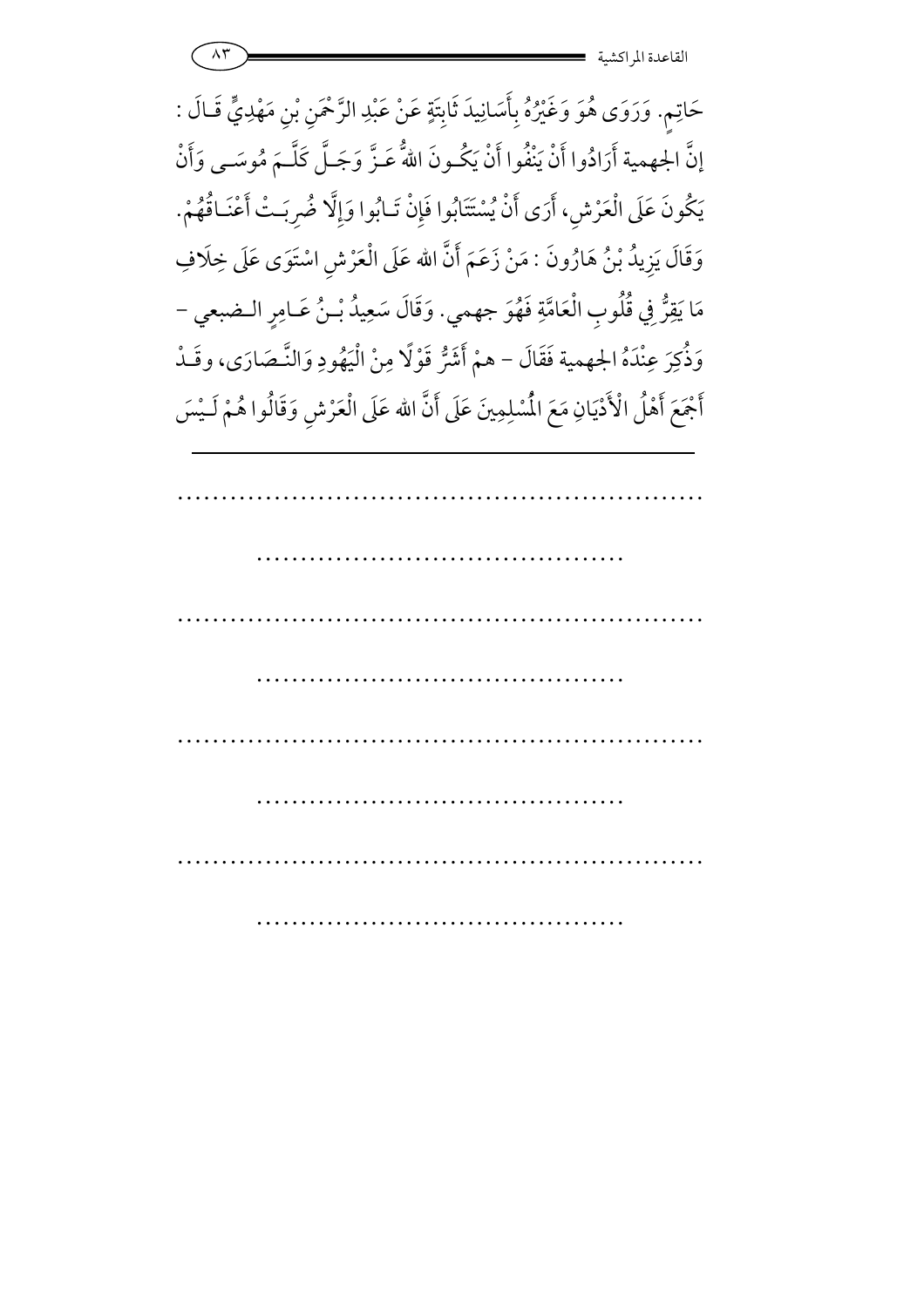حَاتِمٍ. وَرَوَى هُوَ وَغَيْرُهُ بِأَسَانِيدَ ثَابِتَةٍ عَنْ عَبْدِ الرَّحْمَنِ بْنِ مَهْدِيٍّ قَالَ : إِنَّ الجهمية أَرَادُوا أَنْ يَنْفُوا أَنْ يَكُونَ اللهُ عَزَّ وَجَلَّ كَلَّمَ مُوسَى وَأَنْ يَكُونَ عَلَى الْعَرْشِ، أَرَى أَنْ يُسْتَتَابُوا فَإِنْ تَابُوا وَإِلَّا ضُرِبَتْ أَعْنَاقُهُمْ. وَقَالَ يَزِيدُ بْنُ هَارُونَ : مَنْ زَعَمَ أَنَّ الله عَلَى الْعَرْشِ اسْتَوَى عَلَى خِلَافِ مَا يَقِرُّ فِي قُلُوبِ الْعَامَّةِ فَهُوَ جهمي. وَقَالَ سَعِيدُ بْنُ عَامِرٍ الضبعي – وَذُكِرَ عِنْدَهُ الجهمية فَقَالَ – همْ أَشَرُّ قَوْلًا مِنْ الْيَهُودِ وَالنَّصَارَى، وقَدْ أَجْمَعَ أَهْلُ الْأَدْيَانِ مَعَ الْمُسْلِمِينَ عَلَى أَنَّ الله عَلَى الْعَرْشِ وَقَالُوا هُمْ لَيْسَ

---

..............................................................

..........................................

..............................................................

..........................................

..............................................................

..........................................

..............................................................

..........................................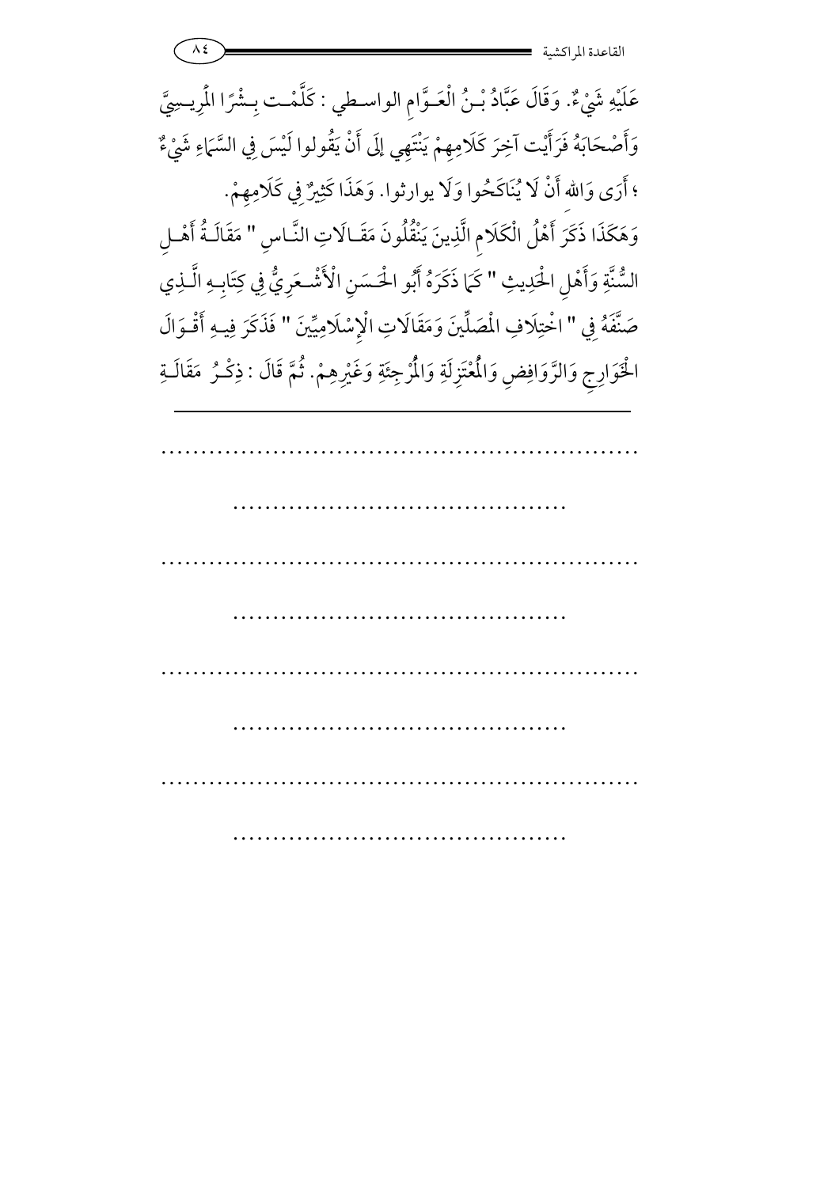عَلَيْهِ شَيْءٌ. وَقَالَ عَبَّادُ بْنُ الْعَوَّامِ الواسطي : كَلَّمْت بِشْرًا الْمَرِيسِيَّ وَأَصْحَابَهُ فَرَأَيْت آخِرَ كَلَامِهِمْ يَنْتَهِي إلَى أَنْ يَقُولوا لَيْسَ فِي السَّمَاءِ شَيْءٌ ؛ أَرَى وَاللهِ أَنْ لَا يُنَاكَحُوا وَلَا يوارثوا. وَهَذَا كَثِيرٌ فِي كَلَامِهِمْ.

وَهَكَذَا ذَكَرَ أَهْلُ الْكَلَامِ الَّذِينَ يَنْقُلُونَ مَقَالَاتِ النَّاسِ " مَقَالَةُ أَهْلِ السُّنَّةِ وَأَهْلِ الْحَدِيثِ " كَمَا ذَكَرَهُ أَبُو الْحَسَنِ الْأَشْعَرِيُّ فِي كِتَابِهِ الَّذِي صَنَّفَهُ فِي " اخْتِلَافِ الْمُصَلِّينَ وَمَقَالَاتِ الْإِسْلَامِيِّينَ " فَذَكَرَ فِيهِ أَقْوَالَ الْخَوَارِجِ وَالرَّوَافِضِ وَالْمُعْتَزِلَةِ وَالْمُرْجِئَةِ وَغَيْرِهِمْ. ثُمَّ قَالَ : ذِكْرُ مَقَالَةِ

---

..........................................................

........................................

..........................................................

........................................

..........................................................

........................................

..........................................................

........................................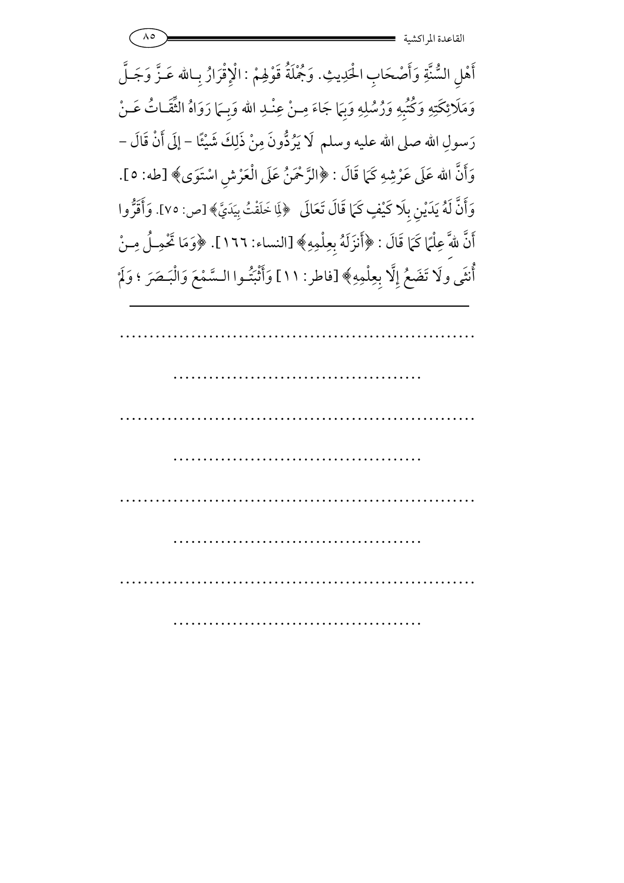أَهْلِ السُّنَّةِ وَأَصْحَابِ الْحَدِيثِ. وَجُمْلَةُ قَوْلِهِمْ : الْإِقْرَارُ بِـالله عَـزَّ وَجَـلَّ وَمَلَائِكَتِهِ وَكُتُبِهِ وَرُسُلِهِ وَبِمَا جَاءَ مِـنْ عِنْـدِ الله وَبِـمَا رَوَاهُ الثِّقَـاتُ عَـنْ رَسولِ الله صلى الله عليه وسلم لَا يَرُدُّونَ مِنْ ذَلِكَ شَيْئًا – إِلَى أَنْ قَالَ – وَأَنَّ الله عَلَى عَرْشِهِ كَمَا قَالَ : ﴿الرَّحْمَنُ عَلَى الْعَرْشِ اسْتَوَى﴾ [طه: ٥]. وَأَنَّ لَهُ يَدَيْنِ بِلَا كَيْفٍ كَمَا قَالَ تَعَالَى ﴿لِمَا خَلَقْتُ بِيَدَيَّ﴾ [ص: ٧٥]. وَأَقَرُّوا أَنَّ للهِ عِلْمًا كَمَا قَالَ : ﴿أَنزَلَهُ بِعِلْمِهِ﴾ [النساء: ١٦٦]. ﴿وَمَا تَحْمِـلُ مِـنْ أُنثَى ولَا تَضَعُ إِلَّا بِعِلْمِهِ﴾ [فاطر: ١١] وَأَثْبَتُـوا الـسَّمْعَ وَالْبَـصَرَ ؛ وَلَمْ

---

..........................................................

..........................................

..........................................................

..........................................

..........................................................

..........................................

..........................................................

..........................................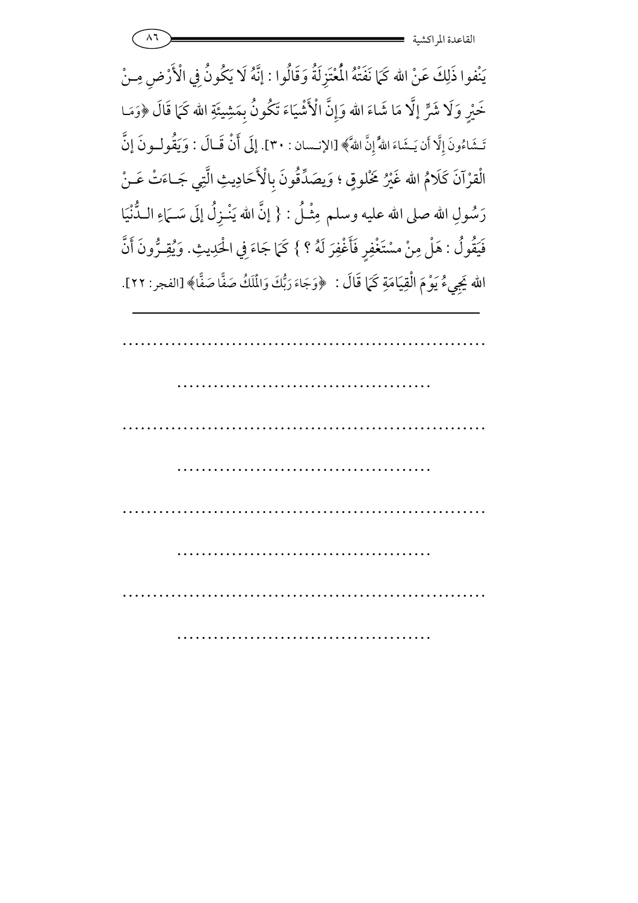يَنْفوا ذَلِكَ عَنْ الله كَمَا نَفَتْهُ الْمُعْتَزِلَةُ وَقَالُوا : إِنَّهُ لَا يَكُونُ فِي الْأَرْضِ مِـنْ خَيْرٍ وَلَا شَرٍّ إِلَّا مَا شَاءَ الله وَإِنَّ الْأَشْيَاءَ تَكُونُ بِمَشِيئَةِ الله كَمَا قَالَ ﴿وَمَا تَـشَاءُونَ إِلَّا أَن يَـشَاءَ اللهُ إِنَّ اللهَ﴾ [الإنـسان : ٣٠]. إِلَى أَنْ قَـالَ : وَيَقُولُـونَ إِنَّ الْقرْآنَ كَلَامُ الله غَيْرُ مَخْلوقٍ ؛ وَيصَدِّقُونَ بِالْأَحَادِيثِ الَّتِي جَـاءَتْ عَـنْ رَسُولِ الله صلى الله عليه وسلم مِثْـلُ : { إِنَّ الله يَنْـزِلُ إِلَى سَـمَاءِ الـدُّنْيَا فَيَقُولُ : هَلْ مِنْ مسْتَغْفِرٍ فَأَغْفِرَ لَهُ ؟ } كَمَا جَاءَ فِي الْحَدِيثِ. وَيُقِـرُّونَ أَنَّ الله يَجِيءُ يَوْمَ الْقِيَامَةِ كَمَا قَالَ : ﴿وَجَاءَ رَبُّكَ وَالْمَلَكُ صَفًّا صَفًّا﴾ [الفجر: ٢٢].

---

.............................................................

..........................................

.............................................................

..........................................

.............................................................

..........................................

.............................................................

..........................................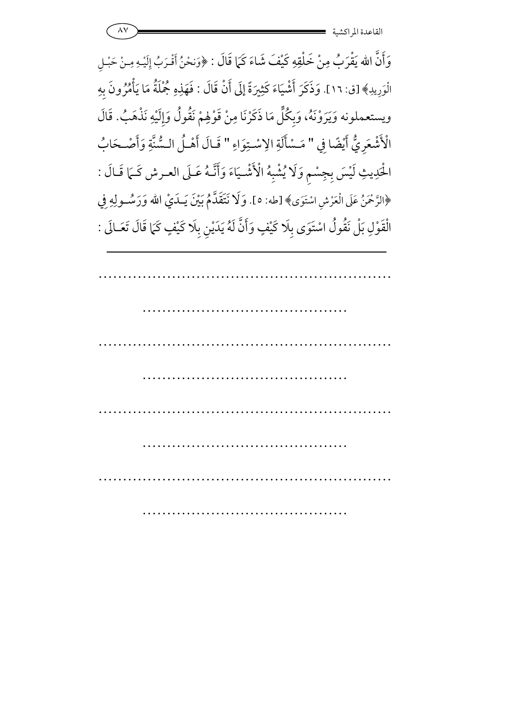وَأَنَّ الله يَقْرَبُ مِنْ خَلْقِهِ كَيْفَ شَاءَ كَمَا قَالَ : ﴿وَنحْنُ أَقْـرَبُ إِلَيْـهِ مِـنْ حَبْـلِ الْوَرِيدِ﴾ [ق: ١٦]. وَذَكَرَ أَشْيَاءَ كَثِيرَةً إِلَى أَنْ قَالَ : فَهَذِهِ جُمْلَةُ مَا يَأْمُرُونَ بِهِ ويستعملونه وَيَرَوْنَهُ، وَبِكُلِّ مَا ذَكَرْنَا مِنْ قَوْلِهِمْ نَقُولُ وَإِلَيْهِ نَذْهَبُ. قَالَ الْأَشْعَرِيُّ أَيْضًا فِي " مَـسْأَلَةِ الِاسْـتِوَاءِ " قَـالَ أَهْـلُ الـسُّنَّةِ وَأَصْـحَابُ الْحَدِيثِ لَيْسَ بِجِسْمٍ وَلَا يُشْبِهُ الْأَشْـيَاءَ وَأَنَّـهُ عَـلَى العـرش كَـمَا قَـالَ : ﴿الرَّحْمَنُ عَلَى الْعَرْشِ اسْتَوَى﴾ [طه: ٥]. وَلَا نَتَقَدَّمُ بَيْنَ يَـدَيْ الله وَرَسُـولِهِ فِي الْقَوْلِ بَلْ نَقُولُ اسْتَوَى بِلَا كَيْفٍ وَأَنَّ لَهُ يَدَيْنِ بِلَا كَيْفٍ كَمَا قَالَ تَعَـالَى :

---

...........................................................

.........................................

...........................................................

.........................................

...........................................................

.........................................

...........................................................

.........................................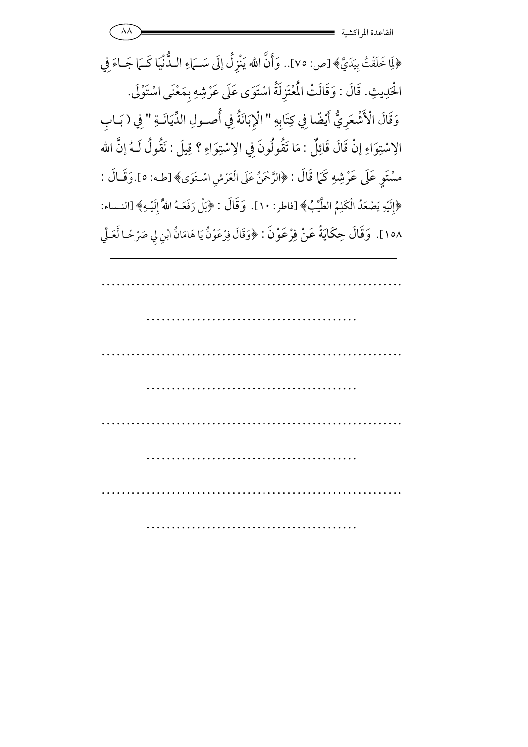﴿لِمَا خَلَقْتُ بِيَدَيَّ﴾ [ص: ٧٥].. وَأَنَّ الله يَنْزِلُ إِلَى سَمَاءِ الدُّنْيَا كَمَا جَاءَ فِي الْحَدِيثِ. قَالَ: وَقَالَتْ الْمُعْتَزِلَةُ اسْتَوَى عَلَى عَرْشِهِ بِمَعْنَى اسْتَوْلَى.

وَقَالَ الْأَشْعَرِيُّ أَيْضًا فِي كِتَابِهِ " الْإِبَانَةُ فِي أُصُولِ الدِّيَانَةِ " فِي (بَابِ الِاسْتِوَاءِ إِنْ قَالَ قَائِلٌ: مَا تَقُولُونَ فِي الِاسْتِوَاءِ؟ قِيلَ: نَقُولُ لَهُ إِنَّ الله مسْتَوٍ عَلَى عَرْشِهِ كَمَا قَالَ: ﴿الرَّحْمَنُ عَلَى الْعَرْشِ اسْتَوَى﴾ [طه: ٥]. وَقَالَ: ﴿إِلَيْهِ يَصْعَدُ الْكَلِمُ الطَّيِّبُ﴾ [فاطر: ١٠]. وَقَالَ: ﴿بَلْ رَفَعَهُ اللهُ إِلَيْهِ﴾ [النساء: ١٥٨]. وَقَالَ حِكَايَةً عَنْ فِرْعَوْنَ: ﴿وَقَالَ فِرْعَوْنُ يَا هَامَانُ ابْنِ لِي صَرْحًا لَّعَلِّي

---

.............................................................

..........................................

.............................................................

..........................................

.............................................................

..........................................

.............................................................

..........................................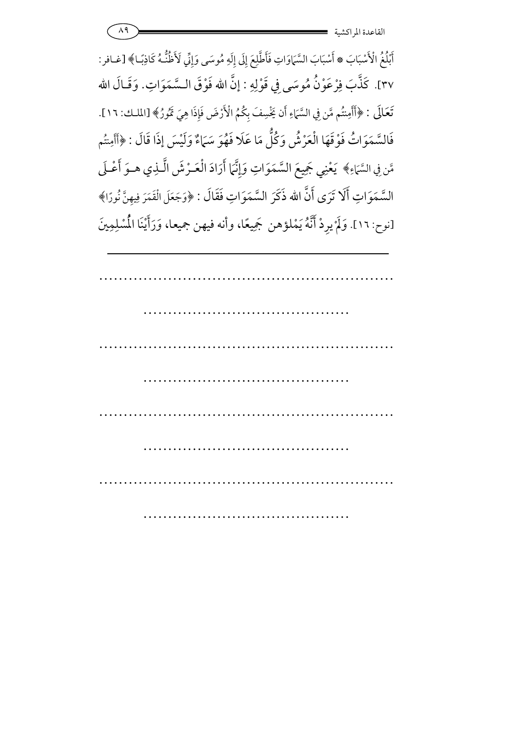أَبْلُغُ الْأَسْبَابَ ۞ أَسْبَابَ السَّمَاوَاتِ فَأَطَّلِعَ إِلَى إِلَهِ مُوسَى وَإِنِّي لَأَظُنُّهُ كَاذِبًا﴾ [غافر: ٣٧]. كَذَّبَ فِرْعَوْنُ مُوسَى فِي قَوْلِهِ: إنَّ الله فَوْقَ السَّمَوَاتِ. وَقَالَ الله تَعَالَى: ﴿أَأَمِنتُم مَّن فِي السَّمَاءِ أَن يَخْسِفَ بِكُمُ الْأَرْضَ فَإِذَا هِيَ تَمُورُ﴾ [الملك: ١٦]. فَالسَّمَوَاتُ فَوْقَهَا الْعَرْشُ وَكُلُّ مَا عَلَا فَهُوَ سَمَاءٌ وَلَيْسَ إذَا قَالَ: ﴿أَأَمِنتُم مَّن فِي السَّمَاءِ﴾ يَعْنِي جَمِيعَ السَّمَوَاتِ وَإِنَّمَا أَرَادَ الْعَرْشَ الَّذِي هوَ أَعْلَى السَّمَوَاتِ أَلَا تَرَى أَنَّ الله ذَكَرَ السَّمَوَاتِ فَقَالَ: ﴿وَجَعَلَ الْقَمَرَ فِيهِنَّ نُورًا﴾ [نوح: ١٦]. وَلَمْ يرِدْ أَنَّهُ يَمْلؤهن جَمِيعًا، وأنه فيهن جميعا، وَرَأَيْنَا الْمُسْلِمِينَ

---

.............................................................

..........................................

.............................................................

..........................................

.............................................................

..........................................

.............................................................

..........................................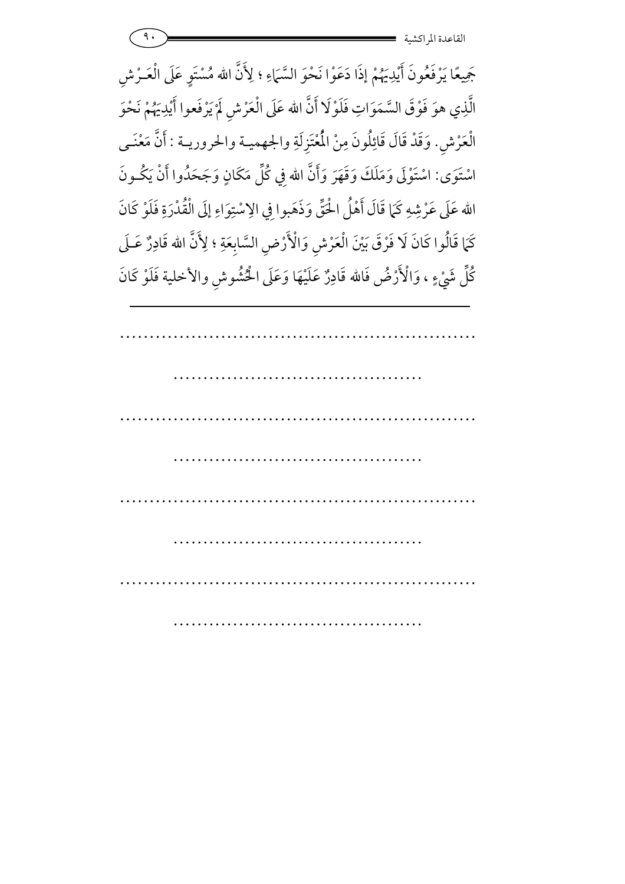جَمِيعًا يَرْفَعُونَ أَيْدِيَهُمْ إِذَا دَعَوْا نَحْوَ السَّمَاءِ ؛ لِأَنَّ الله مُسْتَوٍ عَلَى الْعَـرْشِ الَّذِي هوَ فَوْقَ السَّمَوَاتِ فَلَوْلَا أَنَّ الله عَلَى الْعَرْشِ لَمْ يَرْفَعوا أَيْدِيَهُمْ نَحْوَ الْعَرْشِ. وَقَدْ قَالَ قَائِلُونَ مِنْ الْمُعْتَزِلَةِ والجهمية والحرورية : أَنَّ مَعْنَـى اسْتَوَى: اسْتَوْلَى وَمَلَكَ وَقَهَرَ وَأَنَّ الله فِي كُلِّ مَكَانٍ وَجَحَدُوا أَنْ يَكُـونَ الله عَلَى عَرْشِهِ كَمَا قَالَ أَهْلُ الْحَقِّ وَذَهَبوا فِي الِاسْتِوَاءِ إِلَى الْقُدْرَةِ فَلَوْ كَانَ كَمَا قَالُوا كَانَ لَا فَرْقَ بَيْنَ الْعَرْشِ وَالْأَرْضِ السَّابِعَةِ ؛ لِأَنَّ الله قَادِرٌ عَـلَى كُلِّ شَيْءٍ ، وَالْأَرْضُ فَالله قَادِرٌ عَلَيْهَا وَعَلَى الْحُشُوشِ والأخلية فَلَوْ كَانَ

---

..........................................................

..........................................................

..........................................................

..........................................................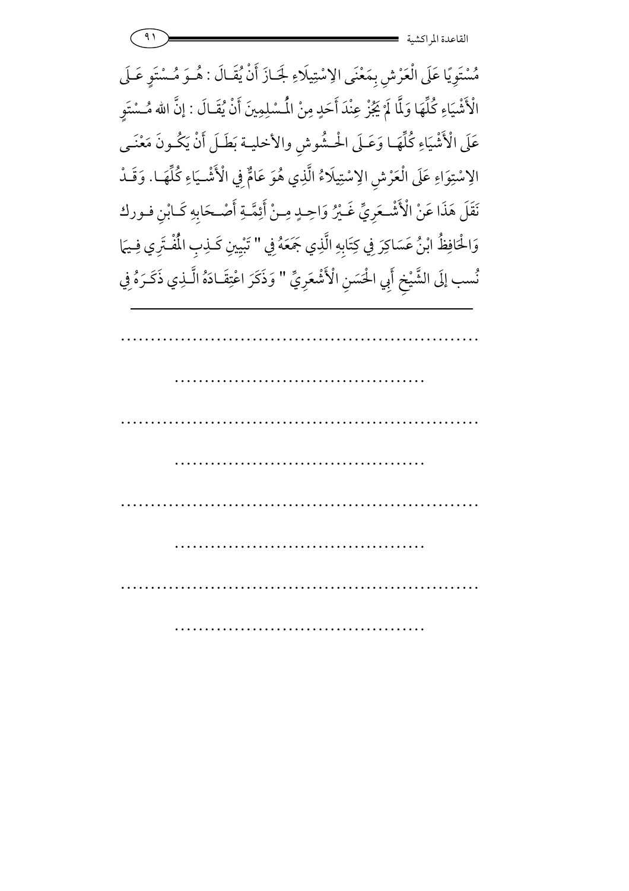مُسْتَوِيًا عَلَى الْعَرْشِ بِمَعْنَى الِاسْتِيلَاءِ لَجَازَ أَنْ يُقَالَ : هُوَ مُسْتَوٍ عَلَى الْأَشْيَاءِ كُلِّهَا وَلَمَّا لَمْ يَجُزْ عِنْدَ أَحَدٍ مِنْ الْمُسْلِمِينَ أَنْ يُقَالَ : إنَّ اللهَ مُسْتَوٍ عَلَى الْأَشْيَاءِ كُلِّهَا وَعَلَى الْحُشُوشِ والأخلية بَطَلَ أَنْ يَكُونَ مَعْنَى الِاسْتِوَاءِ عَلَى الْعَرْشِ الِاسْتِيلَاءُ الَّذِي هُوَ عَامٌّ فِي الْأَشْيَاءِ كُلِّهَا. وَقَدْ نَقَلَ هَذَا عَنْ الْأَشْعَرِيِّ غَيْرُ وَاحِدٍ مِنْ أَئِمَّةِ أَصْحَابِهِ كَابْنِ فورك وَالْحَافِظُ ابْنُ عَسَاكِرَ فِي كِتَابِهِ الَّذِي جَمَعَهُ فِي " تَبْيِينِ كَذِبِ الْمُفْتَرِي فِيمَا نُسب إلَى الشَّيْخِ أَبِي الْحَسَنِ الْأَشْعَرِيِّ " وَذَكَرَ اعْتِقَادَهُ الَّذِي ذَكَرَهُ فِي

---

........................................................

..........................................

........................................................

..........................................

........................................................

..........................................

........................................................

..........................................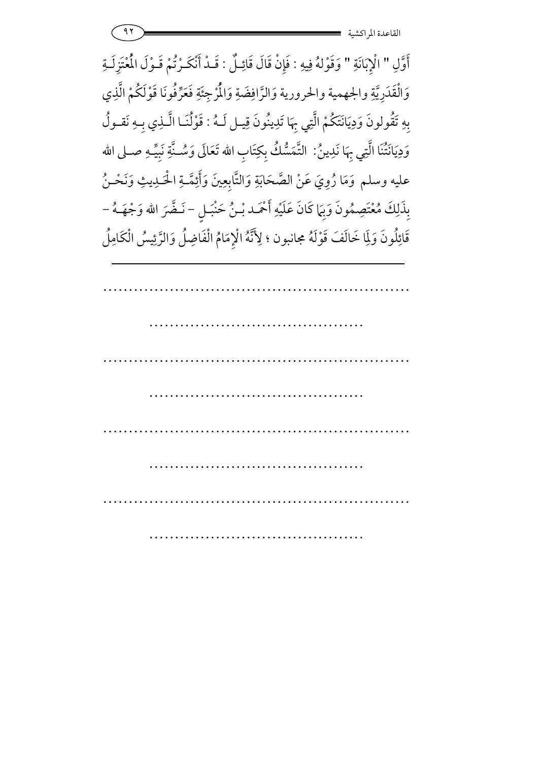أَوَّلِ " الْإِبَانَةِ " وَقَوْلُهُ فِيهِ : فَإِنْ قَالَ قَائِلٌ : قَدْ أَنْكَرْتُمْ قَوْلَ الْمُعْتَزِلَةِ وَالْقَدَرِيَّةِ والجهمية والحرورية وَالرَّافِضَةِ وَالْمُرْجِئَةِ فَعَرِّفُونَا قَوْلَكُمْ الَّذِي بِهِ تَقُولونَ وَدِيَانَتَكُمْ الَّتِي بِهَا تَدِينُونَ قِيلَ لَهُ : قَوْلُنَا الَّذِي بِهِ نَقُولُ وَدِيَانَتُنَا الَّتِي بِهَا نَدِينُ: التَّمَسُّكُ بِكِتَابِ الله تَعَالَى وَسُنَّةِ نَبِيِّهِ صلى الله عليه وسلم وَمَا رُوِيَ عَنْ الصَّحَابَةِ وَالتَّابِعِينَ وَأَئِمَّةِ الْحَدِيثِ وَنَحْنُ بِذَلِكَ مُعْتَصِمُونَ وَبِمَا كَانَ عَلَيْهِ أَحْمَد بْنُ حَنْبَلٍ - نَضَّرَ الله وَجْهَهُ - قَائِلُونَ وَلِمَا خَالَفَ قَوْلَهُ مجانبون ؛ لِأَنَّهُ الْإِمَامُ الْفَاضِلُ وَالرَّئِيسُ الْكَامِلُ

---

.............................................................

.........................................

.............................................................

.........................................

.............................................................

.........................................

.............................................................

.........................................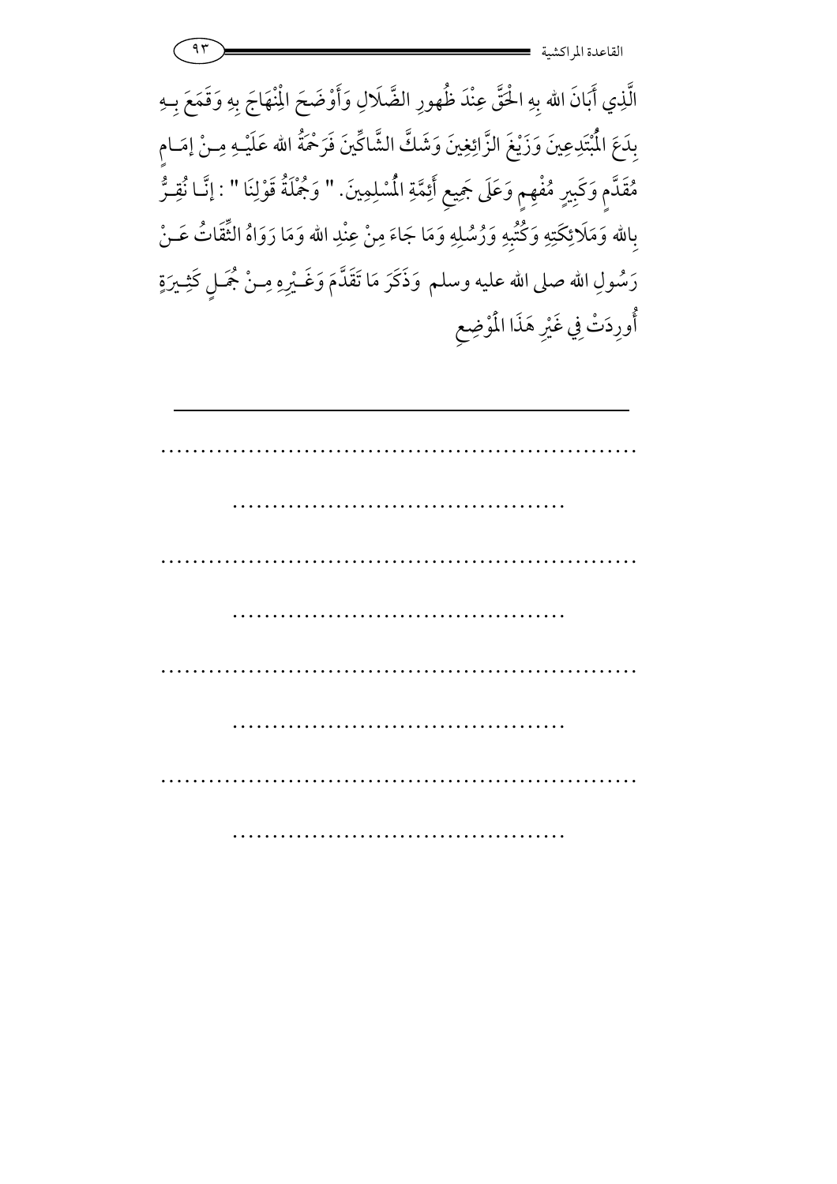الَّذِي أَبَانَ الله بِهِ الْحَقَّ عِنْدَ ظُهورِ الضَّلَالِ وَأَوْضَحَ الْمِنْهَاجَ بِهِ وَقَمَعَ بِهِ بِدَعَ الْمُبْتَدِعِينَ وَزَيْغَ الزَّائِغِينَ وَشَكَّ الشَّاكِّينَ فَرَحْمَةُ الله عَلَيْهِ مِنْ إمَامٍ مُقَدَّمٍ وَكَبِيرٍ مُفْهِمٍ وَعَلَى جَمِيعِ أَئِمَّةِ الْمُسْلِمِينَ. " وَجُمْلَةُ قَوْلِنَا " : إنَّا نُقِرُّ بِالله وَمَلَائِكَتِهِ وَكُتُبِهِ وَرُسُلِهِ وَمَا جَاءَ مِنْ عِنْدِ الله وَمَا رَوَاهُ الثِّقَاتُ عَنْ رَسُولِ الله صلى الله عليه وسلم وَذَكَرَ مَا تَقَدَّمَ وَغَيْرِهِ مِنْ جُمَلٍ كَثِيرَةٍ أُورِدَتْ فِي غَيْرِ هَذَا الْمَوْضِعِ

---

.............................................................

..........................................

.............................................................

..........................................

.............................................................

..........................................

.............................................................

..........................................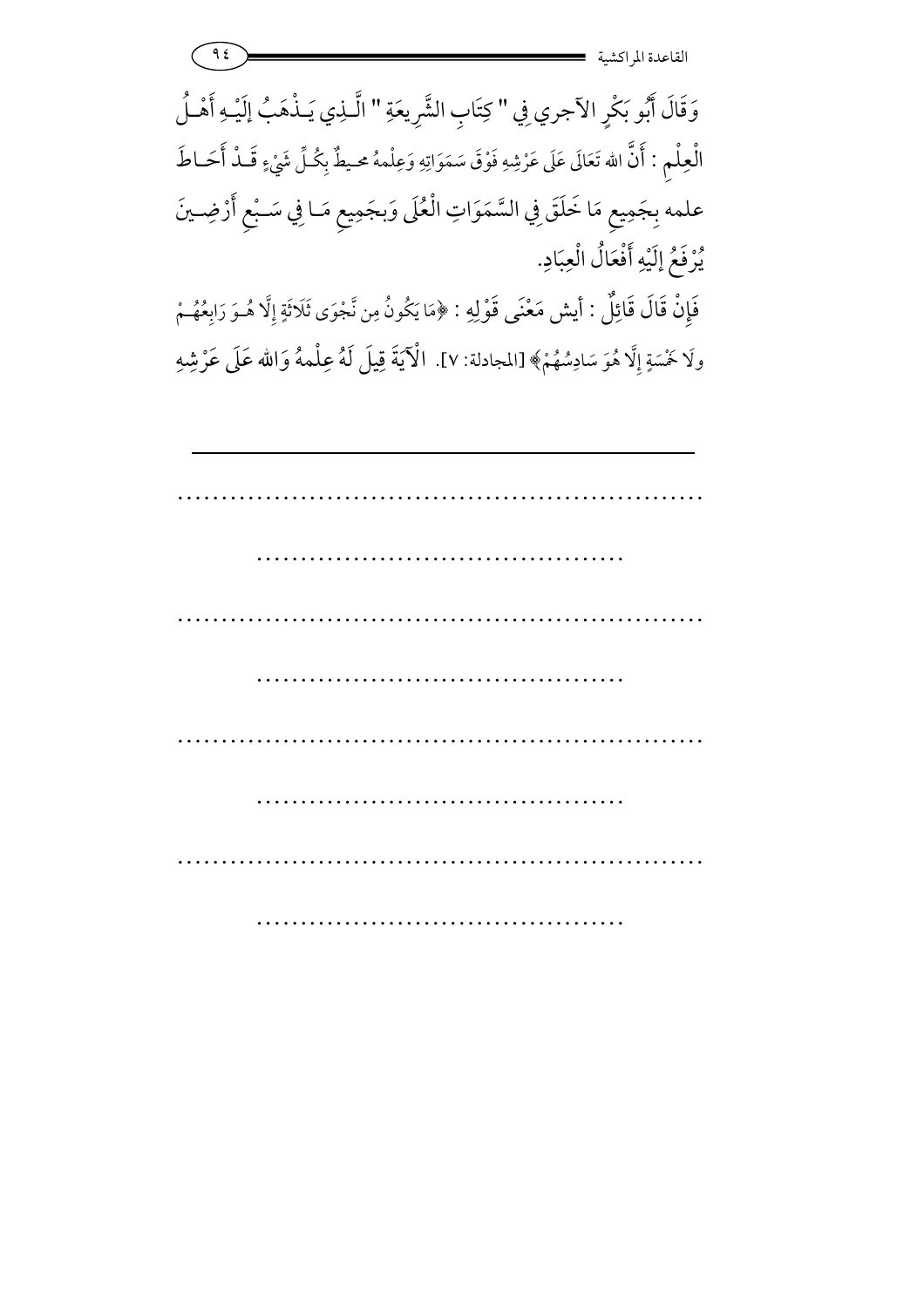وَقَالَ أَبُو بَكْرٍ الآجري فِي " كِتَابِ الشَّرِيعَةِ " الَّـذِي يَـذْهَبُ إِلَيْـهِ أَهْـلُ الْعِلْمِ : أَنَّ الله تَعَالَى عَلَى عَرْشِهِ فَوْقَ سَمَوَاتِهِ وَعِلْمهُ محيطٌ بِكُـلِّ شَيْءٍ قَـدْ أَحَـاطَ علمه بِجَمِيعِ مَا خَلَقَ فِي السَّمَوَاتِ الْعُلَى وَبجَمِيعِ مَـا فِي سَـبْعِ أَرْضِـينَ يُرْفَعُ إِلَيْهِ أَفْعَالُ الْعِبَادِ.

فَإِنْ قَالَ قَائِلٌ : أيش مَعْنَى قَوْلِهِ : ﴿مَا يَكُونُ مِن نَّجْوَى ثَلاثَةٍ إِلَّا هُـوَ رَابِعُهُـمْ ولَا خَمْسَةٍ إِلَّا هُوَ سَادِسُهُمْ﴾ [المجادلة: ٧]. الْآيَةَ قِيلَ لَهُ عِلْمهُ وَالله عَلَى عَرْشِهِ

---

...........................................................

.......................................

...........................................................

.......................................

...........................................................

.......................................

...........................................................

.......................................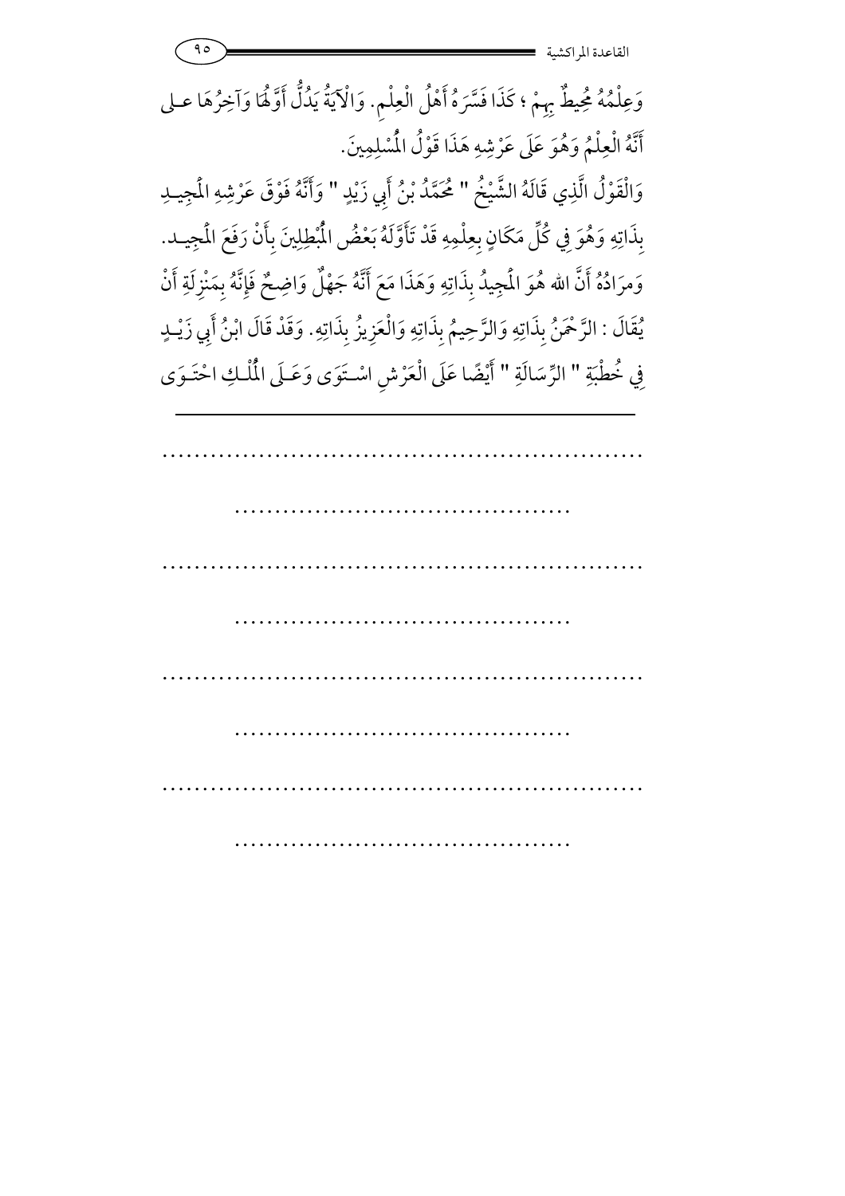وَعِلْمُهُ مُحِيطٌ بِهِمْ ؛ كَذَا فَسَّرَهُ أَهْلُ الْعِلْمِ. وَالْآيَةُ يَدُلُّ أَوَّلُهَا وَآخِرُهَا علـى أَنَّهُ الْعِلْمُ وَهُوَ عَلَى عَرْشِهِ هَذَا قَوْلُ الْمُسْلِمِينَ.

وَالْقَوْلُ الَّذِي قَالَهُ الشَّيْخُ " مُحَمَّدُ بْنُ أَبِي زَيْدٍ " وَأَنَّهُ فَوْقَ عَرْشِهِ الْمَجِيدِ بِذَاتِهِ وَهُوَ فِي كُلِّ مَكَانٍ بِعِلْمِهِ قَدْ تَأَوَّلَهُ بَعْضُ الْمُبْطِلِينَ بِأَنْ رَفَعَ الْمَجِيد. وَمرَادُهُ أَنَّ الله هُوَ الْمَجِيدُ بِذَاتِهِ وَهَذَا مَعَ أَنَّهُ جَهْلٌ وَاضِحٌ فَإِنَّهُ بِمَنْزِلَةِ أَنْ يُقَالَ : الرَّحْمَنُ بِذَاتِهِ وَالرَّحِيمُ بِذَاتِهِ وَالْعَزِيزُ بِذَاتِهِ. وَقَدْ قَالَ ابْنُ أَبِي زَيْدٍ فِي خُطْبَةِ " الرِّسَالَةِ " أَيْضًا عَلَى الْعَرْشِ اسْتَوَى وَعَلَى الْمُلْكِ احْتَوَى

---

.............................................................

..........................................

.............................................................

..........................................

.............................................................

..........................................

.............................................................

..........................................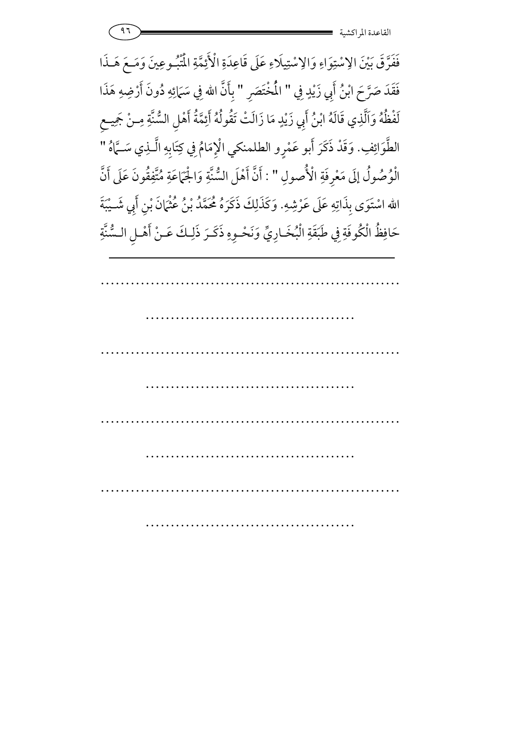فَفَرَّقَ بَيْنَ الِاسْتِوَاءِ وَالِاسْتِيلَاءِ عَلَى قَاعِدَةِ الْأَئِمَّةِ الْمَتْبُوعِينَ وَمَعَ هَذَا فَقَدَ صَرَّحَ ابْنُ أَبِي زَيْدٍ فِي " الْمُخْتَصَرِ " بِأَنَّ اللهَ فِي سَمَائِهِ دُونَ أَرْضِهِ هَذَا لَفْظُهُ وَالَّذِي قَالَهُ ابْنُ أَبِي زَيْدٍ مَا زَالَتْ تَقُولُهُ أَئِمَّةُ أَهْلِ السُّنَّةِ مِنْ جَمِيعِ الطَّوَائِفِ. وَقَدْ ذَكَرَ أَبو عَمْرٍو الطلمنكي الْإِمَامُ فِي كِتَابِهِ الَّذِي سَمَّاهُ " الْوُصُولُ إِلَى مَعْرِفَةِ الْأُصولِ " : أَنَّ أَهْلَ السُّنَّةِ وَالْجَمَاعَةِ مُتَّفِقُونَ عَلَى أَنَّ اللهَ اسْتَوَى بِذَاتِهِ عَلَى عَرْشِهِ. وَكَذَلِكَ ذَكَرَهُ مُحَمَّدُ بْنُ عُثْمَانَ بْنِ أَبِي شَيْبَةَ حَافِظُ الْكُوفَةِ فِي طَبَقَةِ الْبُخَارِيِّ وَنَحْوِهِ ذَكَرَ ذَلِكَ عَنْ أَهْلِ السُّنَّةِ

---

..............................................................

..........................................

..............................................................

..........................................

..............................................................

..........................................

..............................................................

..........................................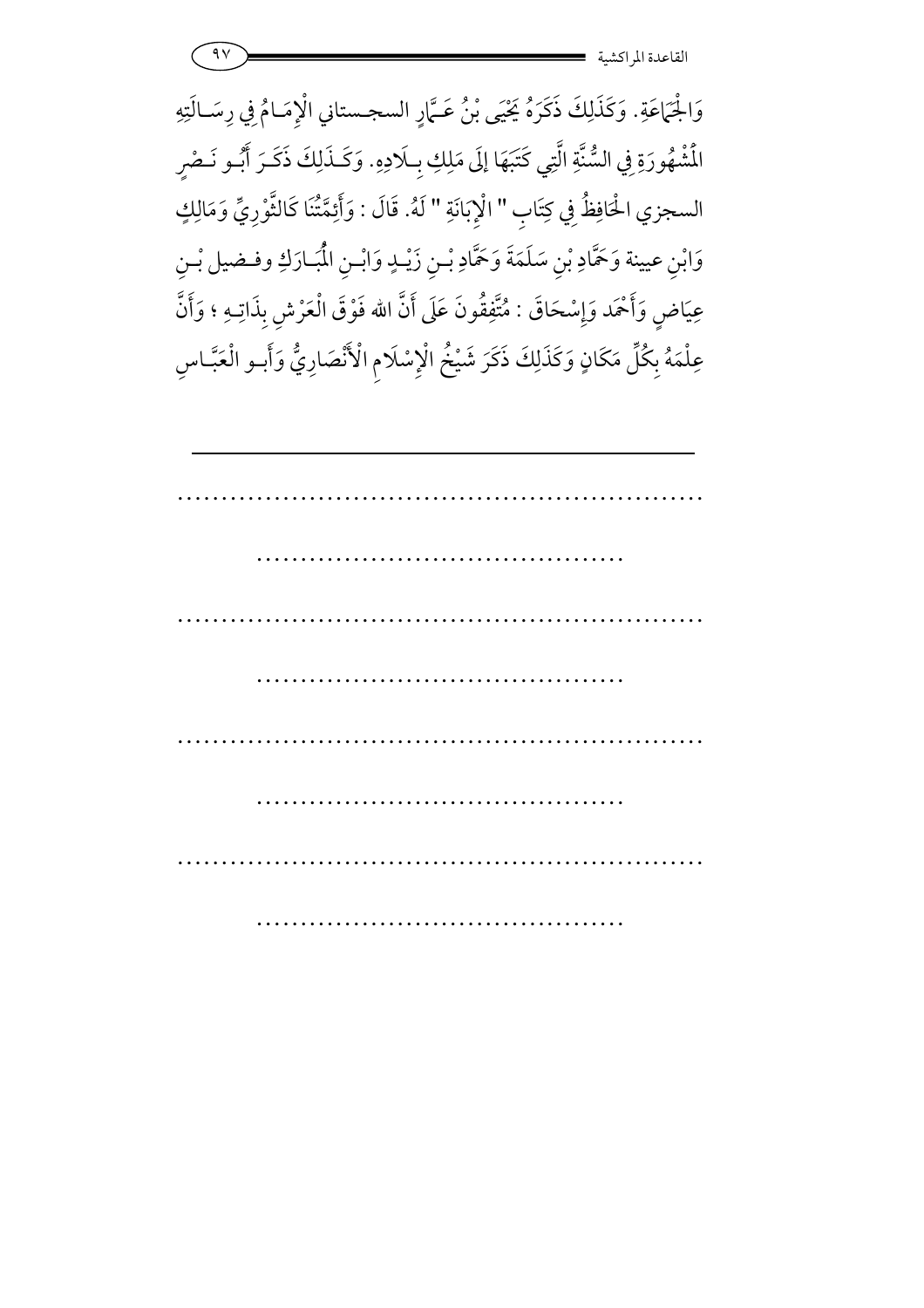وَالْجَمَاعَةِ. وَكَذَلِكَ ذَكَرَهُ يَحْيَى بْنُ عَمَّارٍ السجستاني الْإِمَامُ فِي رِسَالَتِهِ الْمَشْهُورَةِ فِي السُّنَّةِ الَّتِي كَتَبَهَا إِلَى مَلِكِ بِلَادِهِ. وَكَذَلِكَ ذَكَرَ أَبُو نَصْرٍ السجزي الْحَافِظُ فِي كِتَابِ " الْإِبَانَةِ " لَهُ. قَالَ : وَأَئِمَّتُنَا كَالثَّوْرِيِّ وَمَالِكٍ وَابْنِ عيينة وَحَمَّادِ بْنِ سَلَمَةَ وَحَمَّادِ بْنِ زَيْدٍ وَابْنِ الْمُبَارَكِ وفضيل بْنِ عِيَاضٍ وَأَحْمَد وَإِسْحَاقَ : مُتَّفِقُونَ عَلَى أَنَّ الله فَوْقَ الْعَرْشِ بِذَاتِهِ ؛ وَأَنَّ عِلْمَهُ بِكُلِّ مَكَانٍ وَكَذَلِكَ ذَكَرَ شَيْخُ الْإِسْلَامِ الْأَنْصَارِيُّ وَأَبو الْعَبَّاسِ

---

.........................................................

......................................

.........................................................

......................................

.........................................................

......................................

.........................................................

......................................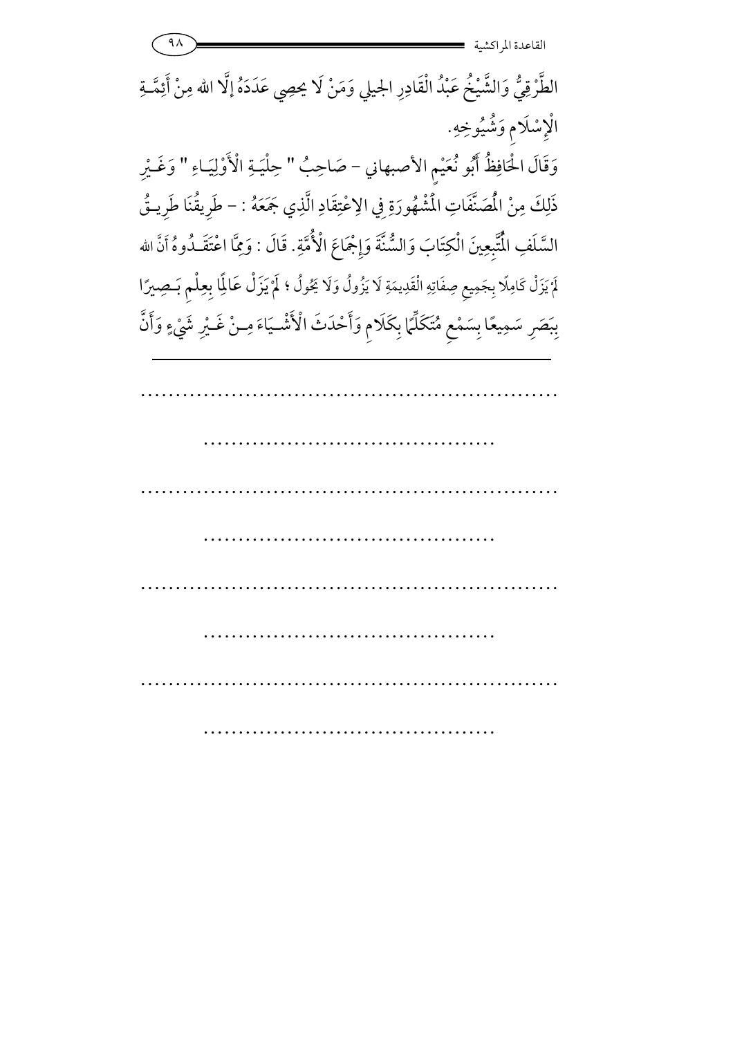الطَّرْقِيُّ وَالشَّيْخُ عَبْدُ الْقَادِرِ الجيلي وَمَنْ لَا يحصِي عَدَدَهُ إِلَّا الله مِنْ أَئِمَّـةِ الْإِسْلَامِ وَشُيُوخِهِ.

وَقَالَ الْحَافِظُ أَبُو نُعَيْمٍ الأصبهاني - صَاحِبُ " حِلْيَـةِ الْأَوْلِيَـاءِ " وَغَـيْرِ ذَلِكَ مِنْ الْمُصَنَّفَاتِ الْمَشْهُورَةِ فِي الاِعْتِقَادِ الَّذِي جَمَعَهُ : - طَرِيقُنَا طَرِيـقُ السَّلَفِ الْمُتَّبِعِينَ الْكِتَابَ وَالسُّنَّةَ وَإِجْمَاعَ الْأُمَّةِ. قَالَ : وَمِمَّا اعْتَقَـدُوهُ أَنَّ الله لَمْ يَزَلْ كَامِلًا بِجَمِيعِ صِفَاتِهِ الْقَدِيمَةِ لَا يَزُولُ وَلَا يَحُولُ ؛ لَمْ يَزَلْ عَالِمًا بِعِلْمٍ بَـصِيرًا بِبَصَرٍ سَمِيعًا بِسَمْعٍ مُتَكَلِّمًا بِكَلَامٍ وَأَحْدَثَ الْأَشْـيَاءَ مِـنْ غَـيْرِ شَيْءٍ وَأَنَّ

---

...........................................................

.........................................

...........................................................

.........................................

...........................................................

.........................................

...........................................................

.........................................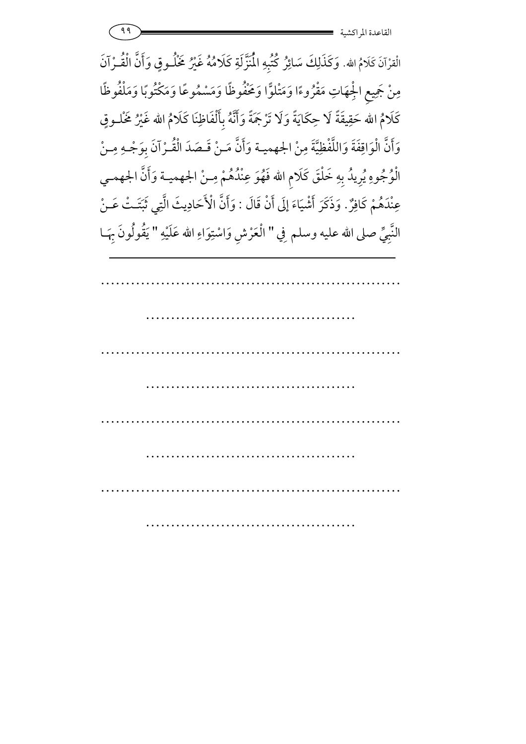الْقرْآنَ كَلامُ الله. وَكَذَلِكَ سَائِرُ كُتُبِهِ الْمُنَزَّلَةِ كَلامُهُ غَيْرُ مَخْلُوقٍ وَأَنَّ الْقُرْآنَ مِنْ جَمِيعِ الْجِهَاتِ مَقْرُوءًا وَمَتْلُوًّا وَمَحْفُوظًا وَمَسْمُوعًا وَمَكْتُوبًا وَمَلْفُوظًا كَلَامُ الله حَقِيقَةً لَا حِكَايَةً وَلَا تَرْجَمَةً وَأَنَّهُ بِأَلْفَاظِنَا كَلَامُ الله غَيْرُ مَخْلُوقٍ وَأَنَّ الْوَاقِفَةَ وَاللَّفْظِيَّةَ مِنْ الجهمية وَأَنَّ مَنْ قَصَدَ الْقُرْآنَ بِوَجْهٍ مِنْ الْوُجُوهِ يُرِيدُ بِهِ خَلْقَ كَلَامِ الله فَهُوَ عِنْدُهُمْ مِنْ الجهمية وَأَنَّ الجهمي عِنْدَهُمْ كَافِرٌ. وَذَكَرَ أَشْيَاءَ إِلَى أَنْ قَالَ : وَأَنَّ الْأَحَادِيثَ الَّتِي ثَبَتَتْ عَنْ النَّبِيِّ صلى الله عليه وسلم فِي " الْعَرْشِ وَاسْتِوَاءِ الله عَلَيْهِ " يَقُولُونَ بِهَا

---

.............................................................

.........................................

.............................................................

.........................................

.............................................................

.........................................

.............................................................

.........................................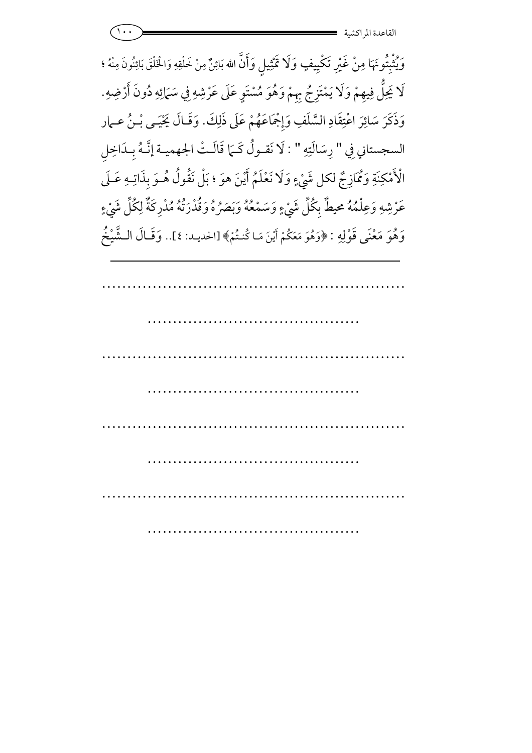وَيُثْبِتُونَهَا مِنْ غَيْرِ تَكْيِيفٍ وَلَا تَمْثِيلٍ وَأَنَّ الله بَائِنٌ مِنْ خَلْقِهِ وَالْخَلْقَ بَائِنُونَ مِنْهُ ؛ لَا يَحِلُّ فِيهِمْ وَلَا يَمْتَزِجُ بِهِمْ وَهُوَ مُسْتَوٍ عَلَى عَرْشِهِ فِي سَمَائِهِ دُونَ أَرْضِهِ. وَذَكَرَ سَائِرَ اعْتِقَادِ السَّلَفِ وَإِجْمَاعَهُمْ عَلَى ذَلِكَ. وَقَالَ يَحْيَى بْنُ عمار السجستاني فِي " رِسَالَتِهِ " : لَا نَقولُ كَمَا قَالَتْ الجهمية إنَّهُ بِدَاخِلِ الْأَمْكِنَةِ وَمُمَازِجٌ لكل شَيْءٍ وَلَا نَعْلَمُ أَيْنَ هوَ ؛ بَلْ نَقُولُ هُوَ بِذَاتِهِ عَلَى عَرْشِهِ وَعِلْمُهُ محيطٌ بِكُلِّ شَيْءٍ وَسَمْعُهُ وَبَصَرُهُ وَقُدْرَتُهُ مُدْرِكَةٌ لِكُلِّ شَيْءٍ وَهُوَ مَعْنَى قَوْلِهِ : ﴿وَهُوَ مَعَكُمْ أَيْنَ مَا كُنتُمْ﴾ [الحديد: ٤].. وَقَالَ الشَّيْخُ

---

..............................................................

..........................................

..............................................................

..........................................

..............................................................

..........................................

..............................................................

..........................................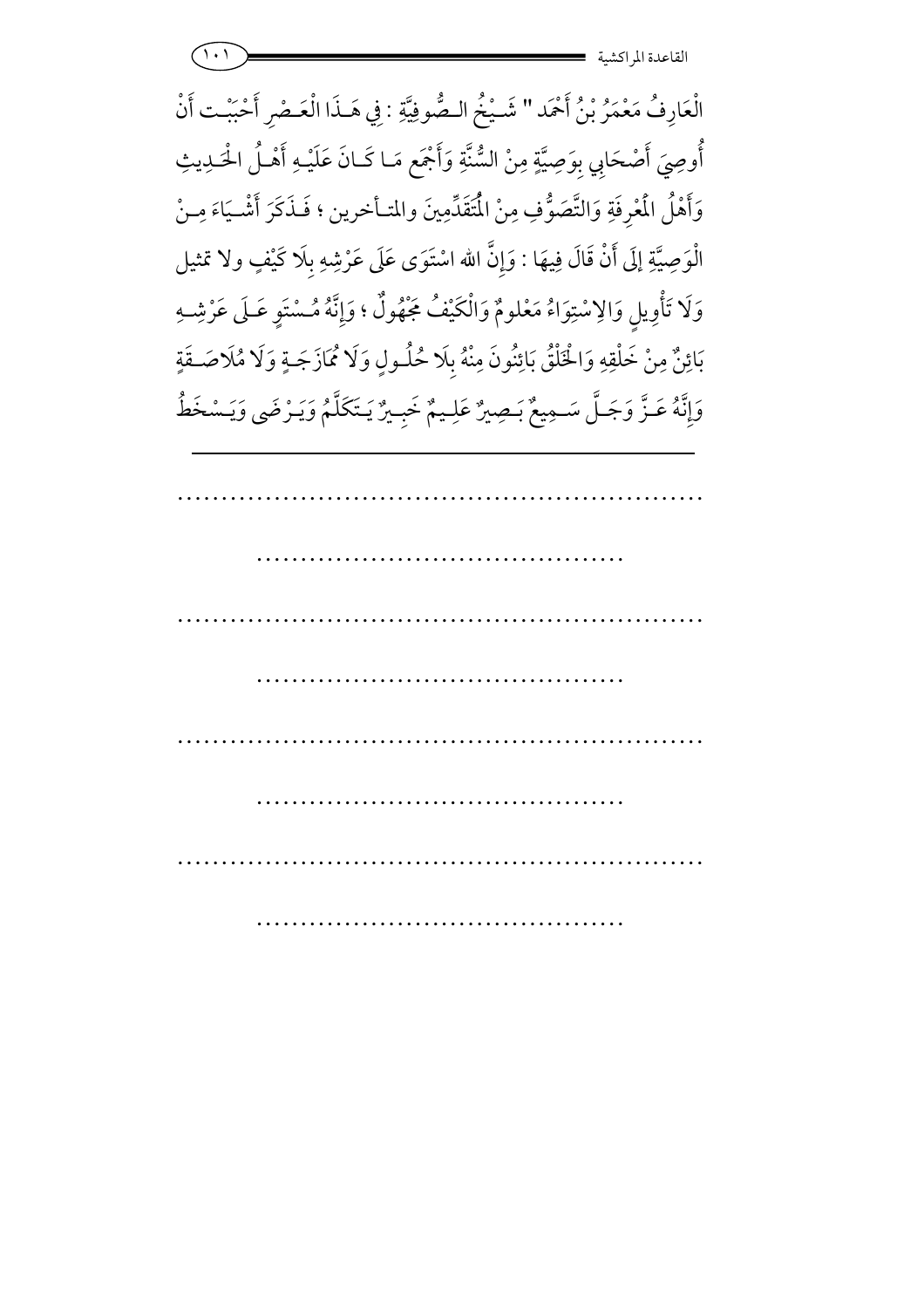الْعَارِفُ مَعْمَرُ بْنُ أَحْمَد " شَيْخُ الصُّوفِيَّةِ : فِي هَذَا الْعَصْرِ أَحْبَبْت أَنْ أُوصِيَ أَصْحَابِي بِوَصِيَّةٍ مِنْ السُّنَّةِ وَأَجْمَع مَا كَانَ عَلَيْهِ أَهْلُ الْحَدِيثِ وَأَهْلُ الْمَعْرِفَةِ وَالتَّصَوُّفِ مِنْ الْمُتَقَدِّمِينَ والمتأخرين ؛ فَذَكَرَ أَشْيَاءَ مِنْ الْوَصِيَّةِ إلَى أَنْ قَالَ فِيهَا : وَإِنَّ الله اسْتَوَى عَلَى عَرْشِهِ بِلَا كَيْفٍ ولا تمثيل وَلَا تَأْوِيلٍ وَالِاسْتِوَاءُ مَعْلومٌ وَالْكَيْفُ مَجْهُولٌ ؛ وَإِنَّهُ مُسْتَوٍ عَلَى عَرْشِهِ بَائِنٌ مِنْ خَلْقِهِ وَالْخَلْقُ بَائِنُونَ مِنْهُ بِلَا حُلُولٍ وَلَا مُمَازَجَةٍ وَلَا مُلَاصَقَةٍ وَإِنَّهُ عَزَّ وَجَلَّ سَمِيعٌ بَصِيرٌ عَلِيمٌ خَبِيرٌ يَتَكَلَّمُ وَيَرْضَى وَيَسْخَطُ

---

..............................................................

..........................................

..............................................................

..........................................

..............................................................

..........................................

..............................................................

..........................................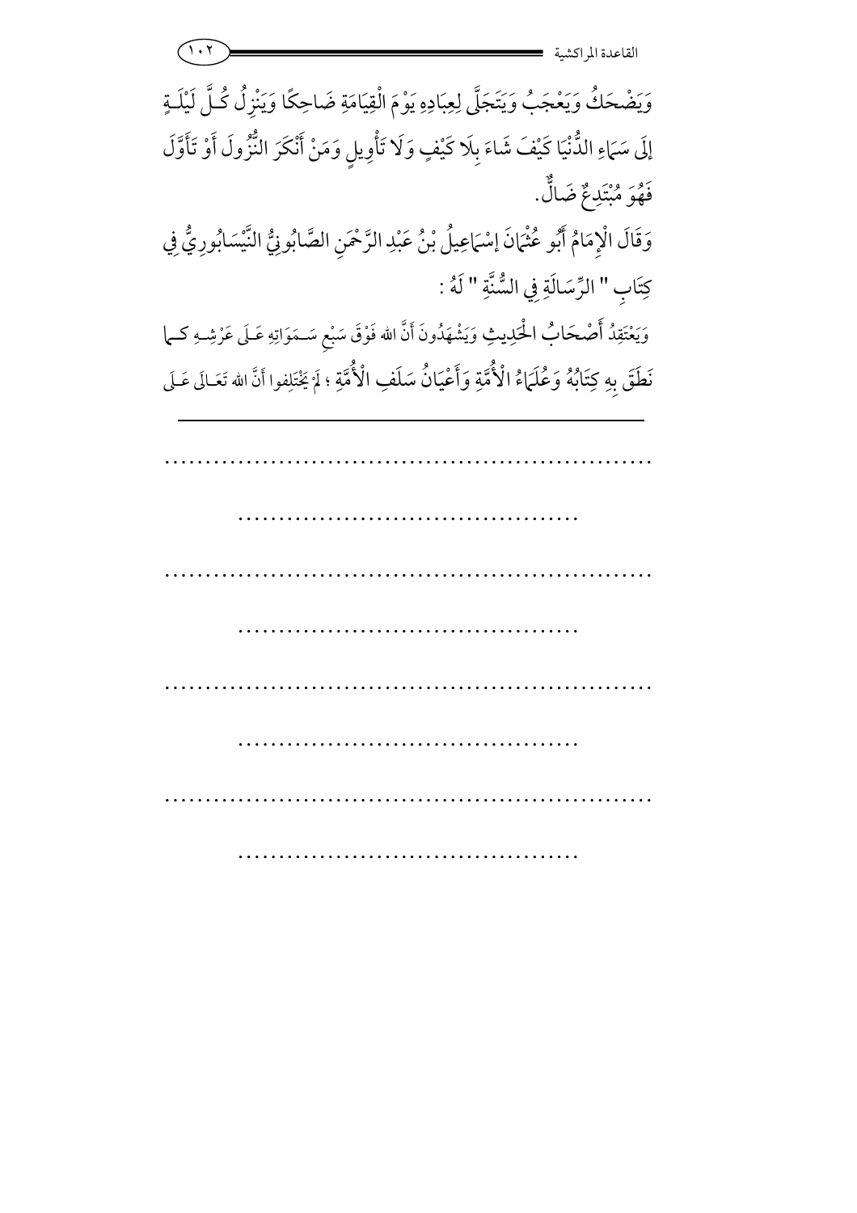وَيَضْحَكُ وَيَعْجَبُ وَيَتَجَلَّى لِعِبَادِهِ يَوْمَ الْقِيَامَةِ ضَاحِكًا وَيَنْزِلُ كُلَّ لَيْلَةٍ إِلَى سَمَاءِ الدُّنْيَا كَيْفَ شَاءَ بِلَا كَيْفٍ وَلَا تَأْوِيلٍ وَمَنْ أَنْكَرَ النُّزُولَ أَوْ تَأَوَّلَ فَهُوَ مُبْتَدِعٌ ضَالٌّ.

وَقَالَ الْإِمَامُ أَبُو عُثْمَانَ إِسْمَاعِيلُ بْنُ عَبْدِ الرَّحْمَنِ الصَّابُونِيُّ النَّيْسَابُورِيُّ فِي كِتَابِ " الرِّسَالَةِ فِي السُّنَّةِ " لَهُ :

وَيَعْتَقِدُ أَصْحَابُ الْحَدِيثِ وَيَشْهَدُونَ أَنَّ الله فَوْقَ سَبْعِ سَمَوَاتِهِ عَلَى عَرْشِهِ كما نَطَقَ بِهِ كِتَابُهُ وَعُلَمَاءُ الْأُمَّةِ وَأَعْيَانُ سَلَفِ الْأُمَّةِ ؛ لَمْ يَخْتَلِفوا أَنَّ الله تَعَالَى عَلَى

---

.............................................................

..........................................

.............................................................

..........................................

.............................................................

..........................................

.............................................................

..........................................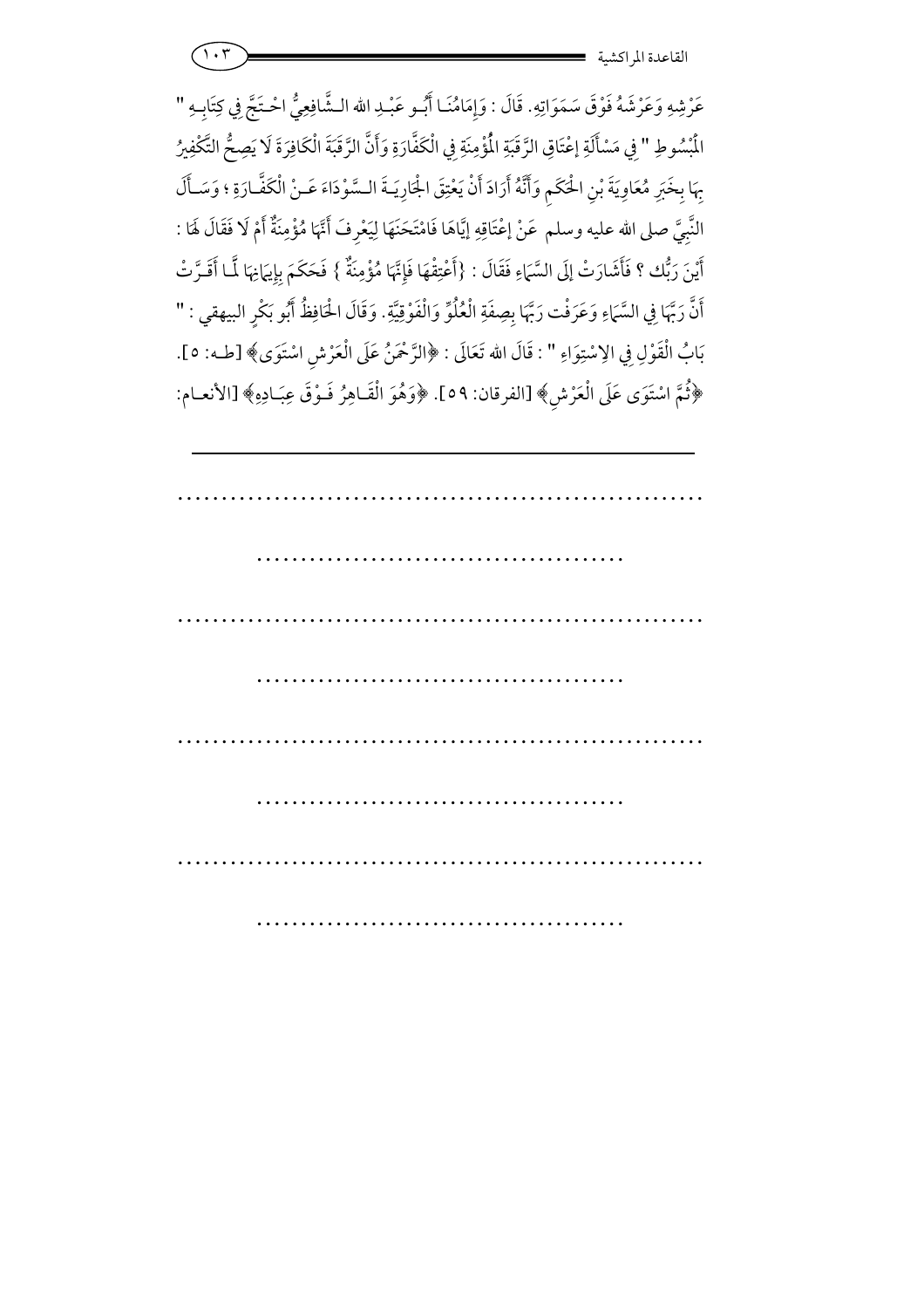عَرْشِهِ وَعَرْشَهُ فَوْقَ سَمَوَاتِهِ. قَالَ : وَإِمَامُنَا أَبُو عَبْدِ الله الشَّافِعِيُّ احْتَجَّ فِي كِتَابِهِ " الْمَبْسُوطِ " فِي مَسْأَلَةِ إِعْتَاقِ الرَّقَبَةِ الْمُؤْمِنَةِ فِي الْكَفَّارَةِ وَأَنَّ الرَّقَبَةَ الْكَافِرَةَ لَا يَصِحُّ التَّكْفِيرُ بِهَا بِخَبَرِ مُعَاوِيَةَ بْنِ الْحَكَمِ وَأَنَّهُ أَرَادَ أَنْ يَعْتِقَ الْجَارِيَةَ السَّوْدَاءَ عَنْ الْكَفَّارَةِ ؛ وَسَأَلَ النَّبِيَّ صلى الله عليه وسلم عَنْ إعْتَاقِهِ إيَّاهَا فَامْتَحَنَهَا لِيَعْرِفَ أَنَّهَا مُؤْمِنَةٌ أَمْ لَا فَقَالَ لَهَا : أَيْنَ رَبُّك ؟ فَأَشَارَتْ إلَى السَّمَاءِ فَقَالَ : {أَعْتِقْهَا فَإِنَّهَا مُؤْمِنَةٌ } فَحَكَمَ بِإِيمَانِهَا لَمَّا أَقَرَّتْ أَنَّ رَبَّهَا فِي السَّمَاءِ وَعَرَفْت رَبَّهَا بِصِفَةِ الْعُلُوِّ وَالْفَوْقِيَّةِ. وَقَالَ الْحَافِظُ أَبُو بَكْرٍ البيهقي : " بَابُ الْقَوْلِ فِي الِاسْتِوَاءِ " : قَالَ الله تَعَالَى : ﴿الرَّحْمَنُ عَلَى الْعَرْشِ اسْتَوَى﴾ [طه: ٥]. ﴿ثُمَّ اسْتَوَى عَلَى الْعَرْشِ﴾ [الفرقان: ٥٩]. ﴿وَهُوَ الْقَاهِرُ فَوْقَ عِبَادِهِ﴾ [الأنعام:

---

..............................................................

..........................................

..............................................................

..........................................

..............................................................

..........................................

..............................................................

..........................................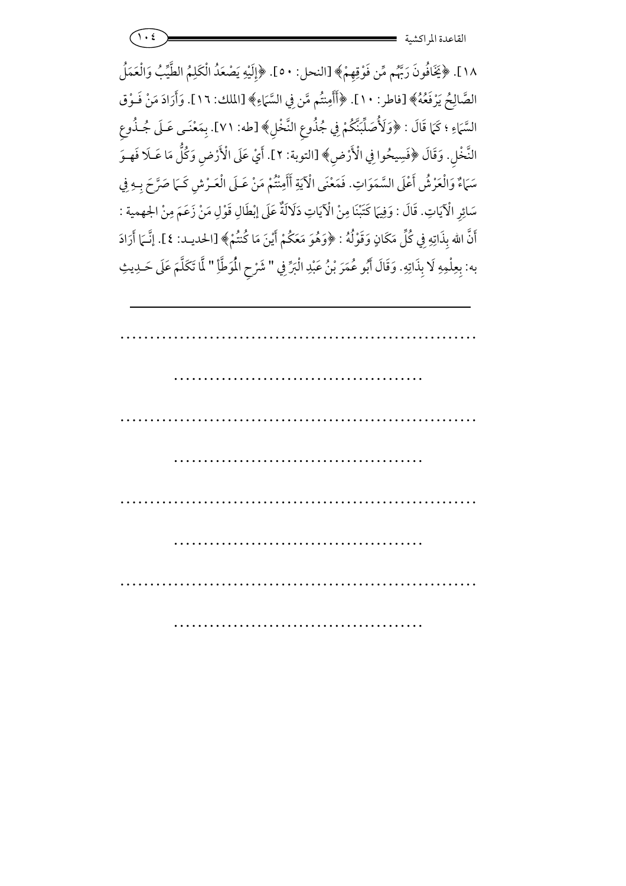١٨]. ﴿يَخَافُونَ رَبَّهُم مِّن فَوْقِهِمْ﴾ [النحل: ٥٠]. ﴿إِلَيْهِ يَصْعَدُ الْكَلِمُ الطَّيِّبُ وَالْعَمَلُ الصَّالِحُ يَرْفَعُهُ﴾ [فاطر: ١٠]. ﴿أَأَمِنتُم مَّن فِي السَّمَاءِ﴾ [الملك: ١٦]. وَأَرَادَ مَنْ فَوْق السَّمَاءِ ؛ كَمَا قَالَ : ﴿وَلَأُصَلِّبَنَّكُمْ فِي جُذُوعِ النَّخْلِ﴾ [طه: ٧١]. بِمَعْنَى عَلَى جُذُوعِ النَّخْلِ. وَقَالَ ﴿فَسِيحُوا فِي الْأَرْضِ﴾ [التوبة: ٢]. أَيْ عَلَى الْأَرْضِ وَكُلُّ مَا عَلَا فَهُوَ سَمَاءٌ وَالْعَرْشُ أَعْلَى السَّمَوَاتِ. فَمَعْنَى الْآيَةِ أَأَمِنْتُمْ مَنْ عَلَى الْعَرْشِ كَمَا صَرَّحَ بِهِ فِي سَائِرِ الْآيَاتِ. قَالَ : وَفِيمَا كَتَبْنَا مِنْ الْآيَاتِ دَلَالَةٌ عَلَى إبْطَالِ قَوْلِ مَنْ زَعَمَ مِنْ الجهمية : أَنَّ الله بِذَاتِهِ فِي كُلِّ مَكَانٍ وَقَوْلُهُ : ﴿وَهُوَ مَعَكُمْ أَيْنَ مَا كُنتُمْ﴾ [الحديد: ٤]. إنَّمَا أَرَادَ به: بِعِلْمِهِ لَا بِذَاتِهِ. وَقَالَ أَبُو عُمَرَ بْنُ عَبْدِ الْبَرِّ فِي " شَرْحِ الْمُوَطَّأِ " لَمَّا تَكَلَّمَ عَلَى حَدِيثِ

---

..........................................................

..........................................

..........................................................

..........................................

..........................................................

..........................................

..........................................................

..........................................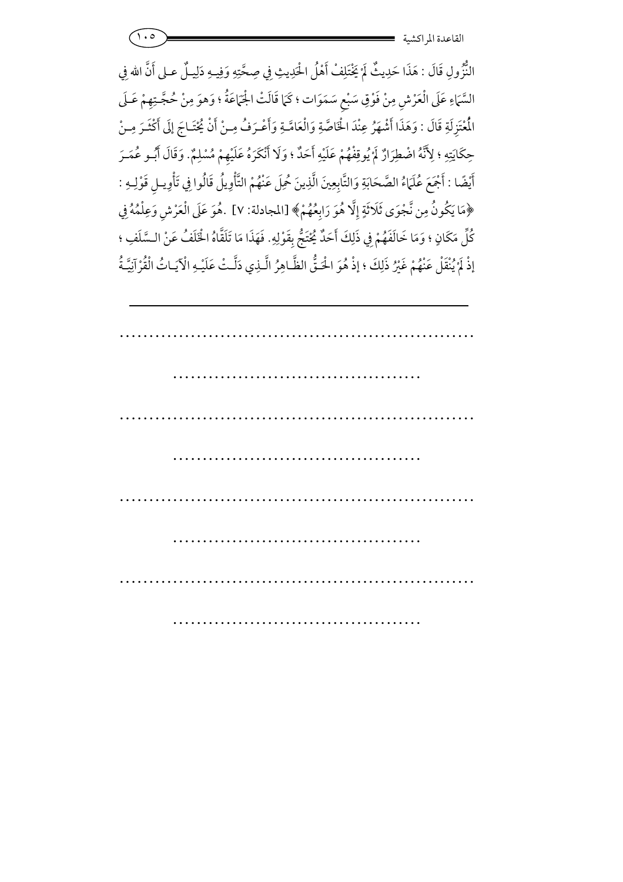النُّزُولِ قَالَ : هَذَا حَدِيثٌ لَمْ يَخْتَلِفْ أَهْلُ الْحَدِيثِ فِي صِحَّتِهِ وَفِيهِ دَلِيلٌ على أَنَّ الله فِي السَّمَاءِ عَلَى الْعَرْشِ مِنْ فَوْقِ سَبْعِ سَمَوَات ؛ كَمَا قَالَتْ الْجَمَاعَةُ ؛ وَهوَ مِنْ حُجَّتِهِمْ عَلَى الْمُعْتَزِلَةِ قَالَ : وَهَذَا أَشْهَرُ عِنْدَ الْخَاصَّةِ وَالْعَامَّةِ وَأَعْرَفُ مِنْ أَنْ يُحْتَاجَ إلَى أَكْثَرَ مِنْ حِكَايَتِهِ ؛ لِأَنَّهُ اضْطِرَارٌ لَمْ يُوقِفْهُمْ عَلَيْهِ أَحَدٌ ؛ وَلَا أَنْكَرَهُ عَلَيْهِمْ مُسْلِمٌ. وَقَالَ أَبُو عُمَرَ أَيْضًا : أَجْمَعَ عُلَمَاءُ الصَّحَابَةِ وَالتَّابِعِينَ الَّذِينَ حُمِلَ عَنْهُمْ التَّأْوِيلُ قَالُوا فِي تَأْوِيلِ قَوْلِهِ : ﴿مَا يَكُونُ مِن نَّجْوَى ثَلَاثَةٍ إِلَّا هُوَ رَابِعُهُمْ﴾ [المجادلة: ٧] .هُوَ عَلَى الْعَرْشِ وَعِلْمُهُ فِي كُلِّ مَكَانٍ ؛ وَمَا خَالَفَهُمْ فِي ذَلِكَ أَحَدٌ يُحْتَجُّ بِقَوْلِهِ. فَهَذَا مَا تَلَقَّاهُ الْخَلَفُ عَنْ السَّلَفِ ؛ إذْ لَمْ يُنْقَلْ عَنْهُمْ غَيْرُ ذَلِكَ ؛ إذْ هُوَ الْحَقُّ الظَّاهِرُ الَّذِي دَلَّتْ عَلَيْهِ الْآيَاتُ الْقُرْآنِيَّةُ

---

.............................................................

.........................................

.............................................................

.........................................

.............................................................

.........................................

.............................................................

.........................................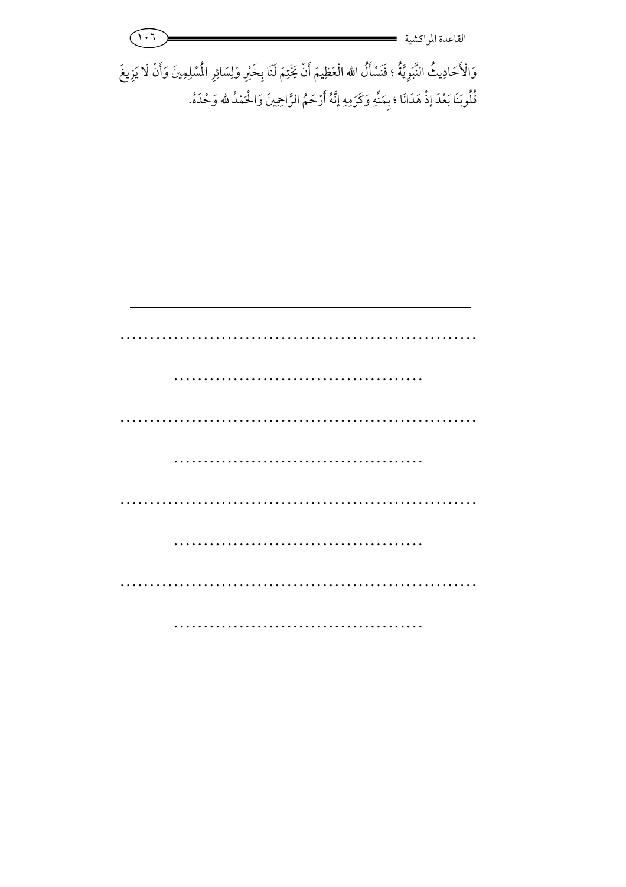وَالْأَحَادِيثُ النَّبَوِيَّةُ ؛ فَنَسْأَلُ اللهَ الْعَظِيمَ أَنْ يَخْتِمَ لَنَا بِخَيْرٍ وَلِسَائِرِ الْمُسْلِمِينَ وَأَنْ لَا يَزِيغَ قُلُوبَنَا بَعْدَ إِذْ هَدَانَا ؛ بِمَنِّهِ وَكَرَمِهِ إِنَّهُ أَرْحَمُ الرَّاحِمِينَ وَالْحَمْدُ للهِ وَحْدَهُ.

---

..........................................................

......................................

..........................................................

......................................

..........................................................

......................................

..........................................................

......................................